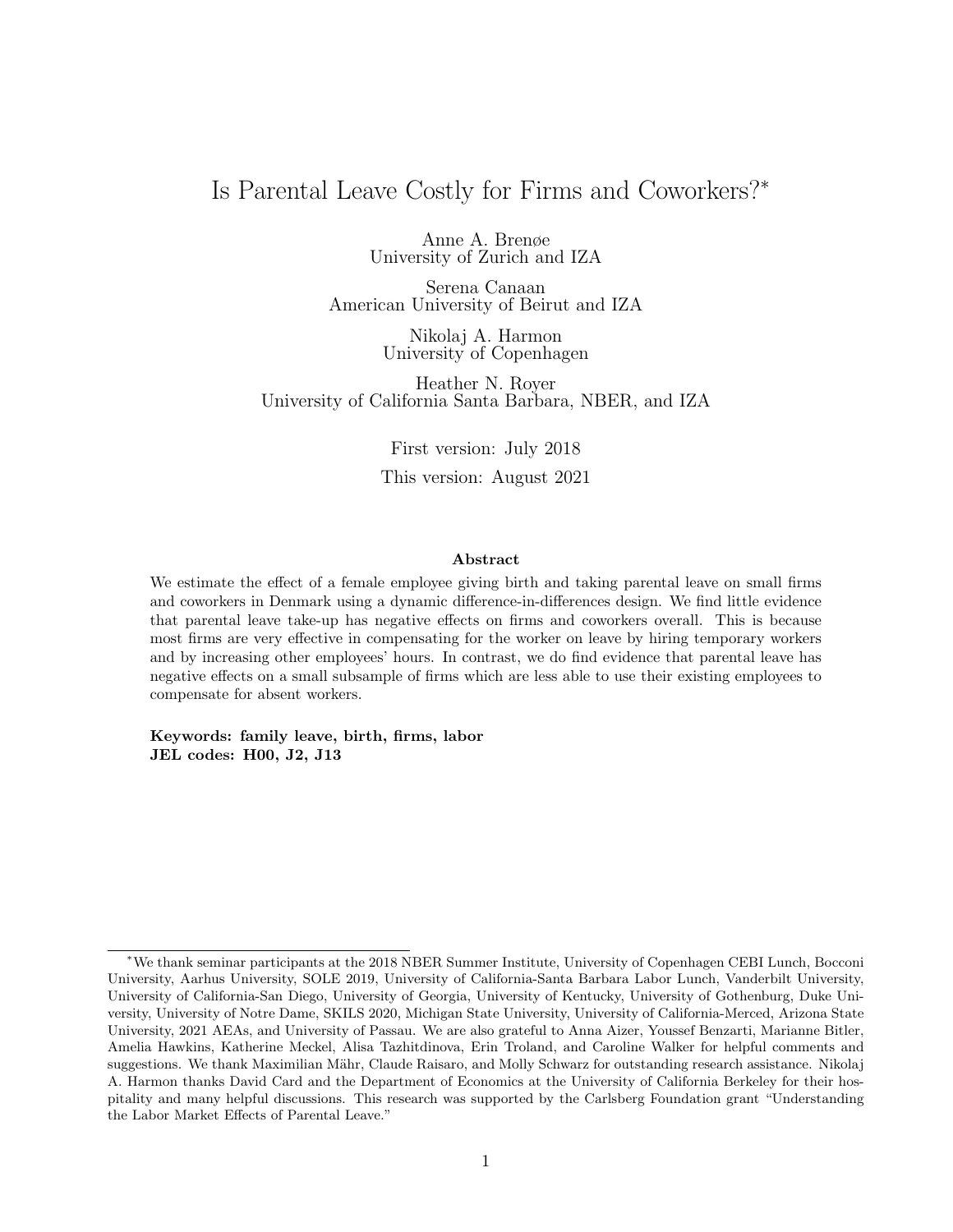# Is Parental Leave Costly for Firms and Coworkers?*

Anne A. Brenøe
University of Zurich and IZA

Serena Canaan
American University of Beirut and IZA

Nikolaj A. Harmon
University of Copenhagen

Heather N. Royer
University of California Santa Barbara, NBER, and IZA

First version: July 2018

This version: August 2021

### Abstract

We estimate the effect of a female employee giving birth and taking parental leave on small firms and coworkers in Denmark using a dynamic difference-in-differences design. We find little evidence that parental leave take-up has negative effects on firms and coworkers overall. This is because most firms are very effective in compensating for the worker on leave by hiring temporary workers and by increasing other employees' hours. In contrast, we do find evidence that parental leave has negative effects on a small subsample of firms which are less able to use their existing employees to compensate for absent workers.

**Keywords: family leave, birth, firms, labor**
**JEL codes: H00, J2, J13**

---

*We thank seminar participants at the 2018 NBER Summer Institute, University of Copenhagen CEBI Lunch, Bocconi University, Aarhus University, SOLE 2019, University of California-Santa Barbara Labor Lunch, Vanderbilt University, University of California-San Diego, University of Georgia, University of Kentucky, University of Gothenburg, Duke University, University of Notre Dame, SKILS 2020, Michigan State University, University of California-Merced, Arizona State University, 2021 AEAs, and University of Passau. We are also grateful to Anna Aizer, Youssef Benzarti, Marianne Bitler, Amelia Hawkins, Katherine Meckel, Alisa Tazhitdinova, Erin Troland, and Caroline Walker for helpful comments and suggestions. We thank Maximilian Mähr, Claude Raisaro, and Molly Schwarz for outstanding research assistance. Nikolaj A. Harmon thanks David Card and the Department of Economics at the University of California Berkeley for their hospitality and many helpful discussions. This research was supported by the Carlsberg Foundation grant "Understanding the Labor Market Effects of Parental Leave."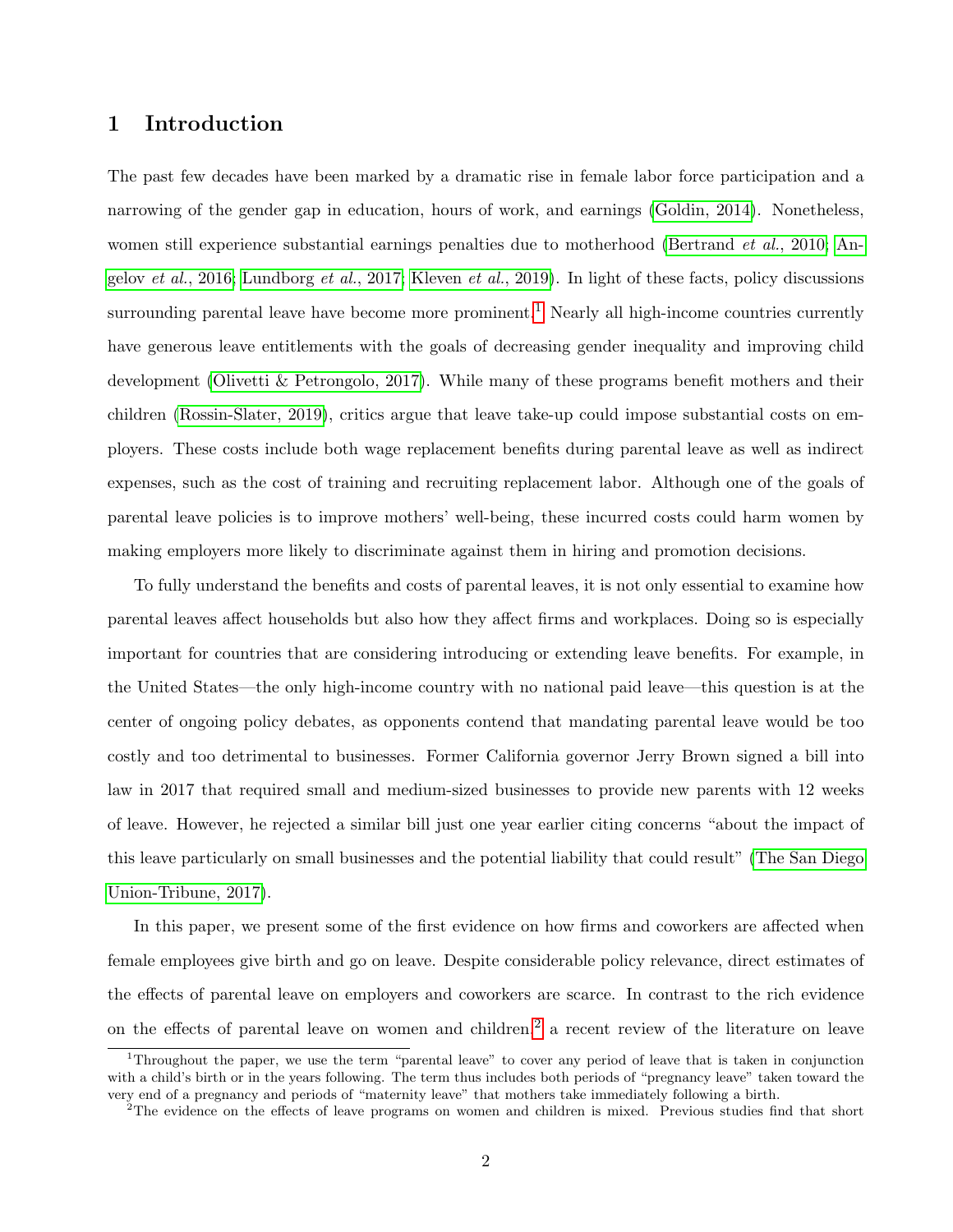# 1 Introduction

The past few decades have been marked by a dramatic rise in female labor force participation and a narrowing of the gender gap in education, hours of work, and earnings (Goldin, 2014). Nonetheless, women still experience substantial earnings penalties due to motherhood (Bertrand *et al.*, 2010; Angelov *et al.*, 2016; Lundborg *et al.*, 2017; Kleven *et al.*, 2019). In light of these facts, policy discussions surrounding parental leave have become more prominent.[1] Nearly all high-income countries currently have generous leave entitlements with the goals of decreasing gender inequality and improving child development (Olivetti & Petrongolo, 2017). While many of these programs benefit mothers and their children (Rossin-Slater, 2019), critics argue that leave take-up could impose substantial costs on employers. These costs include both wage replacement benefits during parental leave as well as indirect expenses, such as the cost of training and recruiting replacement labor. Although one of the goals of parental leave policies is to improve mothers' well-being, these incurred costs could harm women by making employers more likely to discriminate against them in hiring and promotion decisions.

To fully understand the benefits and costs of parental leaves, it is not only essential to examine how parental leaves affect households but also how they affect firms and workplaces. Doing so is especially important for countries that are considering introducing or extending leave benefits. For example, in the United States—the only high-income country with no national paid leave—this question is at the center of ongoing policy debates, as opponents contend that mandating parental leave would be too costly and too detrimental to businesses. Former California governor Jerry Brown signed a bill into law in 2017 that required small and medium-sized businesses to provide new parents with 12 weeks of leave. However, he rejected a similar bill just one year earlier citing concerns "about the impact of this leave particularly on small businesses and the potential liability that could result" (The San Diego Union-Tribune, 2017).

In this paper, we present some of the first evidence on how firms and coworkers are affected when female employees give birth and go on leave. Despite considerable policy relevance, direct estimates of the effects of parental leave on employers and coworkers are scarce. In contrast to the rich evidence on the effects of parental leave on women and children,[2] a recent review of the literature on leave

[1] Throughout the paper, we use the term "parental leave" to cover any period of leave that is taken in conjunction with a child's birth or in the years following. The term thus includes both periods of "pregnancy leave" taken toward the very end of a pregnancy and periods of "maternity leave" that mothers take immediately following a birth.

[2] The evidence on the effects of leave programs on women and children is mixed. Previous studies find that short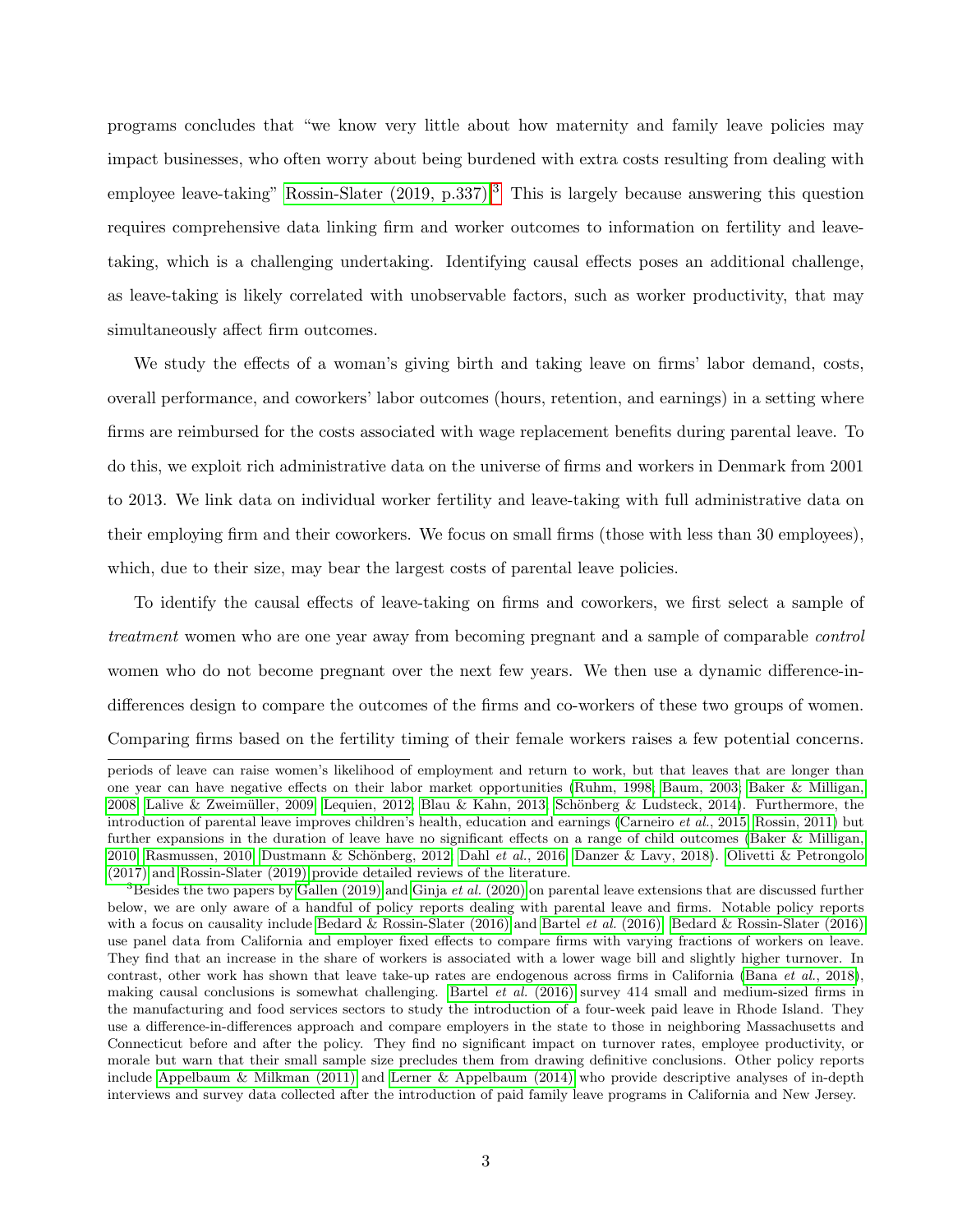programs concludes that "we know very little about how maternity and family leave policies may impact businesses, who often worry about being burdened with extra costs resulting from dealing with employee leave-taking" Rossin-Slater (2019, p.337).[3] This is largely because answering this question requires comprehensive data linking firm and worker outcomes to information on fertility and leave-taking, which is a challenging undertaking. Identifying causal effects poses an additional challenge, as leave-taking is likely correlated with unobservable factors, such as worker productivity, that may simultaneously affect firm outcomes.

We study the effects of a woman's giving birth and taking leave on firms' labor demand, costs, overall performance, and coworkers' labor outcomes (hours, retention, and earnings) in a setting where firms are reimbursed for the costs associated with wage replacement benefits during parental leave. To do this, we exploit rich administrative data on the universe of firms and workers in Denmark from 2001 to 2013. We link data on individual worker fertility and leave-taking with full administrative data on their employing firm and their coworkers. We focus on small firms (those with less than 30 employees), which, due to their size, may bear the largest costs of parental leave policies.

To identify the causal effects of leave-taking on firms and coworkers, we first select a sample of *treatment* women who are one year away from becoming pregnant and a sample of comparable *control* women who do not become pregnant over the next few years. We then use a dynamic difference-in-differences design to compare the outcomes of the firms and co-workers of these two groups of women. Comparing firms based on the fertility timing of their female workers raises a few potential concerns.

---

periods of leave can raise women's likelihood of employment and return to work, but that leaves that are longer than one year can have negative effects on their labor market opportunities (Ruhm, 1998; Baum, 2003; Baker & Milligan, 2008; Lalive & Zweimüller, 2009; Lequien, 2012; Blau & Kahn, 2013; Schönberg & Ludsteck, 2014). Furthermore, the introduction of parental leave improves children's health, education and earnings (Carneiro *et al.*, 2015; Rossin, 2011) but further expansions in the duration of leave have no significant effects on a range of child outcomes (Baker & Milligan, 2010; Rasmussen, 2010; Dustmann & Schönberg, 2012; Dahl *et al.*, 2016; Danzer & Lavy, 2018). Olivetti & Petrongolo (2017) and Rossin-Slater (2019) provide detailed reviews of the literature.

[3] Besides the two papers by Gallen (2019) and Ginja *et al.* (2020) on parental leave extensions that are discussed further below, we are only aware of a handful of policy reports dealing with parental leave and firms. Notable policy reports with a focus on causality include Bedard & Rossin-Slater (2016) and Bartel *et al.* (2016). Bedard & Rossin-Slater (2016) use panel data from California and employer fixed effects to compare firms with varying fractions of workers on leave. They find that an increase in the share of workers is associated with a lower wage bill and slightly higher turnover. In contrast, other work has shown that leave take-up rates are endogenous across firms in California (Bana *et al.*, 2018), making causal conclusions is somewhat challenging. Bartel *et al.* (2016) survey 414 small and medium-sized firms in the manufacturing and food services sectors to study the introduction of a four-week paid leave in Rhode Island. They use a difference-in-differences approach and compare employers in the state to those in neighboring Massachusetts and Connecticut before and after the policy. They find no significant impact on turnover rates, employee productivity, or morale but warn that their small sample size precludes them from drawing definitive conclusions. Other policy reports include Appelbaum & Milkman (2011) and Lerner & Appelbaum (2014) who provide descriptive analyses of in-depth interviews and survey data collected after the introduction of paid family leave programs in California and New Jersey.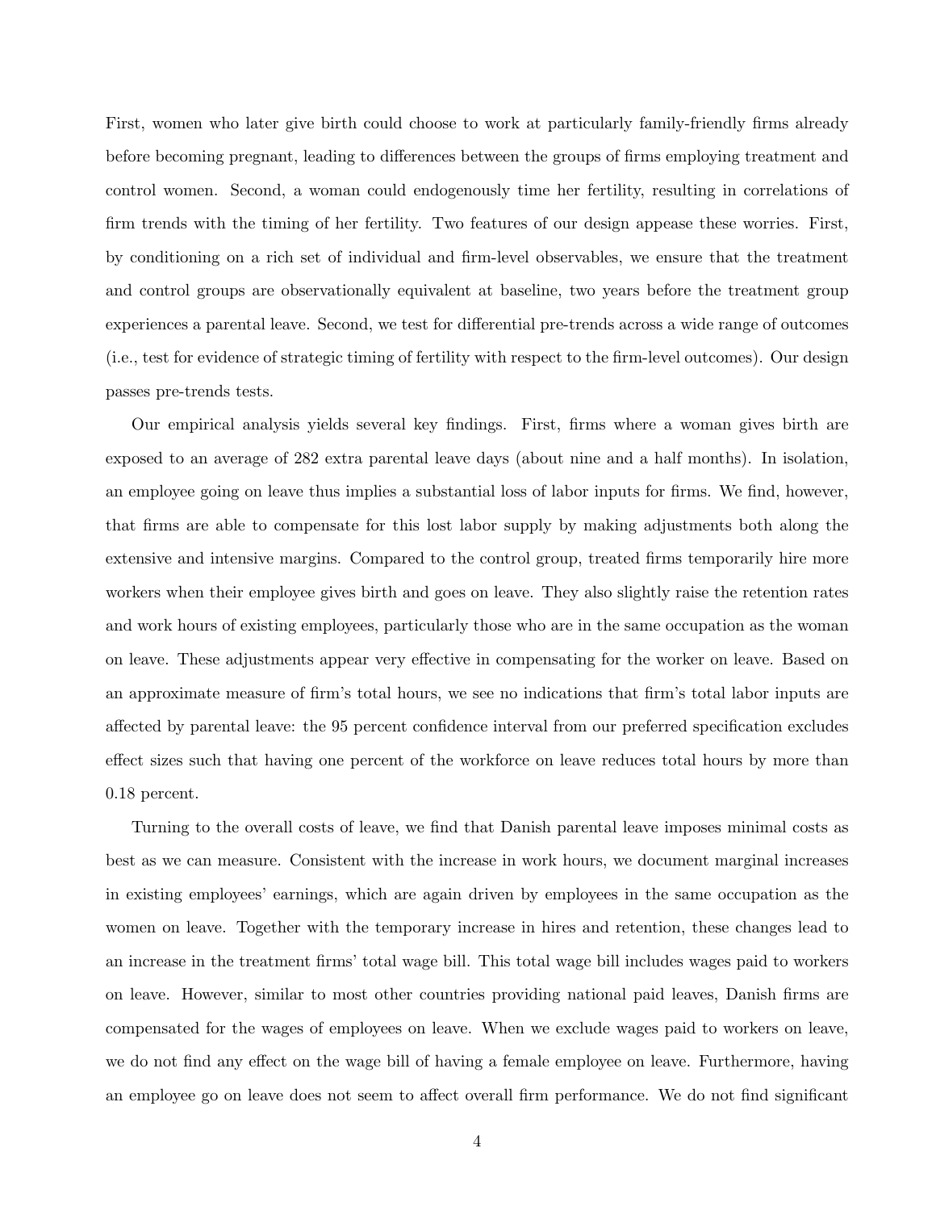First, women who later give birth could choose to work at particularly family-friendly firms already before becoming pregnant, leading to differences between the groups of firms employing treatment and control women. Second, a woman could endogenously time her fertility, resulting in correlations of firm trends with the timing of her fertility. Two features of our design appease these worries. First, by conditioning on a rich set of individual and firm-level observables, we ensure that the treatment and control groups are observationally equivalent at baseline, two years before the treatment group experiences a parental leave. Second, we test for differential pre-trends across a wide range of outcomes (i.e., test for evidence of strategic timing of fertility with respect to the firm-level outcomes). Our design passes pre-trends tests.

Our empirical analysis yields several key findings. First, firms where a woman gives birth are exposed to an average of 282 extra parental leave days (about nine and a half months). In isolation, an employee going on leave thus implies a substantial loss of labor inputs for firms. We find, however, that firms are able to compensate for this lost labor supply by making adjustments both along the extensive and intensive margins. Compared to the control group, treated firms temporarily hire more workers when their employee gives birth and goes on leave. They also slightly raise the retention rates and work hours of existing employees, particularly those who are in the same occupation as the woman on leave. These adjustments appear very effective in compensating for the worker on leave. Based on an approximate measure of firm's total hours, we see no indications that firm's total labor inputs are affected by parental leave: the 95 percent confidence interval from our preferred specification excludes effect sizes such that having one percent of the workforce on leave reduces total hours by more than 0.18 percent.

Turning to the overall costs of leave, we find that Danish parental leave imposes minimal costs as best as we can measure. Consistent with the increase in work hours, we document marginal increases in existing employees' earnings, which are again driven by employees in the same occupation as the women on leave. Together with the temporary increase in hires and retention, these changes lead to an increase in the treatment firms' total wage bill. This total wage bill includes wages paid to workers on leave. However, similar to most other countries providing national paid leaves, Danish firms are compensated for the wages of employees on leave. When we exclude wages paid to workers on leave, we do not find any effect on the wage bill of having a female employee on leave. Furthermore, having an employee go on leave does not seem to affect overall firm performance. We do not find significant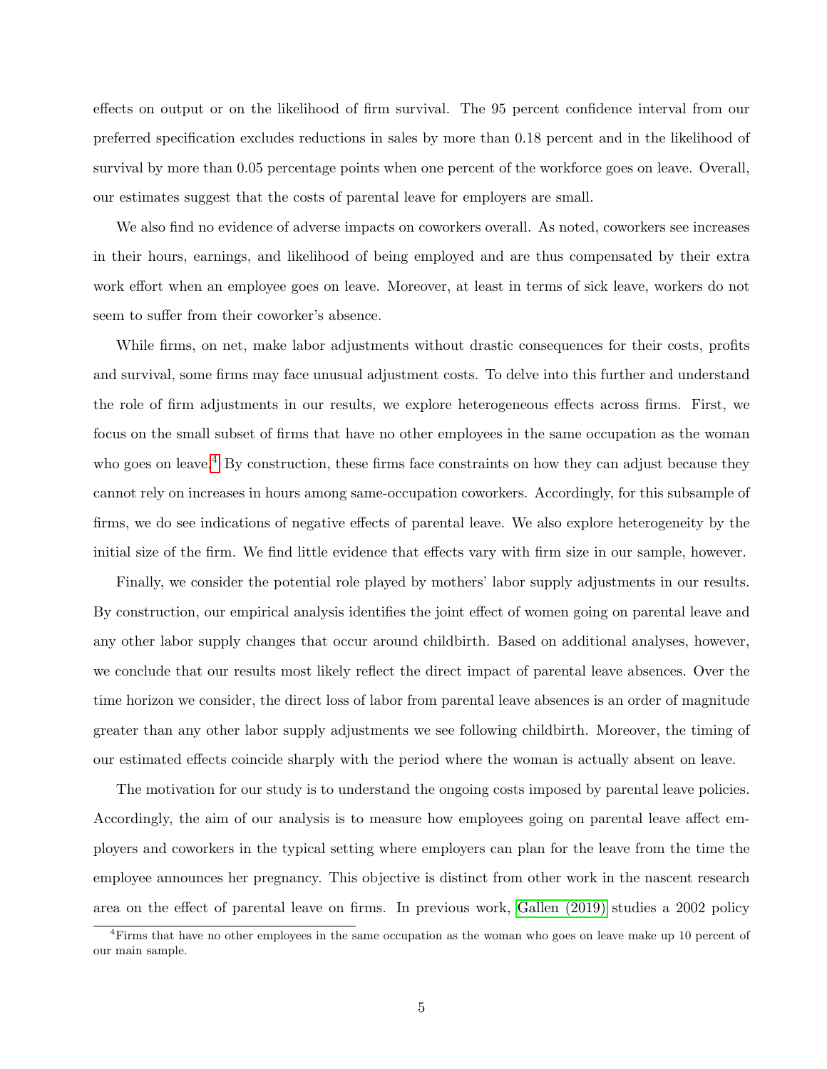effects on output or on the likelihood of firm survival. The 95 percent confidence interval from our preferred specification excludes reductions in sales by more than 0.18 percent and in the likelihood of survival by more than 0.05 percentage points when one percent of the workforce goes on leave. Overall, our estimates suggest that the costs of parental leave for employers are small.

We also find no evidence of adverse impacts on coworkers overall. As noted, coworkers see increases in their hours, earnings, and likelihood of being employed and are thus compensated by their extra work effort when an employee goes on leave. Moreover, at least in terms of sick leave, workers do not seem to suffer from their coworker's absence.

While firms, on net, make labor adjustments without drastic consequences for their costs, profits and survival, some firms may face unusual adjustment costs. To delve into this further and understand the role of firm adjustments in our results, we explore heterogeneous effects across firms. First, we focus on the small subset of firms that have no other employees in the same occupation as the woman who goes on leave.[4] By construction, these firms face constraints on how they can adjust because they cannot rely on increases in hours among same-occupation coworkers. Accordingly, for this subsample of firms, we do see indications of negative effects of parental leave. We also explore heterogeneity by the initial size of the firm. We find little evidence that effects vary with firm size in our sample, however.

Finally, we consider the potential role played by mothers' labor supply adjustments in our results. By construction, our empirical analysis identifies the joint effect of women going on parental leave and any other labor supply changes that occur around childbirth. Based on additional analyses, however, we conclude that our results most likely reflect the direct impact of parental leave absences. Over the time horizon we consider, the direct loss of labor from parental leave absences is an order of magnitude greater than any other labor supply adjustments we see following childbirth. Moreover, the timing of our estimated effects coincide sharply with the period where the woman is actually absent on leave.

The motivation for our study is to understand the ongoing costs imposed by parental leave policies. Accordingly, the aim of our analysis is to measure how employees going on parental leave affect employers and coworkers in the typical setting where employers can plan for the leave from the time the employee announces her pregnancy. This objective is distinct from other work in the nascent research area on the effect of parental leave on firms. In previous work, Gallen (2019) studies a 2002 policy

[4] Firms that have no other employees in the same occupation as the woman who goes on leave make up 10 percent of our main sample.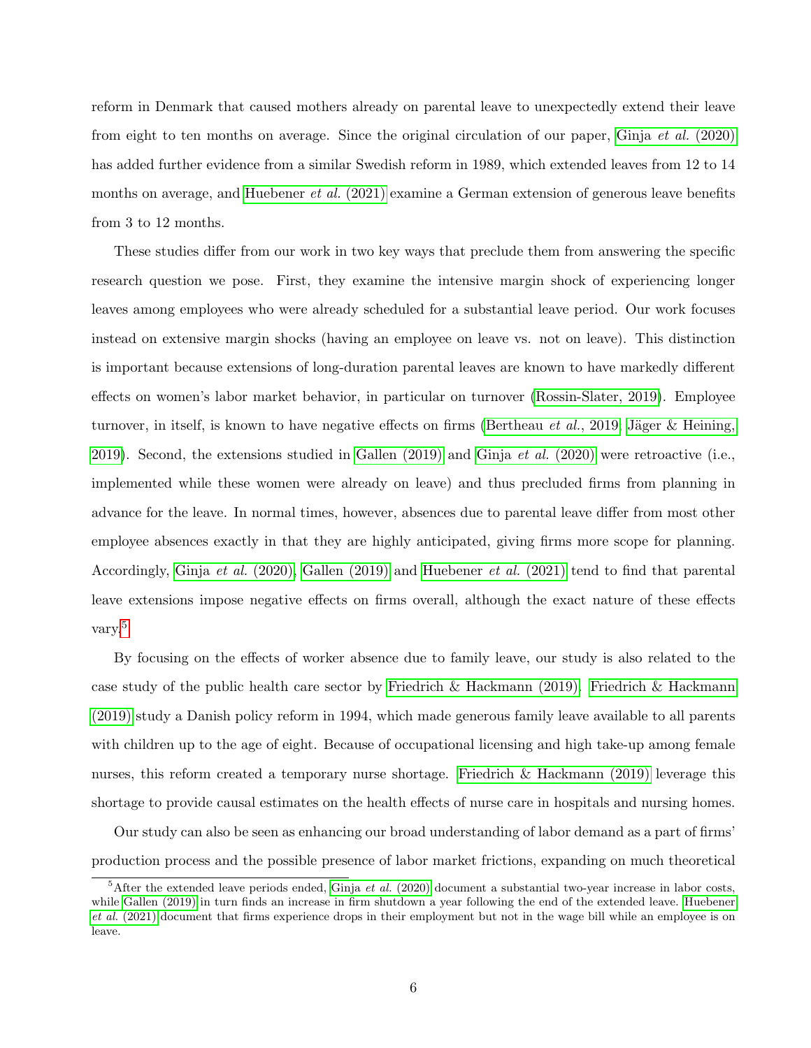reform in Denmark that caused mothers already on parental leave to unexpectedly extend their leave from eight to ten months on average. Since the original circulation of our paper, Ginja *et al.* (2020) has added further evidence from a similar Swedish reform in 1989, which extended leaves from 12 to 14 months on average, and Huebener *et al.* (2021) examine a German extension of generous leave benefits from 3 to 12 months.

These studies differ from our work in two key ways that preclude them from answering the specific research question we pose. First, they examine the intensive margin shock of experiencing longer leaves among employees who were already scheduled for a substantial leave period. Our work focuses instead on extensive margin shocks (having an employee on leave vs. not on leave). This distinction is important because extensions of long-duration parental leaves are known to have markedly different effects on women's labor market behavior, in particular on turnover (Rossin-Slater, 2019). Employee turnover, in itself, is known to have negative effects on firms (Bertheau *et al.*, 2019; Jäger & Heining, 2019). Second, the extensions studied in Gallen (2019) and Ginja *et al.* (2020) were retroactive (i.e., implemented while these women were already on leave) and thus precluded firms from planning in advance for the leave. In normal times, however, absences due to parental leave differ from most other employee absences exactly in that they are highly anticipated, giving firms more scope for planning. Accordingly, Ginja *et al.* (2020), Gallen (2019) and Huebener *et al.* (2021) tend to find that parental leave extensions impose negative effects on firms overall, although the exact nature of these effects vary.[5]

By focusing on the effects of worker absence due to family leave, our study is also related to the case study of the public health care sector by Friedrich & Hackmann (2019). Friedrich & Hackmann (2019) study a Danish policy reform in 1994, which made generous family leave available to all parents with children up to the age of eight. Because of occupational licensing and high take-up among female nurses, this reform created a temporary nurse shortage. Friedrich & Hackmann (2019) leverage this shortage to provide causal estimates on the health effects of nurse care in hospitals and nursing homes.

Our study can also be seen as enhancing our broad understanding of labor demand as a part of firms' production process and the possible presence of labor market frictions, expanding on much theoretical

[5] After the extended leave periods ended, Ginja *et al.* (2020) document a substantial two-year increase in labor costs, while Gallen (2019) in turn finds an increase in firm shutdown a year following the end of the extended leave. Huebener *et al.* (2021) document that firms experience drops in their employment but not in the wage bill while an employee is on leave.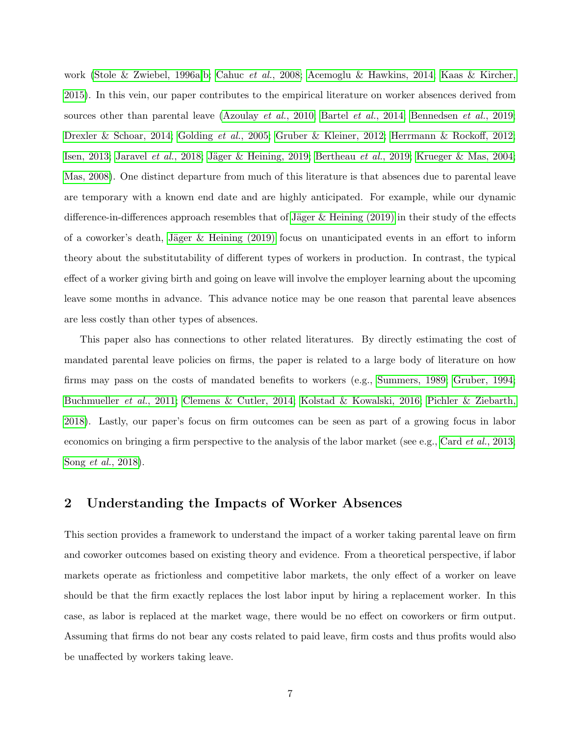work (Stole & Zwiebel, 1996a,b; Cahuc *et al.*, 2008; Acemoglu & Hawkins, 2014; Kaas & Kircher, 2015). In this vein, our paper contributes to the empirical literature on worker absences derived from sources other than parental leave (Azoulay *et al.*, 2010; Bartel *et al.*, 2014; Bennedsen *et al.*, 2019; Drexler & Schoar, 2014; Golding *et al.*, 2005; Gruber & Kleiner, 2012; Herrmann & Rockoff, 2012; Isen, 2013; Jaravel *et al.*, 2018; Jäger & Heining, 2019; Bertheau *et al.*, 2019; Krueger & Mas, 2004; Mas, 2008). One distinct departure from much of this literature is that absences due to parental leave are temporary with a known end date and are highly anticipated. For example, while our dynamic difference-in-differences approach resembles that of Jäger & Heining (2019) in their study of the effects of a coworker's death, Jäger & Heining (2019) focus on unanticipated events in an effort to inform theory about the substitutability of different types of workers in production. In contrast, the typical effect of a worker giving birth and going on leave will involve the employer learning about the upcoming leave some months in advance. This advance notice may be one reason that parental leave absences are less costly than other types of absences.

This paper also has connections to other related literatures. By directly estimating the cost of mandated parental leave policies on firms, the paper is related to a large body of literature on how firms may pass on the costs of mandated benefits to workers (e.g., Summers, 1989; Gruber, 1994; Buchmueller *et al.*, 2011; Clemens & Cutler, 2014; Kolstad & Kowalski, 2016; Pichler & Ziebarth, 2018). Lastly, our paper's focus on firm outcomes can be seen as part of a growing focus in labor economics on bringing a firm perspective to the analysis of the labor market (see e.g., Card *et al.*, 2013; Song *et al.*, 2018).

## 2 Understanding the Impacts of Worker Absences

This section provides a framework to understand the impact of a worker taking parental leave on firm and coworker outcomes based on existing theory and evidence. From a theoretical perspective, if labor markets operate as frictionless and competitive labor markets, the only effect of a worker on leave should be that the firm exactly replaces the lost labor input by hiring a replacement worker. In this case, as labor is replaced at the market wage, there would be no effect on coworkers or firm output. Assuming that firms do not bear any costs related to paid leave, firm costs and thus profits would also be unaffected by workers taking leave.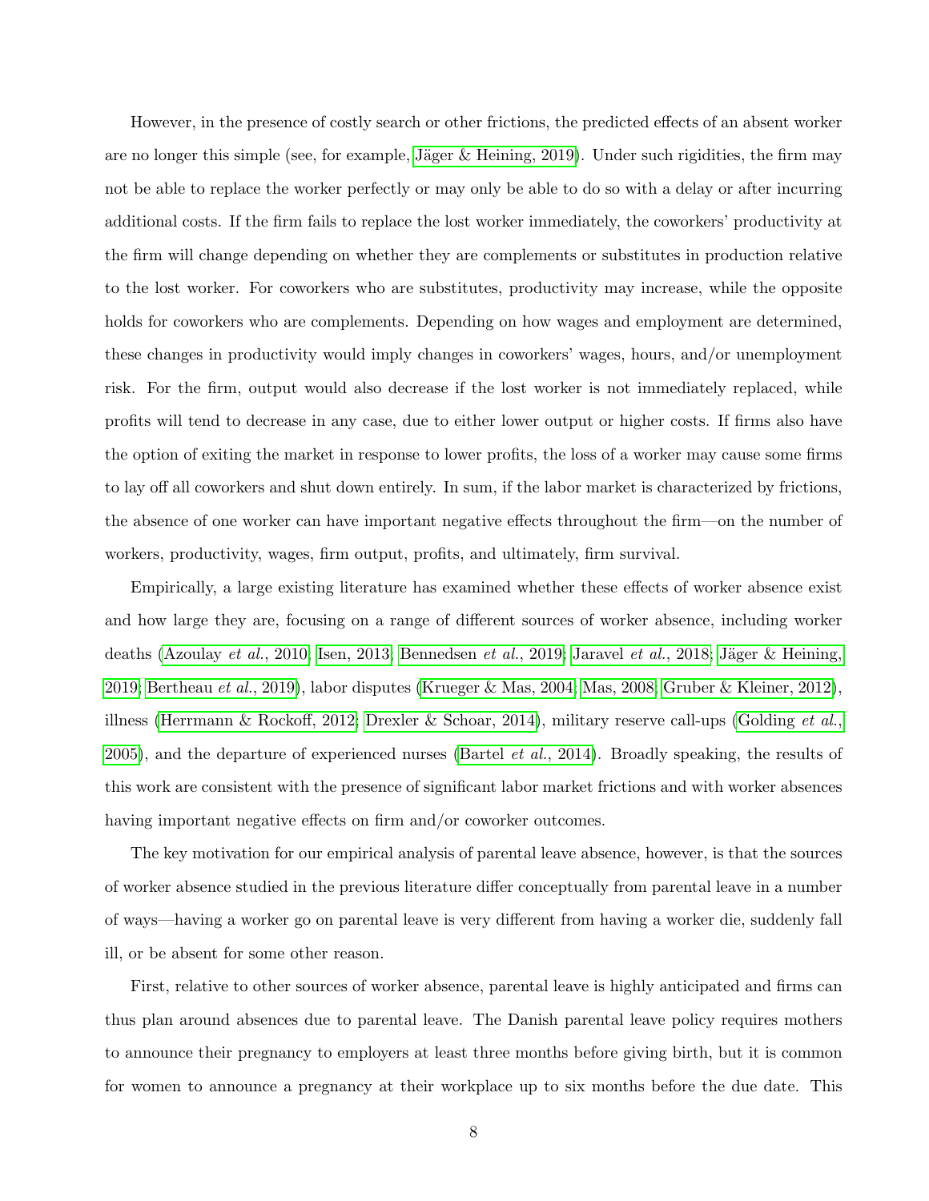However, in the presence of costly search or other frictions, the predicted effects of an absent worker are no longer this simple (see, for example, Jäger & Heining, 2019). Under such rigidities, the firm may not be able to replace the worker perfectly or may only be able to do so with a delay or after incurring additional costs. If the firm fails to replace the lost worker immediately, the coworkers' productivity at the firm will change depending on whether they are complements or substitutes in production relative to the lost worker. For coworkers who are substitutes, productivity may increase, while the opposite holds for coworkers who are complements. Depending on how wages and employment are determined, these changes in productivity would imply changes in coworkers' wages, hours, and/or unemployment risk. For the firm, output would also decrease if the lost worker is not immediately replaced, while profits will tend to decrease in any case, due to either lower output or higher costs. If firms also have the option of exiting the market in response to lower profits, the loss of a worker may cause some firms to lay off all coworkers and shut down entirely. In sum, if the labor market is characterized by frictions, the absence of one worker can have important negative effects throughout the firm—on the number of workers, productivity, wages, firm output, profits, and ultimately, firm survival.

Empirically, a large existing literature has examined whether these effects of worker absence exist and how large they are, focusing on a range of different sources of worker absence, including worker deaths (Azoulay *et al.*, 2010; Isen, 2013; Bennedsen *et al.*, 2019; Jaravel *et al.*, 2018; Jäger & Heining, 2019; Bertheau *et al.*, 2019), labor disputes (Krueger & Mas, 2004; Mas, 2008; Gruber & Kleiner, 2012), illness (Herrmann & Rockoff, 2012; Drexler & Schoar, 2014), military reserve call-ups (Golding *et al.*, 2005), and the departure of experienced nurses (Bartel *et al.*, 2014). Broadly speaking, the results of this work are consistent with the presence of significant labor market frictions and with worker absences having important negative effects on firm and/or coworker outcomes.

The key motivation for our empirical analysis of parental leave absence, however, is that the sources of worker absence studied in the previous literature differ conceptually from parental leave in a number of ways—having a worker go on parental leave is very different from having a worker die, suddenly fall ill, or be absent for some other reason.

First, relative to other sources of worker absence, parental leave is highly anticipated and firms can thus plan around absences due to parental leave. The Danish parental leave policy requires mothers to announce their pregnancy to employers at least three months before giving birth, but it is common for women to announce a pregnancy at their workplace up to six months before the due date. This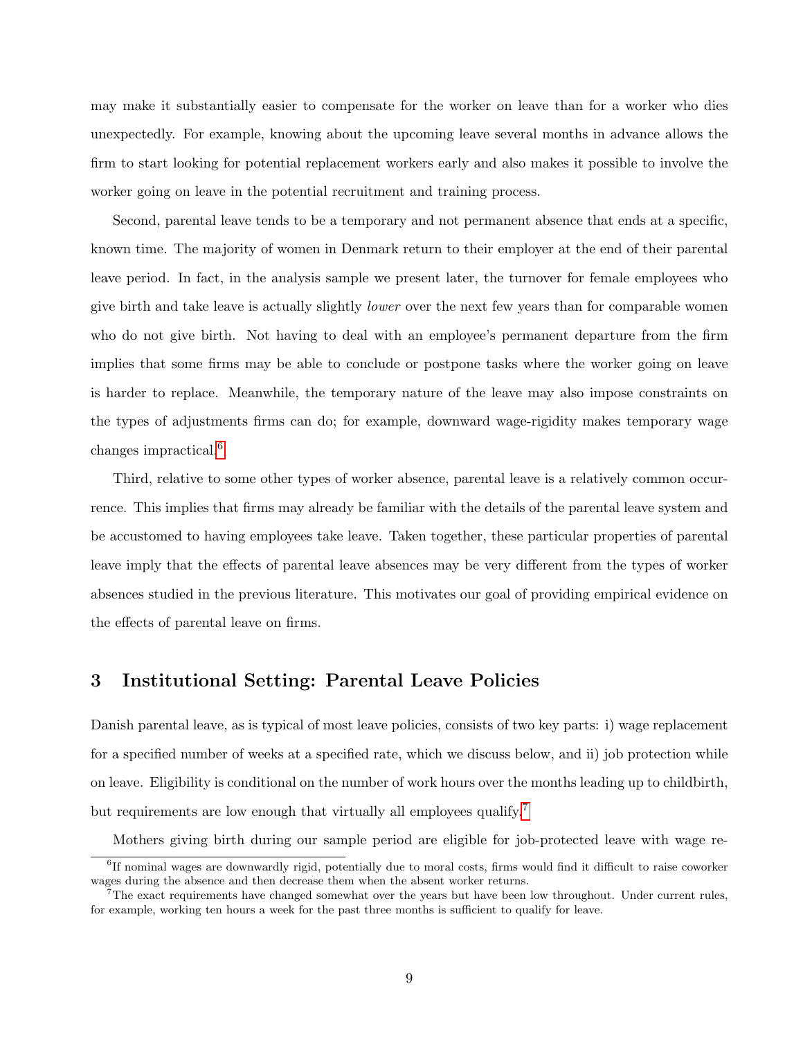may make it substantially easier to compensate for the worker on leave than for a worker who dies unexpectedly. For example, knowing about the upcoming leave several months in advance allows the firm to start looking for potential replacement workers early and also makes it possible to involve the worker going on leave in the potential recruitment and training process.

Second, parental leave tends to be a temporary and not permanent absence that ends at a specific, known time. The majority of women in Denmark return to their employer at the end of their parental leave period. In fact, in the analysis sample we present later, the turnover for female employees who give birth and take leave is actually slightly *lower* over the next few years than for comparable women who do not give birth. Not having to deal with an employee's permanent departure from the firm implies that some firms may be able to conclude or postpone tasks where the worker going on leave is harder to replace. Meanwhile, the temporary nature of the leave may also impose constraints on the types of adjustments firms can do; for example, downward wage-rigidity makes temporary wage changes impractical.[6]

Third, relative to some other types of worker absence, parental leave is a relatively common occurrence. This implies that firms may already be familiar with the details of the parental leave system and be accustomed to having employees take leave. Taken together, these particular properties of parental leave imply that the effects of parental leave absences may be very different from the types of worker absences studied in the previous literature. This motivates our goal of providing empirical evidence on the effects of parental leave on firms.

## 3 Institutional Setting: Parental Leave Policies

Danish parental leave, as is typical of most leave policies, consists of two key parts: i) wage replacement for a specified number of weeks at a specified rate, which we discuss below, and ii) job protection while on leave. Eligibility is conditional on the number of work hours over the months leading up to childbirth, but requirements are low enough that virtually all employees qualify.[7]

Mothers giving birth during our sample period are eligible for job-protected leave with wage re-

[6] If nominal wages are downwardly rigid, potentially due to moral costs, firms would find it difficult to raise coworker wages during the absence and then decrease them when the absent worker returns.

[7] The exact requirements have changed somewhat over the years but have been low throughout. Under current rules, for example, working ten hours a week for the past three months is sufficient to qualify for leave.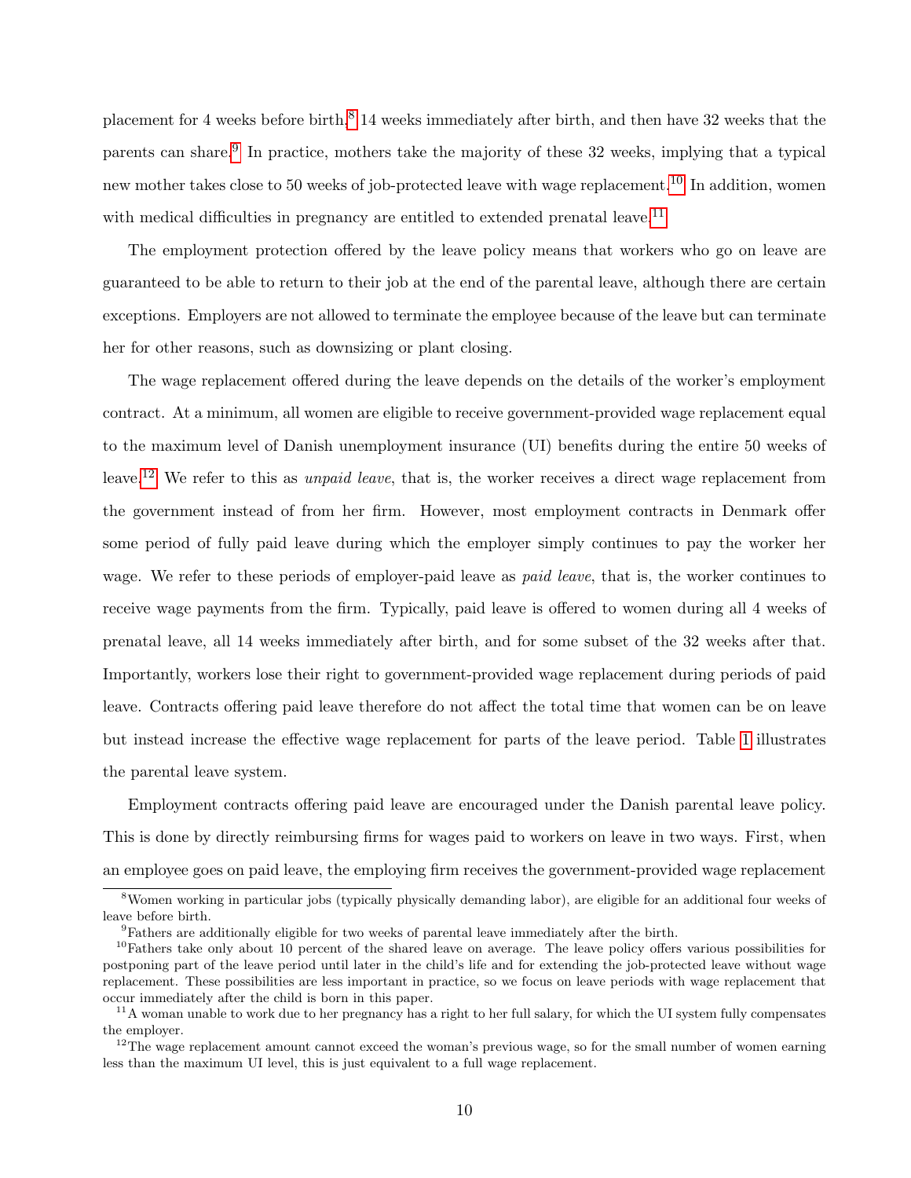placement for 4 weeks before birth,[8] 14 weeks immediately after birth, and then have 32 weeks that the parents can share.[9] In practice, mothers take the majority of these 32 weeks, implying that a typical new mother takes close to 50 weeks of job-protected leave with wage replacement.[10] In addition, women with medical difficulties in pregnancy are entitled to extended prenatal leave.[11]

The employment protection offered by the leave policy means that workers who go on leave are guaranteed to be able to return to their job at the end of the parental leave, although there are certain exceptions. Employers are not allowed to terminate the employee because of the leave but can terminate her for other reasons, such as downsizing or plant closing.

The wage replacement offered during the leave depends on the details of the worker's employment contract. At a minimum, all women are eligible to receive government-provided wage replacement equal to the maximum level of Danish unemployment insurance (UI) benefits during the entire 50 weeks of leave.[12] We refer to this as *unpaid leave*, that is, the worker receives a direct wage replacement from the government instead of from her firm. However, most employment contracts in Denmark offer some period of fully paid leave during which the employer simply continues to pay the worker her wage. We refer to these periods of employer-paid leave as *paid leave*, that is, the worker continues to receive wage payments from the firm. Typically, paid leave is offered to women during all 4 weeks of prenatal leave, all 14 weeks immediately after birth, and for some subset of the 32 weeks after that. Importantly, workers lose their right to government-provided wage replacement during periods of paid leave. Contracts offering paid leave therefore do not affect the total time that women can be on leave but instead increase the effective wage replacement for parts of the leave period. Table 1 illustrates the parental leave system.

Employment contracts offering paid leave are encouraged under the Danish parental leave policy. This is done by directly reimbursing firms for wages paid to workers on leave in two ways. First, when an employee goes on paid leave, the employing firm receives the government-provided wage replacement

---

[8] Women working in particular jobs (typically physically demanding labor), are eligible for an additional four weeks of leave before birth.

[9] Fathers are additionally eligible for two weeks of parental leave immediately after the birth.

[10] Fathers take only about 10 percent of the shared leave on average. The leave policy offers various possibilities for postponing part of the leave period until later in the child's life and for extending the job-protected leave without wage replacement. These possibilities are less important in practice, so we focus on leave periods with wage replacement that occur immediately after the child is born in this paper.

[11] A woman unable to work due to her pregnancy has a right to her full salary, for which the UI system fully compensates the employer.

[12] The wage replacement amount cannot exceed the woman's previous wage, so for the small number of women earning less than the maximum UI level, this is just equivalent to a full wage replacement.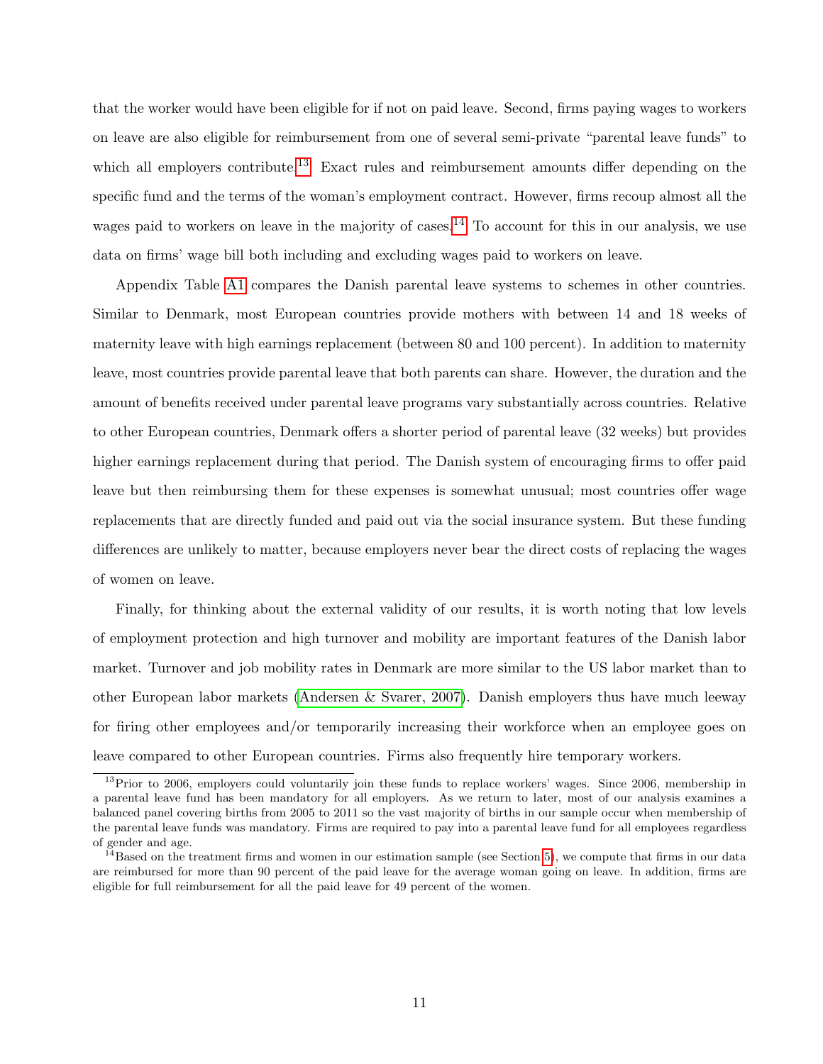that the worker would have been eligible for if not on paid leave. Second, firms paying wages to workers on leave are also eligible for reimbursement from one of several semi-private "parental leave funds" to which all employers contribute.[13] Exact rules and reimbursement amounts differ depending on the specific fund and the terms of the woman's employment contract. However, firms recoup almost all the wages paid to workers on leave in the majority of cases.[14] To account for this in our analysis, we use data on firms' wage bill both including and excluding wages paid to workers on leave.

Appendix Table A1 compares the Danish parental leave systems to schemes in other countries. Similar to Denmark, most European countries provide mothers with between 14 and 18 weeks of maternity leave with high earnings replacement (between 80 and 100 percent). In addition to maternity leave, most countries provide parental leave that both parents can share. However, the duration and the amount of benefits received under parental leave programs vary substantially across countries. Relative to other European countries, Denmark offers a shorter period of parental leave (32 weeks) but provides higher earnings replacement during that period. The Danish system of encouraging firms to offer paid leave but then reimbursing them for these expenses is somewhat unusual; most countries offer wage replacements that are directly funded and paid out via the social insurance system. But these funding differences are unlikely to matter, because employers never bear the direct costs of replacing the wages of women on leave.

Finally, for thinking about the external validity of our results, it is worth noting that low levels of employment protection and high turnover and mobility are important features of the Danish labor market. Turnover and job mobility rates in Denmark are more similar to the US labor market than to other European labor markets (Andersen & Svarer, 2007). Danish employers thus have much leeway for firing other employees and/or temporarily increasing their workforce when an employee goes on leave compared to other European countries. Firms also frequently hire temporary workers.

[13] Prior to 2006, employers could voluntarily join these funds to replace workers' wages. Since 2006, membership in a parental leave fund has been mandatory for all employers. As we return to later, most of our analysis examines a balanced panel covering births from 2005 to 2011 so the vast majority of births in our sample occur when membership of the parental leave funds was mandatory. Firms are required to pay into a parental leave fund for all employees regardless of gender and age.

[14] Based on the treatment firms and women in our estimation sample (see Section 5), we compute that firms in our data are reimbursed for more than 90 percent of the paid leave for the average woman going on leave. In addition, firms are eligible for full reimbursement for all the paid leave for 49 percent of the women.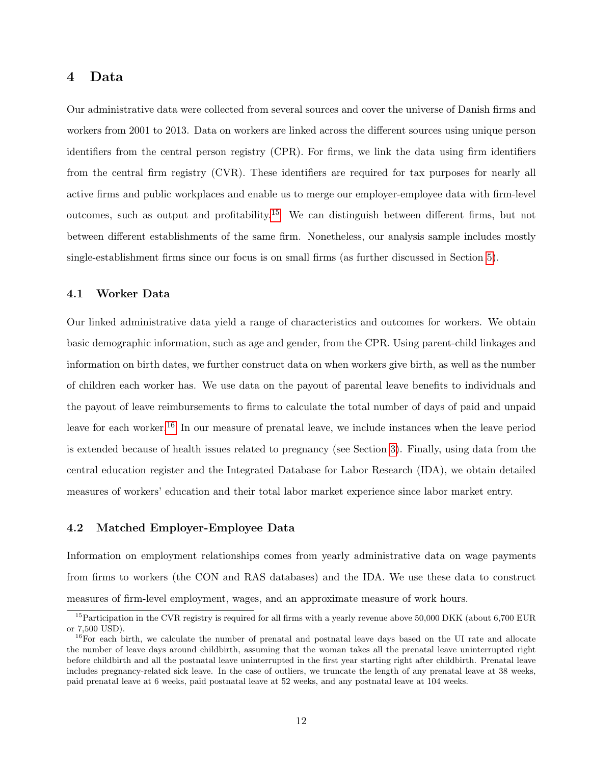# 4 Data

Our administrative data were collected from several sources and cover the universe of Danish firms and workers from 2001 to 2013. Data on workers are linked across the different sources using unique person identifiers from the central person registry (CPR). For firms, we link the data using firm identifiers from the central firm registry (CVR). These identifiers are required for tax purposes for nearly all active firms and public workplaces and enable us to merge our employer-employee data with firm-level outcomes, such as output and profitability.[15] We can distinguish between different firms, but not between different establishments of the same firm. Nonetheless, our analysis sample includes mostly single-establishment firms since our focus is on small firms (as further discussed in Section 5).

## 4.1 Worker Data

Our linked administrative data yield a range of characteristics and outcomes for workers. We obtain basic demographic information, such as age and gender, from the CPR. Using parent-child linkages and information on birth dates, we further construct data on when workers give birth, as well as the number of children each worker has. We use data on the payout of parental leave benefits to individuals and the payout of leave reimbursements to firms to calculate the total number of days of paid and unpaid leave for each worker.[16] In our measure of prenatal leave, we include instances when the leave period is extended because of health issues related to pregnancy (see Section 3). Finally, using data from the central education register and the Integrated Database for Labor Research (IDA), we obtain detailed measures of workers' education and their total labor market experience since labor market entry.

## 4.2 Matched Employer-Employee Data

Information on employment relationships comes from yearly administrative data on wage payments from firms to workers (the CON and RAS databases) and the IDA. We use these data to construct measures of firm-level employment, wages, and an approximate measure of work hours.

[15] Participation in the CVR registry is required for all firms with a yearly revenue above 50,000 DKK (about 6,700 EUR or 7,500 USD).

[16] For each birth, we calculate the number of prenatal and postnatal leave days based on the UI rate and allocate the number of leave days around childbirth, assuming that the woman takes all the prenatal leave uninterrupted right before childbirth and all the postnatal leave uninterrupted in the first year starting right after childbirth. Prenatal leave includes pregnancy-related sick leave. In the case of outliers, we truncate the length of any prenatal leave at 38 weeks, paid prenatal leave at 6 weeks, paid postnatal leave at 52 weeks, and any postnatal leave at 104 weeks.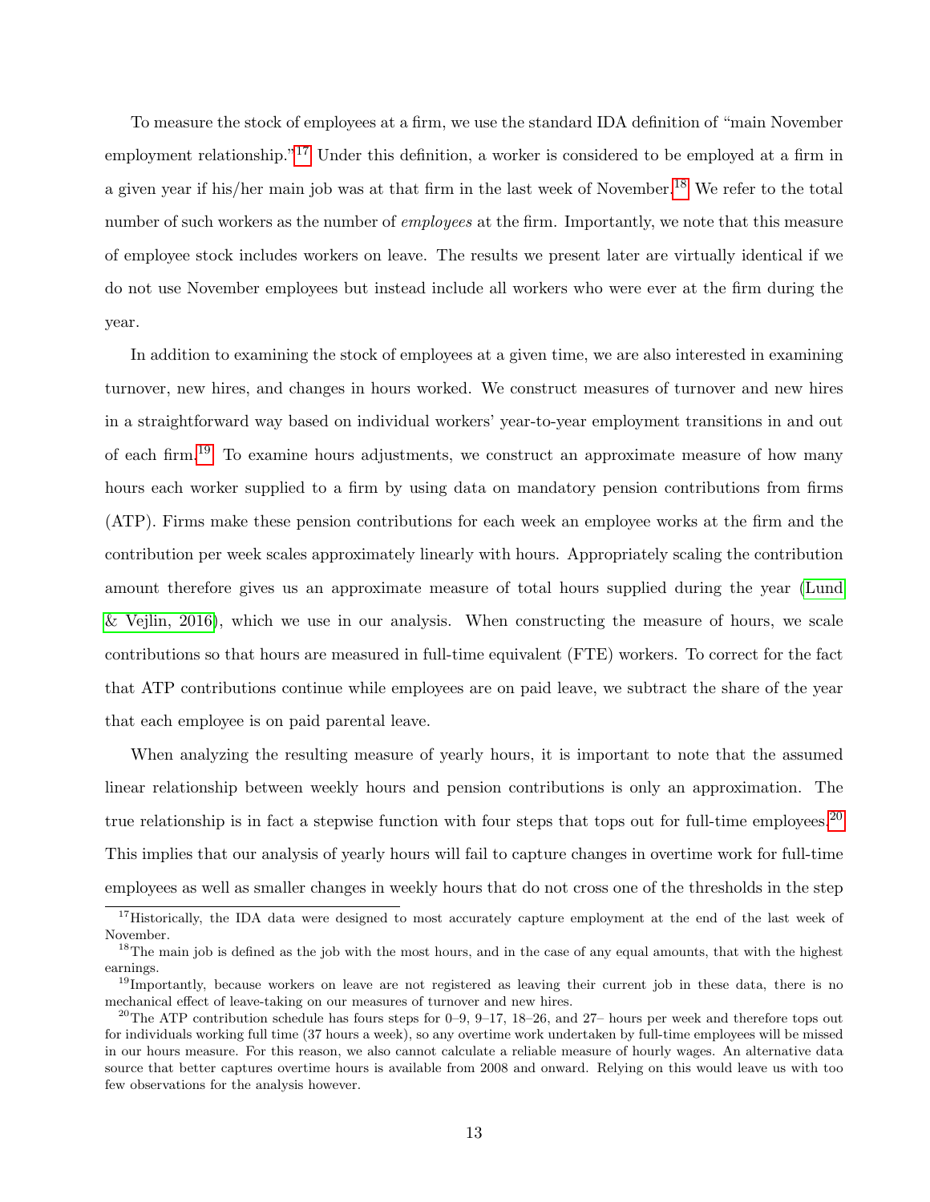To measure the stock of employees at a firm, we use the standard IDA definition of "main November employment relationship."[17] Under this definition, a worker is considered to be employed at a firm in a given year if his/her main job was at that firm in the last week of November.[18] We refer to the total number of such workers as the number of *employees* at the firm. Importantly, we note that this measure of employee stock includes workers on leave. The results we present later are virtually identical if we do not use November employees but instead include all workers who were ever at the firm during the year.

In addition to examining the stock of employees at a given time, we are also interested in examining turnover, new hires, and changes in hours worked. We construct measures of turnover and new hires in a straightforward way based on individual workers' year-to-year employment transitions in and out of each firm.[19] To examine hours adjustments, we construct an approximate measure of how many hours each worker supplied to a firm by using data on mandatory pension contributions from firms (ATP). Firms make these pension contributions for each week an employee works at the firm and the contribution per week scales approximately linearly with hours. Appropriately scaling the contribution amount therefore gives us an approximate measure of total hours supplied during the year (Lund & Vejlin, 2016), which we use in our analysis. When constructing the measure of hours, we scale contributions so that hours are measured in full-time equivalent (FTE) workers. To correct for the fact that ATP contributions continue while employees are on paid leave, we subtract the share of the year that each employee is on paid parental leave.

When analyzing the resulting measure of yearly hours, it is important to note that the assumed linear relationship between weekly hours and pension contributions is only an approximation. The true relationship is in fact a stepwise function with four steps that tops out for full-time employees.[20] This implies that our analysis of yearly hours will fail to capture changes in overtime work for full-time employees as well as smaller changes in weekly hours that do not cross one of the thresholds in the step

---

[17] Historically, the IDA data were designed to most accurately capture employment at the end of the last week of November.

[18] The main job is defined as the job with the most hours, and in the case of any equal amounts, that with the highest earnings.

[19] Importantly, because workers on leave are not registered as leaving their current job in these data, there is no mechanical effect of leave-taking on our measures of turnover and new hires.

[20] The ATP contribution schedule has fours steps for 0–9, 9–17, 18–26, and 27– hours per week and therefore tops out for individuals working full time (37 hours a week), so any overtime work undertaken by full-time employees will be missed in our hours measure. For this reason, we also cannot calculate a reliable measure of hourly wages. An alternative data source that better captures overtime hours is available from 2008 and onward. Relying on this would leave us with too few observations for the analysis however.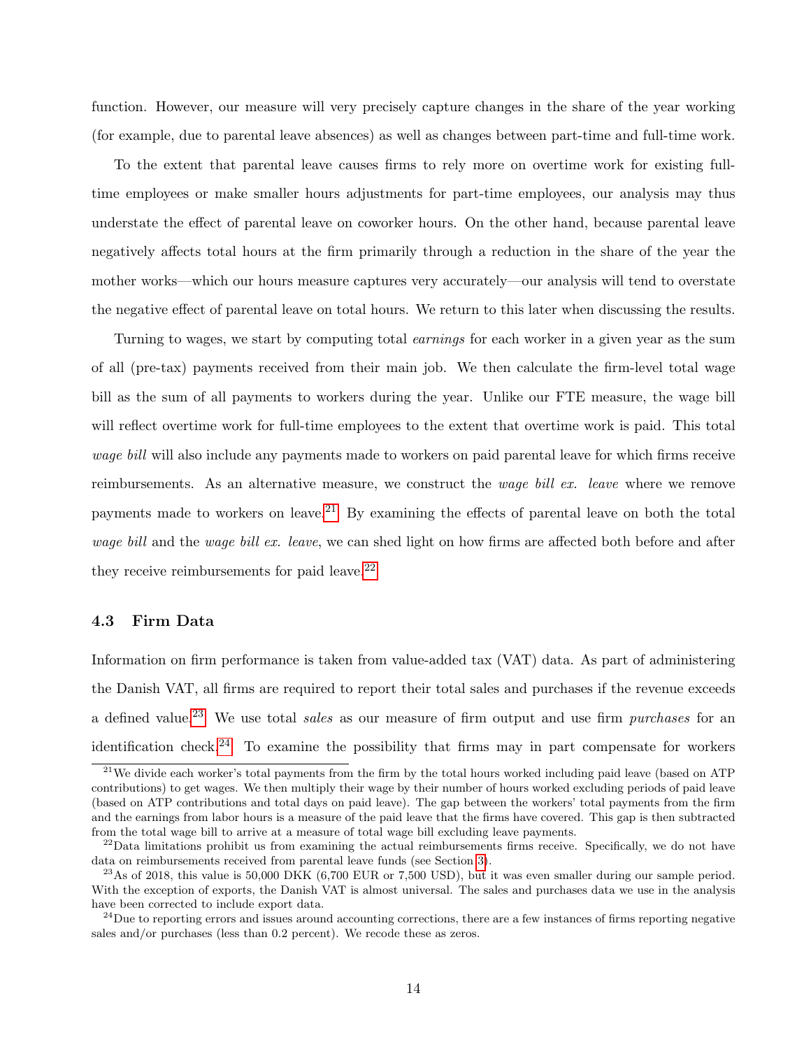function. However, our measure will very precisely capture changes in the share of the year working (for example, due to parental leave absences) as well as changes between part-time and full-time work.

To the extent that parental leave causes firms to rely more on overtime work for existing full-time employees or make smaller hours adjustments for part-time employees, our analysis may thus understate the effect of parental leave on coworker hours. On the other hand, because parental leave negatively affects total hours at the firm primarily through a reduction in the share of the year the mother works—which our hours measure captures very accurately—our analysis will tend to overstate the negative effect of parental leave on total hours. We return to this later when discussing the results.

Turning to wages, we start by computing total *earnings* for each worker in a given year as the sum of all (pre-tax) payments received from their main job. We then calculate the firm-level total wage bill as the sum of all payments to workers during the year. Unlike our FTE measure, the wage bill will reflect overtime work for full-time employees to the extent that overtime work is paid. This total *wage bill* will also include any payments made to workers on paid parental leave for which firms receive reimbursements. As an alternative measure, we construct the *wage bill ex. leave* where we remove payments made to workers on leave.[21] By examining the effects of parental leave on both the total *wage bill* and the *wage bill ex. leave*, we can shed light on how firms are affected both before and after they receive reimbursements for paid leave.[22]

### 4.3 Firm Data

Information on firm performance is taken from value-added tax (VAT) data. As part of administering the Danish VAT, all firms are required to report their total sales and purchases if the revenue exceeds a defined value.[23] We use total *sales* as our measure of firm output and use firm *purchases* for an identification check.[24] To examine the possibility that firms may in part compensate for workers

[21] We divide each worker's total payments from the firm by the total hours worked including paid leave (based on ATP contributions) to get wages. We then multiply their wage by their number of hours worked excluding periods of paid leave (based on ATP contributions and total days on paid leave). The gap between the workers' total payments from the firm and the earnings from labor hours is a measure of the paid leave that the firms have covered. This gap is then subtracted from the total wage bill to arrive at a measure of total wage bill excluding leave payments.

[22] Data limitations prohibit us from examining the actual reimbursements firms receive. Specifically, we do not have data on reimbursements received from parental leave funds (see Section 3).

[23] As of 2018, this value is 50,000 DKK (6,700 EUR or 7,500 USD), but it was even smaller during our sample period. With the exception of exports, the Danish VAT is almost universal. The sales and purchases data we use in the analysis have been corrected to include export data.

[24] Due to reporting errors and issues around accounting corrections, there are a few instances of firms reporting negative sales and/or purchases (less than 0.2 percent). We recode these as zeros.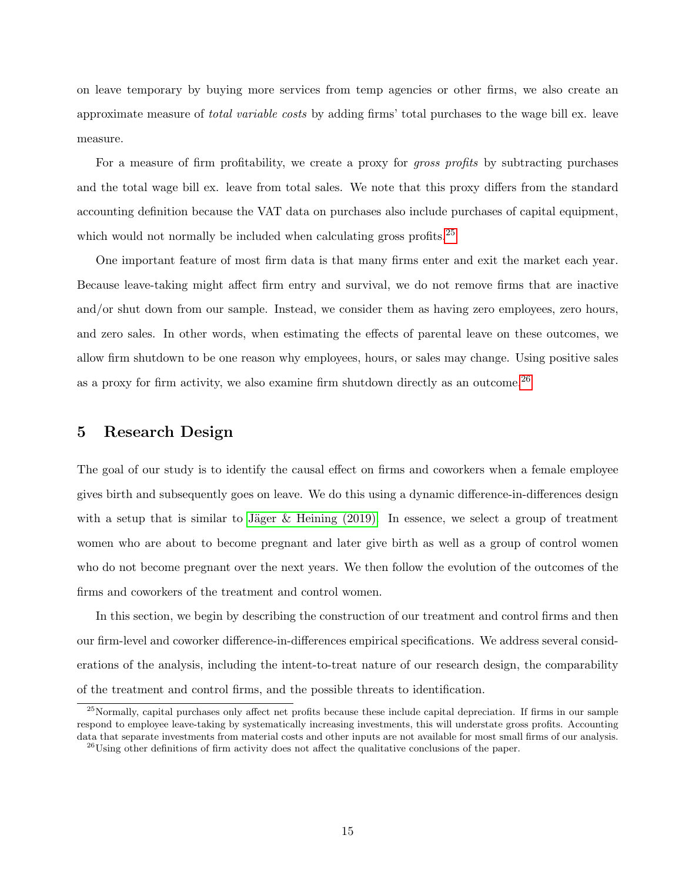on leave temporary by buying more services from temp agencies or other firms, we also create an approximate measure of *total variable costs* by adding firms' total purchases to the wage bill ex. leave measure.

For a measure of firm profitability, we create a proxy for *gross profits* by subtracting purchases and the total wage bill ex. leave from total sales. We note that this proxy differs from the standard accounting definition because the VAT data on purchases also include purchases of capital equipment, which would not normally be included when calculating gross profits.[25]

One important feature of most firm data is that many firms enter and exit the market each year. Because leave-taking might affect firm entry and survival, we do not remove firms that are inactive and/or shut down from our sample. Instead, we consider them as having zero employees, zero hours, and zero sales. In other words, when estimating the effects of parental leave on these outcomes, we allow firm shutdown to be one reason why employees, hours, or sales may change. Using positive sales as a proxy for firm activity, we also examine firm shutdown directly as an outcome.[26]

## 5 Research Design

The goal of our study is to identify the causal effect on firms and coworkers when a female employee gives birth and subsequently goes on leave. We do this using a dynamic difference-in-differences design with a setup that is similar to Jäger & Heining (2019). In essence, we select a group of treatment women who are about to become pregnant and later give birth as well as a group of control women who do not become pregnant over the next years. We then follow the evolution of the outcomes of the firms and coworkers of the treatment and control women.

In this section, we begin by describing the construction of our treatment and control firms and then our firm-level and coworker difference-in-differences empirical specifications. We address several considerations of the analysis, including the intent-to-treat nature of our research design, the comparability of the treatment and control firms, and the possible threats to identification.

[25] Normally, capital purchases only affect net profits because these include capital depreciation. If firms in our sample respond to employee leave-taking by systematically increasing investments, this will understate gross profits. Accounting data that separate investments from material costs and other inputs are not available for most small firms of our analysis.

[26] Using other definitions of firm activity does not affect the qualitative conclusions of the paper.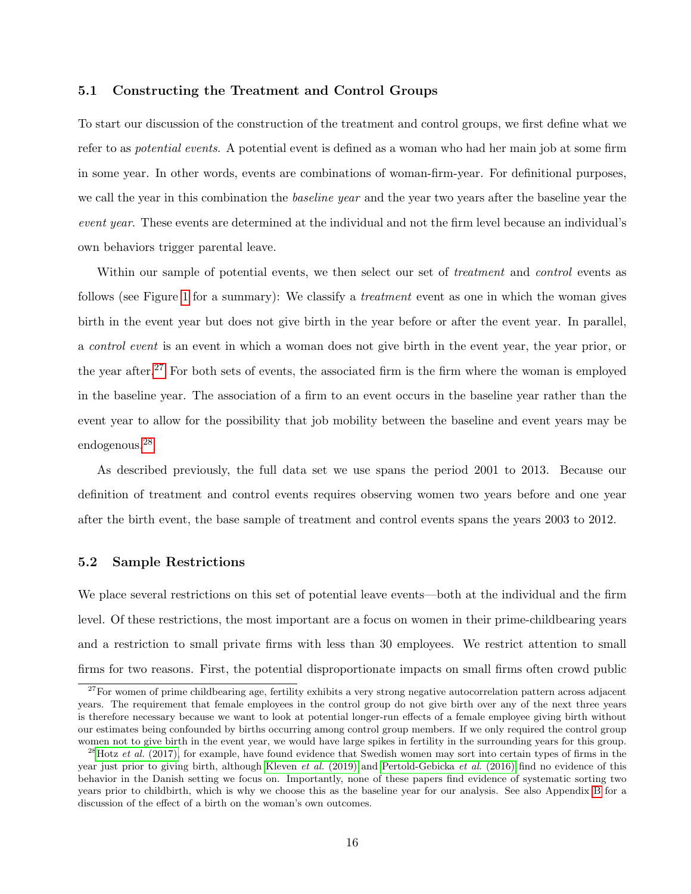### 5.1 Constructing the Treatment and Control Groups

To start our discussion of the construction of the treatment and control groups, we first define what we refer to as *potential events*. A potential event is defined as a woman who had her main job at some firm in some year. In other words, events are combinations of woman-firm-year. For definitional purposes, we call the year in this combination the *baseline year* and the year two years after the baseline year the *event year*. These events are determined at the individual and not the firm level because an individual's own behaviors trigger parental leave.

Within our sample of potential events, we then select our set of *treatment* and *control* events as follows (see Figure 1 for a summary): We classify a *treatment* event as one in which the woman gives birth in the event year but does not give birth in the year before or after the event year. In parallel, a *control event* is an event in which a woman does not give birth in the event year, the year prior, or the year after.[27] For both sets of events, the associated firm is the firm where the woman is employed in the baseline year. The association of a firm to an event occurs in the baseline year rather than the event year to allow for the possibility that job mobility between the baseline and event years may be endogenous.[28]

As described previously, the full data set we use spans the period 2001 to 2013. Because our definition of treatment and control events requires observing women two years before and one year after the birth event, the base sample of treatment and control events spans the years 2003 to 2012.

### 5.2 Sample Restrictions

We place several restrictions on this set of potential leave events—both at the individual and the firm level. Of these restrictions, the most important are a focus on women in their prime-childbearing years and a restriction to small private firms with less than 30 employees. We restrict attention to small firms for two reasons. First, the potential disproportionate impacts on small firms often crowd public

[27] For women of prime childbearing age, fertility exhibits a very strong negative autocorrelation pattern across adjacent years. The requirement that female employees in the control group do not give birth over any of the next three years is therefore necessary because we want to look at potential longer-run effects of a female employee giving birth without our estimates being confounded by births occurring among control group members. If we only required the control group women not to give birth in the event year, we would have large spikes in fertility in the surrounding years for this group.

[28] Hotz *et al.* (2017), for example, have found evidence that Swedish women may sort into certain types of firms in the year just prior to giving birth, although Kleven *et al.* (2019) and Pertold-Gebicka *et al.* (2016) find no evidence of this behavior in the Danish setting we focus on. Importantly, none of these papers find evidence of systematic sorting two years prior to childbirth, which is why we choose this as the baseline year for our analysis. See also Appendix B for a discussion of the effect of a birth on the woman's own outcomes.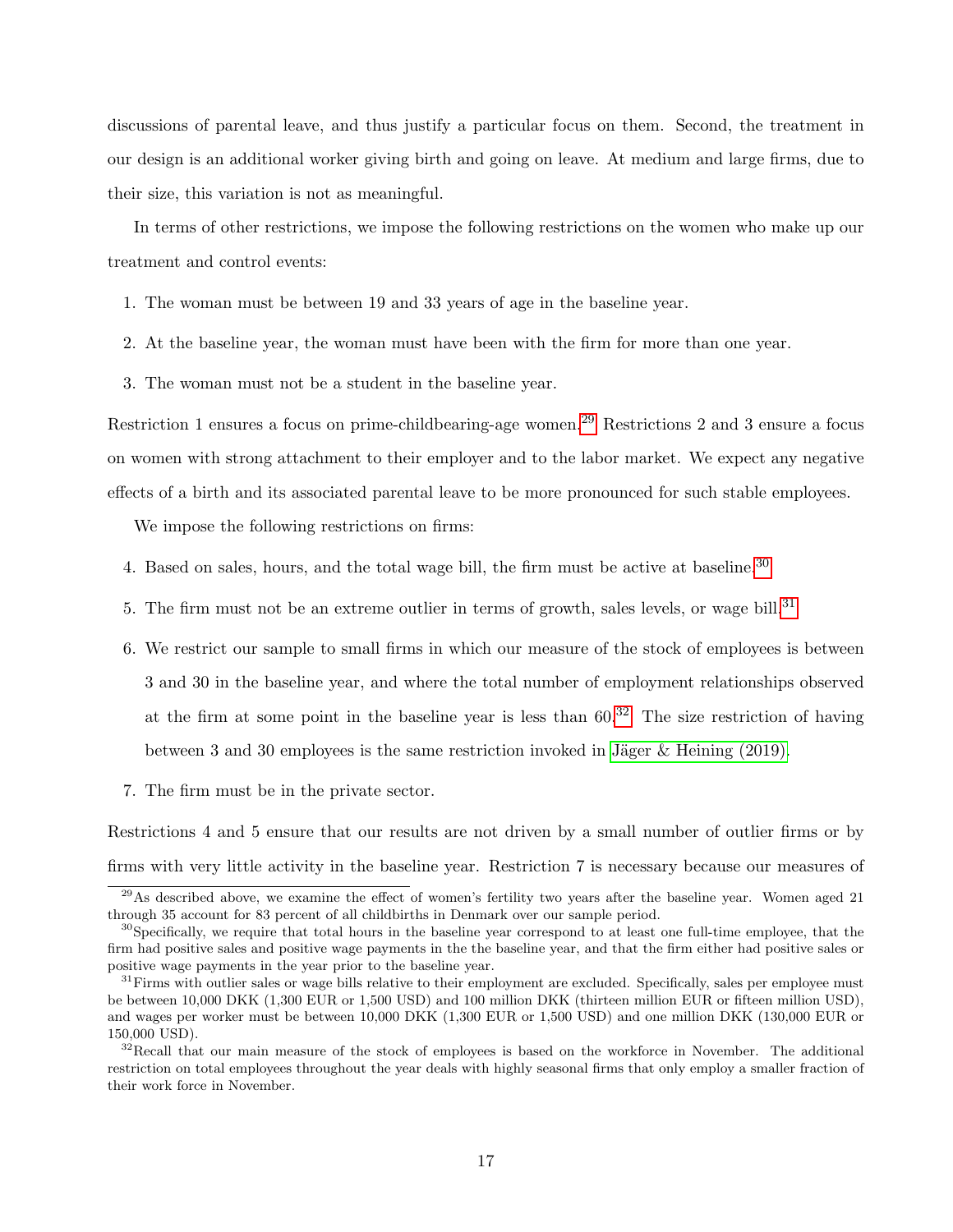discussions of parental leave, and thus justify a particular focus on them. Second, the treatment in our design is an additional worker giving birth and going on leave. At medium and large firms, due to their size, this variation is not as meaningful.

In terms of other restrictions, we impose the following restrictions on the women who make up our treatment and control events:

1. The woman must be between 19 and 33 years of age in the baseline year.
2. At the baseline year, the woman must have been with the firm for more than one year.
3. The woman must not be a student in the baseline year.

Restriction 1 ensures a focus on prime-childbearing-age women.[29] Restrictions 2 and 3 ensure a focus on women with strong attachment to their employer and to the labor market. We expect any negative effects of a birth and its associated parental leave to be more pronounced for such stable employees.

We impose the following restrictions on firms:

4. Based on sales, hours, and the total wage bill, the firm must be active at baseline.[30]
5. The firm must not be an extreme outlier in terms of growth, sales levels, or wage bill.[31]
6. We restrict our sample to small firms in which our measure of the stock of employees is between 3 and 30 in the baseline year, and where the total number of employment relationships observed at the firm at some point in the baseline year is less than 60.[32] The size restriction of having between 3 and 30 employees is the same restriction invoked in Jäger & Heining (2019).
7. The firm must be in the private sector.

Restrictions 4 and 5 ensure that our results are not driven by a small number of outlier firms or by firms with very little activity in the baseline year. Restriction 7 is necessary because our measures of

[29] As described above, we examine the effect of women's fertility two years after the baseline year. Women aged 21 through 35 account for 83 percent of all childbirths in Denmark over our sample period.

[30] Specifically, we require that total hours in the baseline year correspond to at least one full-time employee, that the firm had positive sales and positive wage payments in the the baseline year, and that the firm either had positive sales or positive wage payments in the year prior to the baseline year.

[31] Firms with outlier sales or wage bills relative to their employment are excluded. Specifically, sales per employee must be between 10,000 DKK (1,300 EUR or 1,500 USD) and 100 million DKK (thirteen million EUR or fifteen million USD), and wages per worker must be between 10,000 DKK (1,300 EUR or 1,500 USD) and one million DKK (130,000 EUR or 150,000 USD).

[32] Recall that our main measure of the stock of employees is based on the workforce in November. The additional restriction on total employees throughout the year deals with highly seasonal firms that only employ a smaller fraction of their work force in November.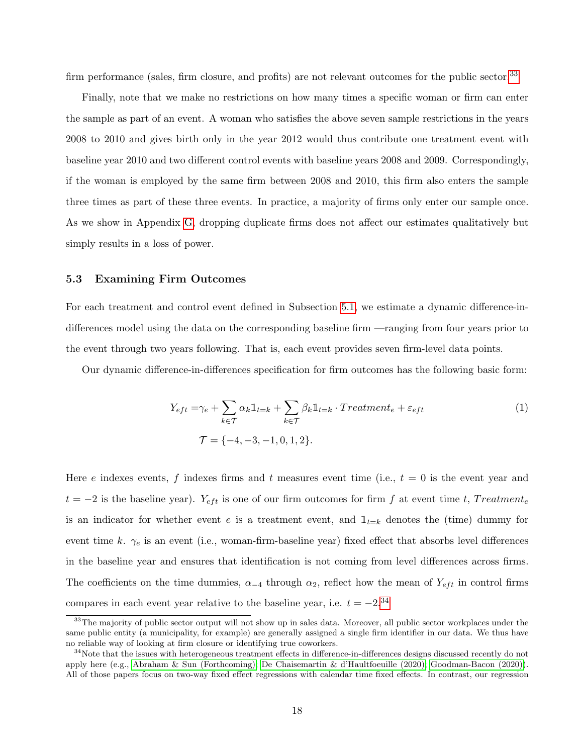firm performance (sales, firm closure, and profits) are not relevant outcomes for the public sector.[33]

Finally, note that we make no restrictions on how many times a specific woman or firm can enter the sample as part of an event. A woman who satisfies the above seven sample restrictions in the years 2008 to 2010 and gives birth only in the year 2012 would thus contribute one treatment event with baseline year 2010 and two different control events with baseline years 2008 and 2009. Correspondingly, if the woman is employed by the same firm between 2008 and 2010, this firm also enters the sample three times as part of these three events. In practice, a majority of firms only enter our sample once. As we show in Appendix G, dropping duplicate firms does not affect our estimates qualitatively but simply results in a loss of power.

### 5.3 Examining Firm Outcomes

For each treatment and control event defined in Subsection 5.1, we estimate a dynamic difference-in-differences model using the data on the corresponding baseline firm —ranging from four years prior to the event through two years following. That is, each event provides seven firm-level data points.

Our dynamic difference-in-differences specification for firm outcomes has the following basic form:

$$
\begin{aligned}
Y_{eft} =& \gamma_e + \sum_{k \in \mathcal{T}} \alpha_k \mathbb{1}_{t=k} + \sum_{k \in \mathcal{T}} \beta_k \mathbb{1}_{t=k} \cdot Treatment_e + \varepsilon_{eft} \\
&\mathcal{T} = \{-4, -3, -1, 0, 1, 2\}.
\end{aligned}
\tag{1}
$$

Here $e$ indexes events, $f$ indexes firms and $t$ measures event time (i.e., $t = 0$ is the event year and $t = -2$ is the baseline year). $Y_{eft}$ is one of our firm outcomes for firm $f$ at event time $t$, $Treatment_e$ is an indicator for whether event $e$ is a treatment event, and $\mathbb{1}_{t=k}$ denotes the (time) dummy for event time $k$. $\gamma_e$ is an event (i.e., woman-firm-baseline year) fixed effect that absorbs level differences in the baseline year and ensures that identification is not coming from level differences across firms. The coefficients on the time dummies, $\alpha_{-4}$ through $\alpha_2$, reflect how the mean of $Y_{eft}$ in control firms compares in each event year relative to the baseline year, i.e. $t = -2$.[34]

[33] The majority of public sector output will not show up in sales data. Moreover, all public sector workplaces under the same public entity (a municipality, for example) are generally assigned a single firm identifier in our data. We thus have no reliable way of looking at firm closure or identifying true coworkers.

[34] Note that the issues with heterogeneous treatment effects in difference-in-differences designs discussed recently do not apply here (e.g., Abraham & Sun (Forthcoming); De Chaisemartin & d'Haultfoeuille (2020); Goodman-Bacon (2020)). All of those papers focus on two-way fixed effect regressions with calendar time fixed effects. In contrast, our regression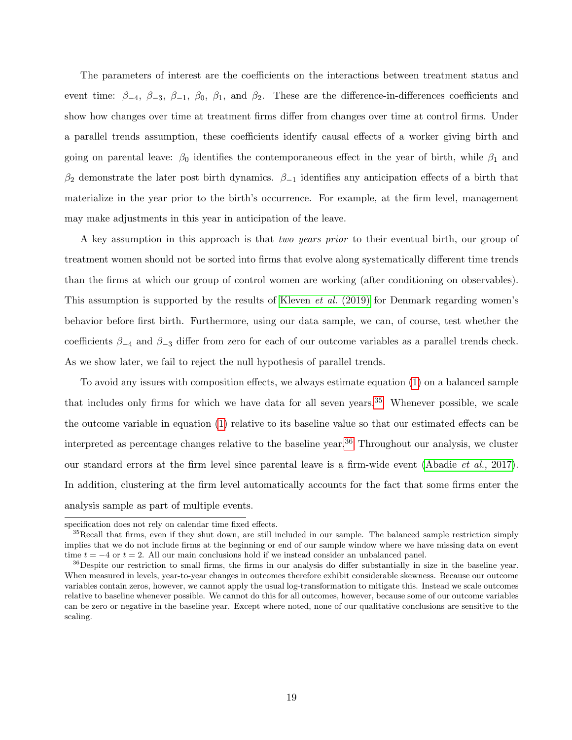The parameters of interest are the coefficients on the interactions between treatment status and event time: $\beta_{-4}$, $\beta_{-3}$, $\beta_{-1}$, $\beta_0$, $\beta_1$, and $\beta_2$. These are the difference-in-differences coefficients and show how changes over time at treatment firms differ from changes over time at control firms. Under a parallel trends assumption, these coefficients identify causal effects of a worker giving birth and going on parental leave: $\beta_0$ identifies the contemporaneous effect in the year of birth, while $\beta_1$ and $\beta_2$ demonstrate the later post birth dynamics. $\beta_{-1}$ identifies any anticipation effects of a birth that materialize in the year prior to the birth's occurrence. For example, at the firm level, management may make adjustments in this year in anticipation of the leave.

A key assumption in this approach is that *two years prior* to their eventual birth, our group of treatment women should not be sorted into firms that evolve along systematically different time trends than the firms at which our group of control women are working (after conditioning on observables). This assumption is supported by the results of Kleven *et al.* (2019) for Denmark regarding women's behavior before first birth. Furthermore, using our data sample, we can, of course, test whether the coefficients $\beta_{-4}$ and $\beta_{-3}$ differ from zero for each of our outcome variables as a parallel trends check. As we show later, we fail to reject the null hypothesis of parallel trends.

To avoid any issues with composition effects, we always estimate equation (1) on a balanced sample that includes only firms for which we have data for all seven years.[35] Whenever possible, we scale the outcome variable in equation (1) relative to its baseline value so that our estimated effects can be interpreted as percentage changes relative to the baseline year.[36] Throughout our analysis, we cluster our standard errors at the firm level since parental leave is a firm-wide event (Abadie *et al.*, 2017). In addition, clustering at the firm level automatically accounts for the fact that some firms enter the analysis sample as part of multiple events.

---

specification does not rely on calendar time fixed effects.

[35] Recall that firms, even if they shut down, are still included in our sample. The balanced sample restriction simply implies that we do not include firms at the beginning or end of our sample window where we have missing data on event time $t = -4$ or $t = 2$. All our main conclusions hold if we instead consider an unbalanced panel.

[36] Despite our restriction to small firms, the firms in our analysis do differ substantially in size in the baseline year. When measured in levels, year-to-year changes in outcomes therefore exhibit considerable skewness. Because our outcome variables contain zeros, however, we cannot apply the usual log-transformation to mitigate this. Instead we scale outcomes relative to baseline whenever possible. We cannot do this for all outcomes, however, because some of our outcome variables can be zero or negative in the baseline year. Except where noted, none of our qualitative conclusions are sensitive to the scaling.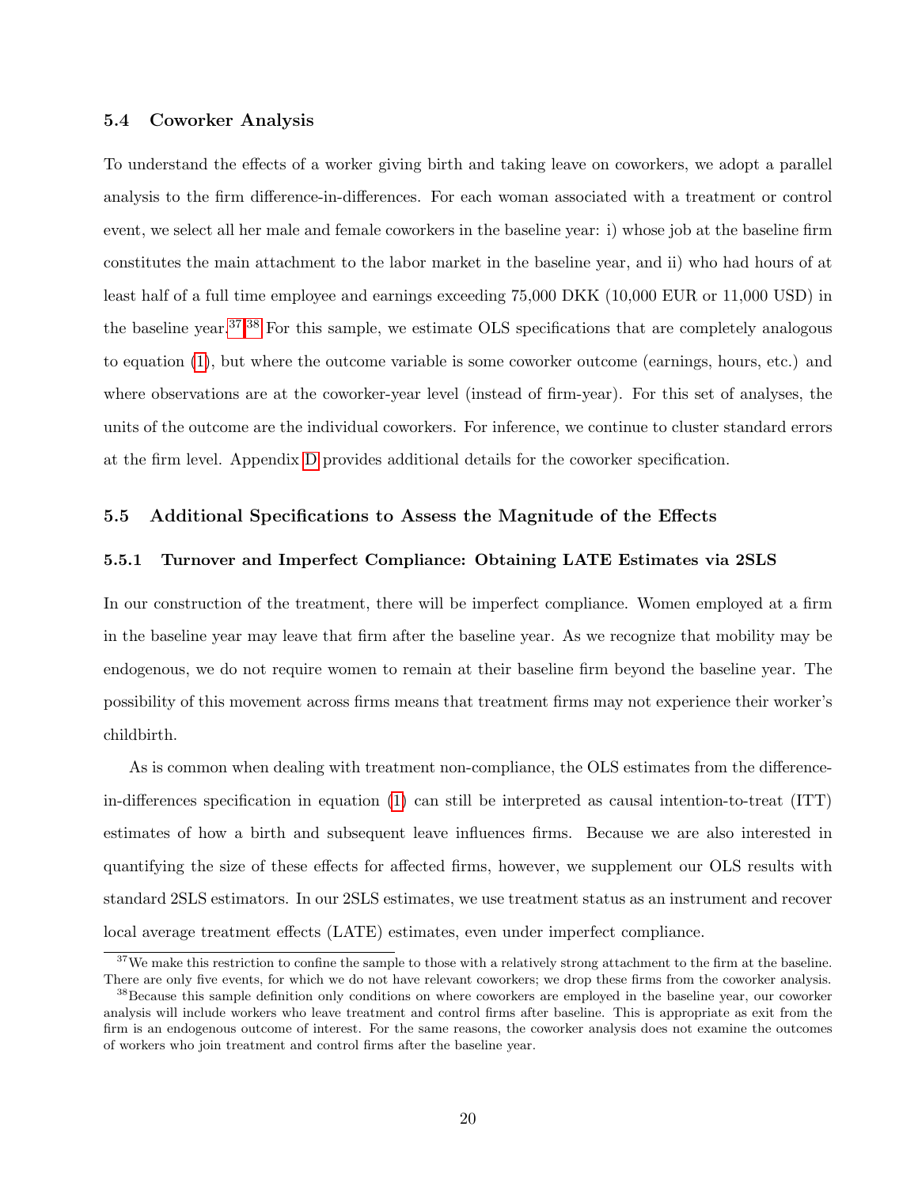### 5.4 Coworker Analysis

To understand the effects of a worker giving birth and taking leave on coworkers, we adopt a parallel analysis to the firm difference-in-differences. For each woman associated with a treatment or control event, we select all her male and female coworkers in the baseline year: i) whose job at the baseline firm constitutes the main attachment to the labor market in the baseline year, and ii) who had hours of at least half of a full time employee and earnings exceeding 75,000 DKK (10,000 EUR or 11,000 USD) in the baseline year.[37],[38] For this sample, we estimate OLS specifications that are completely analogous to equation (1), but where the outcome variable is some coworker outcome (earnings, hours, etc.) and where observations are at the coworker-year level (instead of firm-year). For this set of analyses, the units of the outcome are the individual coworkers. For inference, we continue to cluster standard errors at the firm level. Appendix D provides additional details for the coworker specification.

### 5.5 Additional Specifications to Assess the Magnitude of the Effects

#### 5.5.1 Turnover and Imperfect Compliance: Obtaining LATE Estimates via 2SLS

In our construction of the treatment, there will be imperfect compliance. Women employed at a firm in the baseline year may leave that firm after the baseline year. As we recognize that mobility may be endogenous, we do not require women to remain at their baseline firm beyond the baseline year. The possibility of this movement across firms means that treatment firms may not experience their worker's childbirth.

As is common when dealing with treatment non-compliance, the OLS estimates from the difference-in-differences specification in equation (1) can still be interpreted as causal intention-to-treat (ITT) estimates of how a birth and subsequent leave influences firms. Because we are also interested in quantifying the size of these effects for affected firms, however, we supplement our OLS results with standard 2SLS estimators. In our 2SLS estimates, we use treatment status as an instrument and recover local average treatment effects (LATE) estimates, even under imperfect compliance.

[37] We make this restriction to confine the sample to those with a relatively strong attachment to the firm at the baseline. There are only five events, for which we do not have relevant coworkers; we drop these firms from the coworker analysis.

[38] Because this sample definition only conditions on where coworkers are employed in the baseline year, our coworker analysis will include workers who leave treatment and control firms after baseline. This is appropriate as exit from the firm is an endogenous outcome of interest. For the same reasons, the coworker analysis does not examine the outcomes of workers who join treatment and control firms after the baseline year.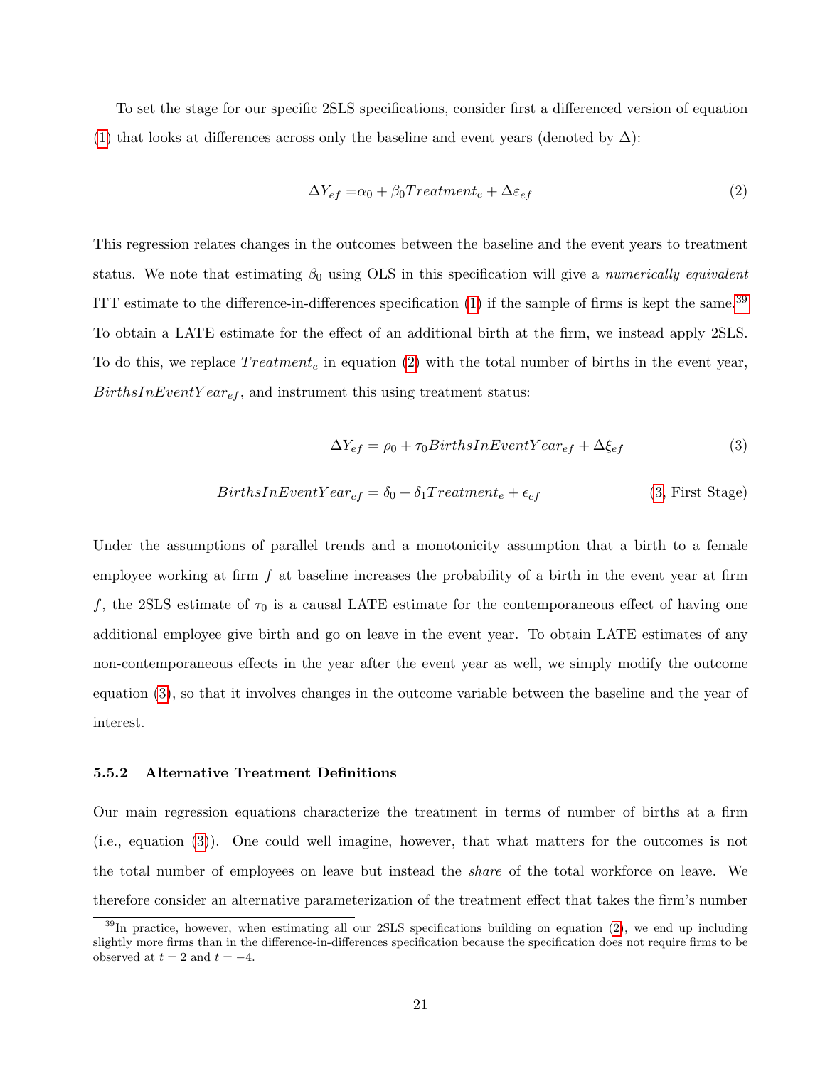To set the stage for our specific 2SLS specifications, consider first a differenced version of equation (1) that looks at differences across only the baseline and event years (denoted by $\Delta$):

$$\Delta Y_{ef} = \alpha_0 + \beta_0 Treatment_e + \Delta\varepsilon_{ef} \tag{2}$$

This regression relates changes in the outcomes between the baseline and the event years to treatment status. We note that estimating $\beta_0$ using OLS in this specification will give a *numerically equivalent* ITT estimate to the difference-in-differences specification (1) if the sample of firms is kept the same.[39] To obtain a LATE estimate for the effect of an additional birth at the firm, we instead apply 2SLS. To do this, we replace $Treatment_e$ in equation (2) with the total number of births in the event year, $BirthsInEventYear_{ef}$, and instrument this using treatment status:

$$\Delta Y_{ef} = \rho_0 + \tau_0 BirthsInEventYear_{ef} + \Delta\xi_{ef} \tag{3}$$

$$BirthsInEventYear_{ef} = \delta_0 + \delta_1 Treatment_e + \epsilon_{ef} \qquad \text{(3, First Stage)}$$

Under the assumptions of parallel trends and a monotonicity assumption that a birth to a female employee working at firm $f$ at baseline increases the probability of a birth in the event year at firm $f$, the 2SLS estimate of $\tau_0$ is a causal LATE estimate for the contemporaneous effect of having one additional employee give birth and go on leave in the event year. To obtain LATE estimates of any non-contemporaneous effects in the year after the event year as well, we simply modify the outcome equation (3), so that it involves changes in the outcome variable between the baseline and the year of interest.

#### 5.5.2 Alternative Treatment Definitions

Our main regression equations characterize the treatment in terms of number of births at a firm (i.e., equation (3)). One could well imagine, however, that what matters for the outcomes is not the total number of employees on leave but instead the *share* of the total workforce on leave. We therefore consider an alternative parameterization of the treatment effect that takes the firm's number

[39] In practice, however, when estimating all our 2SLS specifications building on equation (2), we end up including slightly more firms than in the difference-in-differences specification because the specification does not require firms to be observed at $t = 2$ and $t = -4$.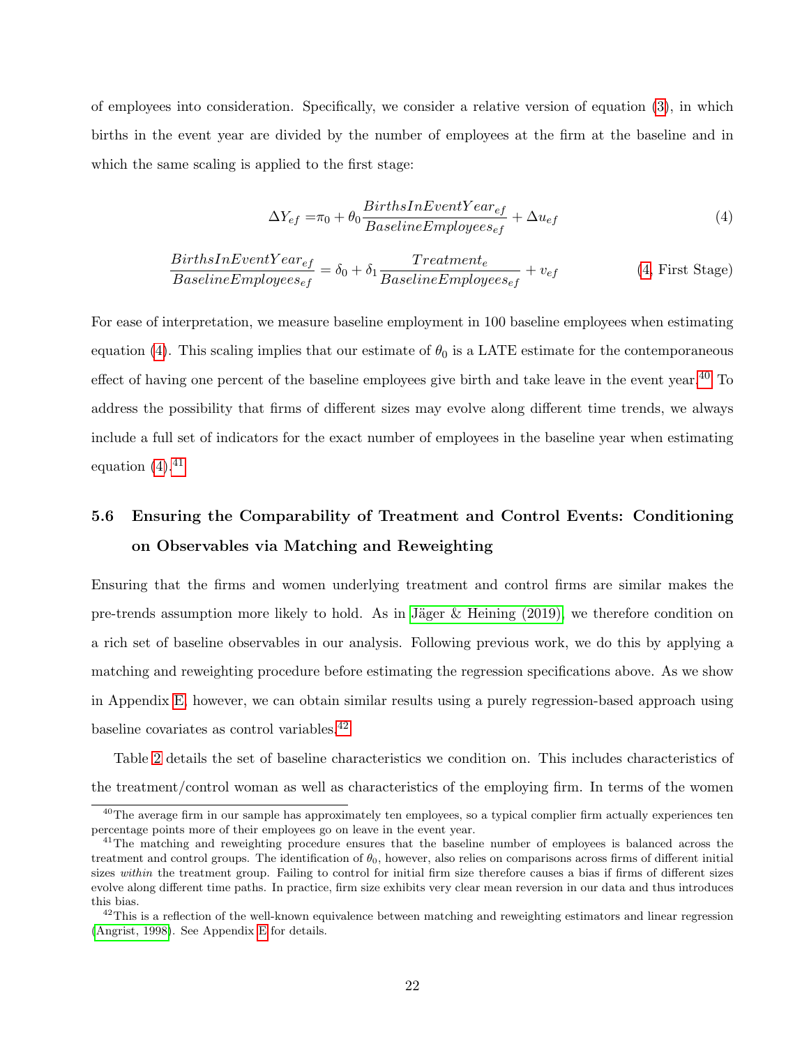of employees into consideration. Specifically, we consider a relative version of equation (3), in which births in the event year are divided by the number of employees at the firm at the baseline and in which the same scaling is applied to the first stage:

$$\Delta Y_{ef} = \pi_0 + \theta_0 \frac{BirthsInEventYear_{ef}}{BaselineEmployees_{ef}} + \Delta u_{ef} \tag{4}$$

$$\frac{BirthsInEventYear_{ef}}{BaselineEmployees_{ef}} = \delta_0 + \delta_1 \frac{Treatment_e}{BaselineEmployees_{ef}} + v_{ef} \tag{4, First Stage}$$

For ease of interpretation, we measure baseline employment in 100 baseline employees when estimating equation (4). This scaling implies that our estimate of $\theta_0$ is a LATE estimate for the contemporaneous effect of having one percent of the baseline employees give birth and take leave in the event year.[40] To address the possibility that firms of different sizes may evolve along different time trends, we always include a full set of indicators for the exact number of employees in the baseline year when estimating equation (4).[41]

## 5.6 Ensuring the Comparability of Treatment and Control Events: Conditioning on Observables via Matching and Reweighting

Ensuring that the firms and women underlying treatment and control firms are similar makes the pre-trends assumption more likely to hold. As in Jäger & Heining (2019), we therefore condition on a rich set of baseline observables in our analysis. Following previous work, we do this by applying a matching and reweighting procedure before estimating the regression specifications above. As we show in Appendix E, however, we can obtain similar results using a purely regression-based approach using baseline covariates as control variables.[42]

Table 2 details the set of baseline characteristics we condition on. This includes characteristics of the treatment/control woman as well as characteristics of the employing firm. In terms of the women

[40] The average firm in our sample has approximately ten employees, so a typical complier firm actually experiences ten percentage points more of their employees go on leave in the event year.

[41] The matching and reweighting procedure ensures that the baseline number of employees is balanced across the treatment and control groups. The identification of $\theta_0$, however, also relies on comparisons across firms of different initial sizes *within* the treatment group. Failing to control for initial firm size therefore causes a bias if firms of different sizes evolve along different time paths. In practice, firm size exhibits very clear mean reversion in our data and thus introduces this bias.

[42] This is a reflection of the well-known equivalence between matching and reweighting estimators and linear regression (Angrist, 1998). See Appendix E for details.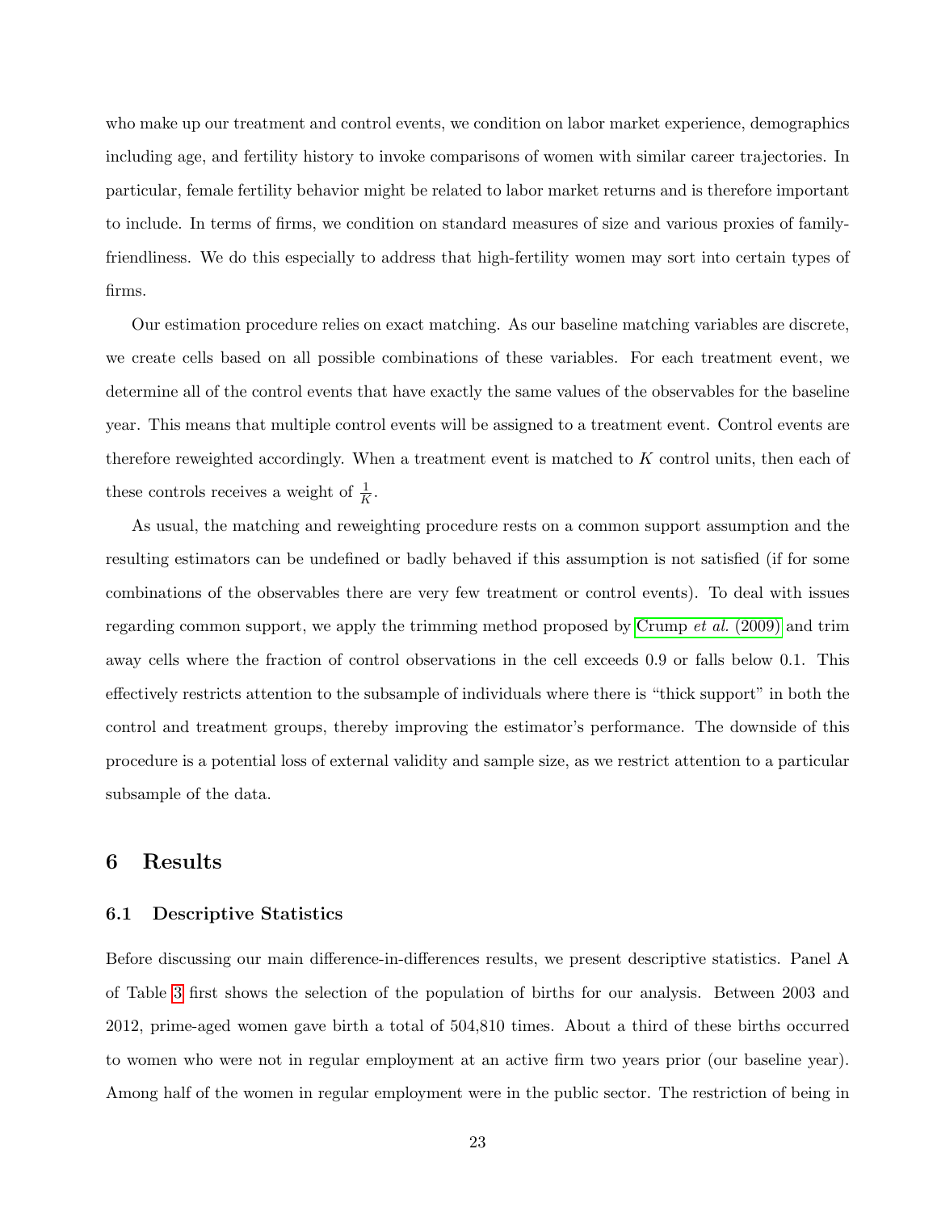who make up our treatment and control events, we condition on labor market experience, demographics including age, and fertility history to invoke comparisons of women with similar career trajectories. In particular, female fertility behavior might be related to labor market returns and is therefore important to include. In terms of firms, we condition on standard measures of size and various proxies of family-friendliness. We do this especially to address that high-fertility women may sort into certain types of firms.

Our estimation procedure relies on exact matching. As our baseline matching variables are discrete, we create cells based on all possible combinations of these variables. For each treatment event, we determine all of the control events that have exactly the same values of the observables for the baseline year. This means that multiple control events will be assigned to a treatment event. Control events are therefore reweighted accordingly. When a treatment event is matched to $K$ control units, then each of these controls receives a weight of $\frac{1}{K}$.

As usual, the matching and reweighting procedure rests on a common support assumption and the resulting estimators can be undefined or badly behaved if this assumption is not satisfied (if for some combinations of the observables there are very few treatment or control events). To deal with issues regarding common support, we apply the trimming method proposed by Crump *et al.* (2009) and trim away cells where the fraction of control observations in the cell exceeds 0.9 or falls below 0.1. This effectively restricts attention to the subsample of individuals where there is "thick support" in both the control and treatment groups, thereby improving the estimator's performance. The downside of this procedure is a potential loss of external validity and sample size, as we restrict attention to a particular subsample of the data.

# 6 Results

## 6.1 Descriptive Statistics

Before discussing our main difference-in-differences results, we present descriptive statistics. Panel A of Table 3 first shows the selection of the population of births for our analysis. Between 2003 and 2012, prime-aged women gave birth a total of 504,810 times. About a third of these births occurred to women who were not in regular employment at an active firm two years prior (our baseline year). Among half of the women in regular employment were in the public sector. The restriction of being in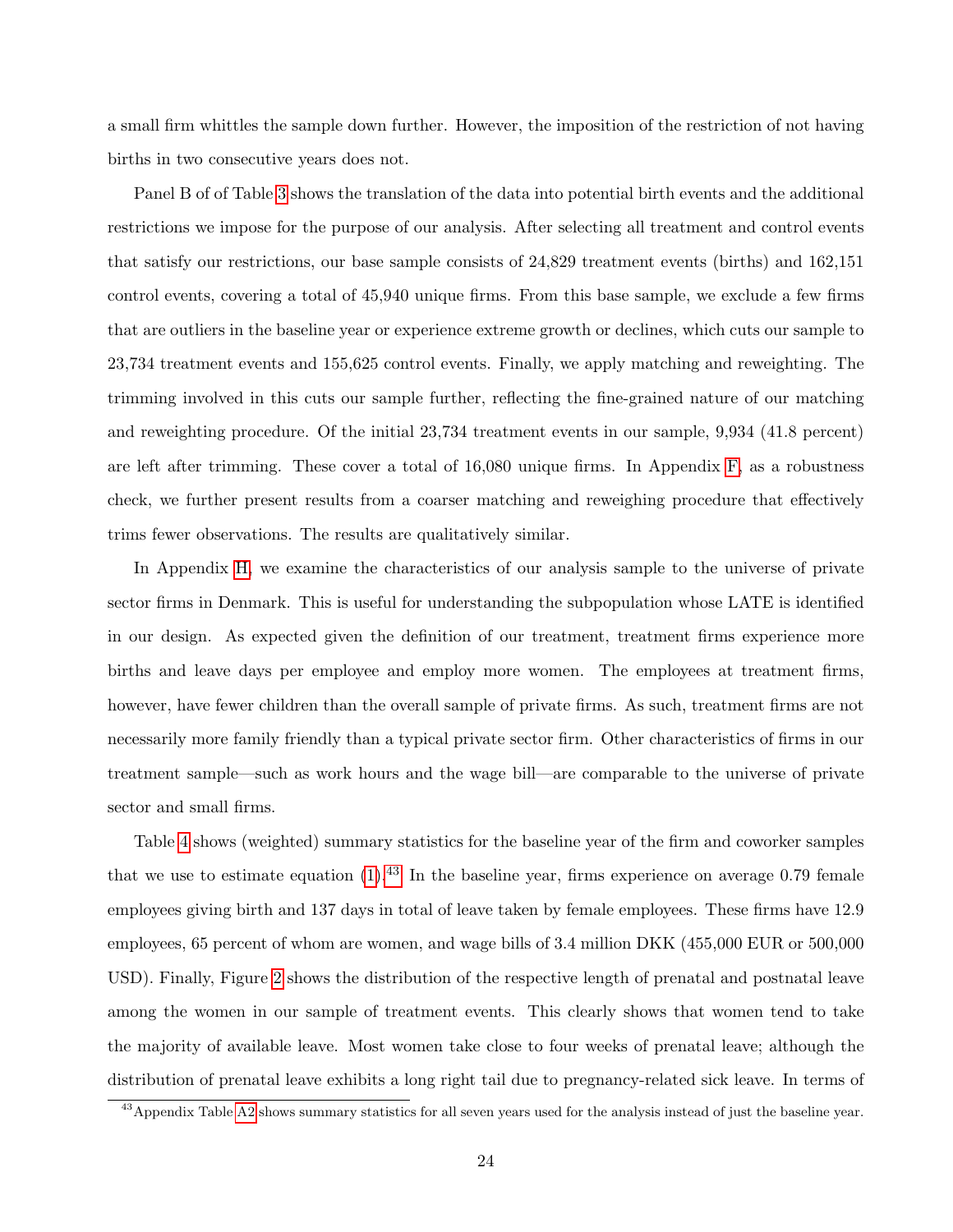a small firm whittles the sample down further. However, the imposition of the restriction of not having births in two consecutive years does not.

Panel B of of Table 3 shows the translation of the data into potential birth events and the additional restrictions we impose for the purpose of our analysis. After selecting all treatment and control events that satisfy our restrictions, our base sample consists of 24,829 treatment events (births) and 162,151 control events, covering a total of 45,940 unique firms. From this base sample, we exclude a few firms that are outliers in the baseline year or experience extreme growth or declines, which cuts our sample to 23,734 treatment events and 155,625 control events. Finally, we apply matching and reweighting. The trimming involved in this cuts our sample further, reflecting the fine-grained nature of our matching and reweighting procedure. Of the initial 23,734 treatment events in our sample, 9,934 (41.8 percent) are left after trimming. These cover a total of 16,080 unique firms. In Appendix F, as a robustness check, we further present results from a coarser matching and reweighing procedure that effectively trims fewer observations. The results are qualitatively similar.

In Appendix H, we examine the characteristics of our analysis sample to the universe of private sector firms in Denmark. This is useful for understanding the subpopulation whose LATE is identified in our design. As expected given the definition of our treatment, treatment firms experience more births and leave days per employee and employ more women. The employees at treatment firms, however, have fewer children than the overall sample of private firms. As such, treatment firms are not necessarily more family friendly than a typical private sector firm. Other characteristics of firms in our treatment sample—such as work hours and the wage bill—are comparable to the universe of private sector and small firms.

Table 4 shows (weighted) summary statistics for the baseline year of the firm and coworker samples that we use to estimate equation (1).[43] In the baseline year, firms experience on average 0.79 female employees giving birth and 137 days in total of leave taken by female employees. These firms have 12.9 employees, 65 percent of whom are women, and wage bills of 3.4 million DKK (455,000 EUR or 500,000 USD). Finally, Figure 2 shows the distribution of the respective length of prenatal and postnatal leave among the women in our sample of treatment events. This clearly shows that women tend to take the majority of available leave. Most women take close to four weeks of prenatal leave; although the distribution of prenatal leave exhibits a long right tail due to pregnancy-related sick leave. In terms of

[43] Appendix Table A2 shows summary statistics for all seven years used for the analysis instead of just the baseline year.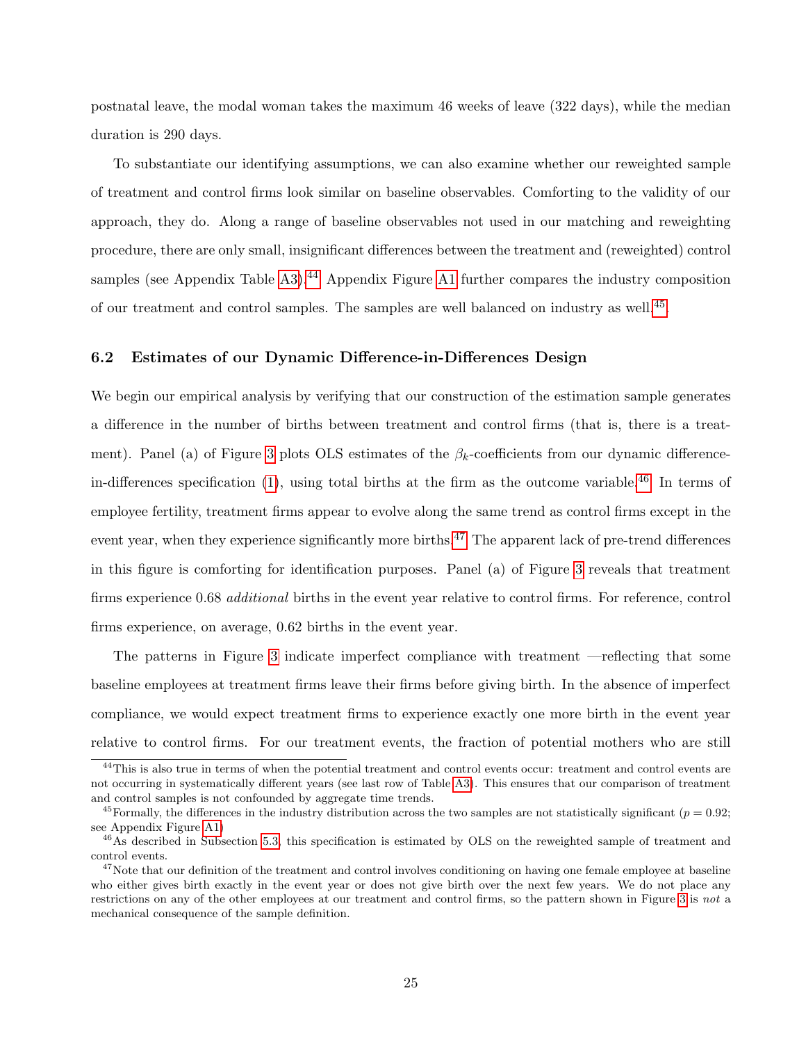postnatal leave, the modal woman takes the maximum 46 weeks of leave (322 days), while the median duration is 290 days.

To substantiate our identifying assumptions, we can also examine whether our reweighted sample of treatment and control firms look similar on baseline observables. Comforting to the validity of our approach, they do. Along a range of baseline observables not used in our matching and reweighting procedure, there are only small, insignificant differences between the treatment and (reweighted) control samples (see Appendix Table A3).[44] Appendix Figure A1 further compares the industry composition of our treatment and control samples. The samples are well balanced on industry as well.[45]

### 6.2 Estimates of our Dynamic Difference-in-Differences Design

We begin our empirical analysis by verifying that our construction of the estimation sample generates a difference in the number of births between treatment and control firms (that is, there is a treatment). Panel (a) of Figure 3 plots OLS estimates of the $\beta_k$-coefficients from our dynamic difference-in-differences specification (1), using total births at the firm as the outcome variable.[46] In terms of employee fertility, treatment firms appear to evolve along the same trend as control firms except in the event year, when they experience significantly more births.[47] The apparent lack of pre-trend differences in this figure is comforting for identification purposes. Panel (a) of Figure 3 reveals that treatment firms experience 0.68 *additional* births in the event year relative to control firms. For reference, control firms experience, on average, 0.62 births in the event year.

The patterns in Figure 3 indicate imperfect compliance with treatment —reflecting that some baseline employees at treatment firms leave their firms before giving birth. In the absence of imperfect compliance, we would expect treatment firms to experience exactly one more birth in the event year relative to control firms. For our treatment events, the fraction of potential mothers who are still

---

[44] This is also true in terms of when the potential treatment and control events occur: treatment and control events are not occurring in systematically different years (see last row of Table A3). This ensures that our comparison of treatment and control samples is not confounded by aggregate time trends.

[45] Formally, the differences in the industry distribution across the two samples are not statistically significant ($p = 0.92$; see Appendix Figure A1)

[46] As described in Subsection 5.3, this specification is estimated by OLS on the reweighted sample of treatment and control events.

[47] Note that our definition of the treatment and control involves conditioning on having one female employee at baseline who either gives birth exactly in the event year or does not give birth over the next few years. We do not place any restrictions on any of the other employees at our treatment and control firms, so the pattern shown in Figure 3 is *not* a mechanical consequence of the sample definition.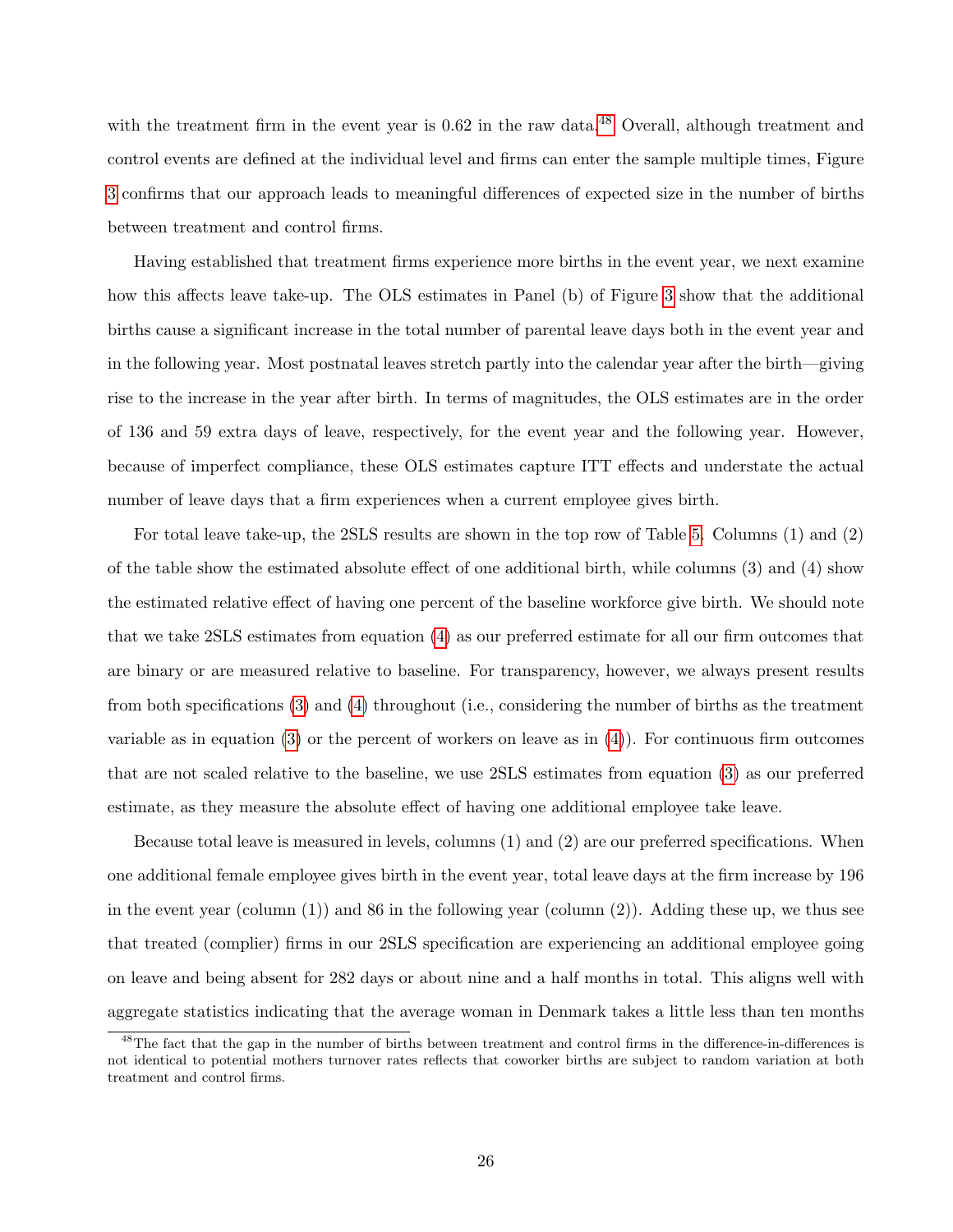with the treatment firm in the event year is 0.62 in the raw data.[48] Overall, although treatment and control events are defined at the individual level and firms can enter the sample multiple times, Figure 3 confirms that our approach leads to meaningful differences of expected size in the number of births between treatment and control firms.

Having established that treatment firms experience more births in the event year, we next examine how this affects leave take-up. The OLS estimates in Panel (b) of Figure 3 show that the additional births cause a significant increase in the total number of parental leave days both in the event year and in the following year. Most postnatal leaves stretch partly into the calendar year after the birth—giving rise to the increase in the year after birth. In terms of magnitudes, the OLS estimates are in the order of 136 and 59 extra days of leave, respectively, for the event year and the following year. However, because of imperfect compliance, these OLS estimates capture ITT effects and understate the actual number of leave days that a firm experiences when a current employee gives birth.

For total leave take-up, the 2SLS results are shown in the top row of Table 5. Columns (1) and (2) of the table show the estimated absolute effect of one additional birth, while columns (3) and (4) show the estimated relative effect of having one percent of the baseline workforce give birth. We should note that we take 2SLS estimates from equation (4) as our preferred estimate for all our firm outcomes that are binary or are measured relative to baseline. For transparency, however, we always present results from both specifications (3) and (4) throughout (i.e., considering the number of births as the treatment variable as in equation (3) or the percent of workers on leave as in (4)). For continuous firm outcomes that are not scaled relative to the baseline, we use 2SLS estimates from equation (3) as our preferred estimate, as they measure the absolute effect of having one additional employee take leave.

Because total leave is measured in levels, columns (1) and (2) are our preferred specifications. When one additional female employee gives birth in the event year, total leave days at the firm increase by 196 in the event year (column (1)) and 86 in the following year (column (2)). Adding these up, we thus see that treated (complier) firms in our 2SLS specification are experiencing an additional employee going on leave and being absent for 282 days or about nine and a half months in total. This aligns well with aggregate statistics indicating that the average woman in Denmark takes a little less than ten months

[48] The fact that the gap in the number of births between treatment and control firms in the difference-in-differences is not identical to potential mothers turnover rates reflects that coworker births are subject to random variation at both treatment and control firms.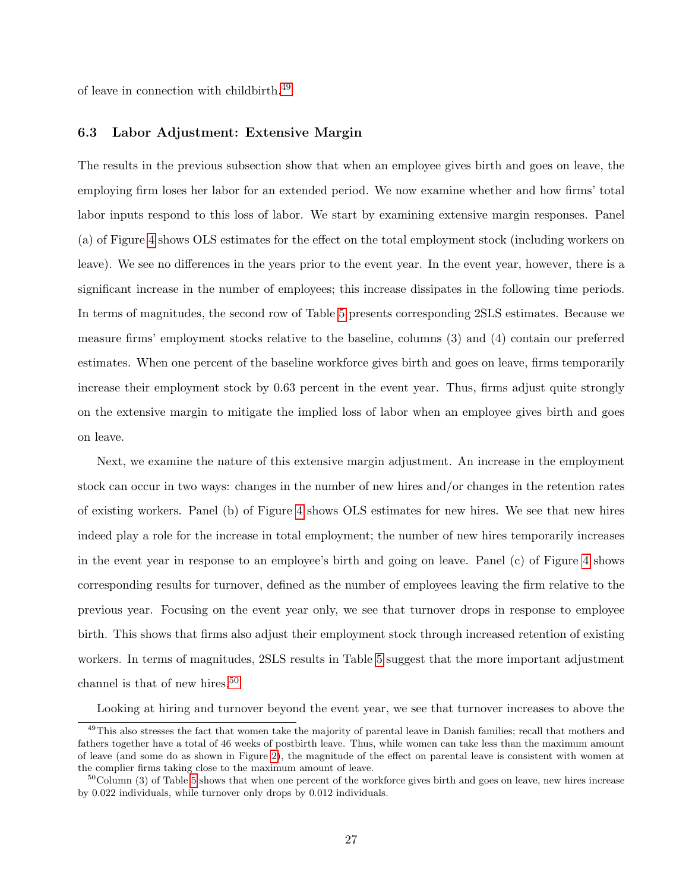of leave in connection with childbirth.[49]

### 6.3 Labor Adjustment: Extensive Margin

The results in the previous subsection show that when an employee gives birth and goes on leave, the employing firm loses her labor for an extended period. We now examine whether and how firms' total labor inputs respond to this loss of labor. We start by examining extensive margin responses. Panel (a) of Figure 4 shows OLS estimates for the effect on the total employment stock (including workers on leave). We see no differences in the years prior to the event year. In the event year, however, there is a significant increase in the number of employees; this increase dissipates in the following time periods. In terms of magnitudes, the second row of Table 5 presents corresponding 2SLS estimates. Because we measure firms' employment stocks relative to the baseline, columns (3) and (4) contain our preferred estimates. When one percent of the baseline workforce gives birth and goes on leave, firms temporarily increase their employment stock by 0.63 percent in the event year. Thus, firms adjust quite strongly on the extensive margin to mitigate the implied loss of labor when an employee gives birth and goes on leave.

Next, we examine the nature of this extensive margin adjustment. An increase in the employment stock can occur in two ways: changes in the number of new hires and/or changes in the retention rates of existing workers. Panel (b) of Figure 4 shows OLS estimates for new hires. We see that new hires indeed play a role for the increase in total employment; the number of new hires temporarily increases in the event year in response to an employee's birth and going on leave. Panel (c) of Figure 4 shows corresponding results for turnover, defined as the number of employees leaving the firm relative to the previous year. Focusing on the event year only, we see that turnover drops in response to employee birth. This shows that firms also adjust their employment stock through increased retention of existing workers. In terms of magnitudes, 2SLS results in Table 5 suggest that the more important adjustment channel is that of new hires.[50]

Looking at hiring and turnover beyond the event year, we see that turnover increases to above the

[49] This also stresses the fact that women take the majority of parental leave in Danish families; recall that mothers and fathers together have a total of 46 weeks of postbirth leave. Thus, while women can take less than the maximum amount of leave (and some do as shown in Figure 2), the magnitude of the effect on parental leave is consistent with women at the complier firms taking close to the maximum amount of leave.

[50] Column (3) of Table 5 shows that when one percent of the workforce gives birth and goes on leave, new hires increase by 0.022 individuals, while turnover only drops by 0.012 individuals.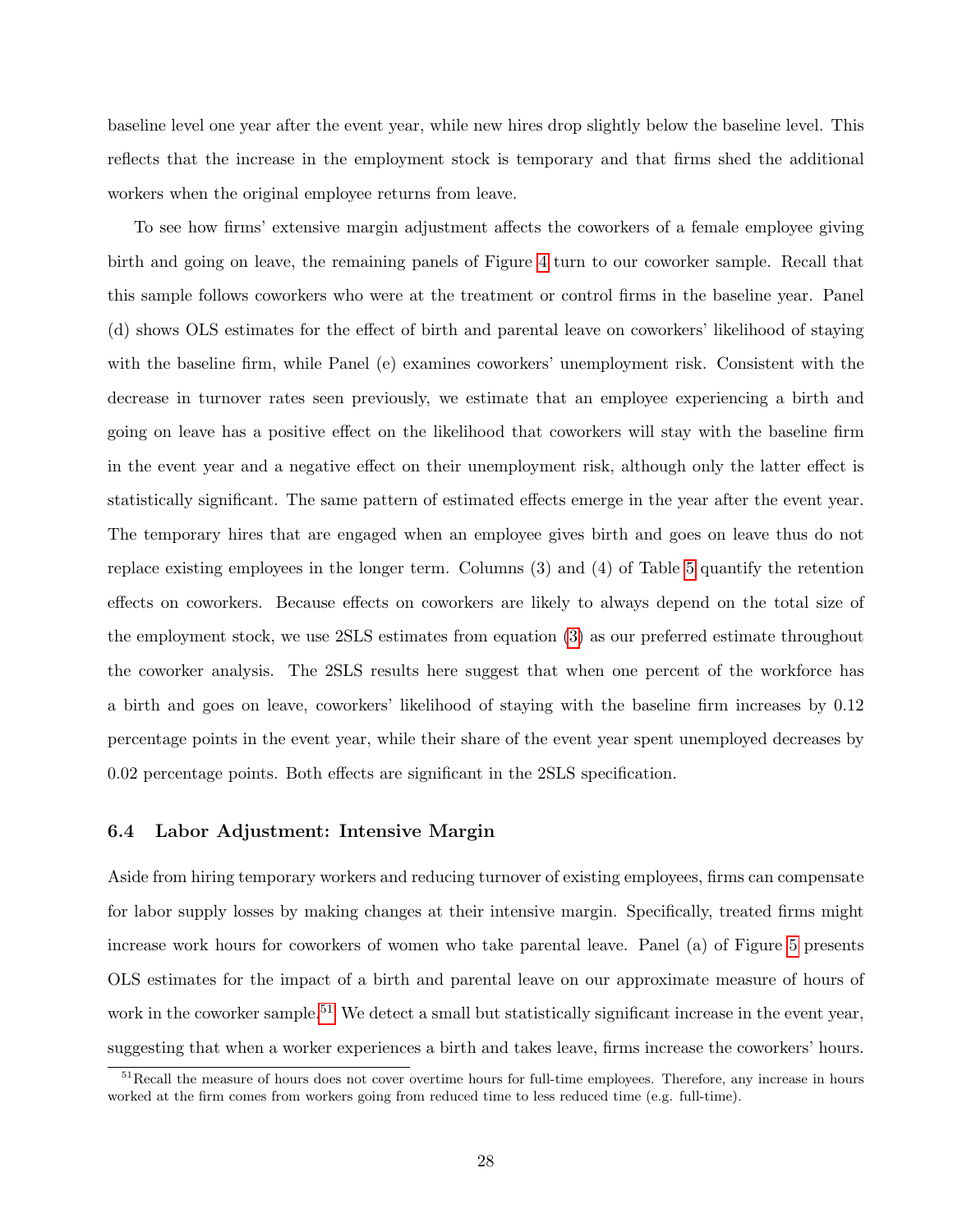baseline level one year after the event year, while new hires drop slightly below the baseline level. This reflects that the increase in the employment stock is temporary and that firms shed the additional workers when the original employee returns from leave.

To see how firms' extensive margin adjustment affects the coworkers of a female employee giving birth and going on leave, the remaining panels of Figure 4 turn to our coworker sample. Recall that this sample follows coworkers who were at the treatment or control firms in the baseline year. Panel (d) shows OLS estimates for the effect of birth and parental leave on coworkers' likelihood of staying with the baseline firm, while Panel (e) examines coworkers' unemployment risk. Consistent with the decrease in turnover rates seen previously, we estimate that an employee experiencing a birth and going on leave has a positive effect on the likelihood that coworkers will stay with the baseline firm in the event year and a negative effect on their unemployment risk, although only the latter effect is statistically significant. The same pattern of estimated effects emerge in the year after the event year. The temporary hires that are engaged when an employee gives birth and goes on leave thus do not replace existing employees in the longer term. Columns (3) and (4) of Table 5 quantify the retention effects on coworkers. Because effects on coworkers are likely to always depend on the total size of the employment stock, we use 2SLS estimates from equation (3) as our preferred estimate throughout the coworker analysis. The 2SLS results here suggest that when one percent of the workforce has a birth and goes on leave, coworkers' likelihood of staying with the baseline firm increases by 0.12 percentage points in the event year, while their share of the event year spent unemployed decreases by 0.02 percentage points. Both effects are significant in the 2SLS specification.

### 6.4 Labor Adjustment: Intensive Margin

Aside from hiring temporary workers and reducing turnover of existing employees, firms can compensate for labor supply losses by making changes at their intensive margin. Specifically, treated firms might increase work hours for coworkers of women who take parental leave. Panel (a) of Figure 5 presents OLS estimates for the impact of a birth and parental leave on our approximate measure of hours of work in the coworker sample.[51] We detect a small but statistically significant increase in the event year, suggesting that when a worker experiences a birth and takes leave, firms increase the coworkers' hours.

[51] Recall the measure of hours does not cover overtime hours for full-time employees. Therefore, any increase in hours worked at the firm comes from workers going from reduced time to less reduced time (e.g. full-time).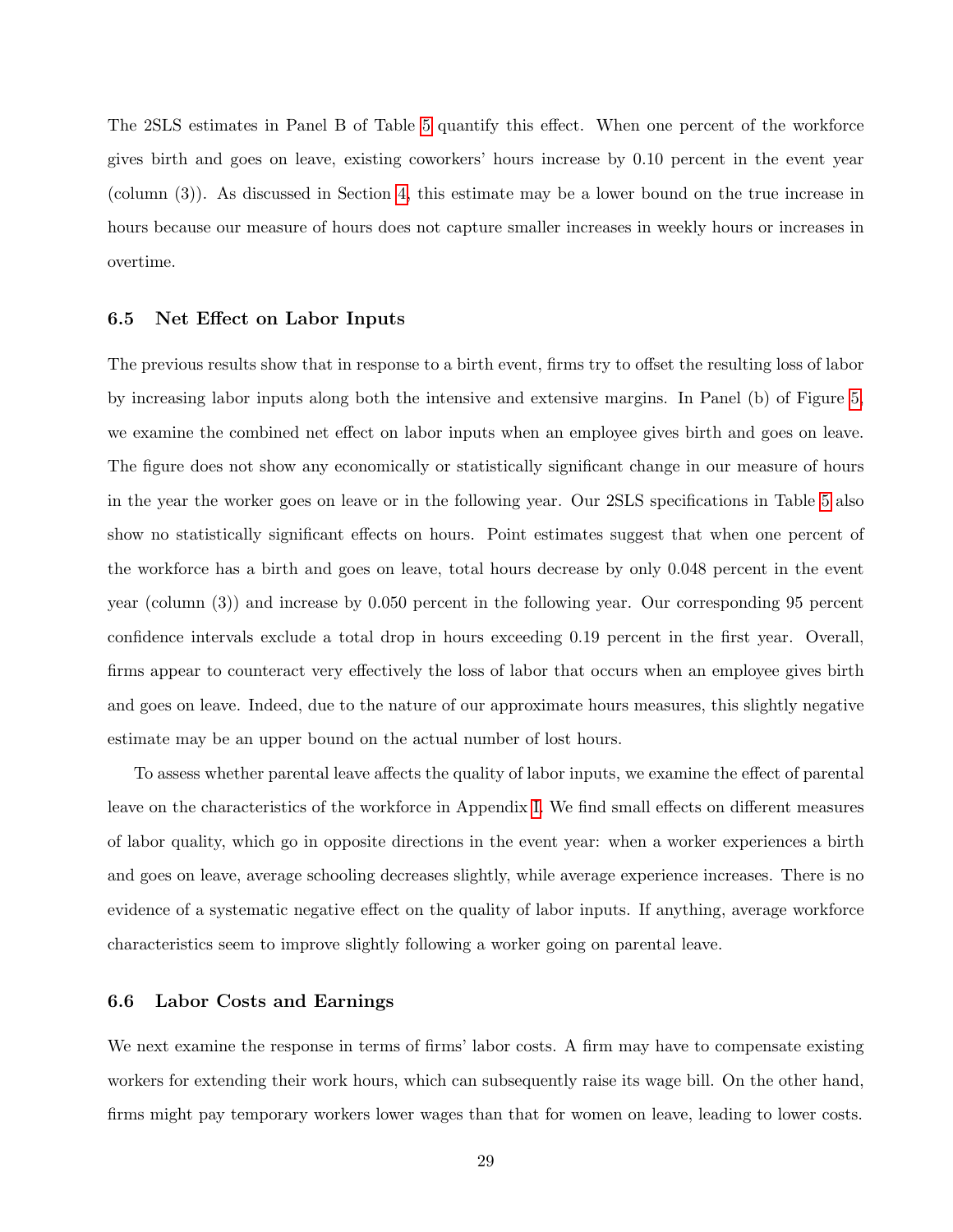The 2SLS estimates in Panel B of Table 5 quantify this effect. When one percent of the workforce gives birth and goes on leave, existing coworkers' hours increase by 0.10 percent in the event year (column (3)). As discussed in Section 4, this estimate may be a lower bound on the true increase in hours because our measure of hours does not capture smaller increases in weekly hours or increases in overtime.

### 6.5 Net Effect on Labor Inputs

The previous results show that in response to a birth event, firms try to offset the resulting loss of labor by increasing labor inputs along both the intensive and extensive margins. In Panel (b) of Figure 5, we examine the combined net effect on labor inputs when an employee gives birth and goes on leave. The figure does not show any economically or statistically significant change in our measure of hours in the year the worker goes on leave or in the following year. Our 2SLS specifications in Table 5 also show no statistically significant effects on hours. Point estimates suggest that when one percent of the workforce has a birth and goes on leave, total hours decrease by only 0.048 percent in the event year (column (3)) and increase by 0.050 percent in the following year. Our corresponding 95 percent confidence intervals exclude a total drop in hours exceeding 0.19 percent in the first year. Overall, firms appear to counteract very effectively the loss of labor that occurs when an employee gives birth and goes on leave. Indeed, due to the nature of our approximate hours measures, this slightly negative estimate may be an upper bound on the actual number of lost hours.

To assess whether parental leave affects the quality of labor inputs, we examine the effect of parental leave on the characteristics of the workforce in Appendix I. We find small effects on different measures of labor quality, which go in opposite directions in the event year: when a worker experiences a birth and goes on leave, average schooling decreases slightly, while average experience increases. There is no evidence of a systematic negative effect on the quality of labor inputs. If anything, average workforce characteristics seem to improve slightly following a worker going on parental leave.

### 6.6 Labor Costs and Earnings

We next examine the response in terms of firms' labor costs. A firm may have to compensate existing workers for extending their work hours, which can subsequently raise its wage bill. On the other hand, firms might pay temporary workers lower wages than that for women on leave, leading to lower costs.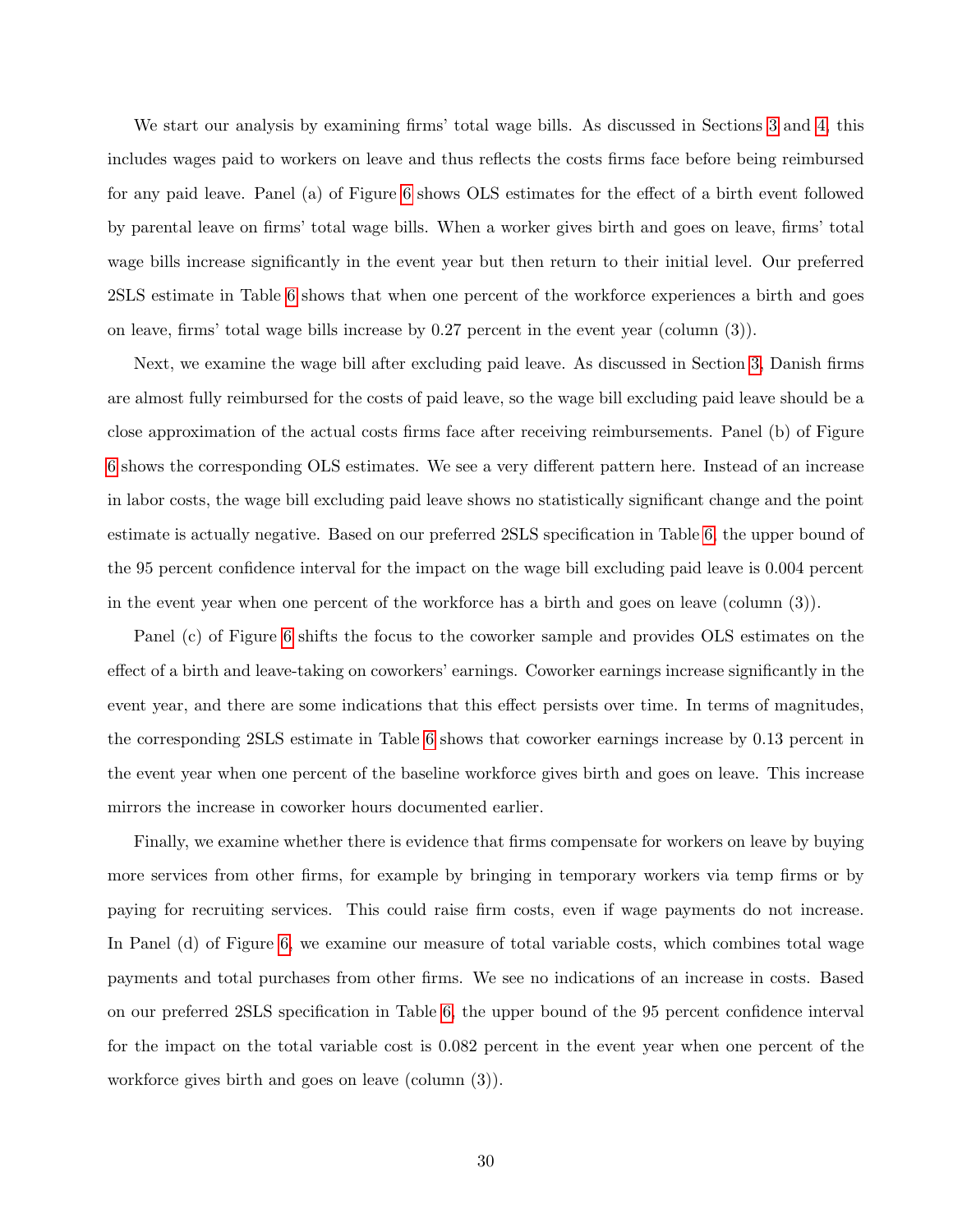We start our analysis by examining firms' total wage bills. As discussed in Sections 3 and 4, this includes wages paid to workers on leave and thus reflects the costs firms face before being reimbursed for any paid leave. Panel (a) of Figure 6 shows OLS estimates for the effect of a birth event followed by parental leave on firms' total wage bills. When a worker gives birth and goes on leave, firms' total wage bills increase significantly in the event year but then return to their initial level. Our preferred 2SLS estimate in Table 6 shows that when one percent of the workforce experiences a birth and goes on leave, firms' total wage bills increase by 0.27 percent in the event year (column (3)).

Next, we examine the wage bill after excluding paid leave. As discussed in Section 3, Danish firms are almost fully reimbursed for the costs of paid leave, so the wage bill excluding paid leave should be a close approximation of the actual costs firms face after receiving reimbursements. Panel (b) of Figure 6 shows the corresponding OLS estimates. We see a very different pattern here. Instead of an increase in labor costs, the wage bill excluding paid leave shows no statistically significant change and the point estimate is actually negative. Based on our preferred 2SLS specification in Table 6, the upper bound of the 95 percent confidence interval for the impact on the wage bill excluding paid leave is 0.004 percent in the event year when one percent of the workforce has a birth and goes on leave (column (3)).

Panel (c) of Figure 6 shifts the focus to the coworker sample and provides OLS estimates on the effect of a birth and leave-taking on coworkers' earnings. Coworker earnings increase significantly in the event year, and there are some indications that this effect persists over time. In terms of magnitudes, the corresponding 2SLS estimate in Table 6 shows that coworker earnings increase by 0.13 percent in the event year when one percent of the baseline workforce gives birth and goes on leave. This increase mirrors the increase in coworker hours documented earlier.

Finally, we examine whether there is evidence that firms compensate for workers on leave by buying more services from other firms, for example by bringing in temporary workers via temp firms or by paying for recruiting services. This could raise firm costs, even if wage payments do not increase. In Panel (d) of Figure 6, we examine our measure of total variable costs, which combines total wage payments and total purchases from other firms. We see no indications of an increase in costs. Based on our preferred 2SLS specification in Table 6, the upper bound of the 95 percent confidence interval for the impact on the total variable cost is 0.082 percent in the event year when one percent of the workforce gives birth and goes on leave (column (3)).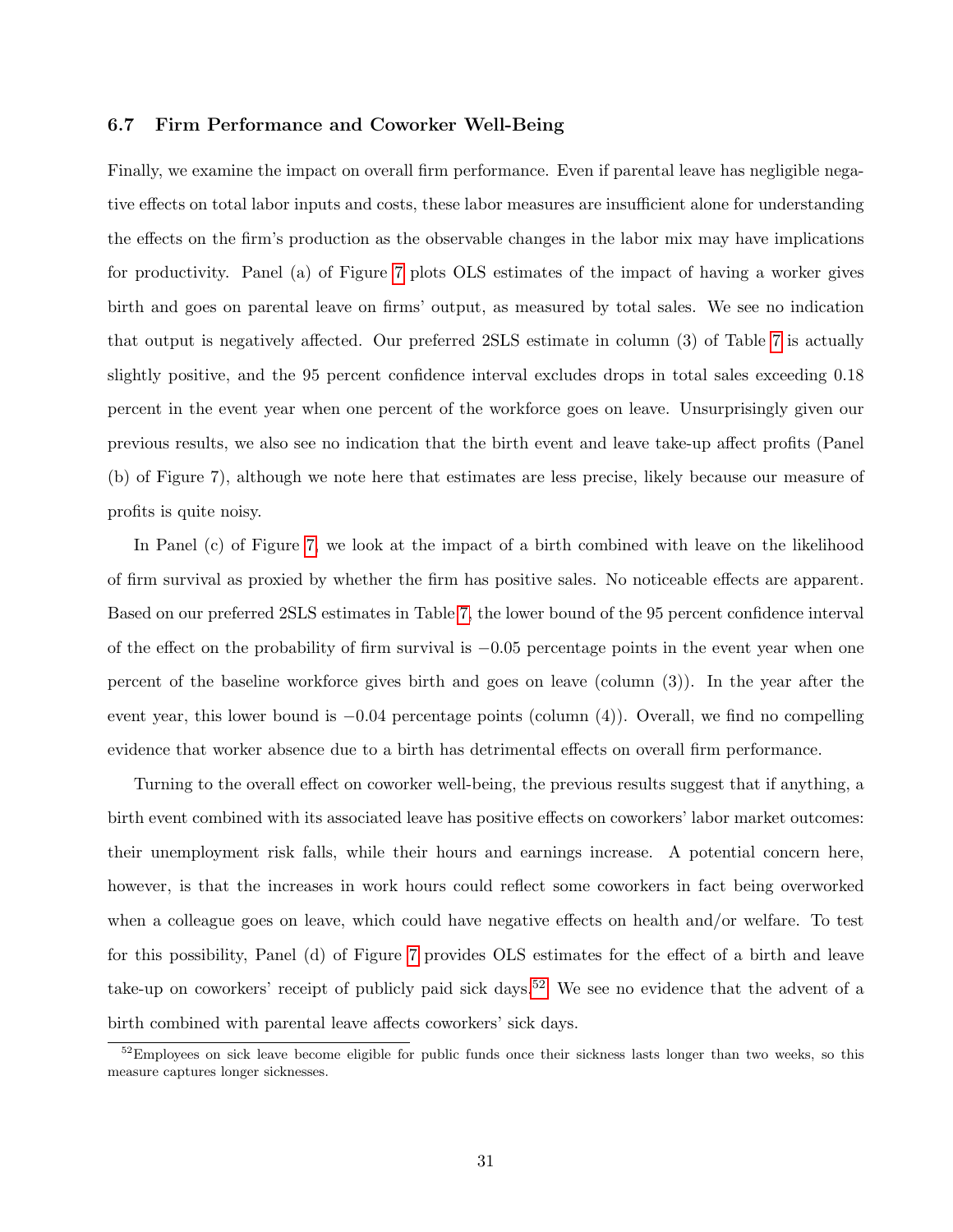### 6.7 Firm Performance and Coworker Well-Being

Finally, we examine the impact on overall firm performance. Even if parental leave has negligible negative effects on total labor inputs and costs, these labor measures are insufficient alone for understanding the effects on the firm's production as the observable changes in the labor mix may have implications for productivity. Panel (a) of Figure 7 plots OLS estimates of the impact of having a worker gives birth and goes on parental leave on firms' output, as measured by total sales. We see no indication that output is negatively affected. Our preferred 2SLS estimate in column (3) of Table 7 is actually slightly positive, and the 95 percent confidence interval excludes drops in total sales exceeding 0.18 percent in the event year when one percent of the workforce goes on leave. Unsurprisingly given our previous results, we also see no indication that the birth event and leave take-up affect profits (Panel (b) of Figure 7), although we note here that estimates are less precise, likely because our measure of profits is quite noisy.

In Panel (c) of Figure 7, we look at the impact of a birth combined with leave on the likelihood of firm survival as proxied by whether the firm has positive sales. No noticeable effects are apparent. Based on our preferred 2SLS estimates in Table 7, the lower bound of the 95 percent confidence interval of the effect on the probability of firm survival is $-0.05$ percentage points in the event year when one percent of the baseline workforce gives birth and goes on leave (column (3)). In the year after the event year, this lower bound is $-0.04$ percentage points (column (4)). Overall, we find no compelling evidence that worker absence due to a birth has detrimental effects on overall firm performance.

Turning to the overall effect on coworker well-being, the previous results suggest that if anything, a birth event combined with its associated leave has positive effects on coworkers' labor market outcomes: their unemployment risk falls, while their hours and earnings increase. A potential concern here, however, is that the increases in work hours could reflect some coworkers in fact being overworked when a colleague goes on leave, which could have negative effects on health and/or welfare. To test for this possibility, Panel (d) of Figure 7 provides OLS estimates for the effect of a birth and leave take-up on coworkers' receipt of publicly paid sick days.[52] We see no evidence that the advent of a birth combined with parental leave affects coworkers' sick days.

[52] Employees on sick leave become eligible for public funds once their sickness lasts longer than two weeks, so this measure captures longer sicknesses.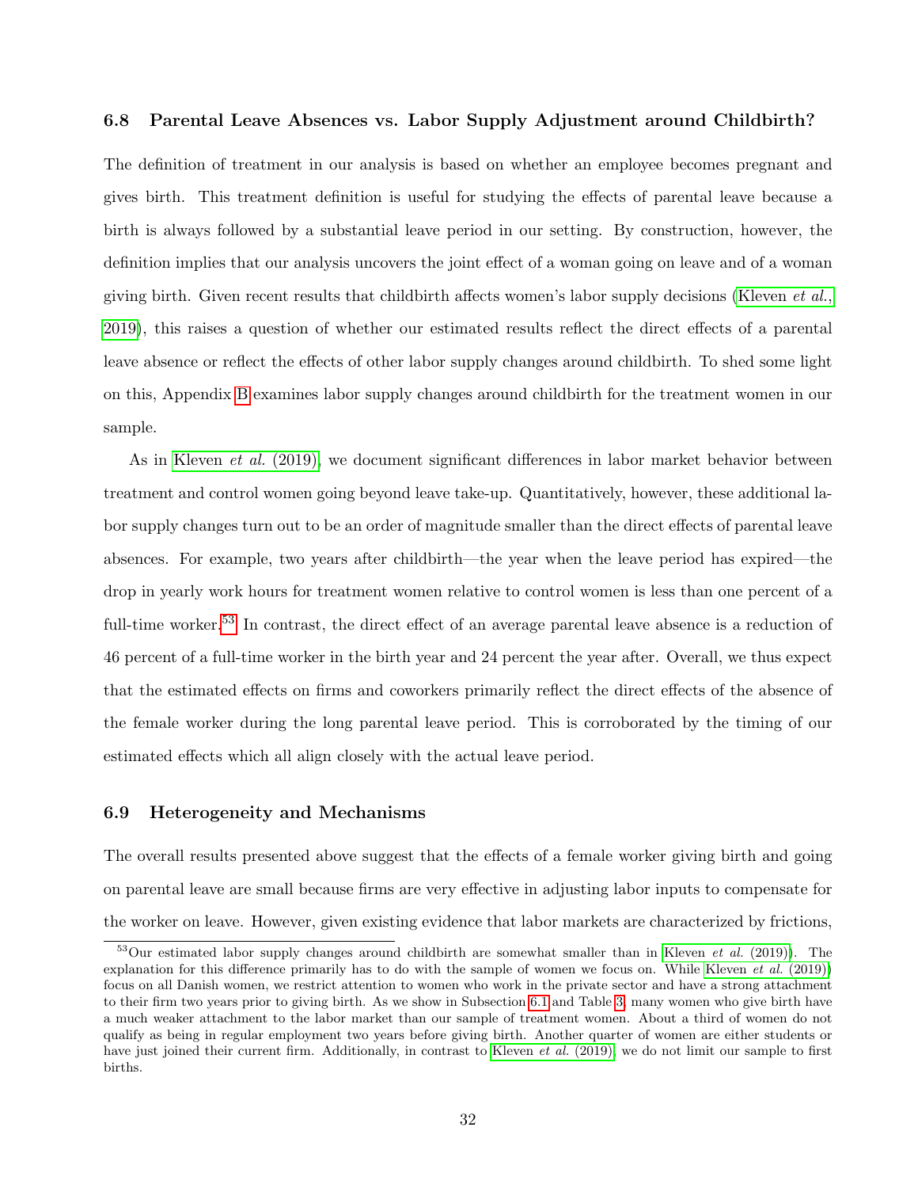### 6.8 Parental Leave Absences vs. Labor Supply Adjustment around Childbirth?

The definition of treatment in our analysis is based on whether an employee becomes pregnant and gives birth. This treatment definition is useful for studying the effects of parental leave because a birth is always followed by a substantial leave period in our setting. By construction, however, the definition implies that our analysis uncovers the joint effect of a woman going on leave and of a woman giving birth. Given recent results that childbirth affects women's labor supply decisions (Kleven *et al.*, 2019), this raises a question of whether our estimated results reflect the direct effects of a parental leave absence or reflect the effects of other labor supply changes around childbirth. To shed some light on this, Appendix B examines labor supply changes around childbirth for the treatment women in our sample.

As in Kleven *et al.* (2019), we document significant differences in labor market behavior between treatment and control women going beyond leave take-up. Quantitatively, however, these additional labor supply changes turn out to be an order of magnitude smaller than the direct effects of parental leave absences. For example, two years after childbirth—the year when the leave period has expired—the drop in yearly work hours for treatment women relative to control women is less than one percent of a full-time worker.[53] In contrast, the direct effect of an average parental leave absence is a reduction of 46 percent of a full-time worker in the birth year and 24 percent the year after. Overall, we thus expect that the estimated effects on firms and coworkers primarily reflect the direct effects of the absence of the female worker during the long parental leave period. This is corroborated by the timing of our estimated effects which all align closely with the actual leave period.

### 6.9 Heterogeneity and Mechanisms

The overall results presented above suggest that the effects of a female worker giving birth and going on parental leave are small because firms are very effective in adjusting labor inputs to compensate for the worker on leave. However, given existing evidence that labor markets are characterized by frictions,

[53] Our estimated labor supply changes around childbirth are somewhat smaller than in Kleven *et al.* (2019)). The explanation for this difference primarily has to do with the sample of women we focus on. While Kleven *et al.* (2019)) focus on all Danish women, we restrict attention to women who work in the private sector and have a strong attachment to their firm two years prior to giving birth. As we show in Subsection 6.1 and Table 3, many women who give birth have a much weaker attachment to the labor market than our sample of treatment women. About a third of women do not qualify as being in regular employment two years before giving birth. Another quarter of women are either students or have just joined their current firm. Additionally, in contrast to Kleven *et al.* (2019), we do not limit our sample to first births.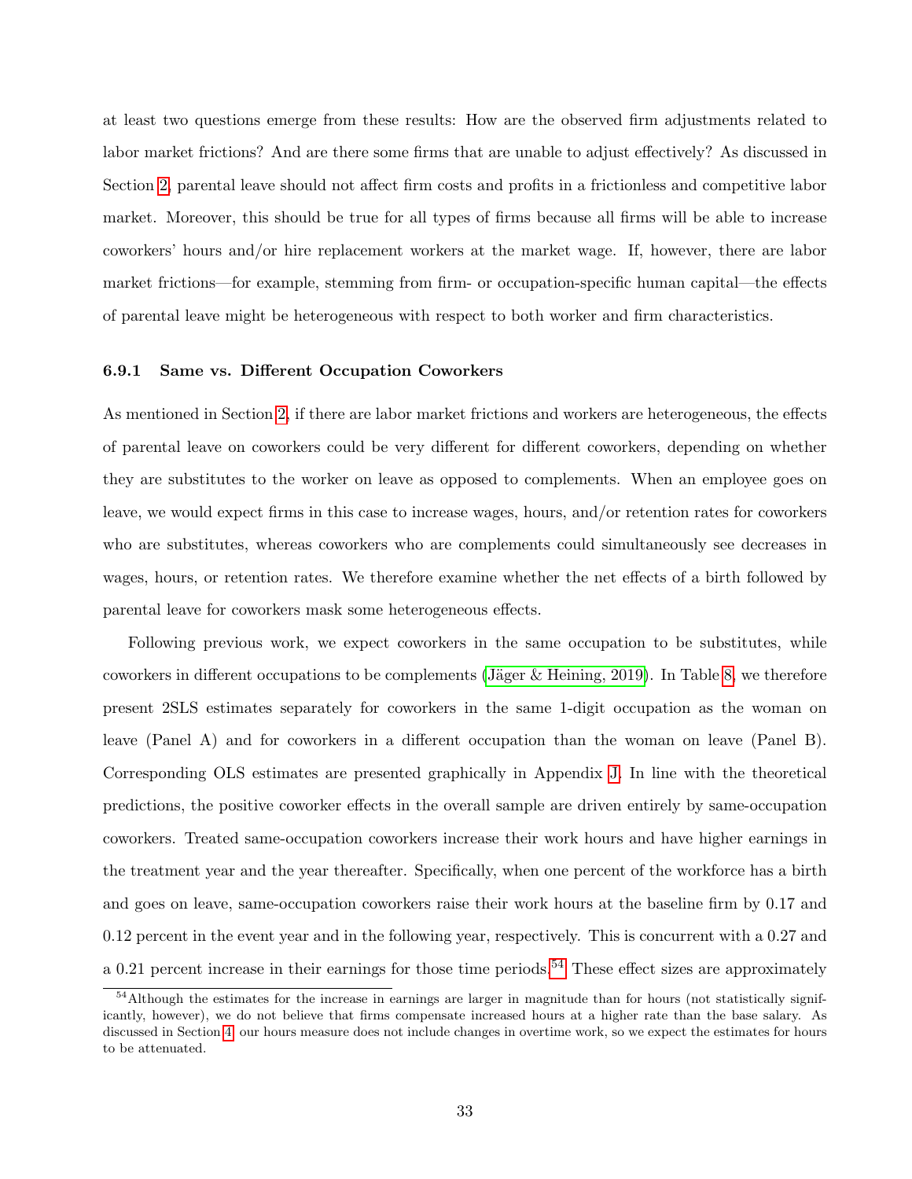at least two questions emerge from these results: How are the observed firm adjustments related to labor market frictions? And are there some firms that are unable to adjust effectively? As discussed in Section 2, parental leave should not affect firm costs and profits in a frictionless and competitive labor market. Moreover, this should be true for all types of firms because all firms will be able to increase coworkers' hours and/or hire replacement workers at the market wage. If, however, there are labor market frictions—for example, stemming from firm- or occupation-specific human capital—the effects of parental leave might be heterogeneous with respect to both worker and firm characteristics.

### 6.9.1 Same vs. Different Occupation Coworkers

As mentioned in Section 2, if there are labor market frictions and workers are heterogeneous, the effects of parental leave on coworkers could be very different for different coworkers, depending on whether they are substitutes to the worker on leave as opposed to complements. When an employee goes on leave, we would expect firms in this case to increase wages, hours, and/or retention rates for coworkers who are substitutes, whereas coworkers who are complements could simultaneously see decreases in wages, hours, or retention rates. We therefore examine whether the net effects of a birth followed by parental leave for coworkers mask some heterogeneous effects.

Following previous work, we expect coworkers in the same occupation to be substitutes, while coworkers in different occupations to be complements (Jäger & Heining, 2019). In Table 8, we therefore present 2SLS estimates separately for coworkers in the same 1-digit occupation as the woman on leave (Panel A) and for coworkers in a different occupation than the woman on leave (Panel B). Corresponding OLS estimates are presented graphically in Appendix J. In line with the theoretical predictions, the positive coworker effects in the overall sample are driven entirely by same-occupation coworkers. Treated same-occupation coworkers increase their work hours and have higher earnings in the treatment year and the year thereafter. Specifically, when one percent of the workforce has a birth and goes on leave, same-occupation coworkers raise their work hours at the baseline firm by 0.17 and 0.12 percent in the event year and in the following year, respectively. This is concurrent with a 0.27 and a 0.21 percent increase in their earnings for those time periods.[54] These effect sizes are approximately

[54] Although the estimates for the increase in earnings are larger in magnitude than for hours (not statistically significantly, however), we do not believe that firms compensate increased hours at a higher rate than the base salary. As discussed in Section 4, our hours measure does not include changes in overtime work, so we expect the estimates for hours to be attenuated.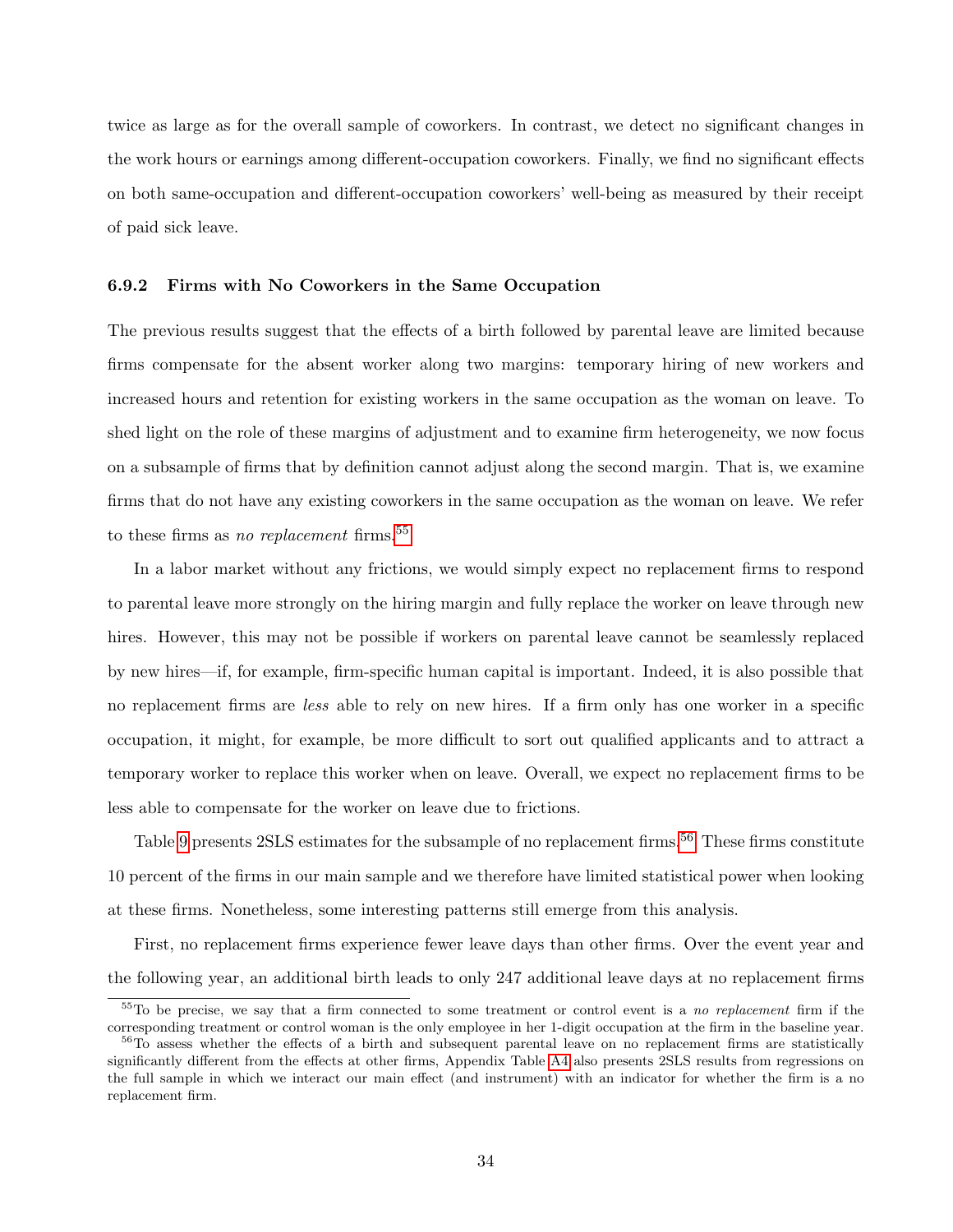twice as large as for the overall sample of coworkers. In contrast, we detect no significant changes in the work hours or earnings among different-occupation coworkers. Finally, we find no significant effects on both same-occupation and different-occupation coworkers' well-being as measured by their receipt of paid sick leave.

### 6.9.2 Firms with No Coworkers in the Same Occupation

The previous results suggest that the effects of a birth followed by parental leave are limited because firms compensate for the absent worker along two margins: temporary hiring of new workers and increased hours and retention for existing workers in the same occupation as the woman on leave. To shed light on the role of these margins of adjustment and to examine firm heterogeneity, we now focus on a subsample of firms that by definition cannot adjust along the second margin. That is, we examine firms that do not have any existing coworkers in the same occupation as the woman on leave. We refer to these firms as *no replacement* firms.[55]

In a labor market without any frictions, we would simply expect no replacement firms to respond to parental leave more strongly on the hiring margin and fully replace the worker on leave through new hires. However, this may not be possible if workers on parental leave cannot be seamlessly replaced by new hires—if, for example, firm-specific human capital is important. Indeed, it is also possible that no replacement firms are *less* able to rely on new hires. If a firm only has one worker in a specific occupation, it might, for example, be more difficult to sort out qualified applicants and to attract a temporary worker to replace this worker when on leave. Overall, we expect no replacement firms to be less able to compensate for the worker on leave due to frictions.

Table 9 presents 2SLS estimates for the subsample of no replacement firms.[56] These firms constitute 10 percent of the firms in our main sample and we therefore have limited statistical power when looking at these firms. Nonetheless, some interesting patterns still emerge from this analysis.

First, no replacement firms experience fewer leave days than other firms. Over the event year and the following year, an additional birth leads to only 247 additional leave days at no replacement firms

[55] To be precise, we say that a firm connected to some treatment or control event is a *no replacement* firm if the corresponding treatment or control woman is the only employee in her 1-digit occupation at the firm in the baseline year.

[56] To assess whether the effects of a birth and subsequent parental leave on no replacement firms are statistically significantly different from the effects at other firms, Appendix Table A4 also presents 2SLS results from regressions on the full sample in which we interact our main effect (and instrument) with an indicator for whether the firm is a no replacement firm.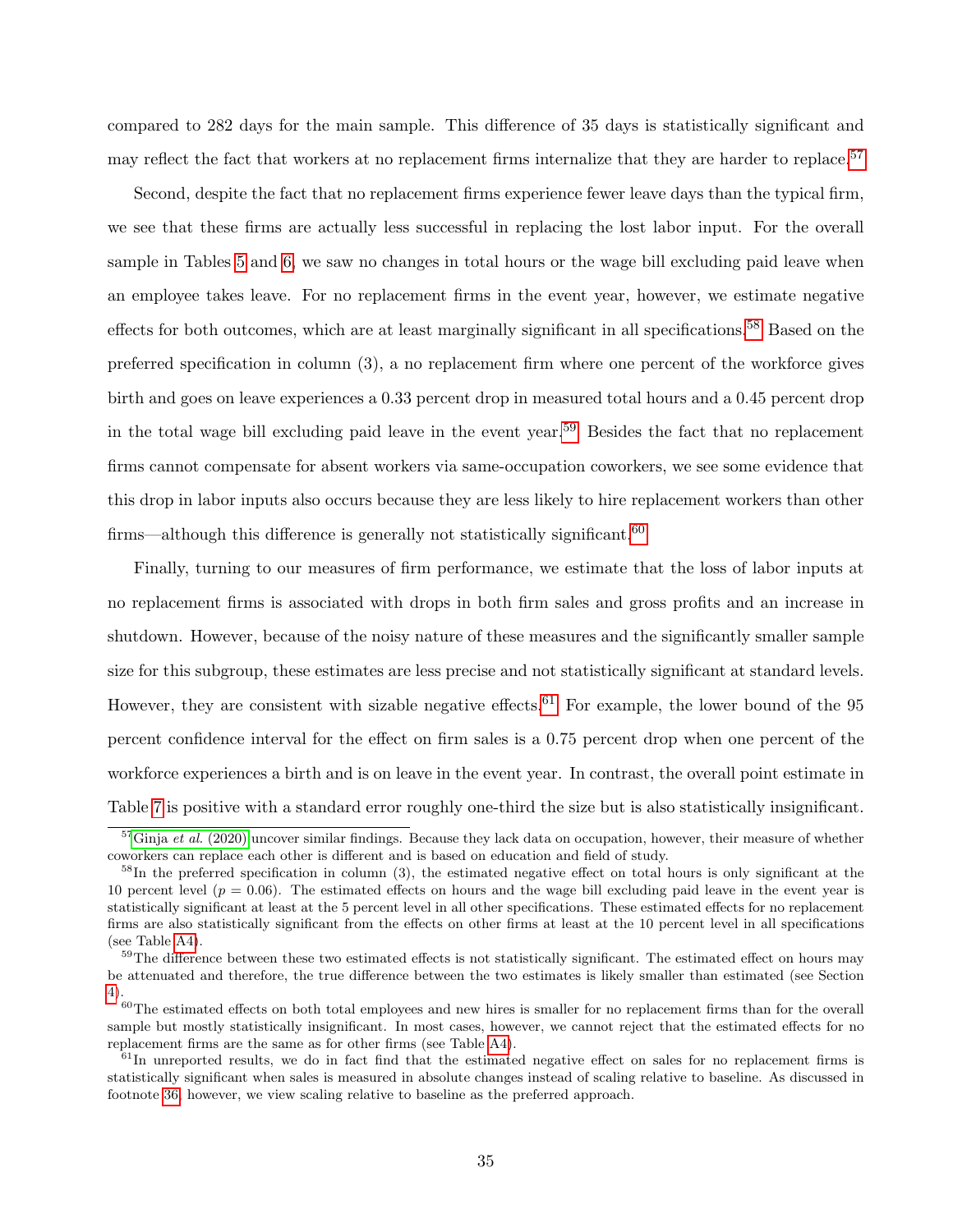compared to 282 days for the main sample. This difference of 35 days is statistically significant and may reflect the fact that workers at no replacement firms internalize that they are harder to replace.[57]

Second, despite the fact that no replacement firms experience fewer leave days than the typical firm, we see that these firms are actually less successful in replacing the lost labor input. For the overall sample in Tables 5 and 6, we saw no changes in total hours or the wage bill excluding paid leave when an employee takes leave. For no replacement firms in the event year, however, we estimate negative effects for both outcomes, which are at least marginally significant in all specifications.[58] Based on the preferred specification in column (3), a no replacement firm where one percent of the workforce gives birth and goes on leave experiences a 0.33 percent drop in measured total hours and a 0.45 percent drop in the total wage bill excluding paid leave in the event year.[59] Besides the fact that no replacement firms cannot compensate for absent workers via same-occupation coworkers, we see some evidence that this drop in labor inputs also occurs because they are less likely to hire replacement workers than other firms—although this difference is generally not statistically significant.[60]

Finally, turning to our measures of firm performance, we estimate that the loss of labor inputs at no replacement firms is associated with drops in both firm sales and gross profits and an increase in shutdown. However, because of the noisy nature of these measures and the significantly smaller sample size for this subgroup, these estimates are less precise and not statistically significant at standard levels. However, they are consistent with sizable negative effects.[61] For example, the lower bound of the 95 percent confidence interval for the effect on firm sales is a 0.75 percent drop when one percent of the workforce experiences a birth and is on leave in the event year. In contrast, the overall point estimate in Table 7 is positive with a standard error roughly one-third the size but is also statistically insignificant.

[57] Ginja *et al.* (2020) uncover similar findings. Because they lack data on occupation, however, their measure of whether coworkers can replace each other is different and is based on education and field of study.

[58] In the preferred specification in column (3), the estimated negative effect on total hours is only significant at the 10 percent level ($p = 0.06$). The estimated effects on hours and the wage bill excluding paid leave in the event year is statistically significant at least at the 5 percent level in all other specifications. These estimated effects for no replacement firms are also statistically significant from the effects on other firms at least at the 10 percent level in all specifications (see Table A4).

[59] The difference between these two estimated effects is not statistically significant. The estimated effect on hours may be attenuated and therefore, the true difference between the two estimates is likely smaller than estimated (see Section 4).

[60] The estimated effects on both total employees and new hires is smaller for no replacement firms than for the overall sample but mostly statistically insignificant. In most cases, however, we cannot reject that the estimated effects for no replacement firms are the same as for other firms (see Table A4).

[61] In unreported results, we do in fact find that the estimated negative effect on sales for no replacement firms is statistically significant when sales is measured in absolute changes instead of scaling relative to baseline. As discussed in footnote 36, however, we view scaling relative to baseline as the preferred approach.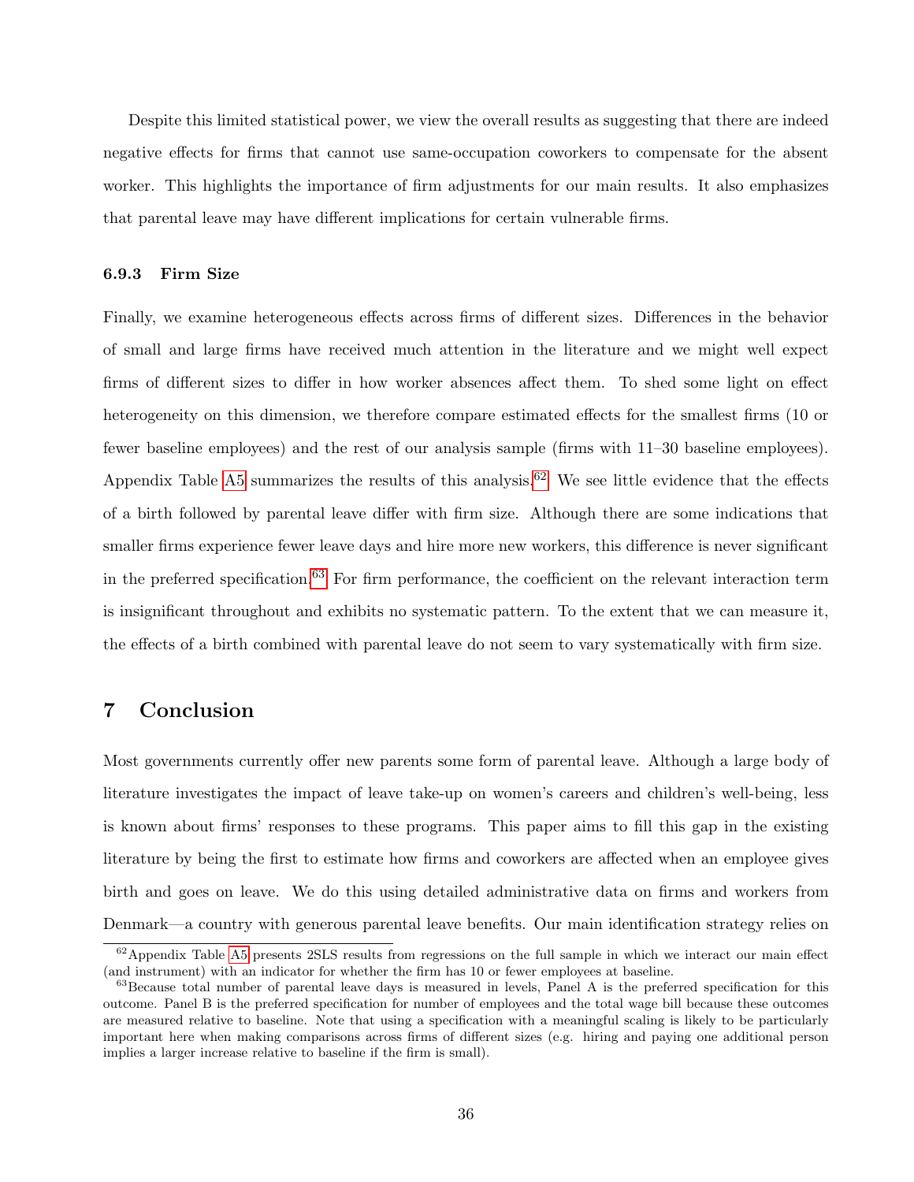Despite this limited statistical power, we view the overall results as suggesting that there are indeed negative effects for firms that cannot use same-occupation coworkers to compensate for the absent worker. This highlights the importance of firm adjustments for our main results. It also emphasizes that parental leave may have different implications for certain vulnerable firms.

#### 6.9.3 Firm Size

Finally, we examine heterogeneous effects across firms of different sizes. Differences in the behavior of small and large firms have received much attention in the literature and we might well expect firms of different sizes to differ in how worker absences affect them. To shed some light on effect heterogeneity on this dimension, we therefore compare estimated effects for the smallest firms (10 or fewer baseline employees) and the rest of our analysis sample (firms with 11–30 baseline employees). Appendix Table A5 summarizes the results of this analysis.[62] We see little evidence that the effects of a birth followed by parental leave differ with firm size. Although there are some indications that smaller firms experience fewer leave days and hire more new workers, this difference is never significant in the preferred specification.[63] For firm performance, the coefficient on the relevant interaction term is insignificant throughout and exhibits no systematic pattern. To the extent that we can measure it, the effects of a birth combined with parental leave do not seem to vary systematically with firm size.

## 7 Conclusion

Most governments currently offer new parents some form of parental leave. Although a large body of literature investigates the impact of leave take-up on women's careers and children's well-being, less is known about firms' responses to these programs. This paper aims to fill this gap in the existing literature by being the first to estimate how firms and coworkers are affected when an employee gives birth and goes on leave. We do this using detailed administrative data on firms and workers from Denmark—a country with generous parental leave benefits. Our main identification strategy relies on

[62] Appendix Table A5 presents 2SLS results from regressions on the full sample in which we interact our main effect (and instrument) with an indicator for whether the firm has 10 or fewer employees at baseline.

[63] Because total number of parental leave days is measured in levels, Panel A is the preferred specification for this outcome. Panel B is the preferred specification for number of employees and the total wage bill because these outcomes are measured relative to baseline. Note that using a specification with a meaningful scaling is likely to be particularly important here when making comparisons across firms of different sizes (e.g. hiring and paying one additional person implies a larger increase relative to baseline if the firm is small).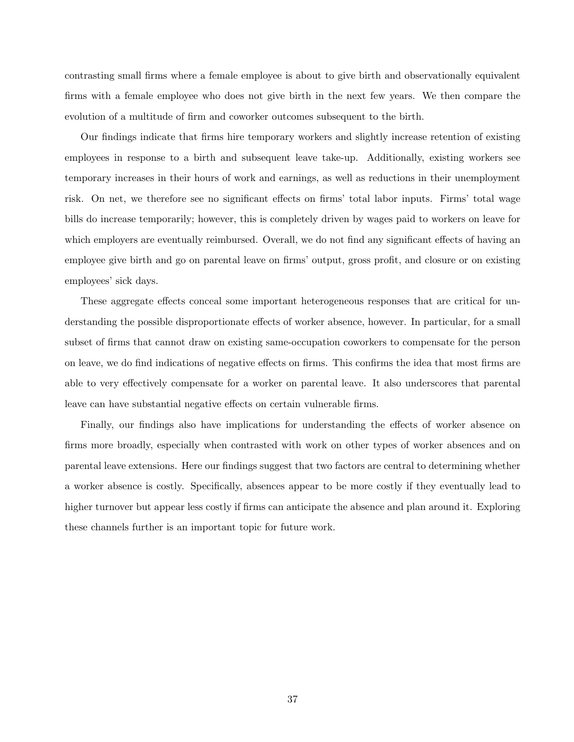contrasting small firms where a female employee is about to give birth and observationally equivalent firms with a female employee who does not give birth in the next few years. We then compare the evolution of a multitude of firm and coworker outcomes subsequent to the birth.

Our findings indicate that firms hire temporary workers and slightly increase retention of existing employees in response to a birth and subsequent leave take-up. Additionally, existing workers see temporary increases in their hours of work and earnings, as well as reductions in their unemployment risk. On net, we therefore see no significant effects on firms' total labor inputs. Firms' total wage bills do increase temporarily; however, this is completely driven by wages paid to workers on leave for which employers are eventually reimbursed. Overall, we do not find any significant effects of having an employee give birth and go on parental leave on firms' output, gross profit, and closure or on existing employees' sick days.

These aggregate effects conceal some important heterogeneous responses that are critical for understanding the possible disproportionate effects of worker absence, however. In particular, for a small subset of firms that cannot draw on existing same-occupation coworkers to compensate for the person on leave, we do find indications of negative effects on firms. This confirms the idea that most firms are able to very effectively compensate for a worker on parental leave. It also underscores that parental leave can have substantial negative effects on certain vulnerable firms.

Finally, our findings also have implications for understanding the effects of worker absence on firms more broadly, especially when contrasted with work on other types of worker absences and on parental leave extensions. Here our findings suggest that two factors are central to determining whether a worker absence is costly. Specifically, absences appear to be more costly if they eventually lead to higher turnover but appear less costly if firms can anticipate the absence and plan around it. Exploring these channels further is an important topic for future work.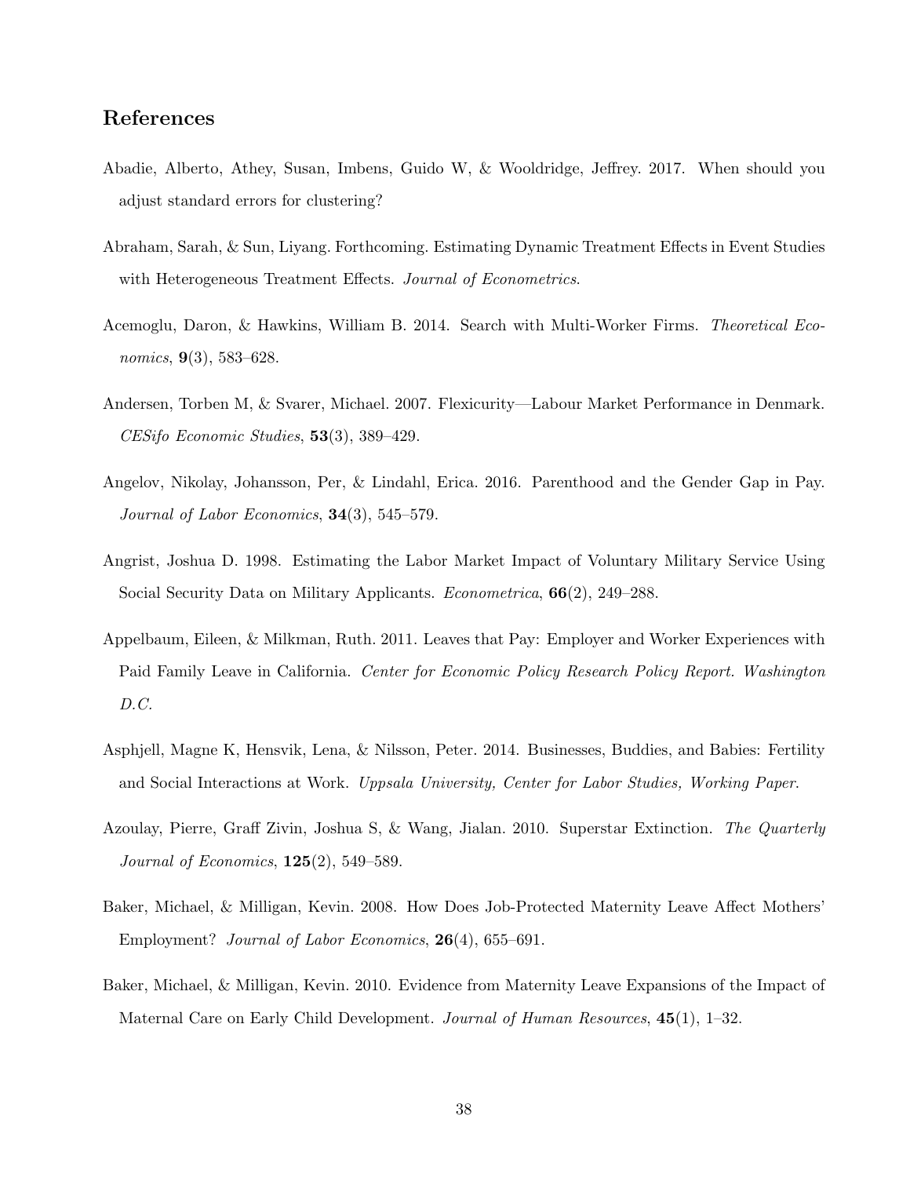## References

Abadie, Alberto, Athey, Susan, Imbens, Guido W, & Wooldridge, Jeffrey. 2017. When should you adjust standard errors for clustering?

Abraham, Sarah, & Sun, Liyang. Forthcoming. Estimating Dynamic Treatment Effects in Event Studies with Heterogeneous Treatment Effects. *Journal of Econometrics*.

Acemoglu, Daron, & Hawkins, William B. 2014. Search with Multi-Worker Firms. *Theoretical Economics*, **9**(3), 583–628.

Andersen, Torben M, & Svarer, Michael. 2007. Flexicurity—Labour Market Performance in Denmark. *CESifo Economic Studies*, **53**(3), 389–429.

Angelov, Nikolay, Johansson, Per, & Lindahl, Erica. 2016. Parenthood and the Gender Gap in Pay. *Journal of Labor Economics*, **34**(3), 545–579.

Angrist, Joshua D. 1998. Estimating the Labor Market Impact of Voluntary Military Service Using Social Security Data on Military Applicants. *Econometrica*, **66**(2), 249–288.

Appelbaum, Eileen, & Milkman, Ruth. 2011. Leaves that Pay: Employer and Worker Experiences with Paid Family Leave in California. *Center for Economic Policy Research Policy Report. Washington D.C.*

Asphjell, Magne K, Hensvik, Lena, & Nilsson, Peter. 2014. Businesses, Buddies, and Babies: Fertility and Social Interactions at Work. *Uppsala University, Center for Labor Studies, Working Paper*.

Azoulay, Pierre, Graff Zivin, Joshua S, & Wang, Jialan. 2010. Superstar Extinction. *The Quarterly Journal of Economics*, **125**(2), 549–589.

Baker, Michael, & Milligan, Kevin. 2008. How Does Job-Protected Maternity Leave Affect Mothers' Employment? *Journal of Labor Economics*, **26**(4), 655–691.

Baker, Michael, & Milligan, Kevin. 2010. Evidence from Maternity Leave Expansions of the Impact of Maternal Care on Early Child Development. *Journal of Human Resources*, **45**(1), 1–32.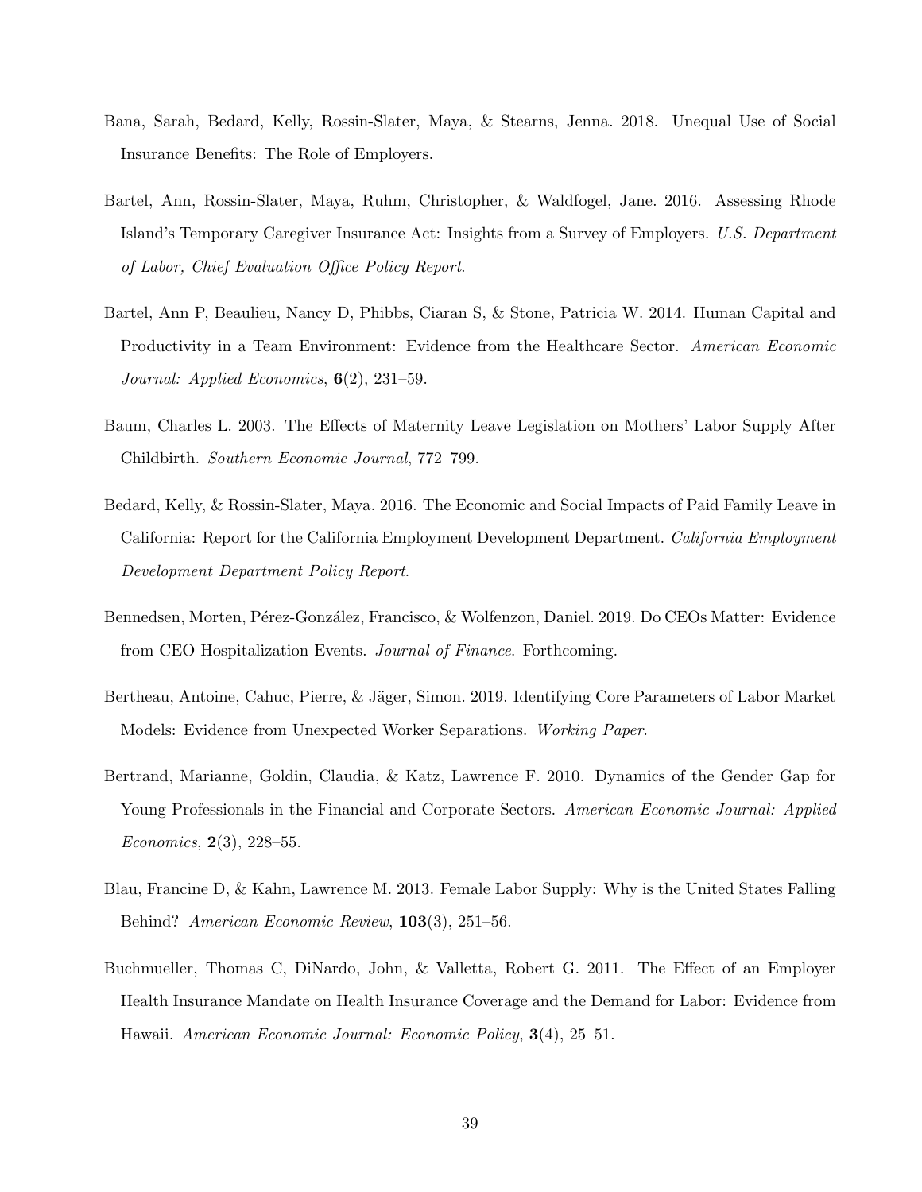Bana, Sarah, Bedard, Kelly, Rossin-Slater, Maya, & Stearns, Jenna. 2018. Unequal Use of Social Insurance Benefits: The Role of Employers.

Bartel, Ann, Rossin-Slater, Maya, Ruhm, Christopher, & Waldfogel, Jane. 2016. Assessing Rhode Island's Temporary Caregiver Insurance Act: Insights from a Survey of Employers. *U.S. Department of Labor, Chief Evaluation Office Policy Report*.

Bartel, Ann P, Beaulieu, Nancy D, Phibbs, Ciaran S, & Stone, Patricia W. 2014. Human Capital and Productivity in a Team Environment: Evidence from the Healthcare Sector. *American Economic Journal: Applied Economics*, **6**(2), 231–59.

Baum, Charles L. 2003. The Effects of Maternity Leave Legislation on Mothers' Labor Supply After Childbirth. *Southern Economic Journal*, 772–799.

Bedard, Kelly, & Rossin-Slater, Maya. 2016. The Economic and Social Impacts of Paid Family Leave in California: Report for the California Employment Development Department. *California Employment Development Department Policy Report*.

Bennedsen, Morten, Pérez-González, Francisco, & Wolfenzon, Daniel. 2019. Do CEOs Matter: Evidence from CEO Hospitalization Events. *Journal of Finance*. Forthcoming.

Bertheau, Antoine, Cahuc, Pierre, & Jäger, Simon. 2019. Identifying Core Parameters of Labor Market Models: Evidence from Unexpected Worker Separations. *Working Paper*.

Bertrand, Marianne, Goldin, Claudia, & Katz, Lawrence F. 2010. Dynamics of the Gender Gap for Young Professionals in the Financial and Corporate Sectors. *American Economic Journal: Applied Economics*, **2**(3), 228–55.

Blau, Francine D, & Kahn, Lawrence M. 2013. Female Labor Supply: Why is the United States Falling Behind? *American Economic Review*, **103**(3), 251–56.

Buchmueller, Thomas C, DiNardo, John, & Valletta, Robert G. 2011. The Effect of an Employer Health Insurance Mandate on Health Insurance Coverage and the Demand for Labor: Evidence from Hawaii. *American Economic Journal: Economic Policy*, **3**(4), 25–51.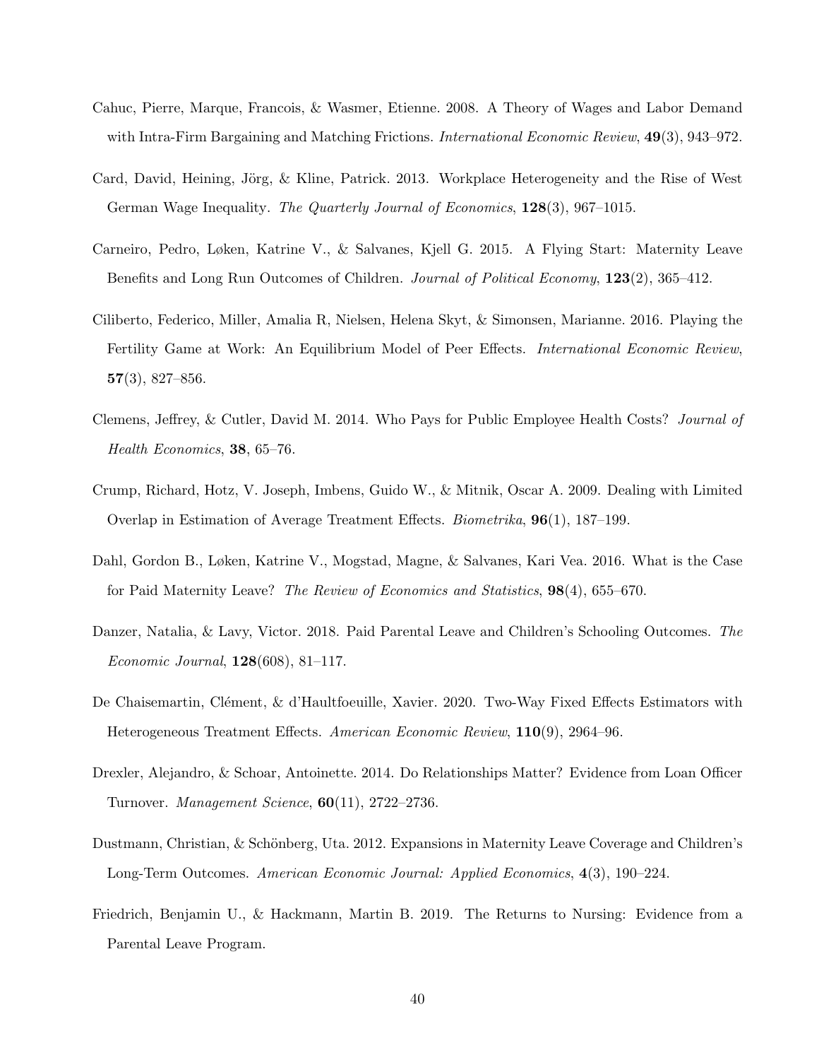Cahuc, Pierre, Marque, Francois, & Wasmer, Etienne. 2008. A Theory of Wages and Labor Demand with Intra-Firm Bargaining and Matching Frictions. *International Economic Review*, **49**(3), 943–972.

Card, David, Heining, Jörg, & Kline, Patrick. 2013. Workplace Heterogeneity and the Rise of West German Wage Inequality. *The Quarterly Journal of Economics*, **128**(3), 967–1015.

Carneiro, Pedro, Løken, Katrine V., & Salvanes, Kjell G. 2015. A Flying Start: Maternity Leave Benefits and Long Run Outcomes of Children. *Journal of Political Economy*, **123**(2), 365–412.

Ciliberto, Federico, Miller, Amalia R, Nielsen, Helena Skyt, & Simonsen, Marianne. 2016. Playing the Fertility Game at Work: An Equilibrium Model of Peer Effects. *International Economic Review*, **57**(3), 827–856.

Clemens, Jeffrey, & Cutler, David M. 2014. Who Pays for Public Employee Health Costs? *Journal of Health Economics*, **38**, 65–76.

Crump, Richard, Hotz, V. Joseph, Imbens, Guido W., & Mitnik, Oscar A. 2009. Dealing with Limited Overlap in Estimation of Average Treatment Effects. *Biometrika*, **96**(1), 187–199.

Dahl, Gordon B., Løken, Katrine V., Mogstad, Magne, & Salvanes, Kari Vea. 2016. What is the Case for Paid Maternity Leave? *The Review of Economics and Statistics*, **98**(4), 655–670.

Danzer, Natalia, & Lavy, Victor. 2018. Paid Parental Leave and Children's Schooling Outcomes. *The Economic Journal*, **128**(608), 81–117.

De Chaisemartin, Clément, & d'Haultfoeuille, Xavier. 2020. Two-Way Fixed Effects Estimators with Heterogeneous Treatment Effects. *American Economic Review*, **110**(9), 2964–96.

Drexler, Alejandro, & Schoar, Antoinette. 2014. Do Relationships Matter? Evidence from Loan Officer Turnover. *Management Science*, **60**(11), 2722–2736.

Dustmann, Christian, & Schönberg, Uta. 2012. Expansions in Maternity Leave Coverage and Children's Long-Term Outcomes. *American Economic Journal: Applied Economics*, **4**(3), 190–224.

Friedrich, Benjamin U., & Hackmann, Martin B. 2019. The Returns to Nursing: Evidence from a Parental Leave Program.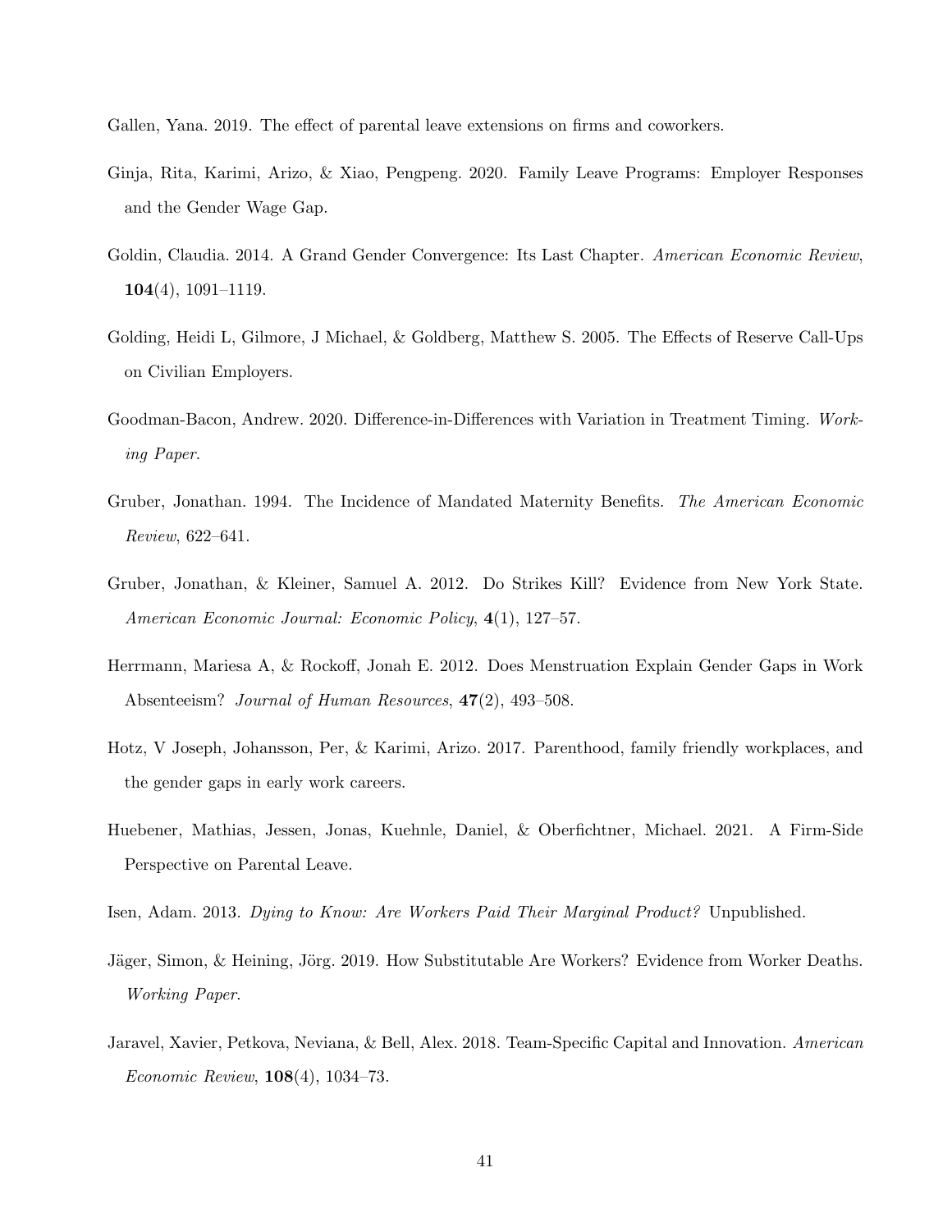Gallen, Yana. 2019. The effect of parental leave extensions on firms and coworkers.

Ginja, Rita, Karimi, Arizo, & Xiao, Pengpeng. 2020. Family Leave Programs: Employer Responses and the Gender Wage Gap.

Goldin, Claudia. 2014. A Grand Gender Convergence: Its Last Chapter. *American Economic Review*, **104**(4), 1091–1119.

Golding, Heidi L, Gilmore, J Michael, & Goldberg, Matthew S. 2005. The Effects of Reserve Call-Ups on Civilian Employers.

Goodman-Bacon, Andrew. 2020. Difference-in-Differences with Variation in Treatment Timing. *Working Paper*.

Gruber, Jonathan. 1994. The Incidence of Mandated Maternity Benefits. *The American Economic Review*, 622–641.

Gruber, Jonathan, & Kleiner, Samuel A. 2012. Do Strikes Kill? Evidence from New York State. *American Economic Journal: Economic Policy*, **4**(1), 127–57.

Herrmann, Mariesa A, & Rockoff, Jonah E. 2012. Does Menstruation Explain Gender Gaps in Work Absenteeism? *Journal of Human Resources*, **47**(2), 493–508.

Hotz, V Joseph, Johansson, Per, & Karimi, Arizo. 2017. Parenthood, family friendly workplaces, and the gender gaps in early work careers.

Huebener, Mathias, Jessen, Jonas, Kuehnle, Daniel, & Oberfichtner, Michael. 2021. A Firm-Side Perspective on Parental Leave.

Isen, Adam. 2013. *Dying to Know: Are Workers Paid Their Marginal Product?* Unpublished.

Jäger, Simon, & Heining, Jörg. 2019. How Substitutable Are Workers? Evidence from Worker Deaths. *Working Paper*.

Jaravel, Xavier, Petkova, Neviana, & Bell, Alex. 2018. Team-Specific Capital and Innovation. *American Economic Review*, **108**(4), 1034–73.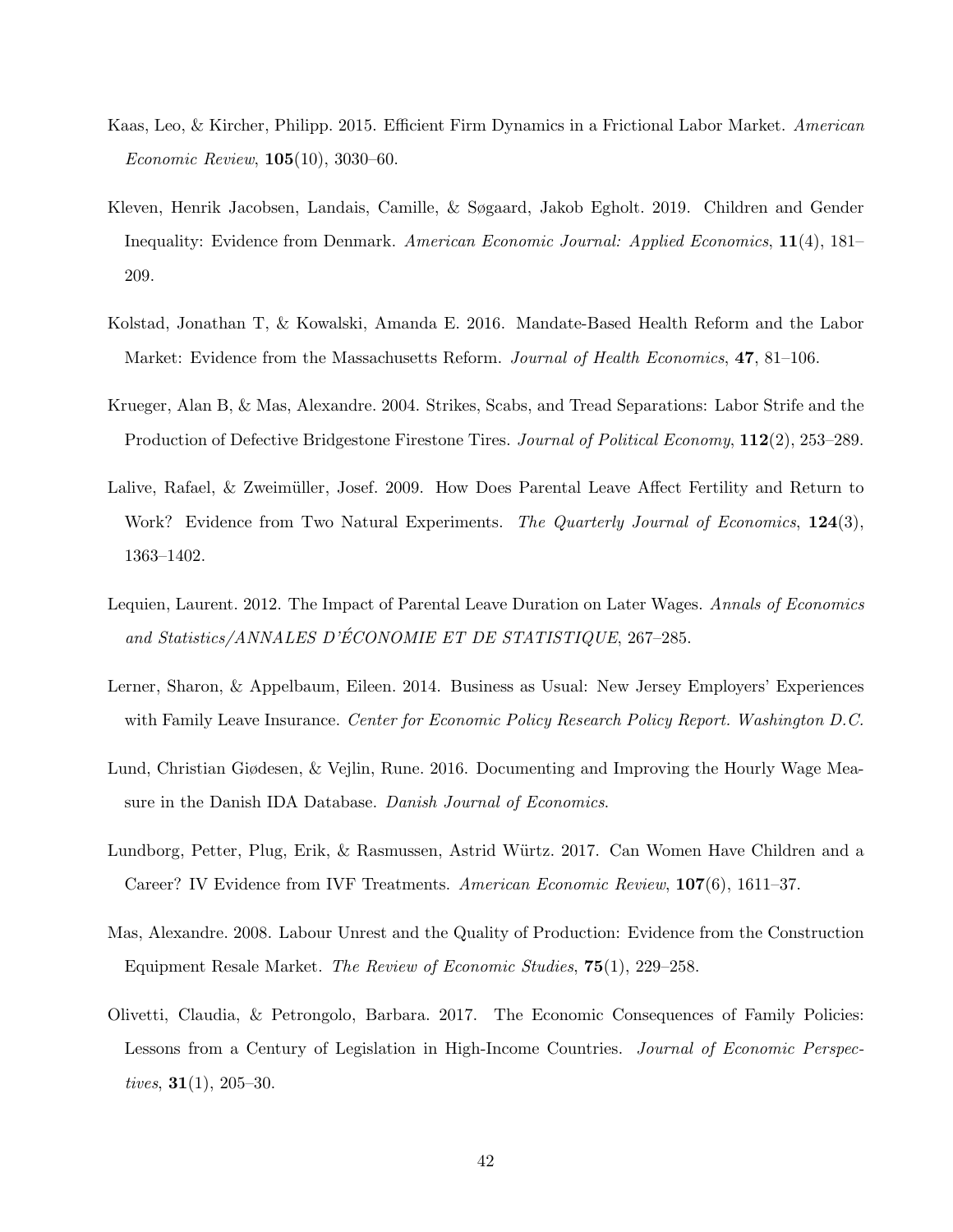Kaas, Leo, & Kircher, Philipp. 2015. Efficient Firm Dynamics in a Frictional Labor Market. *American Economic Review*, **105**(10), 3030–60.

Kleven, Henrik Jacobsen, Landais, Camille, & Søgaard, Jakob Egholt. 2019. Children and Gender Inequality: Evidence from Denmark. *American Economic Journal: Applied Economics*, **11**(4), 181–209.

Kolstad, Jonathan T, & Kowalski, Amanda E. 2016. Mandate-Based Health Reform and the Labor Market: Evidence from the Massachusetts Reform. *Journal of Health Economics*, **47**, 81–106.

Krueger, Alan B, & Mas, Alexandre. 2004. Strikes, Scabs, and Tread Separations: Labor Strife and the Production of Defective Bridgestone Firestone Tires. *Journal of Political Economy*, **112**(2), 253–289.

Lalive, Rafael, & Zweimüller, Josef. 2009. How Does Parental Leave Affect Fertility and Return to Work? Evidence from Two Natural Experiments. *The Quarterly Journal of Economics*, **124**(3), 1363–1402.

Lequien, Laurent. 2012. The Impact of Parental Leave Duration on Later Wages. *Annals of Economics and Statistics/ANNALES D'ÉCONOMIE ET DE STATISTIQUE*, 267–285.

Lerner, Sharon, & Appelbaum, Eileen. 2014. Business as Usual: New Jersey Employers' Experiences with Family Leave Insurance. *Center for Economic Policy Research Policy Report. Washington D.C.*

Lund, Christian Giødesen, & Vejlin, Rune. 2016. Documenting and Improving the Hourly Wage Measure in the Danish IDA Database. *Danish Journal of Economics*.

Lundborg, Petter, Plug, Erik, & Rasmussen, Astrid Würtz. 2017. Can Women Have Children and a Career? IV Evidence from IVF Treatments. *American Economic Review*, **107**(6), 1611–37.

Mas, Alexandre. 2008. Labour Unrest and the Quality of Production: Evidence from the Construction Equipment Resale Market. *The Review of Economic Studies*, **75**(1), 229–258.

Olivetti, Claudia, & Petrongolo, Barbara. 2017. The Economic Consequences of Family Policies: Lessons from a Century of Legislation in High-Income Countries. *Journal of Economic Perspectives*, **31**(1), 205–30.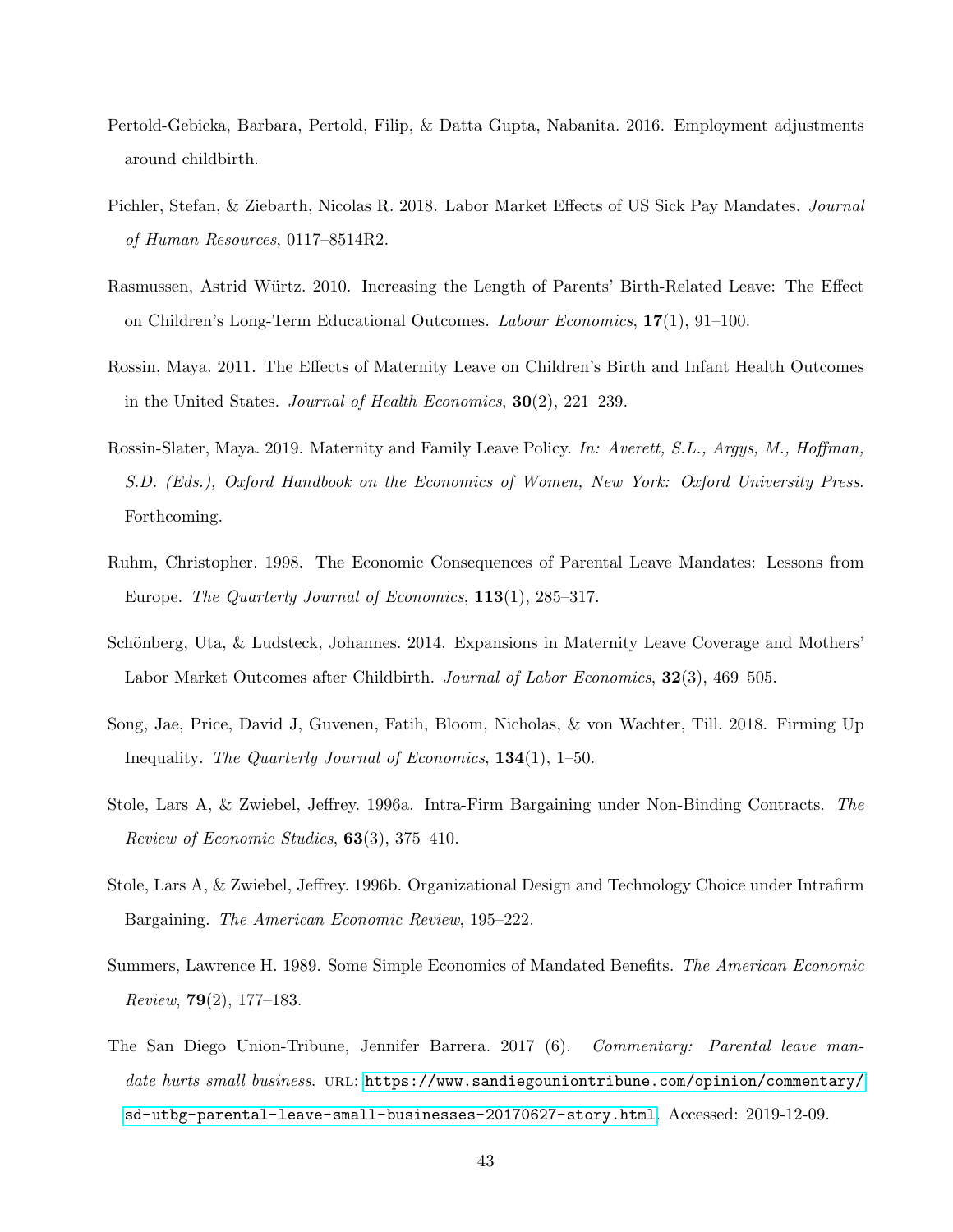Pertold-Gebicka, Barbara, Pertold, Filip, & Datta Gupta, Nabanita. 2016. Employment adjustments around childbirth.

Pichler, Stefan, & Ziebarth, Nicolas R. 2018. Labor Market Effects of US Sick Pay Mandates. *Journal of Human Resources*, 0117–8514R2.

Rasmussen, Astrid Würtz. 2010. Increasing the Length of Parents' Birth-Related Leave: The Effect on Children's Long-Term Educational Outcomes. *Labour Economics*, **17**(1), 91–100.

Rossin, Maya. 2011. The Effects of Maternity Leave on Children's Birth and Infant Health Outcomes in the United States. *Journal of Health Economics*, **30**(2), 221–239.

Rossin-Slater, Maya. 2019. Maternity and Family Leave Policy. *In: Averett, S.L., Argys, M., Hoffman, S.D. (Eds.), Oxford Handbook on the Economics of Women, New York: Oxford University Press*. Forthcoming.

Ruhm, Christopher. 1998. The Economic Consequences of Parental Leave Mandates: Lessons from Europe. *The Quarterly Journal of Economics*, **113**(1), 285–317.

Schönberg, Uta, & Ludsteck, Johannes. 2014. Expansions in Maternity Leave Coverage and Mothers' Labor Market Outcomes after Childbirth. *Journal of Labor Economics*, **32**(3), 469–505.

Song, Jae, Price, David J, Guvenen, Fatih, Bloom, Nicholas, & von Wachter, Till. 2018. Firming Up Inequality. *The Quarterly Journal of Economics*, **134**(1), 1–50.

Stole, Lars A, & Zwiebel, Jeffrey. 1996a. Intra-Firm Bargaining under Non-Binding Contracts. *The Review of Economic Studies*, **63**(3), 375–410.

Stole, Lars A, & Zwiebel, Jeffrey. 1996b. Organizational Design and Technology Choice under Intrafirm Bargaining. *The American Economic Review*, 195–222.

Summers, Lawrence H. 1989. Some Simple Economics of Mandated Benefits. *The American Economic Review*, **79**(2), 177–183.

The San Diego Union-Tribune, Jennifer Barrera. 2017 (6). *Commentary: Parental leave mandate hurts small business*. URL: https://www.sandiegouniontribune.com/opinion/commentary/sd-utbg-parental-leave-small-businesses-20170627-story.html. Accessed: 2019-12-09.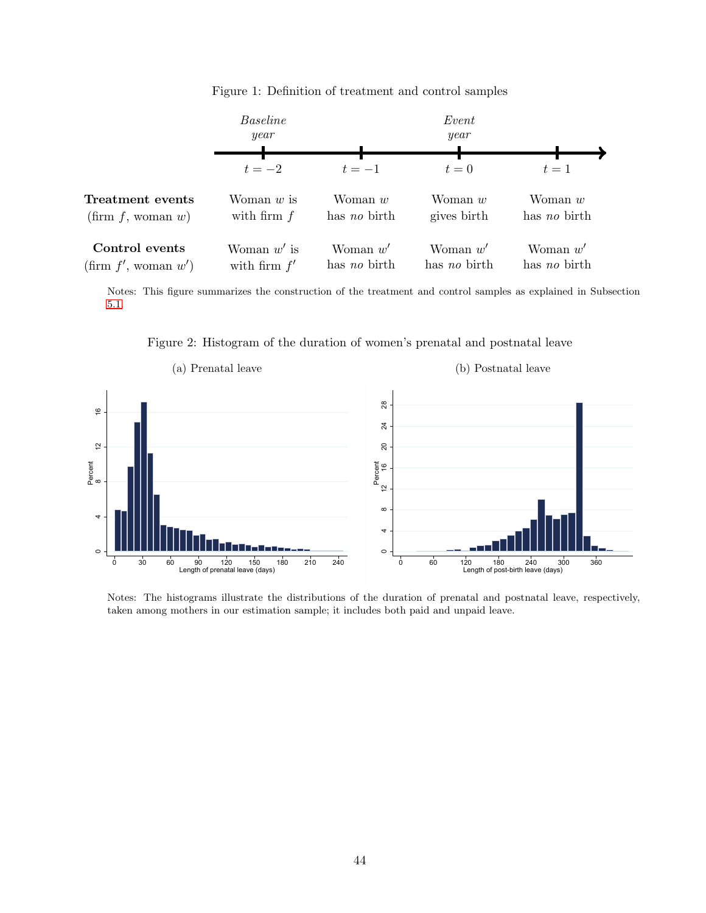Figure 1: Definition of treatment and control samples

|  | *Baseline year* $t=-2$ | $t=-1$ | *Event year* $t=0$ | $t=1$ |
|---|---|---|---|---|
| **Treatment events** (firm $f$, woman $w$) | Woman $w$ is with firm $f$ | Woman $w$ has *no* birth | Woman $w$ gives birth | Woman $w$ has *no* birth |
| **Control events** (firm $f'$, woman $w'$) | Woman $w'$ is with firm $f'$ | Woman $w'$ has *no* birth | Woman $w'$ has *no* birth | Woman $w'$ has *no* birth |

Notes: This figure summarizes the construction of the treatment and control samples as explained in Subsection 5.1.

Figure 2: Histogram of the duration of women's prenatal and postnatal leave

(a) Prenatal leave

(b) Postnatal leave

Notes: The histograms illustrate the distributions of the duration of prenatal and postnatal leave, respectively, taken among mothers in our estimation sample; it includes both paid and unpaid leave.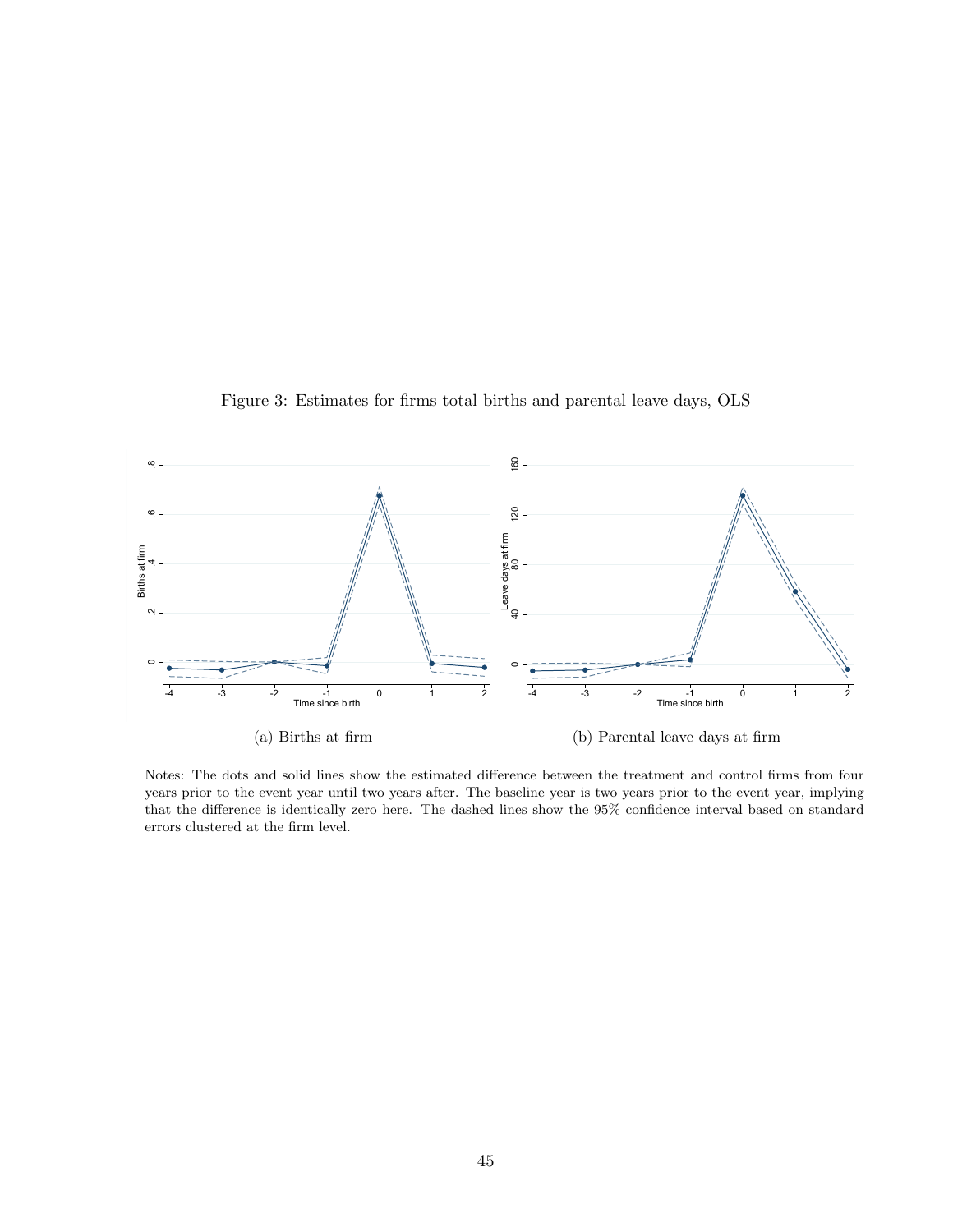Figure 3: Estimates for firms total births and parental leave days, OLS

(a) Births at firm

(b) Parental leave days at firm

Notes: The dots and solid lines show the estimated difference between the treatment and control firms from four years prior to the event year until two years after. The baseline year is two years prior to the event year, implying that the difference is identically zero here. The dashed lines show the 95% confidence interval based on standard errors clustered at the firm level.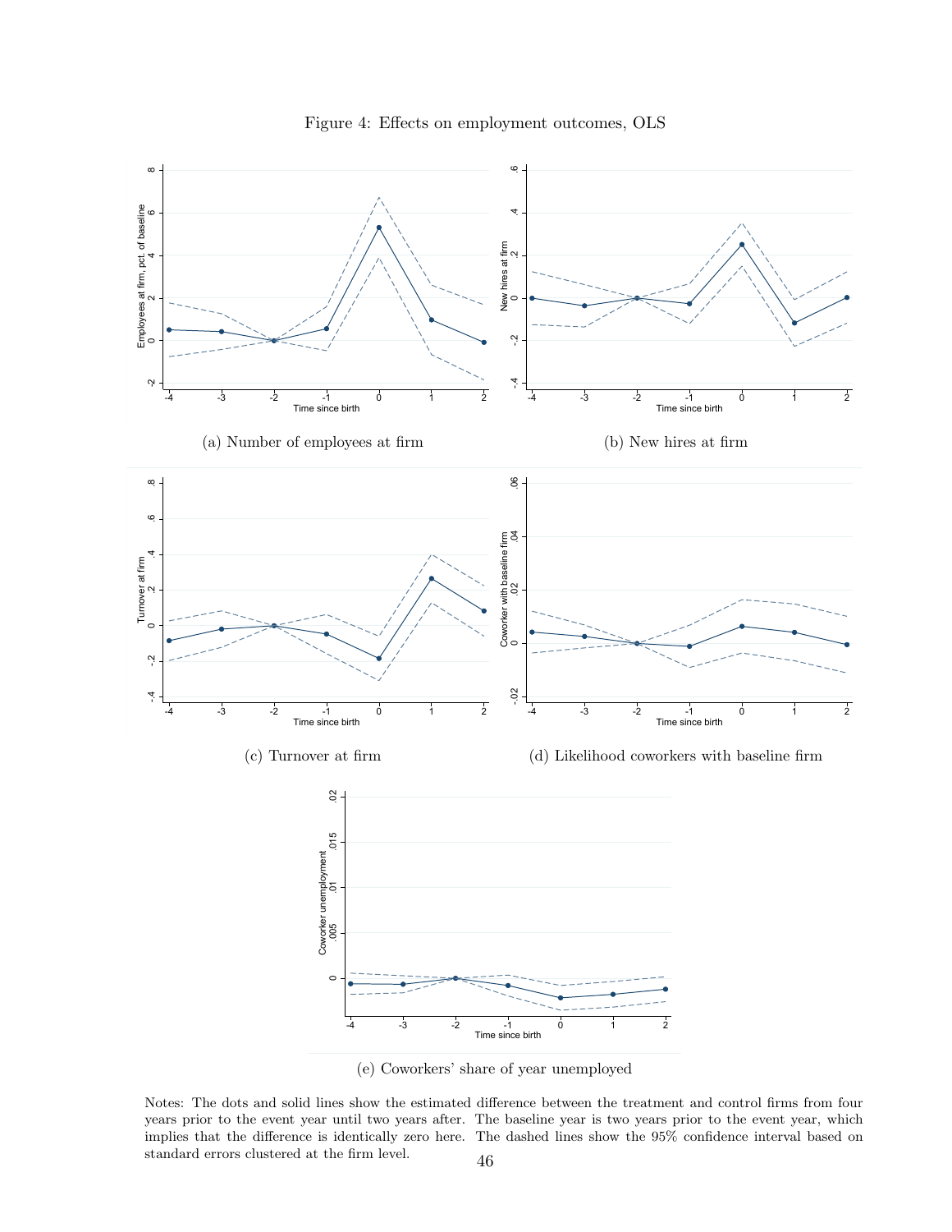Figure 4: Effects on employment outcomes, OLS

(a) Number of employees at firm

(b) New hires at firm

(c) Turnover at firm

(d) Likelihood coworkers with baseline firm

(e) Coworkers' share of year unemployed

Notes: The dots and solid lines show the estimated difference between the treatment and control firms from four years prior to the event year until two years after. The baseline year is two years prior to the event year, which implies that the difference is identically zero here. The dashed lines show the 95% confidence interval based on standard errors clustered at the firm level.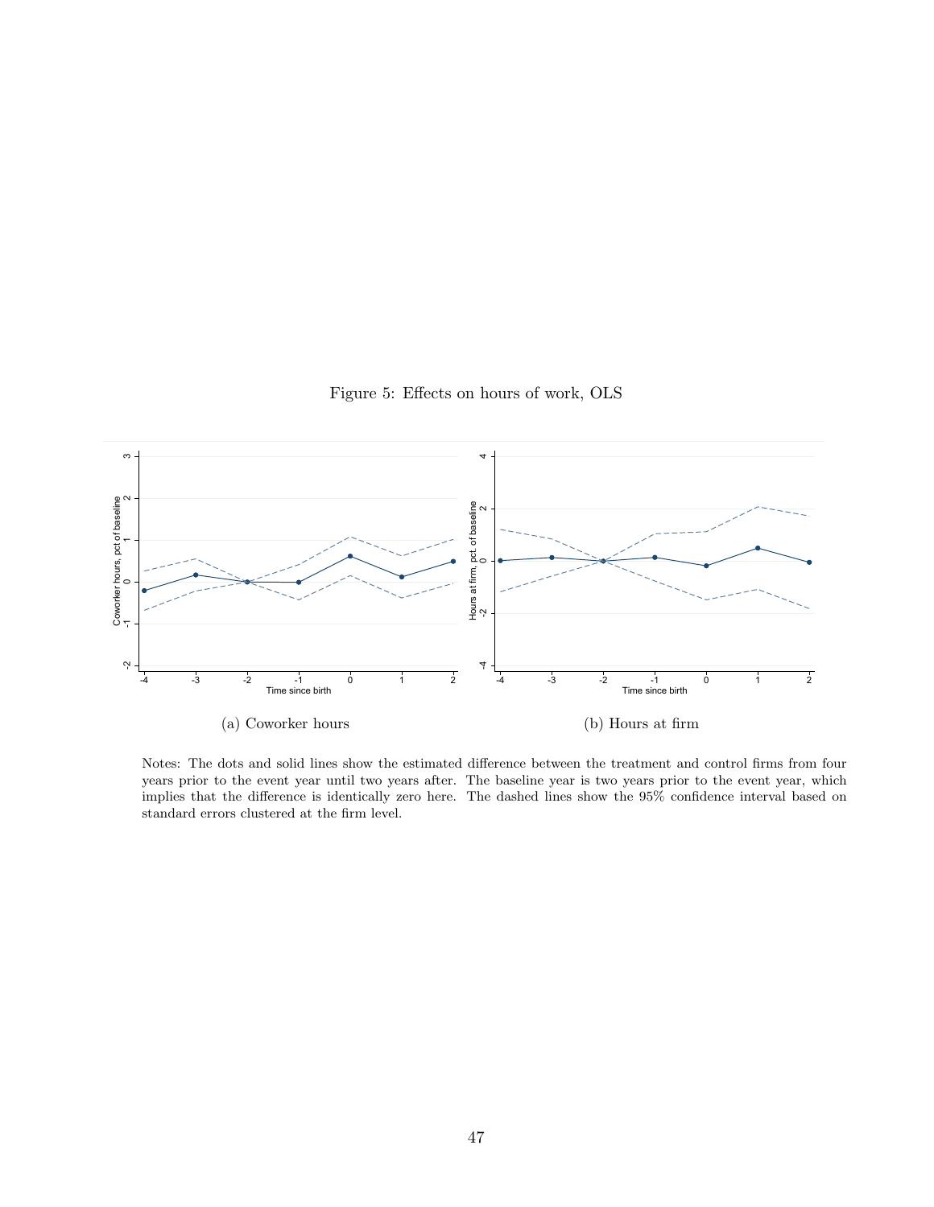Figure 5: Effects on hours of work, OLS

(a) Coworker hours

(b) Hours at firm

Notes: The dots and solid lines show the estimated difference between the treatment and control firms from four years prior to the event year until two years after. The baseline year is two years prior to the event year, which implies that the difference is identically zero here. The dashed lines show the 95% confidence interval based on standard errors clustered at the firm level.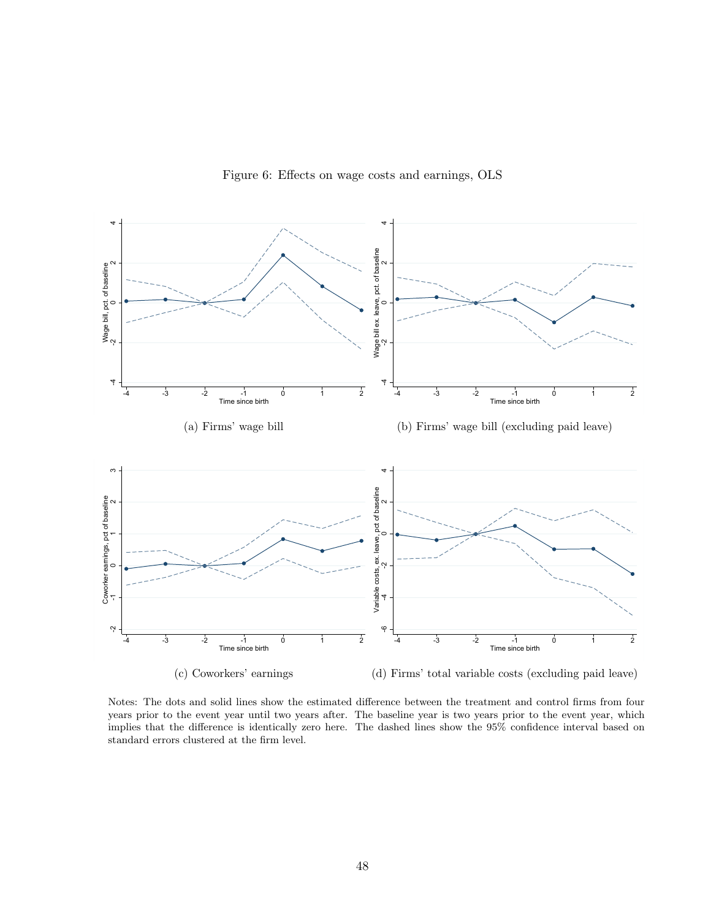Figure 6: Effects on wage costs and earnings, OLS

(a) Firms' wage bill

(b) Firms' wage bill (excluding paid leave)

(c) Coworkers' earnings

(d) Firms' total variable costs (excluding paid leave)

Notes: The dots and solid lines show the estimated difference between the treatment and control firms from four years prior to the event year until two years after. The baseline year is two years prior to the event year, which implies that the difference is identically zero here. The dashed lines show the 95% confidence interval based on standard errors clustered at the firm level.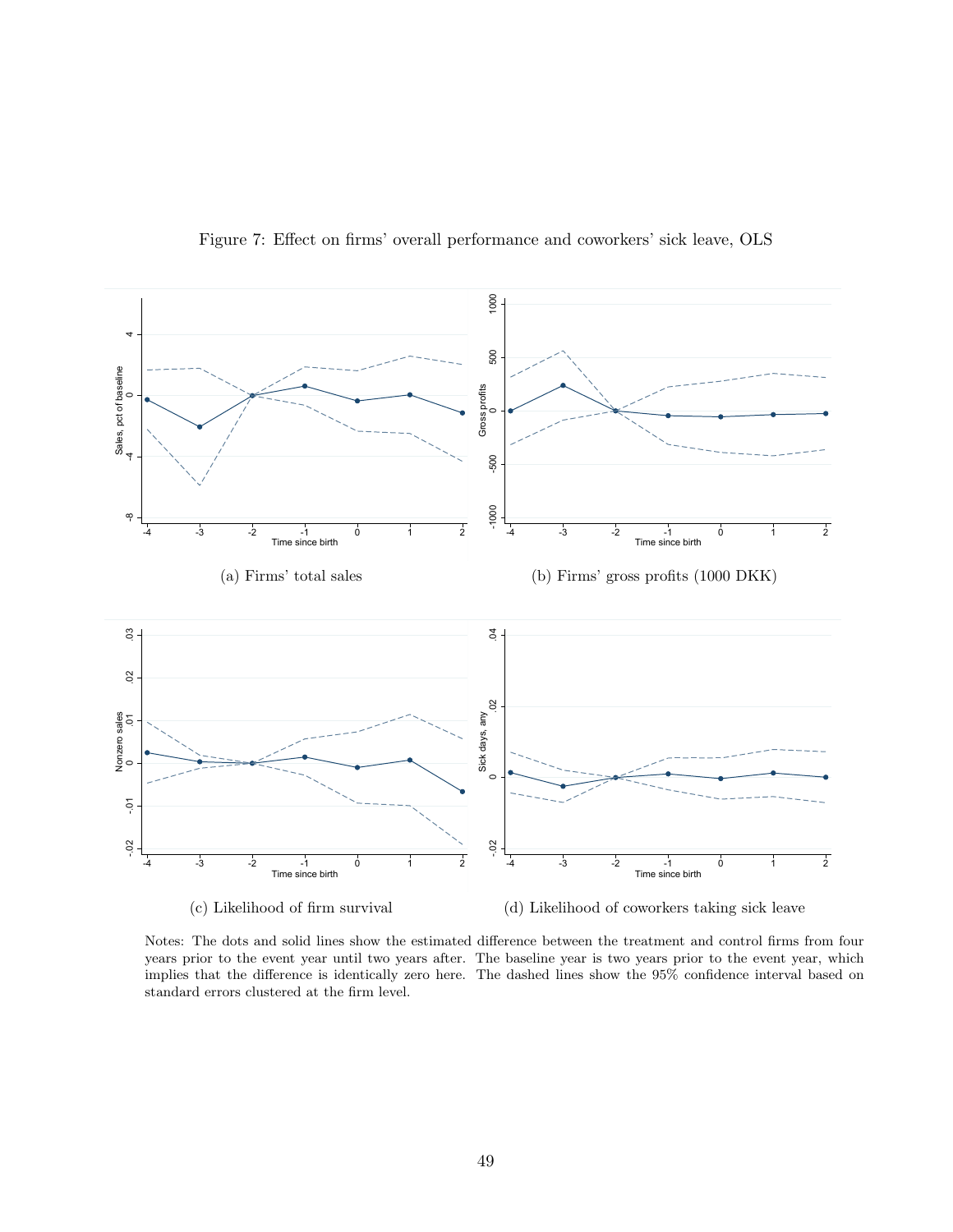Figure 7: Effect on firms' overall performance and coworkers' sick leave, OLS

(a) Firms' total sales

(b) Firms' gross profits (1000 DKK)

(c) Likelihood of firm survival

(d) Likelihood of coworkers taking sick leave

Notes: The dots and solid lines show the estimated difference between the treatment and control firms from four years prior to the event year until two years after. The baseline year is two years prior to the event year, which implies that the difference is identically zero here. The dashed lines show the 95% confidence interval based on standard errors clustered at the firm level.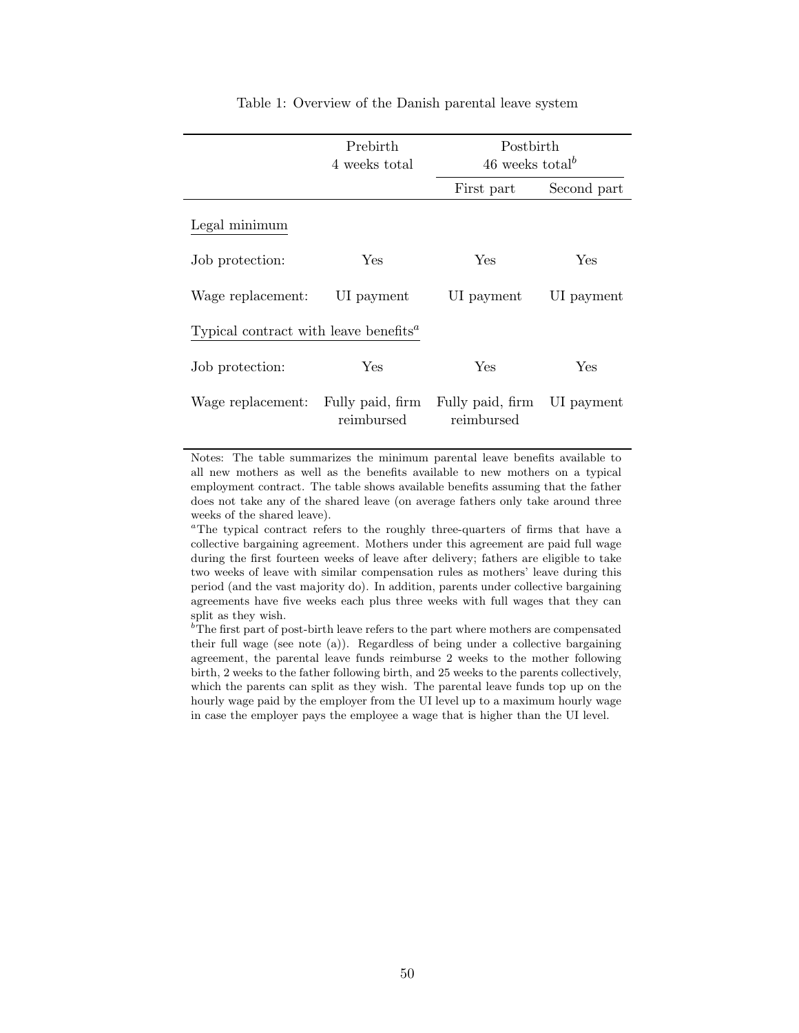Table 1: Overview of the Danish parental leave system

| | Prebirth 4 weeks total | Postbirth 46 weeks total[b] | |
|---|---|---|---|
| | | First part | Second part |
| Legal minimum | | | |
| Job protection: | Yes | Yes | Yes |
| Wage replacement: | UI payment | UI payment | UI payment |
| Typical contract with leave benefits[a] | | | |
| Job protection: | Yes | Yes | Yes |
| Wage replacement: | Fully paid, firm reimbursed | Fully paid, firm reimbursed | UI payment |

Notes: The table summarizes the minimum parental leave benefits available to all new mothers as well as the benefits available to new mothers on a typical employment contract. The table shows available benefits assuming that the father does not take any of the shared leave (on average fathers only take around three weeks of the shared leave).

[a]The typical contract refers to the roughly three-quarters of firms that have a collective bargaining agreement. Mothers under this agreement are paid full wage during the first fourteen weeks of leave after delivery; fathers are eligible to take two weeks of leave with similar compensation rules as mothers' leave during this period (and the vast majority do). In addition, parents under collective bargaining agreements have five weeks each plus three weeks with full wages that they can split as they wish.

[b]The first part of post-birth leave refers to the part where mothers are compensated their full wage (see note (a)). Regardless of being under a collective bargaining agreement, the parental leave funds reimburse 2 weeks to the mother following birth, 2 weeks to the father following birth, and 25 weeks to the parents collectively, which the parents can split as they wish. The parental leave funds top up on the hourly wage paid by the employer from the UI level up to a maximum hourly wage in case the employer pays the employee a wage that is higher than the UI level.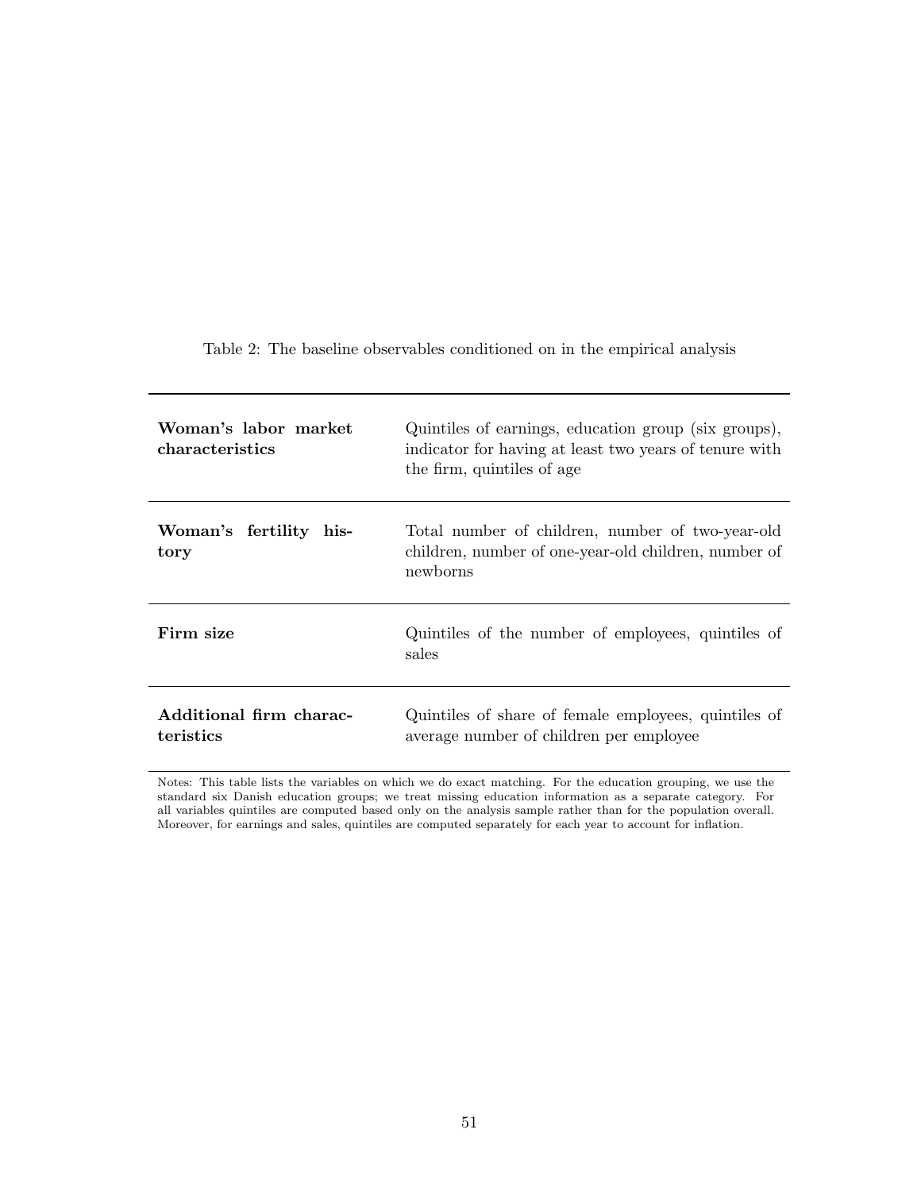Table 2: The baseline observables conditioned on in the empirical analysis

| | |
|---|---|
| **Woman's labor market characteristics** | Quintiles of earnings, education group (six groups), indicator for having at least two years of tenure with the firm, quintiles of age |
| **Woman's fertility history** | Total number of children, number of two-year-old children, number of one-year-old children, number of newborns |
| **Firm size** | Quintiles of the number of employees, quintiles of sales |
| **Additional firm characteristics** | Quintiles of share of female employees, quintiles of average number of children per employee |

Notes: This table lists the variables on which we do exact matching. For the education grouping, we use the standard six Danish education groups; we treat missing education information as a separate category. For all variables quintiles are computed based only on the analysis sample rather than for the population overall. Moreover, for earnings and sales, quintiles are computed separately for each year to account for inflation.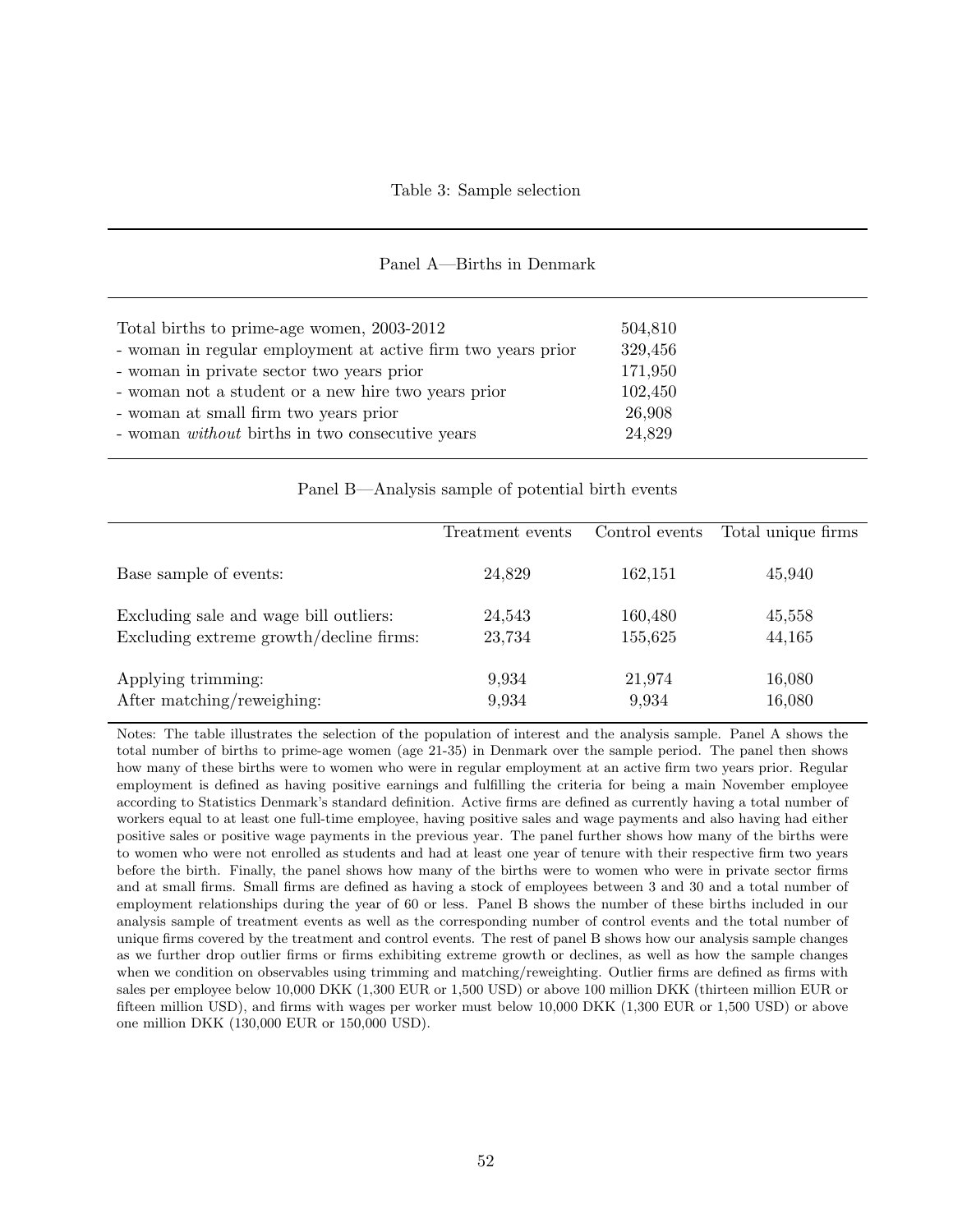Table 3: Sample selection

Panel A—Births in Denmark

| | |
|---|---|
| Total births to prime-age women, 2003-2012 | 504,810 |
| - woman in regular employment at active firm two years prior | 329,456 |
| - woman in private sector two years prior | 171,950 |
| - woman not a student or a new hire two years prior | 102,450 |
| - woman at small firm two years prior | 26,908 |
| - woman *without* births in two consecutive years | 24,829 |

Panel B—Analysis sample of potential birth events

| | Treatment events | Control events | Total unique firms |
|---|---|---|---|
| Base sample of events: | 24,829 | 162,151 | 45,940 |
| Excluding sale and wage bill outliers: | 24,543 | 160,480 | 45,558 |
| Excluding extreme growth/decline firms: | 23,734 | 155,625 | 44,165 |
| Applying trimming: | 9,934 | 21,974 | 16,080 |
| After matching/reweighing: | 9,934 | 9,934 | 16,080 |

Notes: The table illustrates the selection of the population of interest and the analysis sample. Panel A shows the total number of births to prime-age women (age 21-35) in Denmark over the sample period. The panel then shows how many of these births were to women who were in regular employment at an active firm two years prior. Regular employment is defined as having positive earnings and fulfilling the criteria for being a main November employee according to Statistics Denmark's standard definition. Active firms are defined as currently having a total number of workers equal to at least one full-time employee, having positive sales and wage payments and also having had either positive sales or positive wage payments in the previous year. The panel further shows how many of the births were to women who were not enrolled as students and had at least one year of tenure with their respective firm two years before the birth. Finally, the panel shows how many of the births were to women who were in private sector firms and at small firms. Small firms are defined as having a stock of employees between 3 and 30 and a total number of employment relationships during the year of 60 or less. Panel B shows the number of these births included in our analysis sample of treatment events as well as the corresponding number of control events and the total number of unique firms covered by the treatment and control events. The rest of panel B shows how our analysis sample changes as we further drop outlier firms or firms exhibiting extreme growth or declines, as well as how the sample changes when we condition on observables using trimming and matching/reweighting. Outlier firms are defined as firms with sales per employee below 10,000 DKK (1,300 EUR or 1,500 USD) or above 100 million DKK (thirteen million EUR or fifteen million USD), and firms with wages per worker must below 10,000 DKK (1,300 EUR or 1,500 USD) or above one million DKK (130,000 EUR or 150,000 USD).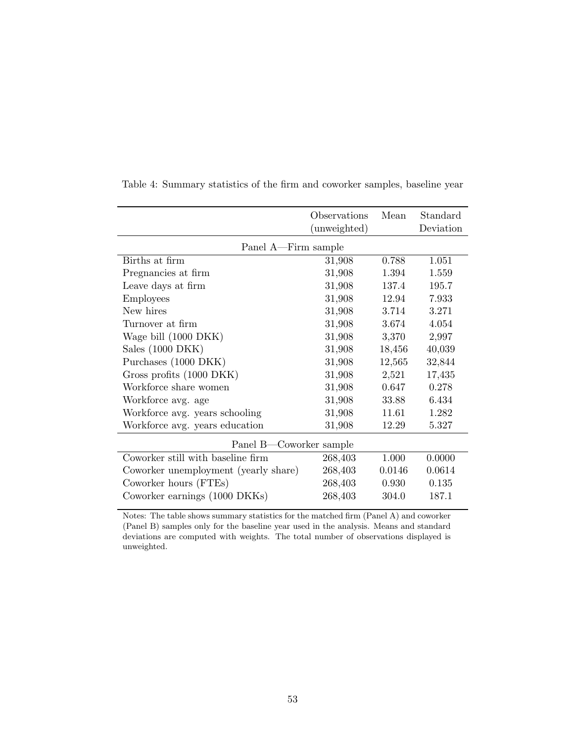Table 4: Summary statistics of the firm and coworker samples, baseline year

| | Observations (unweighted) | Mean | Standard Deviation |
|---|---|---|---|
| **Panel A—Firm sample** | | | |
| Births at firm | 31,908 | 0.788 | 1.051 |
| Pregnancies at firm | 31,908 | 1.394 | 1.559 |
| Leave days at firm | 31,908 | 137.4 | 195.7 |
| Employees | 31,908 | 12.94 | 7.933 |
| New hires | 31,908 | 3.714 | 3.271 |
| Turnover at firm | 31,908 | 3.674 | 4.054 |
| Wage bill (1000 DKK) | 31,908 | 3,370 | 2,997 |
| Sales (1000 DKK) | 31,908 | 18,456 | 40,039 |
| Purchases (1000 DKK) | 31,908 | 12,565 | 32,844 |
| Gross profits (1000 DKK) | 31,908 | 2,521 | 17,435 |
| Workforce share women | 31,908 | 0.647 | 0.278 |
| Workforce avg. age | 31,908 | 33.88 | 6.434 |
| Workforce avg. years schooling | 31,908 | 11.61 | 1.282 |
| Workforce avg. years education | 31,908 | 12.29 | 5.327 |
| **Panel B—Coworker sample** | | | |
| Coworker still with baseline firm | 268,403 | 1.000 | 0.0000 |
| Coworker unemployment (yearly share) | 268,403 | 0.0146 | 0.0614 |
| Coworker hours (FTEs) | 268,403 | 0.930 | 0.135 |
| Coworker earnings (1000 DKKs) | 268,403 | 304.0 | 187.1 |

Notes: The table shows summary statistics for the matched firm (Panel A) and coworker (Panel B) samples only for the baseline year used in the analysis. Means and standard deviations are computed with weights. The total number of observations displayed is unweighted.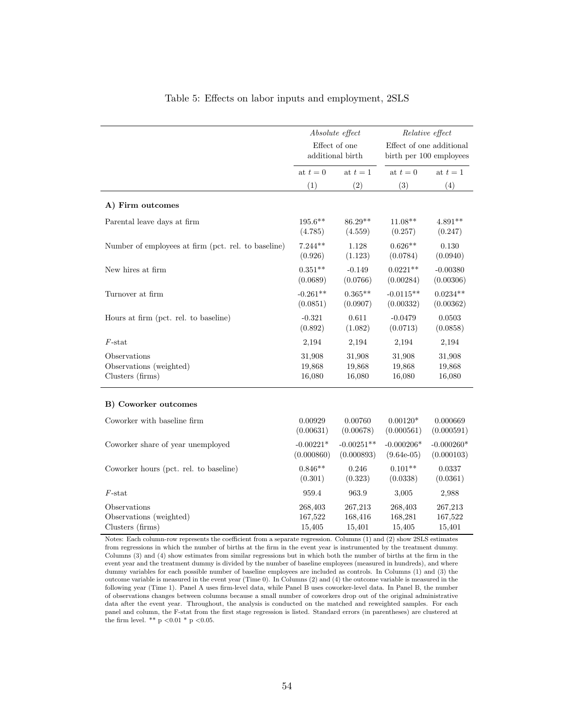Table 5: Effects on labor inputs and employment, 2SLS

| | *Absolute effect* Effect of one additional birth | | *Relative effect* Effect of one additional birth per 100 employees | |
|---|---|---|---|---|
| | at $t = 0$ | at $t = 1$ | at $t = 0$ | at $t = 1$ |
| | (1) | (2) | (3) | (4) |
| **A) Firm outcomes** | | | | |
| Parental leave days at firm | 195.6** | 86.29** | 11.08** | 4.891** |
| | (4.785) | (4.559) | (0.257) | (0.247) |
| Number of employees at firm (pct. rel. to baseline) | 7.244** | 1.128 | 0.626** | 0.130 |
| | (0.926) | (1.123) | (0.0784) | (0.0940) |
| New hires at firm | 0.351** | -0.149 | 0.0221** | -0.00380 |
| | (0.0689) | (0.0766) | (0.00284) | (0.00306) |
| Turnover at firm | -0.261** | 0.365** | -0.0115** | 0.0234** |
| | (0.0851) | (0.0907) | (0.00332) | (0.00362) |
| Hours at firm (pct. rel. to baseline) | -0.321 | 0.611 | -0.0479 | 0.0503 |
| | (0.892) | (1.082) | (0.0713) | (0.0858) |
| $F$-stat | 2,194 | 2,194 | 2,194 | 2,194 |
| Observations | 31,908 | 31,908 | 31,908 | 31,908 |
| Observations (weighted) | 19,868 | 19,868 | 19,868 | 19,868 |
| Clusters (firms) | 16,080 | 16,080 | 16,080 | 16,080 |
| **B) Coworker outcomes** | | | | |
| Coworker with baseline firm | 0.00929 | 0.00760 | 0.00120* | 0.000669 |
| | (0.00631) | (0.00678) | (0.000561) | (0.000591) |
| Coworker share of year unemployed | -0.00221* | -0.00251** | -0.000206* | -0.000260* |
| | (0.000860) | (0.000893) | (9.64e-05) | (0.000103) |
| Coworker hours (pct. rel. to baseline) | 0.846** | 0.246 | 0.101** | 0.0337 |
| | (0.301) | (0.323) | (0.0338) | (0.0361) |
| $F$-stat | 959.4 | 963.9 | 3,005 | 2,988 |
| Observations | 268,403 | 267,213 | 268,403 | 267,213 |
| Observations (weighted) | 167,522 | 168,416 | 168,281 | 167,522 |
| Clusters (firms) | 15,405 | 15,401 | 15,405 | 15,401 |

Notes: Each column-row represents the coefficient from a separate regression. Columns (1) and (2) show 2SLS estimates from regressions in which the number of births at the firm in the event year is instrumented by the treatment dummy. Columns (3) and (4) show estimates from similar regressions but in which both the number of births at the firm in the event year and the treatment dummy is divided by the number of baseline employees (measured in hundreds), and where dummy variables for each possible number of baseline employees are included as controls. In Columns (1) and (3) the outcome variable is measured in the event year (Time 0). In Columns (2) and (4) the outcome variable is measured in the following year (Time 1). Panel A uses firm-level data, while Panel B uses coworker-level data. In Panel B, the number of observations changes between columns because a small number of coworkers drop out of the original administrative data after the event year. Throughout, the analysis is conducted on the matched and reweighted samples. For each panel and column, the F-stat from the first stage regression is listed. Standard errors (in parentheses) are clustered at the firm level. ** $p < 0.01$ * $p < 0.05$.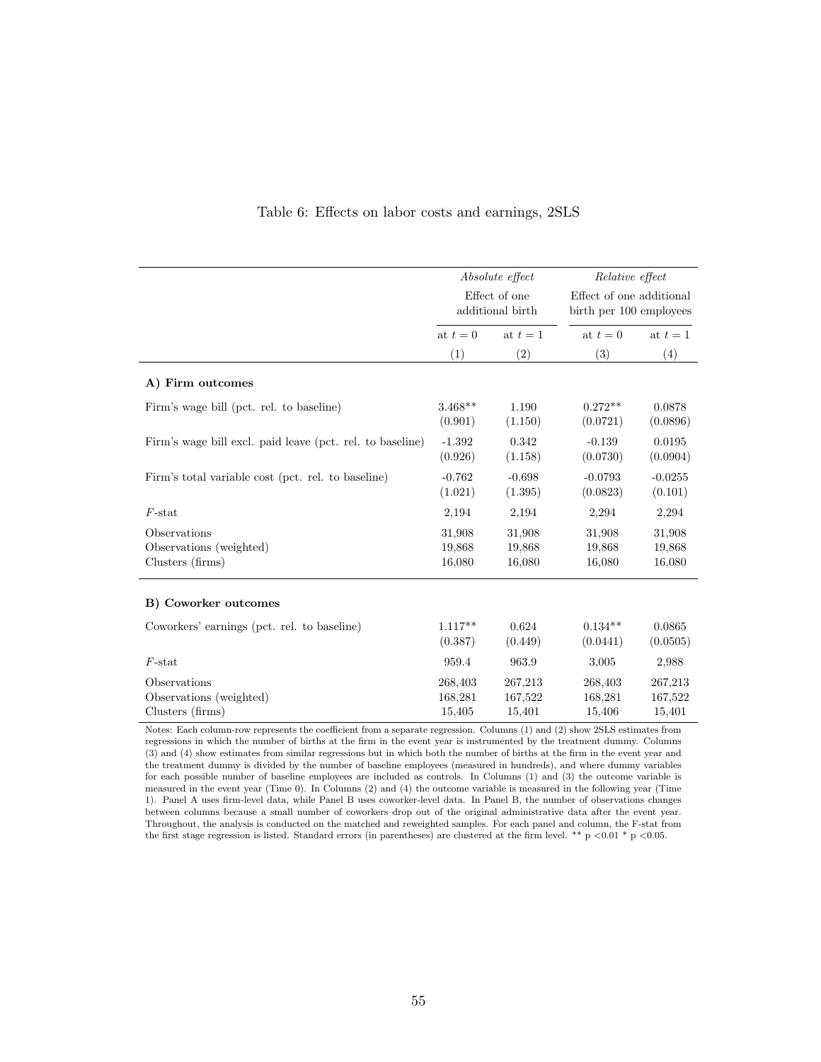Table 6: Effects on labor costs and earnings, 2SLS

| | *Absolute effect* | | *Relative effect* | |
|---|---|---|---|---|
| | Effect of one additional birth | | Effect of one additional birth per 100 employees | |
| | at $t = 0$ | at $t = 1$ | at $t = 0$ | at $t = 1$ |
| | (1) | (2) | (3) | (4) |
| **A) Firm outcomes** | | | | |
| Firm's wage bill (pct. rel. to baseline) | 3.468** | 1.190 | 0.272** | 0.0878 |
| | (0.901) | (1.150) | (0.0721) | (0.0896) |
| Firm's wage bill excl. paid leave (pct. rel. to baseline) | -1.392 | 0.342 | -0.139 | 0.0195 |
| | (0.926) | (1.158) | (0.0730) | (0.0904) |
| Firm's total variable cost (pct. rel. to baseline) | -0.762 | -0.698 | -0.0793 | -0.0255 |
| | (1.021) | (1.395) | (0.0823) | (0.101) |
| $F$-stat | 2,194 | 2,194 | 2,294 | 2,294 |
| Observations | 31,908 | 31,908 | 31,908 | 31,908 |
| Observations (weighted) | 19,868 | 19,868 | 19,868 | 19,868 |
| Clusters (firms) | 16,080 | 16,080 | 16,080 | 16,080 |
| **B) Coworker outcomes** | | | | |
| Coworkers' earnings (pct. rel. to baseline) | 1.117** | 0.624 | 0.134** | 0.0865 |
| | (0.387) | (0.449) | (0.0441) | (0.0505) |
| $F$-stat | 959.4 | 963.9 | 3,005 | 2,988 |
| Observations | 268,403 | 267,213 | 268,403 | 267,213 |
| Observations (weighted) | 168,281 | 167,522 | 168,281 | 167,522 |
| Clusters (firms) | 15,405 | 15,401 | 15,406 | 15,401 |

Notes: Each column-row represents the coefficient from a separate regression. Columns (1) and (2) show 2SLS estimates from regressions in which the number of births at the firm in the event year is instrumented by the treatment dummy. Columns (3) and (4) show estimates from similar regressions but in which both the number of births at the firm in the event year and the treatment dummy is divided by the number of baseline employees (measured in hundreds), and where dummy variables for each possible number of baseline employees are included as controls. In Columns (1) and (3) the outcome variable is measured in the event year (Time 0). In Columns (2) and (4) the outcome variable is measured in the following year (Time 1). Panel A uses firm-level data, while Panel B uses coworker-level data. In Panel B, the number of observations changes between columns because a small number of coworkers drop out of the original administrative data after the event year. Throughout, the analysis is conducted on the matched and reweighted samples. For each panel and column, the F-stat from the first stage regression is listed. Standard errors (in parentheses) are clustered at the firm level. ** p <0.01 * p <0.05.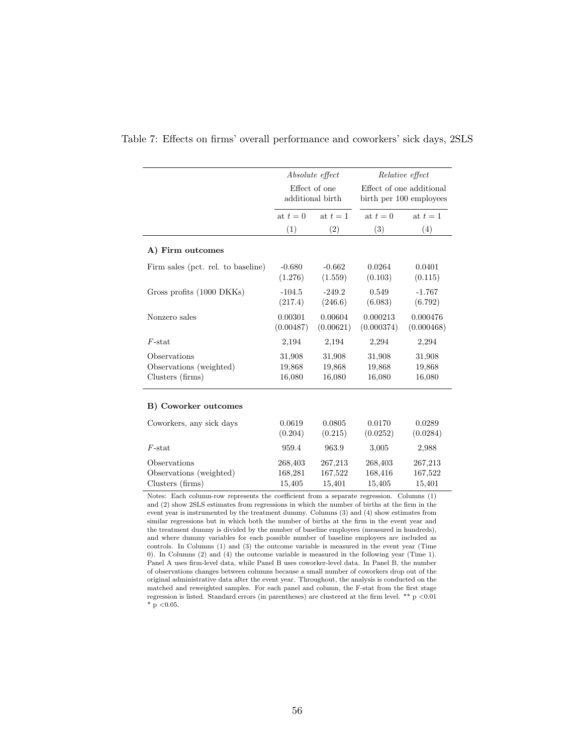Table 7: Effects on firms' overall performance and coworkers' sick days, 2SLS

| | *Absolute effect* Effect of one additional birth | | *Relative effect* Effect of one additional birth per 100 employees | |
|---|---|---|---|---|
| | at $t = 0$ | at $t = 1$ | at $t = 0$ | at $t = 1$ |
| | (1) | (2) | (3) | (4) |
| **A) Firm outcomes** | | | | |
| Firm sales (pct. rel. to baseline) | -0.680 | -0.662 | 0.0264 | 0.0401 |
| | (1.276) | (1.559) | (0.103) | (0.115) |
| Gross profits (1000 DKKs) | -104.5 | -249.2 | 0.549 | -1.767 |
| | (217.4) | (246.6) | (6.083) | (6.792) |
| Nonzero sales | 0.00301 | 0.00604 | 0.000213 | 0.000476 |
| | (0.00487) | (0.00621) | (0.000374) | (0.000468) |
| $F$-stat | 2,194 | 2,194 | 2,294 | 2,294 |
| Observations | 31,908 | 31,908 | 31,908 | 31,908 |
| Observations (weighted) | 19,868 | 19,868 | 19,868 | 19,868 |
| Clusters (firms) | 16,080 | 16,080 | 16,080 | 16,080 |
| **B) Coworker outcomes** | | | | |
| Coworkers, any sick days | 0.0619 | 0.0805 | 0.0170 | 0.0289 |
| | (0.204) | (0.215) | (0.0252) | (0.0284) |
| $F$-stat | 959.4 | 963.9 | 3,005 | 2,988 |
| Observations | 268,403 | 267,213 | 268,403 | 267,213 |
| Observations (weighted) | 168,281 | 167,522 | 168,416 | 167,522 |
| Clusters (firms) | 15,405 | 15,401 | 15,405 | 15,401 |

Notes: Each column-row represents the coefficient from a separate regression. Columns (1) and (2) show 2SLS estimates from regressions in which the number of births at the firm in the event year is instrumented by the treatment dummy. Columns (3) and (4) show estimates from similar regressions but in which both the number of births at the firm in the event year and the treatment dummy is divided by the number of baseline employees (measured in hundreds), and where dummy variables for each possible number of baseline employees are included as controls. In Columns (1) and (3) the outcome variable is measured in the event year (Time 0). In Columns (2) and (4) the outcome variable is measured in the following year (Time 1). Panel A uses firm-level data, while Panel B uses coworker-level data. In Panel B, the number of observations changes between columns because a small number of coworkers drop out of the original administrative data after the event year. Throughout, the analysis is conducted on the matched and reweighted samples. For each panel and column, the F-stat from the first stage regression is listed. Standard errors (in parentheses) are clustered at the firm level. ** $p < 0.01$ * $p < 0.05$.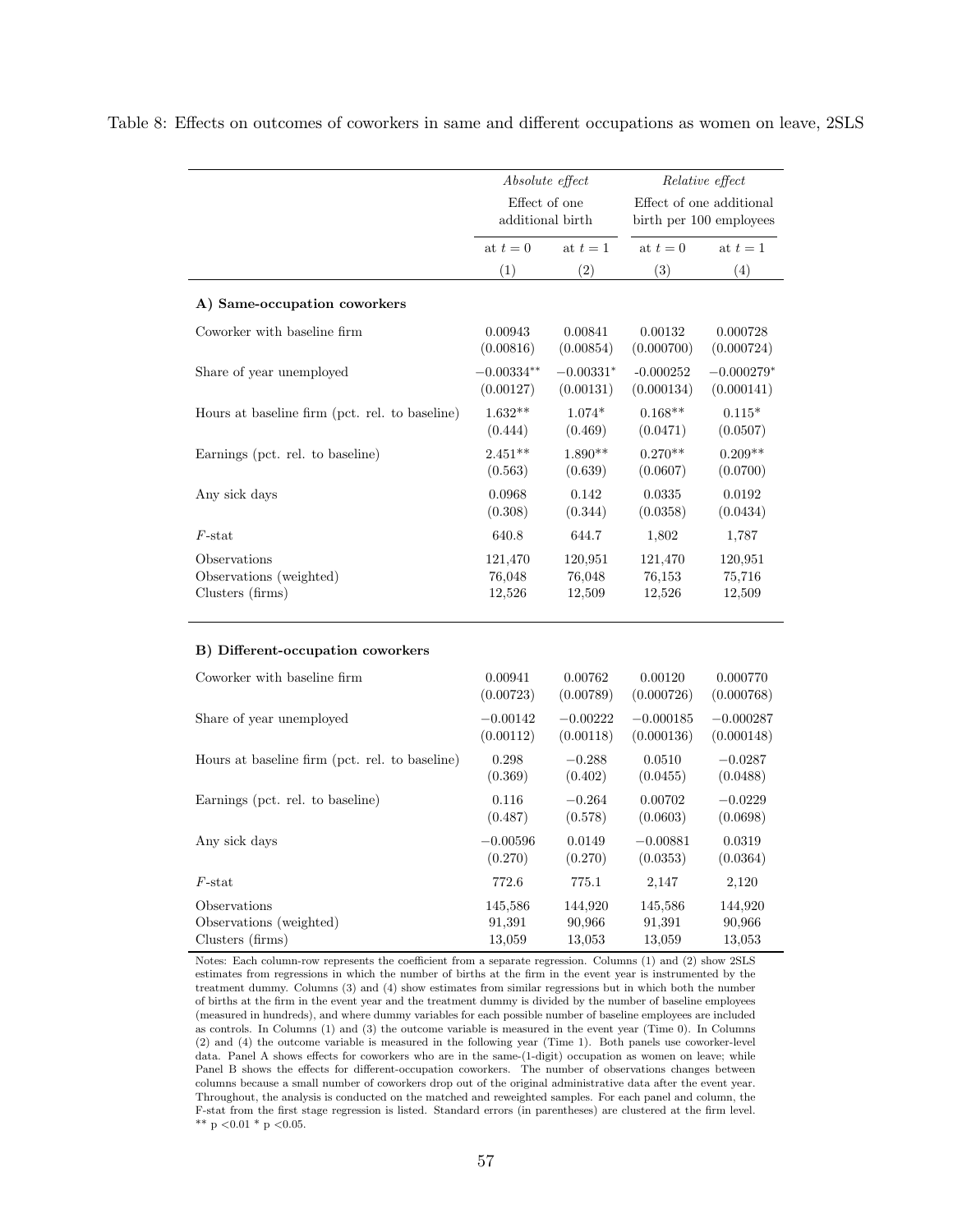Table 8: Effects on outcomes of coworkers in same and different occupations as women on leave, 2SLS

| | *Absolute effect* | | *Relative effect* | |
|---|---|---|---|---|
| | Effect of one additional birth | | Effect of one additional birth per 100 employees | |
| | at $t = 0$ | at $t = 1$ | at $t = 0$ | at $t = 1$ |
| | (1) | (2) | (3) | (4) |
| **A) Same-occupation coworkers** | | | | |
| Coworker with baseline firm | 0.00943 | 0.00841 | 0.00132 | 0.000728 |
| | (0.00816) | (0.00854) | (0.000700) | (0.000724) |
| Share of year unemployed | −0.00334** | −0.00331* | -0.000252 | −0.000279* |
| | (0.00127) | (0.00131) | (0.000134) | (0.000141) |
| Hours at baseline firm (pct. rel. to baseline) | 1.632** | 1.074* | 0.168** | 0.115* |
| | (0.444) | (0.469) | (0.0471) | (0.0507) |
| Earnings (pct. rel. to baseline) | 2.451** | 1.890** | 0.270** | 0.209** |
| | (0.563) | (0.639) | (0.0607) | (0.0700) |
| Any sick days | 0.0968 | 0.142 | 0.0335 | 0.0192 |
| | (0.308) | (0.344) | (0.0358) | (0.0434) |
| $F$-stat | 640.8 | 644.7 | 1,802 | 1,787 |
| Observations | 121,470 | 120,951 | 121,470 | 120,951 |
| Observations (weighted) | 76,048 | 76,048 | 76,153 | 75,716 |
| Clusters (firms) | 12,526 | 12,509 | 12,526 | 12,509 |
| **B) Different-occupation coworkers** | | | | |
| Coworker with baseline firm | 0.00941 | 0.00762 | 0.00120 | 0.000770 |
| | (0.00723) | (0.00789) | (0.000726) | (0.000768) |
| Share of year unemployed | −0.00142 | −0.00222 | −0.000185 | −0.000287 |
| | (0.00112) | (0.00118) | (0.000136) | (0.000148) |
| Hours at baseline firm (pct. rel. to baseline) | 0.298 | −0.288 | 0.0510 | −0.0287 |
| | (0.369) | (0.402) | (0.0455) | (0.0488) |
| Earnings (pct. rel. to baseline) | 0.116 | −0.264 | 0.00702 | −0.0229 |
| | (0.487) | (0.578) | (0.0603) | (0.0698) |
| Any sick days | −0.00596 | 0.0149 | −0.00881 | 0.0319 |
| | (0.270) | (0.270) | (0.0353) | (0.0364) |
| $F$-stat | 772.6 | 775.1 | 2,147 | 2,120 |
| Observations | 145,586 | 144,920 | 145,586 | 144,920 |
| Observations (weighted) | 91,391 | 90,966 | 91,391 | 90,966 |
| Clusters (firms) | 13,059 | 13,053 | 13,059 | 13,053 |

Notes: Each column-row represents the coefficient from a separate regression. Columns (1) and (2) show 2SLS estimates from regressions in which the number of births at the firm in the event year is instrumented by the treatment dummy. Columns (3) and (4) show estimates from similar regressions but in which both the number of births at the firm in the event year and the treatment dummy is divided by the number of baseline employees (measured in hundreds), and where dummy variables for each possible number of baseline employees are included as controls. In Columns (1) and (3) the outcome variable is measured in the event year (Time 0). In Columns (2) and (4) the outcome variable is measured in the following year (Time 1). Both panels use coworker-level data. Panel A shows effects for coworkers who are in the same-(1-digit) occupation as women on leave; while Panel B shows the effects for different-occupation coworkers. The number of observations changes between columns because a small number of coworkers drop out of the original administrative data after the event year. Throughout, the analysis is conducted on the matched and reweighted samples. For each panel and column, the F-stat from the first stage regression is listed. Standard errors (in parentheses) are clustered at the firm level. ** $p < 0.01$ * $p < 0.05$.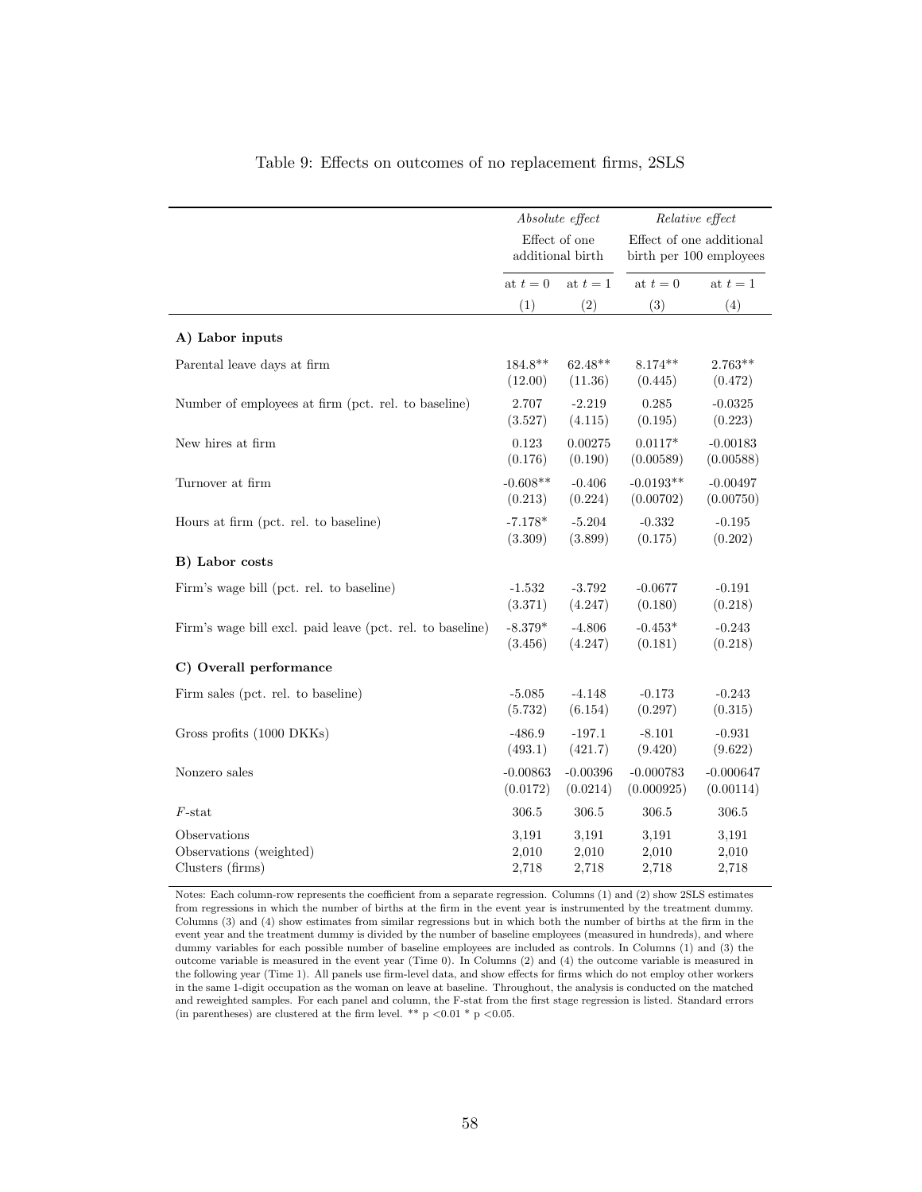Table 9: Effects on outcomes of no replacement firms, 2SLS

| | *Absolute effect* | | *Relative effect* | |
|---|---|---|---|---|
| | Effect of one additional birth | | Effect of one additional birth per 100 employees | |
| | at $t = 0$ | at $t = 1$ | at $t = 0$ | at $t = 1$ |
| | (1) | (2) | (3) | (4) |
| **A) Labor inputs** | | | | |
| Parental leave days at firm | 184.8** | 62.48** | 8.174** | 2.763** |
| | (12.00) | (11.36) | (0.445) | (0.472) |
| Number of employees at firm (pct. rel. to baseline) | 2.707 | -2.219 | 0.285 | -0.0325 |
| | (3.527) | (4.115) | (0.195) | (0.223) |
| New hires at firm | 0.123 | 0.00275 | 0.0117* | -0.00183 |
| | (0.176) | (0.190) | (0.00589) | (0.00588) |
| Turnover at firm | -0.608** | -0.406 | -0.0193** | -0.00497 |
| | (0.213) | (0.224) | (0.00702) | (0.00750) |
| Hours at firm (pct. rel. to baseline) | -7.178* | -5.204 | -0.332 | -0.195 |
| | (3.309) | (3.899) | (0.175) | (0.202) |
| **B) Labor costs** | | | | |
| Firm's wage bill (pct. rel. to baseline) | -1.532 | -3.792 | -0.0677 | -0.191 |
| | (3.371) | (4.247) | (0.180) | (0.218) |
| Firm's wage bill excl. paid leave (pct. rel. to baseline) | -8.379* | -4.806 | -0.453* | -0.243 |
| | (3.456) | (4.247) | (0.181) | (0.218) |
| **C) Overall performance** | | | | |
| Firm sales (pct. rel. to baseline) | -5.085 | -4.148 | -0.173 | -0.243 |
| | (5.732) | (6.154) | (0.297) | (0.315) |
| Gross profits (1000 DKKs) | -486.9 | -197.1 | -8.101 | -0.931 |
| | (493.1) | (421.7) | (9.420) | (9.622) |
| Nonzero sales | -0.00863 | -0.00396 | -0.000783 | -0.000647 |
| | (0.0172) | (0.0214) | (0.000925) | (0.00114) |
| $F$-stat | 306.5 | 306.5 | 306.5 | 306.5 |
| Observations | 3,191 | 3,191 | 3,191 | 3,191 |
| Observations (weighted) | 2,010 | 2,010 | 2,010 | 2,010 |
| Clusters (firms) | 2,718 | 2,718 | 2,718 | 2,718 |

Notes: Each column-row represents the coefficient from a separate regression. Columns (1) and (2) show 2SLS estimates from regressions in which the number of births at the firm in the event year is instrumented by the treatment dummy. Columns (3) and (4) show estimates from similar regressions but in which both the number of births at the firm in the event year and the treatment dummy is divided by the number of baseline employees (measured in hundreds), and where dummy variables for each possible number of baseline employees are included as controls. In Columns (1) and (3) the outcome variable is measured in the event year (Time 0). In Columns (2) and (4) the outcome variable is measured in the following year (Time 1). All panels use firm-level data, and show effects for firms which do not employ other workers in the same 1-digit occupation as the woman on leave at baseline. Throughout, the analysis is conducted on the matched and reweighted samples. For each panel and column, the F-stat from the first stage regression is listed. Standard errors (in parentheses) are clustered at the firm level. ** $p < 0.01$ * $p < 0.05$.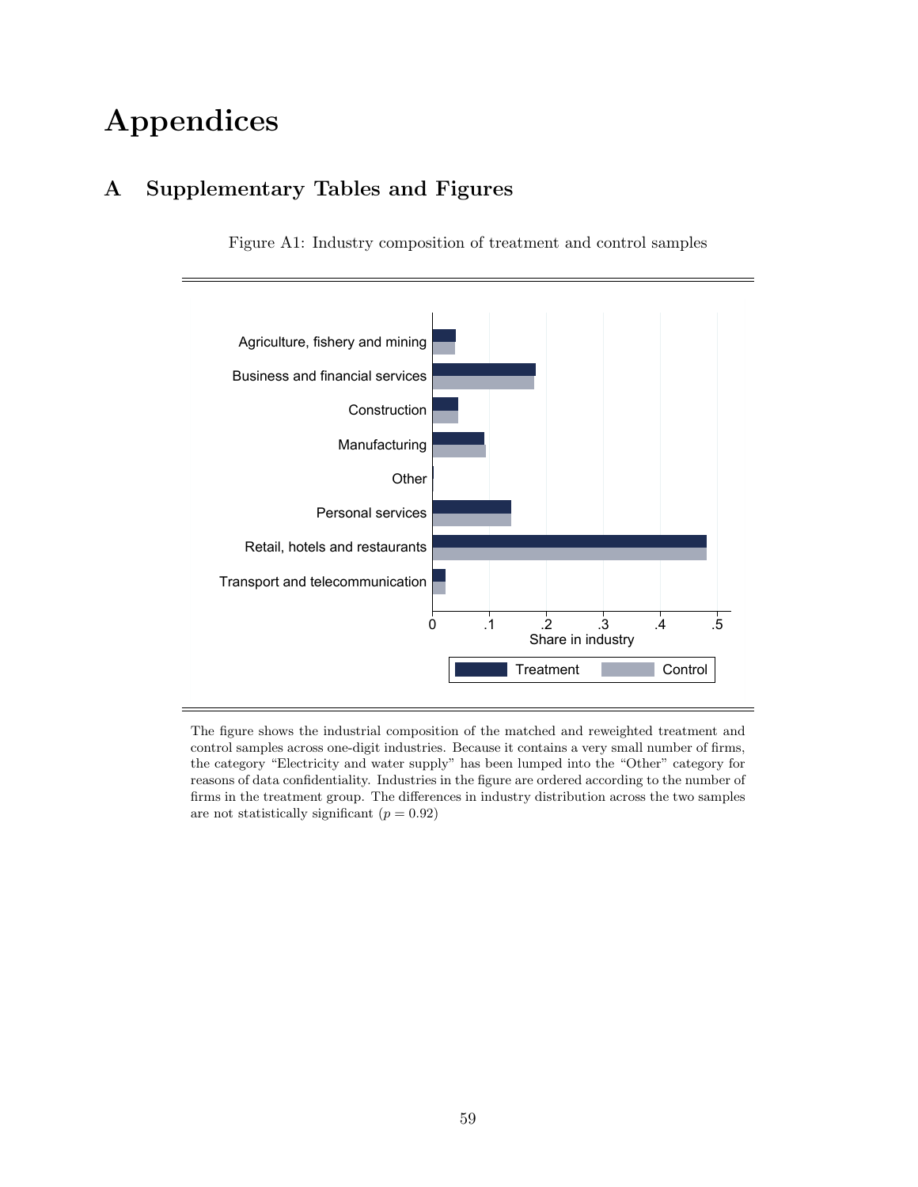# Appendices

## A Supplementary Tables and Figures

Figure A1: Industry composition of treatment and control samples

The figure shows the industrial composition of the matched and reweighted treatment and control samples across one-digit industries. Because it contains a very small number of firms, the category "Electricity and water supply" has been lumped into the "Other" category for reasons of data confidentiality. Industries in the figure are ordered according to the number of firms in the treatment group. The differences in industry distribution across the two samples are not statistically significant ($p = 0.92$)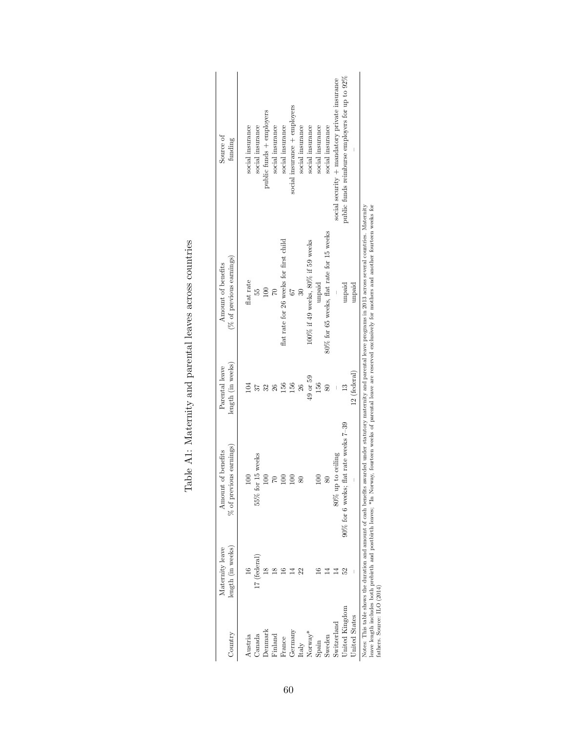# Table A1: Maternity and parental leaves across countries

| Country | Maternity leave length (in weeks) | Amount of benefits % of previous earnings) | Parental leave length (in weeks) | Amount of benefits (% of previous earnings) | Source of funding |
|---|---|---|---|---|---|
| Austria | 16 | 100 | 104 | flat rate | social insurance |
| Canada | 17 (federal) | 55% for 15 weeks | 37 | 55 | social insurance |
| Denmark | 18 | 100 | 32 | 100 | public funds + employers |
| Finland | 18 | 70 | 26 | 70 | social insurance |
| France | 16 | 100 | 156 | flat rate for 26 weeks for first child | social insurance |
| Germany | 14 | 100 | 156 | 67 | social insurance + employers |
| Italy | 22 | 80 | 26 | 30 | social insurance |
| Norway* | | | 49 or 59 | 100% if 49 weeks, 80% if 59 weeks | social insurance |
| Spain | 16 | 100 | 156 | unpaid | social insurance |
| Sweden | 14 | 80 | 80 | 80% for 65 weeks, flat rate for 15 weeks | social insurance |
| Switzerland | 14 | 80% up to ceiling | – | – | social security + mandatory private insurance |
| United Kingdom | 52 | 90% for 6 weeks; flat rate weeks 7–39 | 13 | unpaid | public funds reimburse employers for up to 92% |
| United States | – | – | 12 (federal) | unpaid | – |

Notes: This table shows the duration and amount of cash benefits awarded under statutory maternity and parental leave programs in 2013 across several countries. Maternity leave length includes both prebirth and postbirth leaves; *In Norway, fourteen weeks of parental leave are reserved exclusively for mothers and another fourteen weeks for fathers. Source: ILO (2014)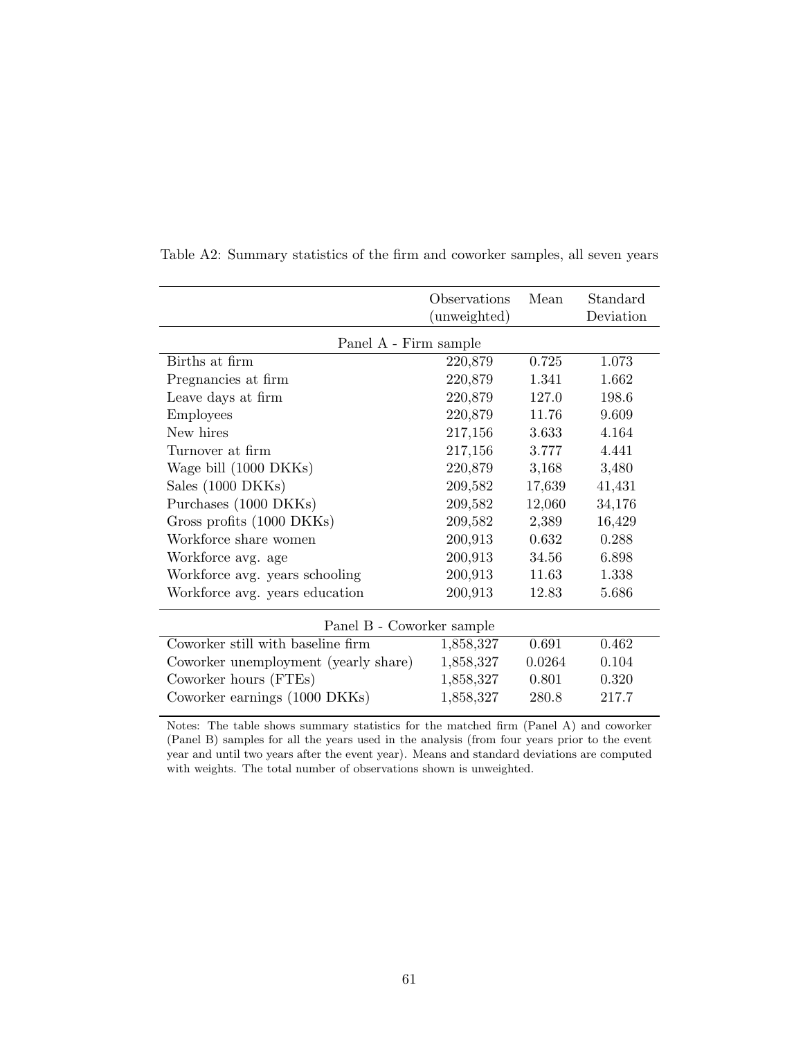Table A2: Summary statistics of the firm and coworker samples, all seven years

| | Observations (unweighted) | Mean | Standard Deviation |
|---|---|---|---|
| Panel A - Firm sample | | | |
| Births at firm | 220,879 | 0.725 | 1.073 |
| Pregnancies at firm | 220,879 | 1.341 | 1.662 |
| Leave days at firm | 220,879 | 127.0 | 198.6 |
| Employees | 220,879 | 11.76 | 9.609 |
| New hires | 217,156 | 3.633 | 4.164 |
| Turnover at firm | 217,156 | 3.777 | 4.441 |
| Wage bill (1000 DKKs) | 220,879 | 3,168 | 3,480 |
| Sales (1000 DKKs) | 209,582 | 17,639 | 41,431 |
| Purchases (1000 DKKs) | 209,582 | 12,060 | 34,176 |
| Gross profits (1000 DKKs) | 209,582 | 2,389 | 16,429 |
| Workforce share women | 200,913 | 0.632 | 0.288 |
| Workforce avg. age | 200,913 | 34.56 | 6.898 |
| Workforce avg. years schooling | 200,913 | 11.63 | 1.338 |
| Workforce avg. years education | 200,913 | 12.83 | 5.686 |
| Panel B - Coworker sample | | | |
| Coworker still with baseline firm | 1,858,327 | 0.691 | 0.462 |
| Coworker unemployment (yearly share) | 1,858,327 | 0.0264 | 0.104 |
| Coworker hours (FTEs) | 1,858,327 | 0.801 | 0.320 |
| Coworker earnings (1000 DKKs) | 1,858,327 | 280.8 | 217.7 |

Notes: The table shows summary statistics for the matched firm (Panel A) and coworker (Panel B) samples for all the years used in the analysis (from four years prior to the event year and until two years after the event year). Means and standard deviations are computed with weights. The total number of observations shown is unweighted.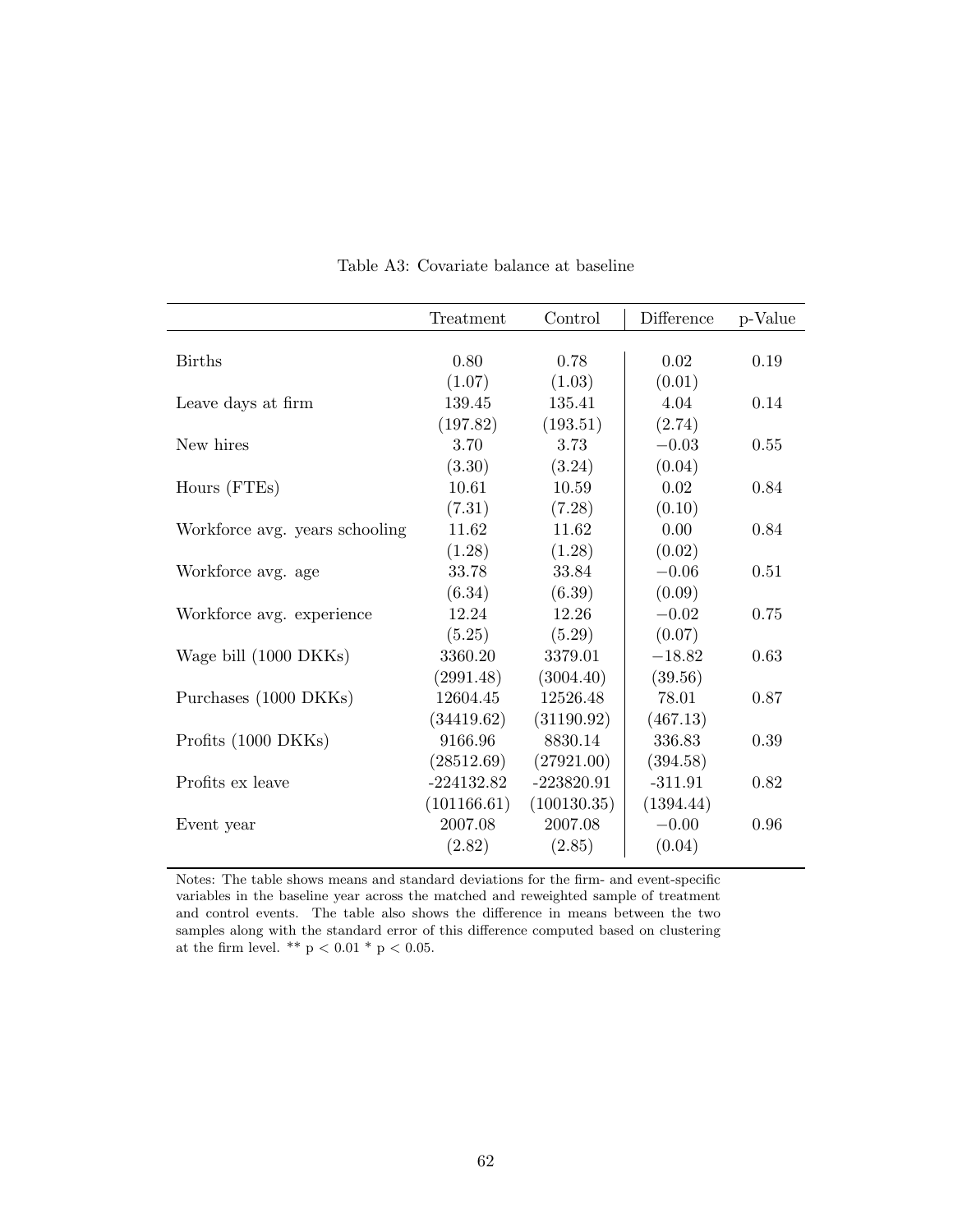Table A3: Covariate balance at baseline

| | Treatment | Control | Difference | p-Value |
|---|---|---|---|---|
| Births | 0.80 | 0.78 | 0.02 | 0.19 |
| | (1.07) | (1.03) | (0.01) | |
| Leave days at firm | 139.45 | 135.41 | 4.04 | 0.14 |
| | (197.82) | (193.51) | (2.74) | |
| New hires | 3.70 | 3.73 | −0.03 | 0.55 |
| | (3.30) | (3.24) | (0.04) | |
| Hours (FTEs) | 10.61 | 10.59 | 0.02 | 0.84 |
| | (7.31) | (7.28) | (0.10) | |
| Workforce avg. years schooling | 11.62 | 11.62 | 0.00 | 0.84 |
| | (1.28) | (1.28) | (0.02) | |
| Workforce avg. age | 33.78 | 33.84 | −0.06 | 0.51 |
| | (6.34) | (6.39) | (0.09) | |
| Workforce avg. experience | 12.24 | 12.26 | −0.02 | 0.75 |
| | (5.25) | (5.29) | (0.07) | |
| Wage bill (1000 DKKs) | 3360.20 | 3379.01 | −18.82 | 0.63 |
| | (2991.48) | (3004.40) | (39.56) | |
| Purchases (1000 DKKs) | 12604.45 | 12526.48 | 78.01 | 0.87 |
| | (34419.62) | (31190.92) | (467.13) | |
| Profits (1000 DKKs) | 9166.96 | 8830.14 | 336.83 | 0.39 |
| | (28512.69) | (27921.00) | (394.58) | |
| Profits ex leave | -224132.82 | -223820.91 | -311.91 | 0.82 |
| | (101166.61) | (100130.35) | (1394.44) | |
| Event year | 2007.08 | 2007.08 | −0.00 | 0.96 |
| | (2.82) | (2.85) | (0.04) | |

Notes: The table shows means and standard deviations for the firm- and event-specific variables in the baseline year across the matched and reweighted sample of treatment and control events. The table also shows the difference in means between the two samples along with the standard error of this difference computed based on clustering at the firm level. ** $p < 0.01$ * $p < 0.05$.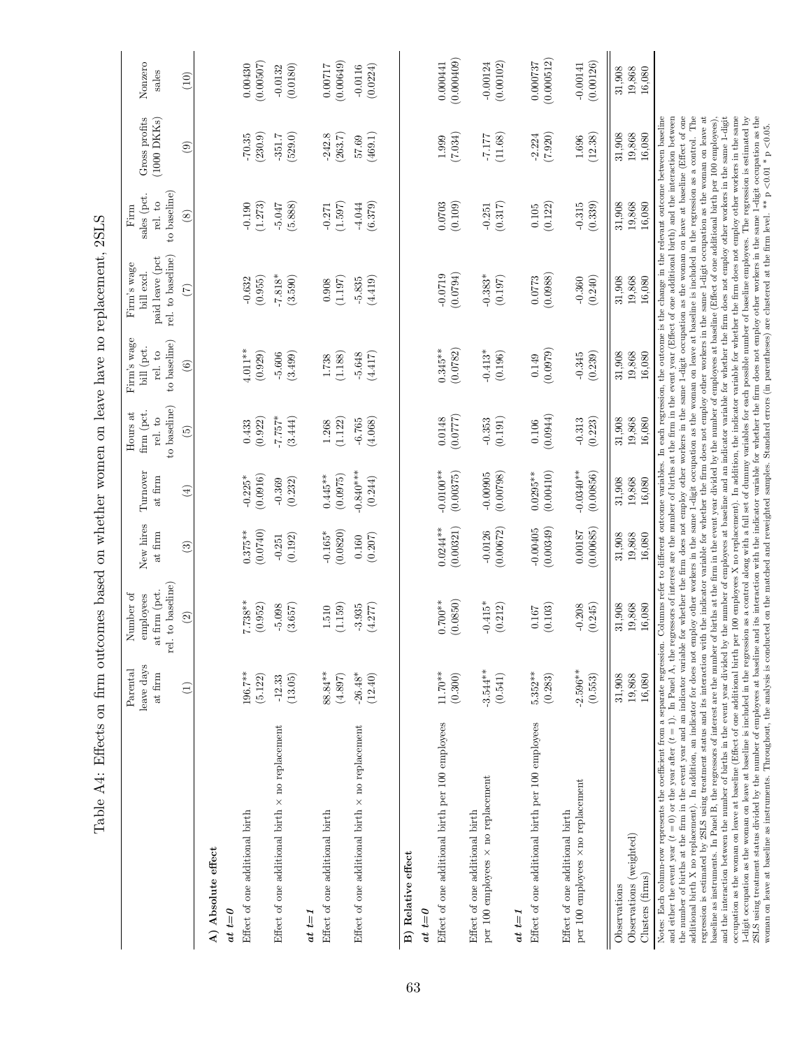# Table A4: Effects on firm outcomes based on whether women on leave have no replacement, 2SLS

| | Parental leave days at firm | Number of employees at firm (pct. rel. to baseline) | New hires at firm | Turnover at firm | Hours at firm (pct. rel. to baseline) | Firm's wage bill (pct. rel. to baseline) | Firm's wage bill excl. paid leave (pct rel. to baseline) | Firm sales (pct. rel. to baseline) | Gross profits (1000 DKKs) | Nonzero sales |
|---|---|---|---|---|---|---|---|---|---|---|
| | (1) | (2) | (3) | (4) | (5) | (6) | (7) | (8) | (9) | (10) |
| **A) Absolute effect** | | | | | | | | | | |
| ***at t=0*** | | | | | | | | | | |
| Effect of one additional birth | 196.7** | 7.738** | 0.375** | -0.225* | 0.433 | 4.011** | -0.632 | -0.190 | -70.35 | 0.00430 |
| | (5.122) | (0.952) | (0.0740) | (0.0916) | (0.922) | (0.929) | (0.955) | (1.273) | (230.9) | (0.00507) |
| Effect of one additional birth × no replacement | -12.33 | -5.098 | -0.251 | -0.369 | -7.757* | -5.606 | -7.818* | -5.047 | -351.7 | -0.0132 |
| | (13.05) | (3.657) | (0.192) | (0.232) | (3.444) | (3.499) | (3.590) | (5.888) | (529.0) | (0.0180) |
| ***at t=1*** | | | | | | | | | | |
| Effect of one additional birth | 88.84** | 1.510 | -0.165* | 0.445** | 1.268 | 1.738 | 0.908 | -0.271 | -242.8 | 0.00717 |
| | (4.897) | (1.159) | (0.0820) | (0.0975) | (1.122) | (1.188) | (1.197) | (1.597) | (263.7) | (0.00649) |
| Effect of one additional birth × no replacement | -26.48* | -3.935 | 0.160 | -0.840*** | -6.765 | -5.648 | -5.835 | -4.044 | 57.69 | -0.0116 |
| | (12.40) | (4.277) | (0.207) | (0.244) | (4.068) | (4.417) | (4.419) | (6.379) | (469.1) | (0.0224) |
| **B) Relative effect** | | | | | | | | | | |
| ***at t=0*** | | | | | | | | | | |
| Effect of one additional birth per 100 employees | 11.70** | 0.700** | 0.0244** | -0.0100** | 0.0148 | 0.345** | -0.0719 | 0.0703 | 1.999 | 0.000441 |
| | (0.300) | (0.0850) | (0.00321) | (0.00375) | (0.0777) | (0.0782) | (0.0794) | (0.109) | (7.034) | (0.000409) |
| Effect of one additional birth per 100 employees × no replacement | -3.544** | -0.415* | -0.0126 | -0.00905 | -0.353 | -0.413* | -0.383* | -0.251 | -7.177 | -0.00124 |
| | (0.541) | (0.212) | (0.00672) | (0.00798) | (0.191) | (0.196) | (0.197) | (0.317) | (11.68) | (0.00102) |
| ***at t=1*** | | | | | | | | | | |
| Effect of one additional birth per 100 employees | 5.352** | 0.167 | -0.00405 | 0.0295** | 0.106 | 0.149 | 0.0773 | 0.105 | -2.224 | 0.000737 |
| | (0.283) | (0.103) | (0.00349) | (0.00410) | (0.0944) | (0.0979) | (0.0988) | (0.122) | (7.920) | (0.000512) |
| Effect of one additional birth per 100 employees ×no replacement | -2.596** | -0.208 | 0.00187 | -0.0340** | -0.313 | -0.345 | -0.360 | -0.315 | 1.696 | -0.00141 |
| | (0.553) | (0.245) | (0.00685) | (0.00856) | (0.223) | (0.239) | (0.240) | (0.339) | (12.38) | (0.00126) |
| Observations | 31,908 | 31,908 | 31,908 | 31,908 | 31,908 | 31,908 | 31,908 | 31,908 | 31,908 | 31,908 |
| Observations (weighted) | 19,868 | 19,868 | 19,868 | 19,868 | 19,868 | 19,868 | 19,868 | 19,868 | 19,868 | 19,868 |
| Clusters (firms) | 16,080 | 16,080 | 16,080 | 16,080 | 16,080 | 16,080 | 16,080 | 16,080 | 16,080 | 16,080 |

Notes: Each column-row represents the coefficient from a separate regression. Columns refer to different outcome variables. In each regression, the outcome is the change in the relevant outcome between baseline and either the event year ($t = 0$) or the year after ($t = 1$). In Panel A, the regressors of interest are the number of births at the firm in the event year (Effect of one additional birth) and the interaction between the number of births at the firm in the event year and an indicator variable for whether the firm does not employ other workers in the same 1-digit occupation as the woman on leave at baseline (Effect of one additional birth X no replacement). In addition, an indicator for does not employ other workers in the same 1-digit occupation as the woman on leave at baseline is included in the regression as a control. The regression is estimated by 2SLS using treatment status and its interaction with the indicator variable for whether the firm does not employ other workers in the same 1-digit occupation as the woman on leave at baseline as instruments. In Panel B, the regressors of interest are the number of births at the firm in the event year divided by the number of employees at baseline (Effect of one additional birth per 100 employees), and the interaction between the number of births in the event year divided by the number of employees at baseline and an indicator variable for whether the firm does not employ other workers in the same 1-digit occupation as the woman on leave at baseline (Effect of one additional birth per 100 employees X no replacement). In addition, the indicator variable for whether the firm does not employ other workers in the same 1-digit occupation as the woman on leave at baseline is included in the regression as a control along with a full set of dummy variables for each possible number of baseline employees. The regression is estimated by 2SLS using treatment status divided by the number of employees at baseline and its interaction with the indicator variable for whether the firm does not employ other workers in the same 1-digit occupation as the woman on leave at baseline as instruments. Throughout, the analysis is conducted on the matched and reweighted samples. Standard errors (in parentheses) are clustered at the firm level. ** $p < 0.01$ * $p < 0.05$.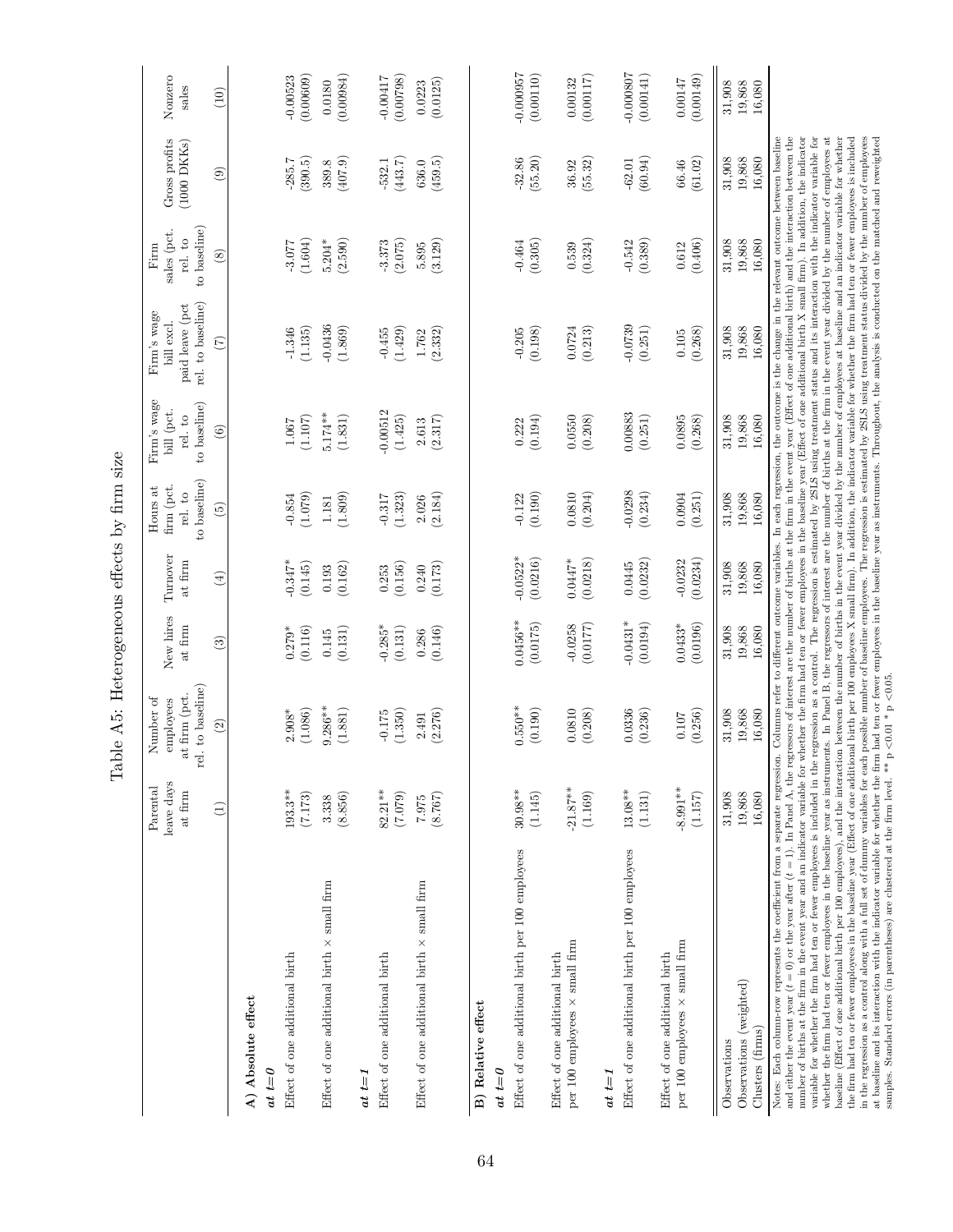# Table A5: Heterogeneous effects by firm size

| | Parental leave days at firm | Number of employees at firm (pct. rel. to baseline) | New hires at firm | Turnover at firm | Hours at firm (pct. rel. to to baseline) | Firm's wage bill (pct. rel. to to baseline) | Firm's wage bill excl. paid leave (pct rel. to baseline) | Firm sales (pct. rel. to to baseline) | Gross profits (1000 DKKs) | Nonzero sales |
|---|---|---|---|---|---|---|---|---|---|---|
| | (1) | (2) | (3) | (4) | (5) | (6) | (7) | (8) | (9) | (10) |
| **A) Absolute effect** | | | | | | | | | | |
| ***at t=0*** | | | | | | | | | | |
| Effect of one additional birth | 193.3** | 2.908* | 0.279* | -0.347* | -0.854 | 1.067 | -1.346 | -3.077 | -285.7 | -0.00523 |
| | (7.173) | (1.086) | (0.116) | (0.145) | (1.079) | (1.107) | (1.135) | (1.604) | (390.5) | (0.00609) |
| Effect of one additional birth × small firm | 3.338 | 9.286** | 0.145 | 0.193 | 1.181 | 5.174** | -0.0436 | 5.204* | 389.8 | 0.0180 |
| | (8.856) | (1.881) | (0.131) | (0.162) | (1.809) | (1.831) | (1.869) | (2.590) | (407.9) | (0.00984) |
| ***at t=1*** | | | | | | | | | | |
| Effect of one additional birth | 82.21** | -0.175 | -0.285* | 0.253 | -0.317 | -0.00512 | -0.455 | -3.373 | -532.1 | -0.00417 |
| | (7.079) | (1.350) | (0.131) | (0.156) | (1.323) | (1.425) | (1.429) | (2.075) | (443.7) | (0.00798) |
| Effect of one additional birth × small firm | 7.975 | 2.491 | 0.286 | 0.240 | 2.026 | 2.613 | 1.762 | 5.895 | 636.0 | 0.0223 |
| | (8.767) | (2.276) | (0.146) | (0.173) | (2.184) | (2.317) | (2.332) | (3.129) | (459.5) | (0.0125) |
| **B) Relative effect** | | | | | | | | | | |
| ***at t=0*** | | | | | | | | | | |
| Effect of one additional birth per 100 employees | 30.98** | 0.550** | 0.0456** | -0.0522* | -0.122 | 0.222 | -0.205 | -0.464 | -32.86 | -0.000957 |
| | (1.145) | (0.190) | (0.0175) | (0.0216) | (0.190) | (0.194) | (0.198) | (0.305) | (55.20) | (0.00110) |
| Effect of one additional birth per 100 employees × small firm | -21.87** | 0.0810 | -0.0258 | 0.0447* | 0.0810 | 0.0550 | 0.0724 | 0.539 | 36.92 | 0.00132 |
| | (1.169) | (0.208) | (0.0177) | (0.0218) | (0.204) | (0.208) | (0.213) | (0.324) | (55.32) | (0.00117) |
| ***at t=1*** | | | | | | | | | | |
| Effect of one additional birth per 100 employees | 13.08** | 0.0336 | -0.0431* | 0.0445 | -0.0298 | 0.00883 | -0.0739 | -0.542 | -62.01 | -0.000807 |
| | (1.131) | (0.236) | (0.0194) | (0.0232) | (0.234) | (0.251) | (0.251) | (0.389) | (60.94) | (0.00141) |
| Effect of one additional birth per 100 employees × small firm | -8.991** | 0.107 | 0.0433* | -0.0232 | 0.0904 | 0.0895 | 0.105 | 0.612 | 66.46 | 0.00147 |
| | (1.157) | (0.256) | (0.0196) | (0.0234) | (0.251) | (0.268) | (0.268) | (0.406) | (61.02) | (0.00149) |
| Observations | 31,908 | 31,908 | 31,908 | 31,908 | 31,908 | 31,908 | 31,908 | 31,908 | 31,908 | 31,908 |
| Observations (weighted) | 19,868 | 19,868 | 19,868 | 19,868 | 19,868 | 19,868 | 19,868 | 19,868 | 19,868 | 19,868 |
| Clusters (firms) | 16,080 | 16,080 | 16,080 | 16,080 | 16,080 | 16,080 | 16,080 | 16,080 | 16,080 | 16,080 |

Notes: Each column-row represents the coefficient from a separate regression. Columns refer to different outcome variables. In each regression, the outcome is the change in the relevant outcome between baseline and either the event year ($t = 0$) or the year after ($t = 1$). In Panel A, the regressors of interest are the number of births at the firm in the event year (Effect of one additional birth) and the interaction between the number of births at the firm in the event year and an indicator variable for whether the firm had ten or fewer employees in the baseline year (Effect of one additional birth X small firm). In addition, the indicator variable for whether the firm had ten or fewer employees is included in the regression as a control. The regression is estimated by 2SLS using treatment status and its interaction with the indicator variable for whether the firm had ten or fewer employees in the baseline year as instruments. In Panel B, the regressors of interest are the number of births at the firm in the event year divided by the number of employees at baseline (Effect of one additional birth per 100 employees), and the interaction between the number of births in the event year divided by the number of employees at baseline and an indicator variable for whether the firm had ten or fewer employees in the baseline year (Effect of one additional birth per 100 employees X small firm). In addition, the indicator variable for whether the firm had ten or fewer employees is included in the regression as a control along with a full set of dummy variables for each possible number of baseline employees. The regression is estimated by 2SLS using treatment status divided by the number of employees at baseline and its interaction with the indicator variable for whether the firm had ten or fewer employees in the baseline year as instruments. Throughout, the analysis is conducted on the matched and reweighted samples. Standard errors (in parentheses) are clustered at the firm level. ** p <0.01 * p <0.05.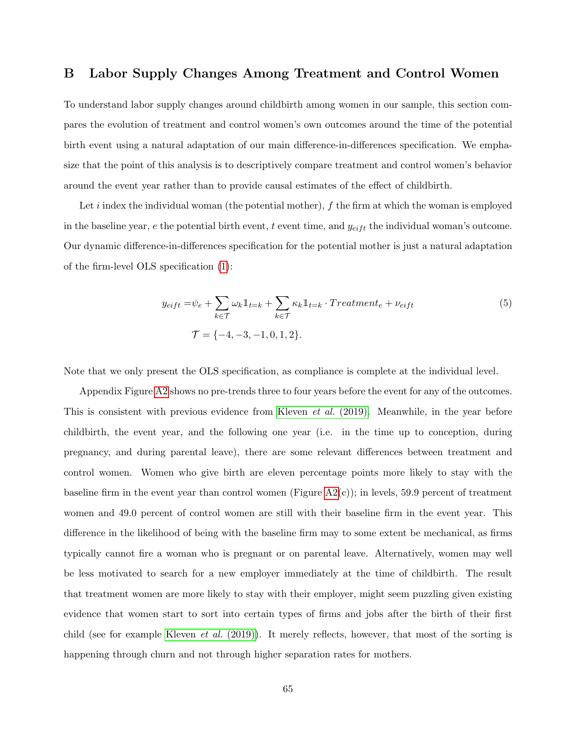# B Labor Supply Changes Among Treatment and Control Women

To understand labor supply changes around childbirth among women in our sample, this section compares the evolution of treatment and control women's own outcomes around the time of the potential birth event using a natural adaptation of our main difference-in-differences specification. We emphasize that the point of this analysis is to descriptively compare treatment and control women's behavior around the event year rather than to provide causal estimates of the effect of childbirth.

Let $i$ index the individual woman (the potential mother), $f$ the firm at which the woman is employed in the baseline year, $e$ the potential birth event, $t$ event time, and $y_{eift}$ the individual woman's outcome. Our dynamic difference-in-differences specification for the potential mother is just a natural adaptation of the firm-level OLS specification (1):

$$
\begin{aligned}
y_{eift} =& \psi_e + \sum_{k \in \mathcal{T}} \omega_k \mathbb{1}_{t=k} + \sum_{k \in \mathcal{T}} \kappa_k \mathbb{1}_{t=k} \cdot Treatment_e + \nu_{eift} \\
&\mathcal{T} = \{-4, -3, -1, 0, 1, 2\}.
\end{aligned}
\tag{5}
$$

Note that we only present the OLS specification, as compliance is complete at the individual level.

Appendix Figure A2 shows no pre-trends three to four years before the event for any of the outcomes. This is consistent with previous evidence from Kleven *et al.* (2019). Meanwhile, in the year before childbirth, the event year, and the following one year (i.e. in the time up to conception, during pregnancy, and during parental leave), there are some relevant differences between treatment and control women. Women who give birth are eleven percentage points more likely to stay with the baseline firm in the event year than control women (Figure A2(c)); in levels, 59.9 percent of treatment women and 49.0 percent of control women are still with their baseline firm in the event year. This difference in the likelihood of being with the baseline firm may to some extent be mechanical, as firms typically cannot fire a woman who is pregnant or on parental leave. Alternatively, women may well be less motivated to search for a new employer immediately at the time of childbirth. The result that treatment women are more likely to stay with their employer, might seem puzzling given existing evidence that women start to sort into certain types of firms and jobs after the birth of their first child (see for example Kleven *et al.* (2019)). It merely reflects, however, that most of the sorting is happening through churn and not through higher separation rates for mothers.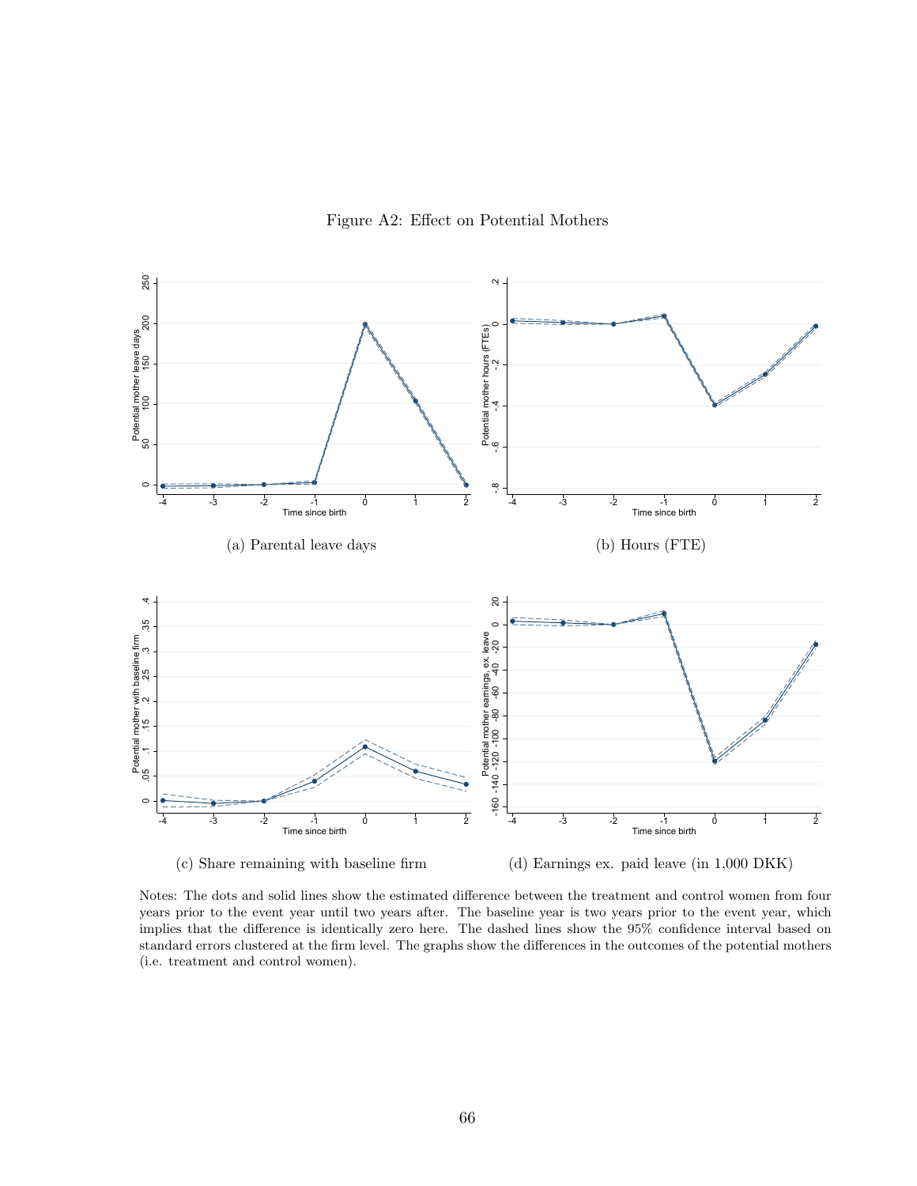Figure A2: Effect on Potential Mothers

(a) Parental leave days

(b) Hours (FTE)

(c) Share remaining with baseline firm

(d) Earnings ex. paid leave (in 1,000 DKK)

Notes: The dots and solid lines show the estimated difference between the treatment and control women from four years prior to the event year until two years after. The baseline year is two years prior to the event year, which implies that the difference is identically zero here. The dashed lines show the 95% confidence interval based on standard errors clustered at the firm level. The graphs show the differences in the outcomes of the potential mothers (i.e. treatment and control women).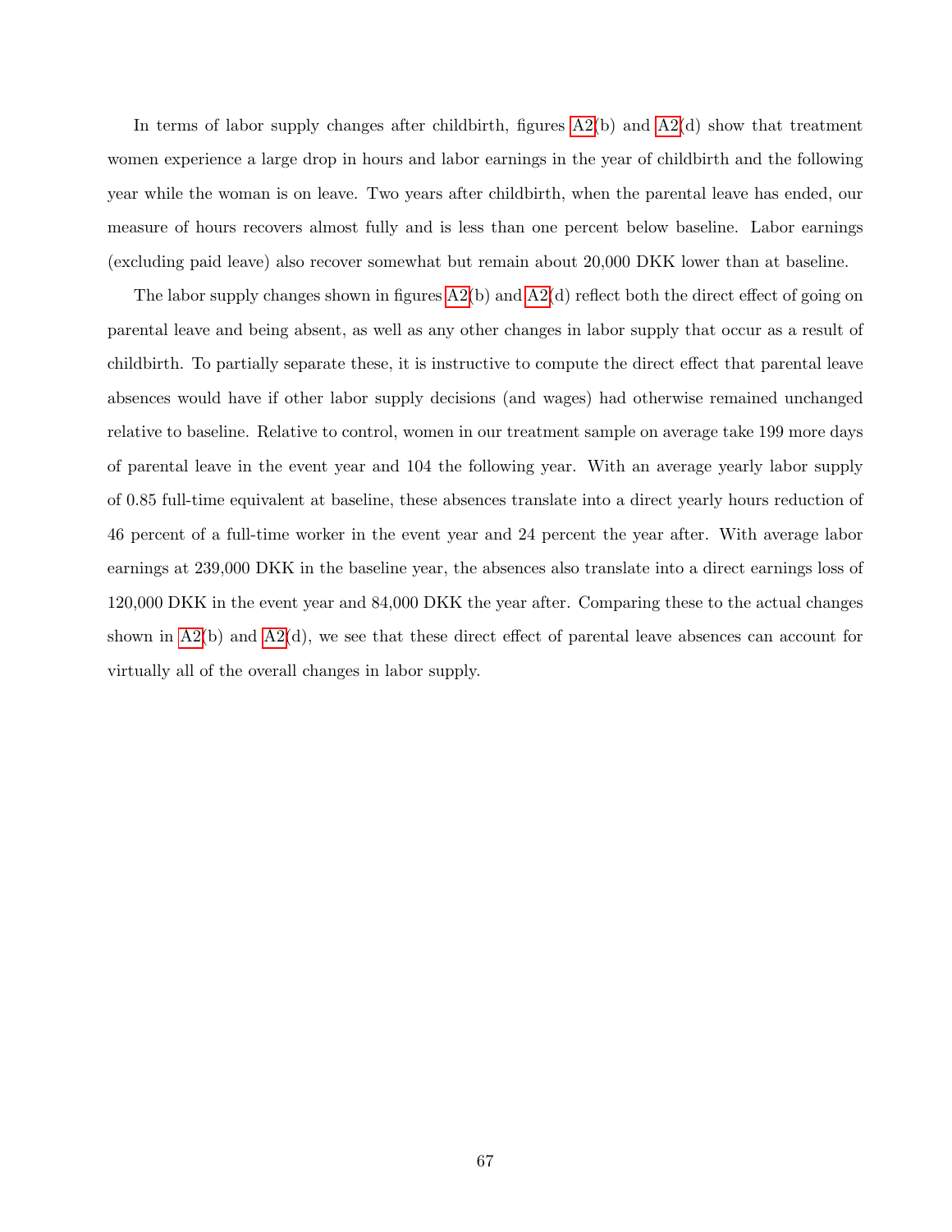In terms of labor supply changes after childbirth, figures A2(b) and A2(d) show that treatment women experience a large drop in hours and labor earnings in the year of childbirth and the following year while the woman is on leave. Two years after childbirth, when the parental leave has ended, our measure of hours recovers almost fully and is less than one percent below baseline. Labor earnings (excluding paid leave) also recover somewhat but remain about 20,000 DKK lower than at baseline.

The labor supply changes shown in figures A2(b) and A2(d) reflect both the direct effect of going on parental leave and being absent, as well as any other changes in labor supply that occur as a result of childbirth. To partially separate these, it is instructive to compute the direct effect that parental leave absences would have if other labor supply decisions (and wages) had otherwise remained unchanged relative to baseline. Relative to control, women in our treatment sample on average take 199 more days of parental leave in the event year and 104 the following year. With an average yearly labor supply of 0.85 full-time equivalent at baseline, these absences translate into a direct yearly hours reduction of 46 percent of a full-time worker in the event year and 24 percent the year after. With average labor earnings at 239,000 DKK in the baseline year, the absences also translate into a direct earnings loss of 120,000 DKK in the event year and 84,000 DKK the year after. Comparing these to the actual changes shown in A2(b) and A2(d), we see that these direct effect of parental leave absences can account for virtually all of the overall changes in labor supply.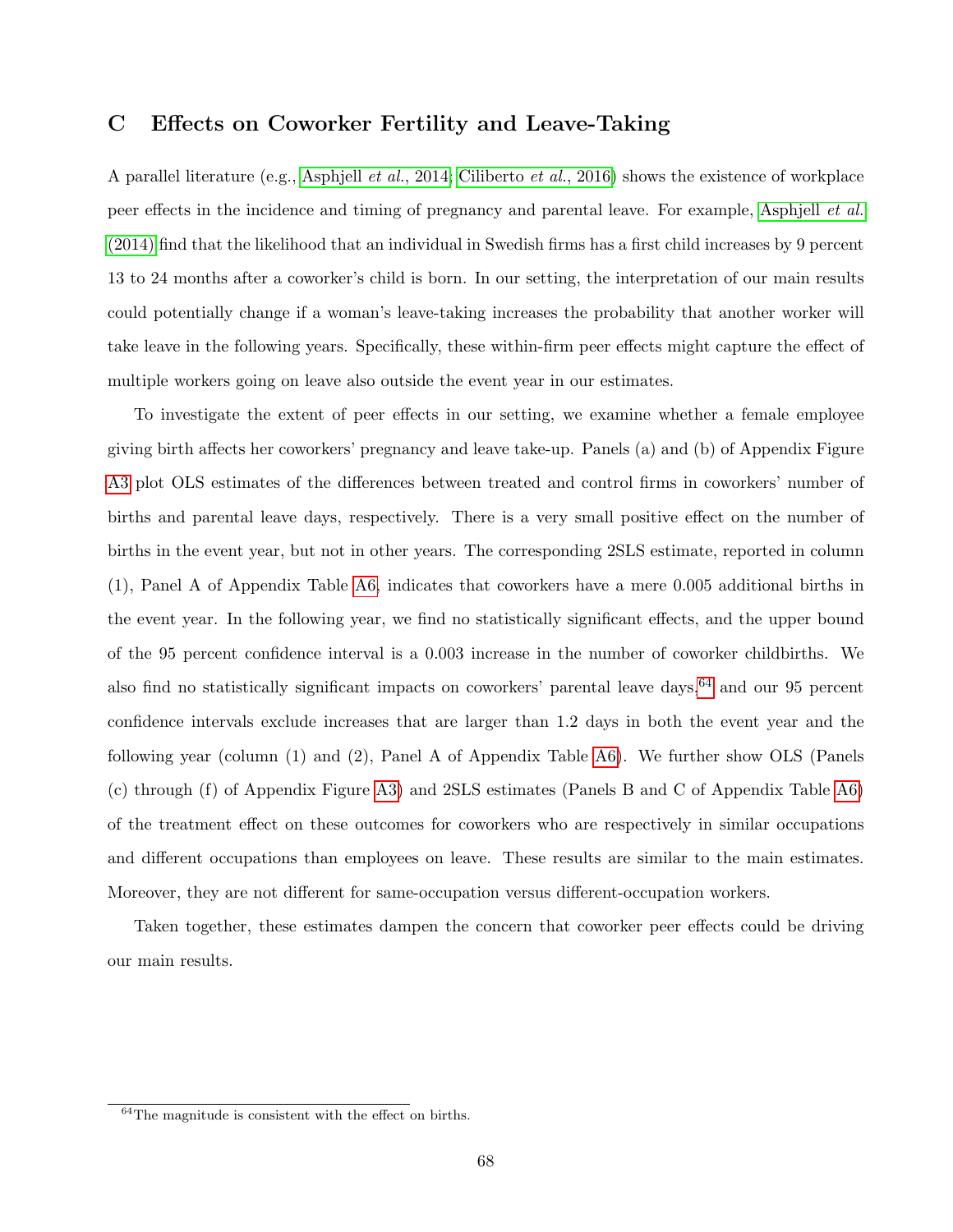## C Effects on Coworker Fertility and Leave-Taking

A parallel literature (e.g., Asphjell *et al.*, 2014; Ciliberto *et al.*, 2016) shows the existence of workplace peer effects in the incidence and timing of pregnancy and parental leave. For example, Asphjell *et al.* (2014) find that the likelihood that an individual in Swedish firms has a first child increases by 9 percent 13 to 24 months after a coworker's child is born. In our setting, the interpretation of our main results could potentially change if a woman's leave-taking increases the probability that another worker will take leave in the following years. Specifically, these within-firm peer effects might capture the effect of multiple workers going on leave also outside the event year in our estimates.

To investigate the extent of peer effects in our setting, we examine whether a female employee giving birth affects her coworkers' pregnancy and leave take-up. Panels (a) and (b) of Appendix Figure A3 plot OLS estimates of the differences between treated and control firms in coworkers' number of births and parental leave days, respectively. There is a very small positive effect on the number of births in the event year, but not in other years. The corresponding 2SLS estimate, reported in column (1), Panel A of Appendix Table A6, indicates that coworkers have a mere 0.005 additional births in the event year. In the following year, we find no statistically significant effects, and the upper bound of the 95 percent confidence interval is a 0.003 increase in the number of coworker childbirths. We also find no statistically significant impacts on coworkers' parental leave days,[64] and our 95 percent confidence intervals exclude increases that are larger than 1.2 days in both the event year and the following year (column (1) and (2), Panel A of Appendix Table A6). We further show OLS (Panels (c) through (f) of Appendix Figure A3) and 2SLS estimates (Panels B and C of Appendix Table A6) of the treatment effect on these outcomes for coworkers who are respectively in similar occupations and different occupations than employees on leave. These results are similar to the main estimates. Moreover, they are not different for same-occupation versus different-occupation workers.

Taken together, these estimates dampen the concern that coworker peer effects could be driving our main results.

[64] The magnitude is consistent with the effect on births.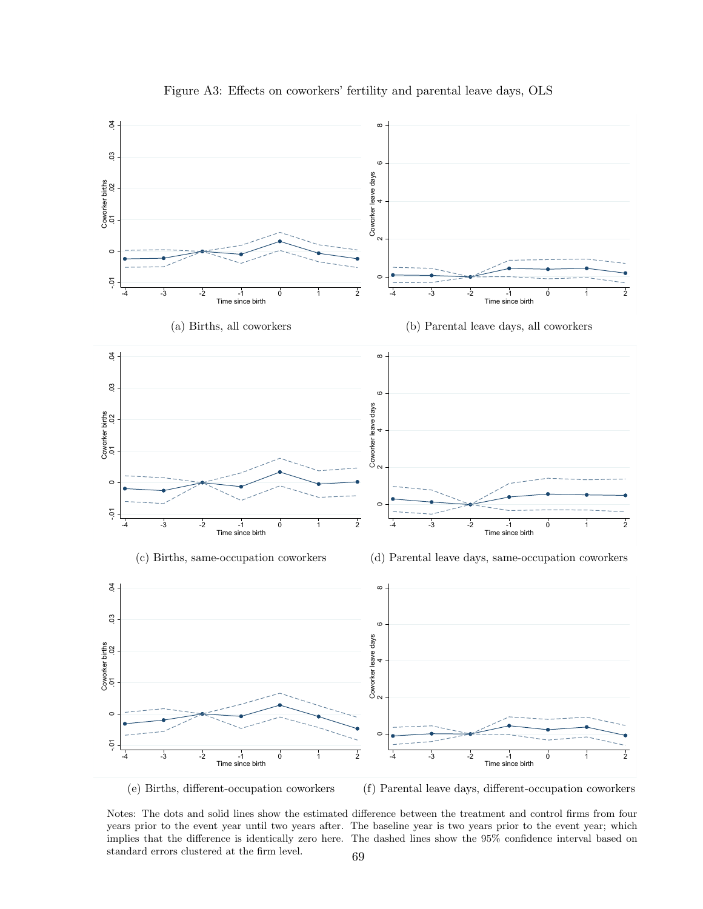Figure A3: Effects on coworkers' fertility and parental leave days, OLS

(a) Births, all coworkers

(b) Parental leave days, all coworkers

(c) Births, same-occupation coworkers

(d) Parental leave days, same-occupation coworkers

(e) Births, different-occupation coworkers

(f) Parental leave days, different-occupation coworkers

Notes: The dots and solid lines show the estimated difference between the treatment and control firms from four years prior to the event year until two years after. The baseline year is two years prior to the event year; which implies that the difference is identically zero here. The dashed lines show the 95% confidence interval based on standard errors clustered at the firm level.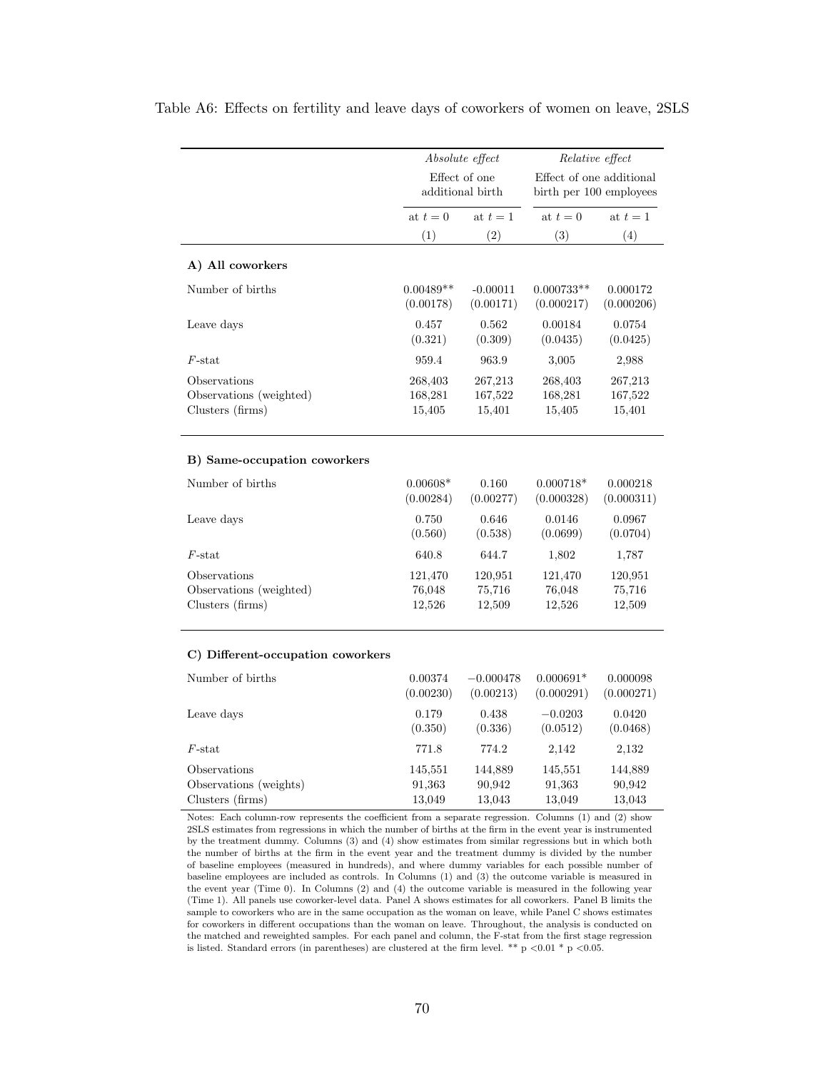Table A6: Effects on fertility and leave days of coworkers of women on leave, 2SLS

| | *Absolute effect* Effect of one additional birth | | *Relative effect* Effect of one additional birth per 100 employees | |
|---|---|---|---|---|
| | at $t = 0$ | at $t = 1$ | at $t = 0$ | at $t = 1$ |
| | (1) | (2) | (3) | (4) |
| **A) All coworkers** | | | | |
| Number of births | 0.00489** | -0.00011 | 0.000733** | 0.000172 |
| | (0.00178) | (0.00171) | (0.000217) | (0.000206) |
| Leave days | 0.457 | 0.562 | 0.00184 | 0.0754 |
| | (0.321) | (0.309) | (0.0435) | (0.0425) |
| $F$-stat | 959.4 | 963.9 | 3,005 | 2,988 |
| Observations | 268,403 | 267,213 | 268,403 | 267,213 |
| Observations (weighted) | 168,281 | 167,522 | 168,281 | 167,522 |
| Clusters (firms) | 15,405 | 15,401 | 15,405 | 15,401 |
| **B) Same-occupation coworkers** | | | | |
| Number of births | 0.00608* | 0.160 | 0.000718* | 0.000218 |
| | (0.00284) | (0.00277) | (0.000328) | (0.000311) |
| Leave days | 0.750 | 0.646 | 0.0146 | 0.0967 |
| | (0.560) | (0.538) | (0.0699) | (0.0704) |
| $F$-stat | 640.8 | 644.7 | 1,802 | 1,787 |
| Observations | 121,470 | 120,951 | 121,470 | 120,951 |
| Observations (weighted) | 76,048 | 75,716 | 76,048 | 75,716 |
| Clusters (firms) | 12,526 | 12,509 | 12,526 | 12,509 |
| **C) Different-occupation coworkers** | | | | |
| Number of births | 0.00374 | −0.000478 | 0.000691* | 0.000098 |
| | (0.00230) | (0.00213) | (0.000291) | (0.000271) |
| Leave days | 0.179 | 0.438 | −0.0203 | 0.0420 |
| | (0.350) | (0.336) | (0.0512) | (0.0468) |
| $F$-stat | 771.8 | 774.2 | 2,142 | 2,132 |
| Observations | 145,551 | 144,889 | 145,551 | 144,889 |
| Observations (weights) | 91,363 | 90,942 | 91,363 | 90,942 |
| Clusters (firms) | 13,049 | 13,043 | 13,049 | 13,043 |

Notes: Each column-row represents the coefficient from a separate regression. Columns (1) and (2) show 2SLS estimates from regressions in which the number of births at the firm in the event year is instrumented by the treatment dummy. Columns (3) and (4) show estimates from similar regressions but in which both the number of births at the firm in the event year and the treatment dummy is divided by the number of baseline employees (measured in hundreds), and where dummy variables for each possible number of baseline employees are included as controls. In Columns (1) and (3) the outcome variable is measured in the event year (Time 0). In Columns (2) and (4) the outcome variable is measured in the following year (Time 1). All panels use coworker-level data. Panel A shows estimates for all coworkers. Panel B limits the sample to coworkers who are in the same occupation as the woman on leave, while Panel C shows estimates for coworkers in different occupations than the woman on leave. Throughout, the analysis is conducted on the matched and reweighted samples. For each panel and column, the F-stat from the first stage regression is listed. Standard errors (in parentheses) are clustered at the firm level. ** p <0.01 * p <0.05.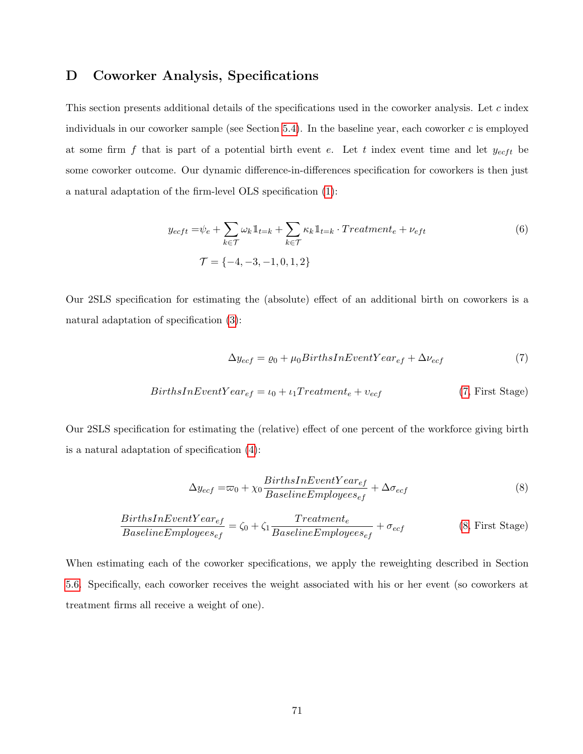## D Coworker Analysis, Specifications

This section presents additional details of the specifications used in the coworker analysis. Let $c$ index individuals in our coworker sample (see Section 5.4). In the baseline year, each coworker $c$ is employed at some firm $f$ that is part of a potential birth event $e$. Let $t$ index event time and let $y_{ecft}$ be some coworker outcome. Our dynamic difference-in-differences specification for coworkers is then just a natural adaptation of the firm-level OLS specification (1):

$$
\begin{aligned}
y_{ecft} =& \psi_e + \sum_{k \in \mathcal{T}} \omega_k \mathbb{1}_{t=k} + \sum_{k \in \mathcal{T}} \kappa_k \mathbb{1}_{t=k} \cdot Treatment_e + \nu_{eft} \\
&\mathcal{T} = \{-4, -3, -1, 0, 1, 2\}
\end{aligned}
\tag{6}
$$

Our 2SLS specification for estimating the (absolute) effect of an additional birth on coworkers is a natural adaptation of specification (3):

$$
\Delta y_{ecf} = \varrho_0 + \mu_0 BirthsInEventYear_{ef} + \Delta \nu_{ecf} \tag{7}
$$

$$
BirthsInEventYear_{ef} = \iota_0 + \iota_1 Treatment_e + \upsilon_{ecf} \tag{7, First Stage}
$$

Our 2SLS specification for estimating the (relative) effect of one percent of the workforce giving birth is a natural adaptation of specification (4):

$$
\Delta y_{ecf} = \varpi_0 + \chi_0 \frac{BirthsInEventYear_{ef}}{BaselineEmployees_{ef}} + \Delta \sigma_{ecf} \tag{8}
$$

$$
\frac{BirthsInEventYear_{ef}}{BaselineEmployees_{ef}} = \zeta_0 + \zeta_1 \frac{Treatment_e}{BaselineEmployees_{ef}} + \sigma_{ecf} \tag{8, First Stage}
$$

When estimating each of the coworker specifications, we apply the reweighting described in Section 5.6. Specifically, each coworker receives the weight associated with his or her event (so coworkers at treatment firms all receive a weight of one).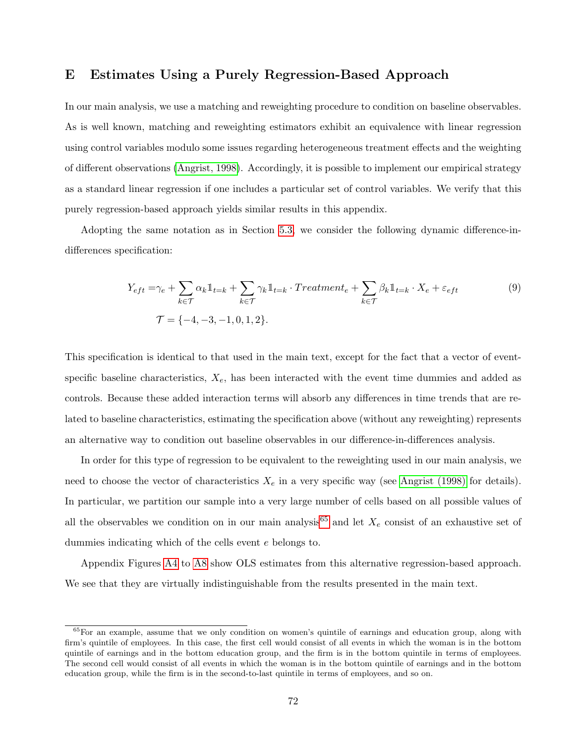# E Estimates Using a Purely Regression-Based Approach

In our main analysis, we use a matching and reweighting procedure to condition on baseline observables. As is well known, matching and reweighting estimators exhibit an equivalence with linear regression using control variables modulo some issues regarding heterogeneous treatment effects and the weighting of different observations (Angrist, 1998). Accordingly, it is possible to implement our empirical strategy as a standard linear regression if one includes a particular set of control variables. We verify that this purely regression-based approach yields similar results in this appendix.

Adopting the same notation as in Section 5.3, we consider the following dynamic difference-in-differences specification:

$$
\begin{aligned}
Y_{eft} = & \gamma_e + \sum_{k \in \mathcal{T}} \alpha_k \mathbb{1}_{t=k} + \sum_{k \in \mathcal{T}} \gamma_k \mathbb{1}_{t=k} \cdot Treatment_e + \sum_{k \in \mathcal{T}} \beta_k \mathbb{1}_{t=k} \cdot X_e + \varepsilon_{eft} \\
& \mathcal{T} = \{-4, -3, -1, 0, 1, 2\}.
\end{aligned}
\tag{9}
$$

This specification is identical to that used in the main text, except for the fact that a vector of event-specific baseline characteristics, $X_e$, has been interacted with the event time dummies and added as controls. Because these added interaction terms will absorb any differences in time trends that are related to baseline characteristics, estimating the specification above (without any reweighting) represents an alternative way to condition out baseline observables in our difference-in-differences analysis.

In order for this type of regression to be equivalent to the reweighting used in our main analysis, we need to choose the vector of characteristics $X_e$ in a very specific way (see Angrist (1998) for details). In particular, we partition our sample into a very large number of cells based on all possible values of all the observables we condition on in our main analysis[65] and let $X_e$ consist of an exhaustive set of dummies indicating which of the cells event $e$ belongs to.

Appendix Figures A4 to A8 show OLS estimates from this alternative regression-based approach. We see that they are virtually indistinguishable from the results presented in the main text.

[65] For an example, assume that we only condition on women's quintile of earnings and education group, along with firm's quintile of employees. In this case, the first cell would consist of all events in which the woman is in the bottom quintile of earnings and in the bottom education group, and the firm is in the bottom quintile in terms of employees. The second cell would consist of all events in which the woman is in the bottom quintile of earnings and in the bottom education group, while the firm is in the second-to-last quintile in terms of employees, and so on.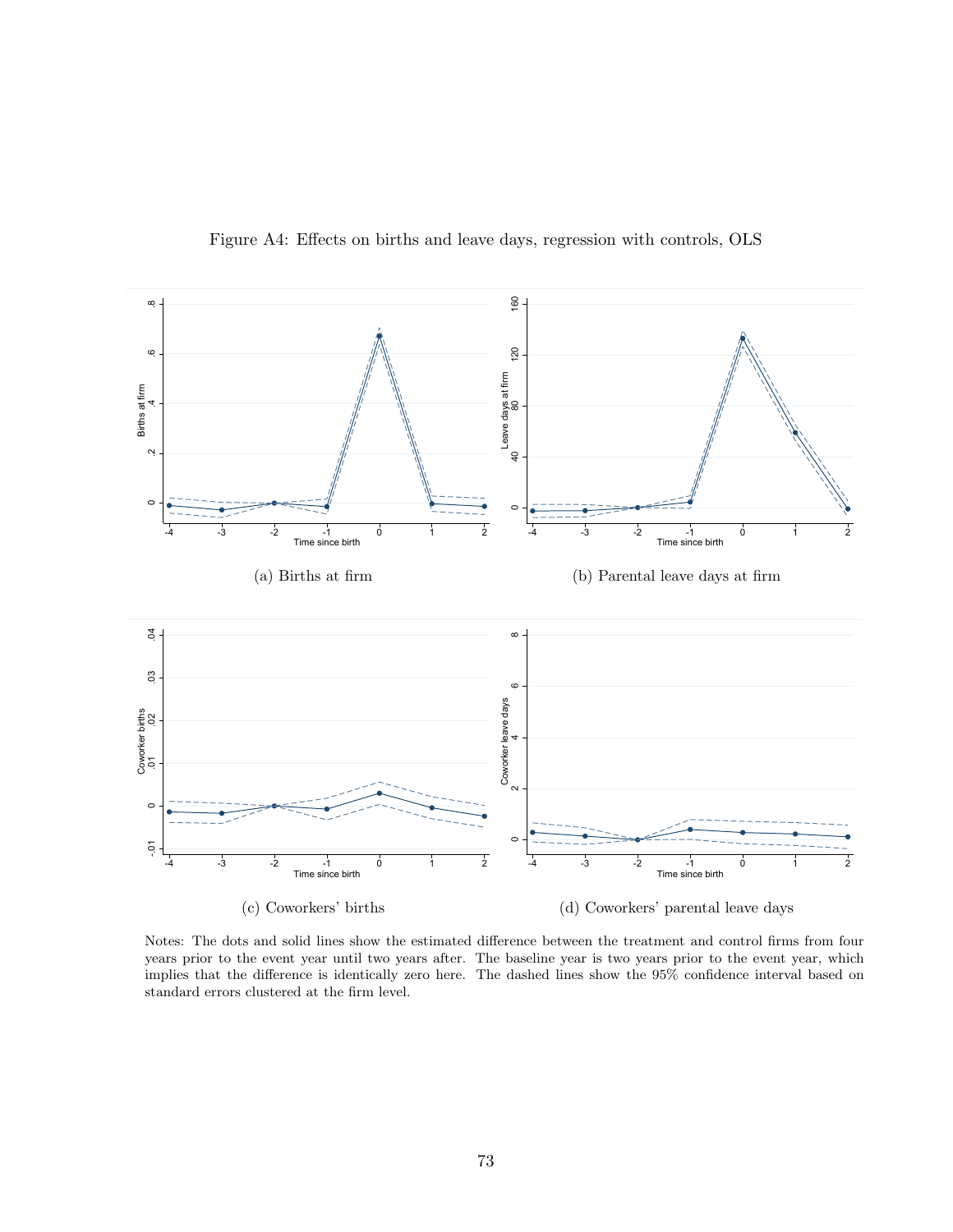Figure A4: Effects on births and leave days, regression with controls, OLS

(a) Births at firm

(b) Parental leave days at firm

(c) Coworkers' births

(d) Coworkers' parental leave days

Notes: The dots and solid lines show the estimated difference between the treatment and control firms from four years prior to the event year until two years after. The baseline year is two years prior to the event year, which implies that the difference is identically zero here. The dashed lines show the 95% confidence interval based on standard errors clustered at the firm level.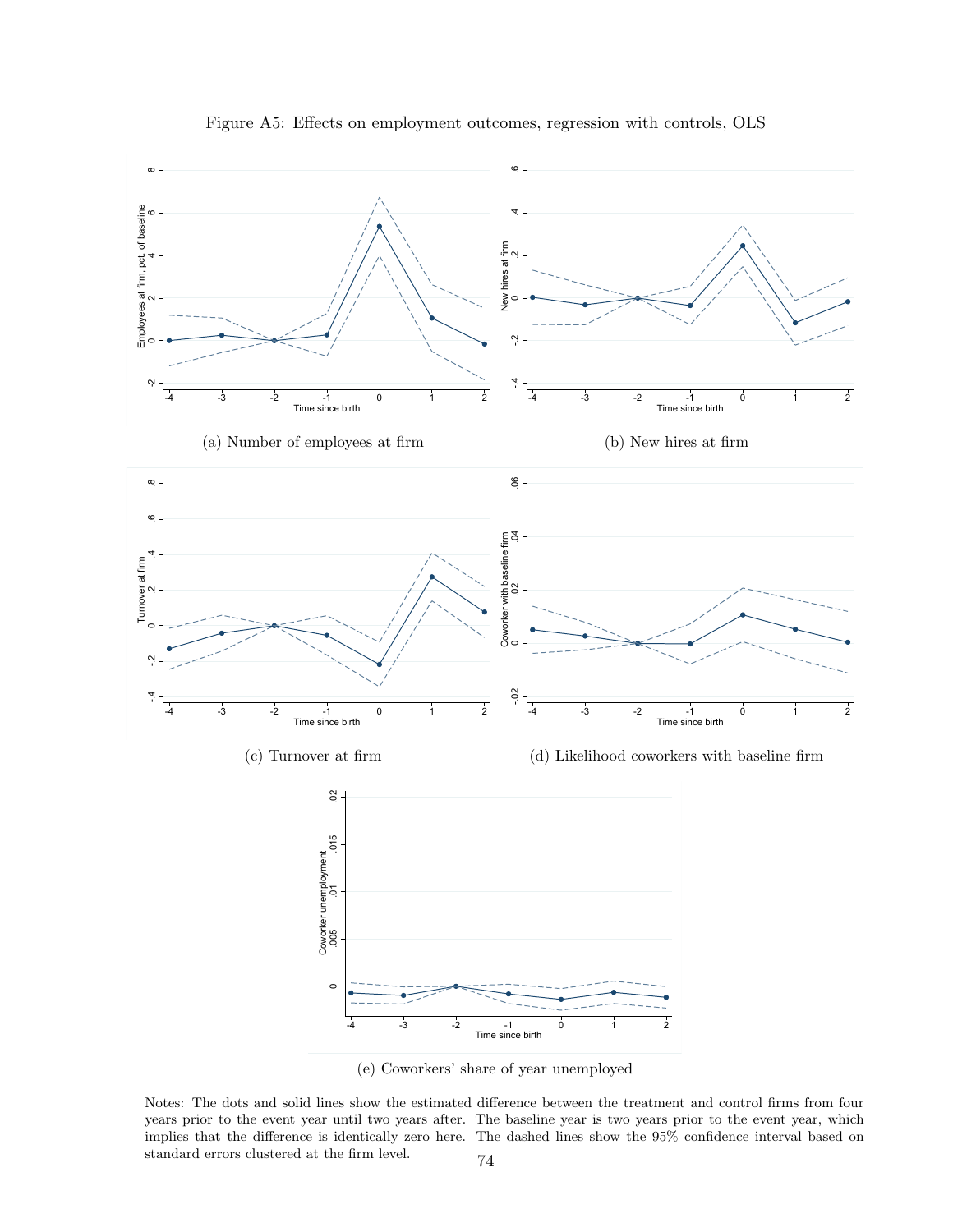Figure A5: Effects on employment outcomes, regression with controls, OLS

(a) Number of employees at firm

(b) New hires at firm

(c) Turnover at firm

(d) Likelihood coworkers with baseline firm

(e) Coworkers' share of year unemployed

Notes: The dots and solid lines show the estimated difference between the treatment and control firms from four years prior to the event year until two years after. The baseline year is two years prior to the event year, which implies that the difference is identically zero here. The dashed lines show the 95% confidence interval based on standard errors clustered at the firm level.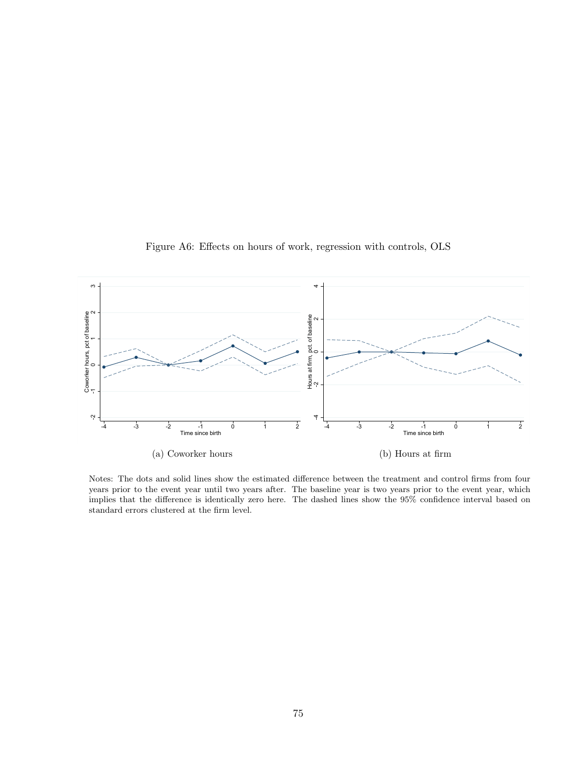Figure A6: Effects on hours of work, regression with controls, OLS

(a) Coworker hours

(b) Hours at firm

Notes: The dots and solid lines show the estimated difference between the treatment and control firms from four years prior to the event year until two years after. The baseline year is two years prior to the event year, which implies that the difference is identically zero here. The dashed lines show the 95% confidence interval based on standard errors clustered at the firm level.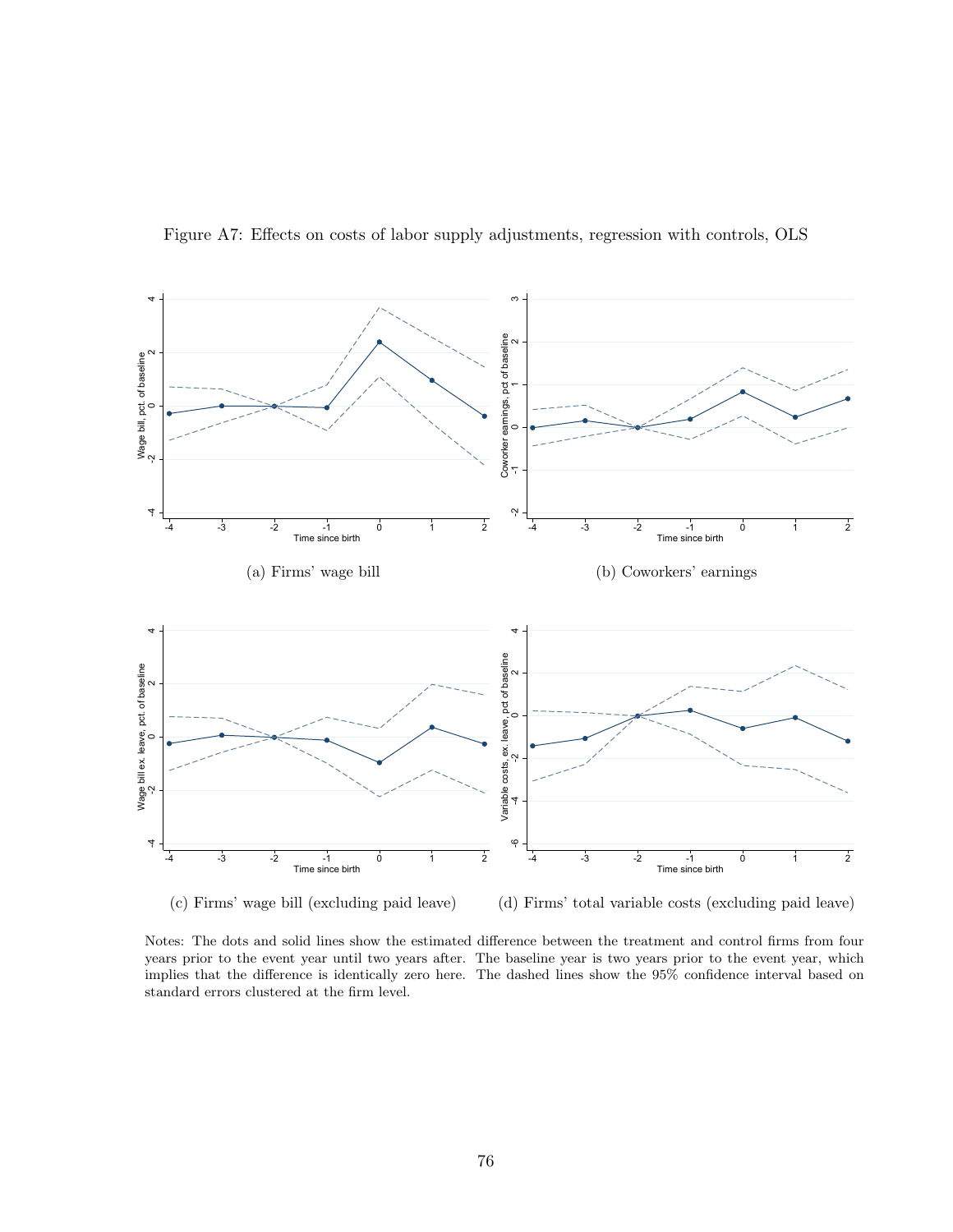Figure A7: Effects on costs of labor supply adjustments, regression with controls, OLS

(a) Firms' wage bill

(b) Coworkers' earnings

(c) Firms' wage bill (excluding paid leave)

(d) Firms' total variable costs (excluding paid leave)

Notes: The dots and solid lines show the estimated difference between the treatment and control firms from four years prior to the event year until two years after. The baseline year is two years prior to the event year, which implies that the difference is identically zero here. The dashed lines show the 95% confidence interval based on standard errors clustered at the firm level.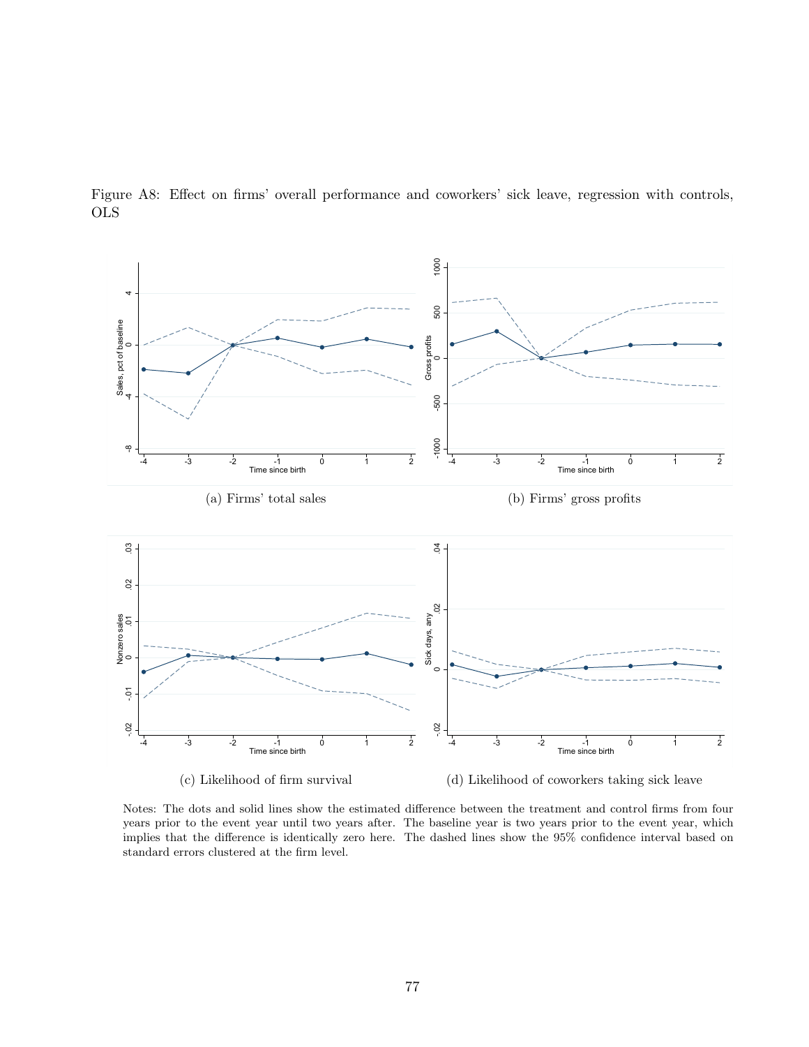Figure A8: Effect on firms' overall performance and coworkers' sick leave, regression with controls, OLS

(a) Firms' total sales

(b) Firms' gross profits

(c) Likelihood of firm survival

(d) Likelihood of coworkers taking sick leave

Notes: The dots and solid lines show the estimated difference between the treatment and control firms from four years prior to the event year until two years after. The baseline year is two years prior to the event year, which implies that the difference is identically zero here. The dashed lines show the 95% confidence interval based on standard errors clustered at the firm level.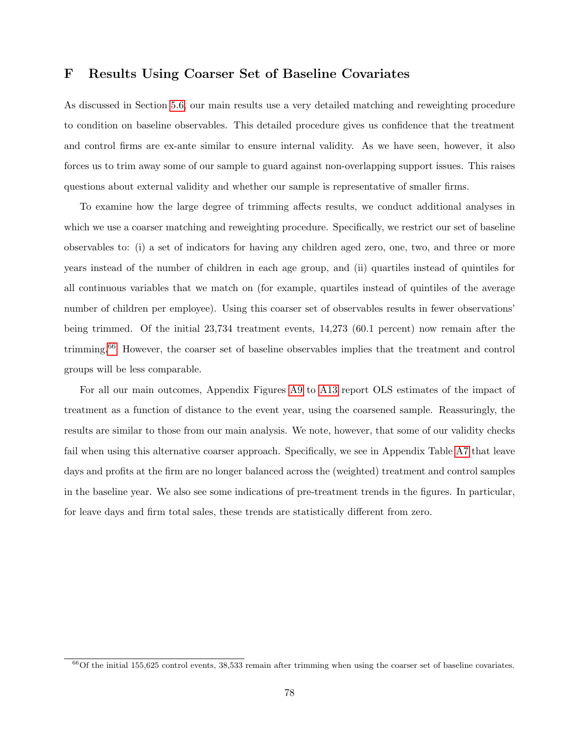# F Results Using Coarser Set of Baseline Covariates

As discussed in Section 5.6, our main results use a very detailed matching and reweighting procedure to condition on baseline observables. This detailed procedure gives us confidence that the treatment and control firms are ex-ante similar to ensure internal validity. As we have seen, however, it also forces us to trim away some of our sample to guard against non-overlapping support issues. This raises questions about external validity and whether our sample is representative of smaller firms.

To examine how the large degree of trimming affects results, we conduct additional analyses in which we use a coarser matching and reweighting procedure. Specifically, we restrict our set of baseline observables to: (i) a set of indicators for having any children aged zero, one, two, and three or more years instead of the number of children in each age group, and (ii) quartiles instead of quintiles for all continuous variables that we match on (for example, quartiles instead of quintiles of the average number of children per employee). Using this coarser set of observables results in fewer observations' being trimmed. Of the initial 23,734 treatment events, 14,273 (60.1 percent) now remain after the trimming.[66] However, the coarser set of baseline observables implies that the treatment and control groups will be less comparable.

For all our main outcomes, Appendix Figures A9 to A13 report OLS estimates of the impact of treatment as a function of distance to the event year, using the coarsened sample. Reassuringly, the results are similar to those from our main analysis. We note, however, that some of our validity checks fail when using this alternative coarser approach. Specifically, we see in Appendix Table A7 that leave days and profits at the firm are no longer balanced across the (weighted) treatment and control samples in the baseline year. We also see some indications of pre-treatment trends in the figures. In particular, for leave days and firm total sales, these trends are statistically different from zero.

[66] Of the initial 155,625 control events, 38,533 remain after trimming when using the coarser set of baseline covariates.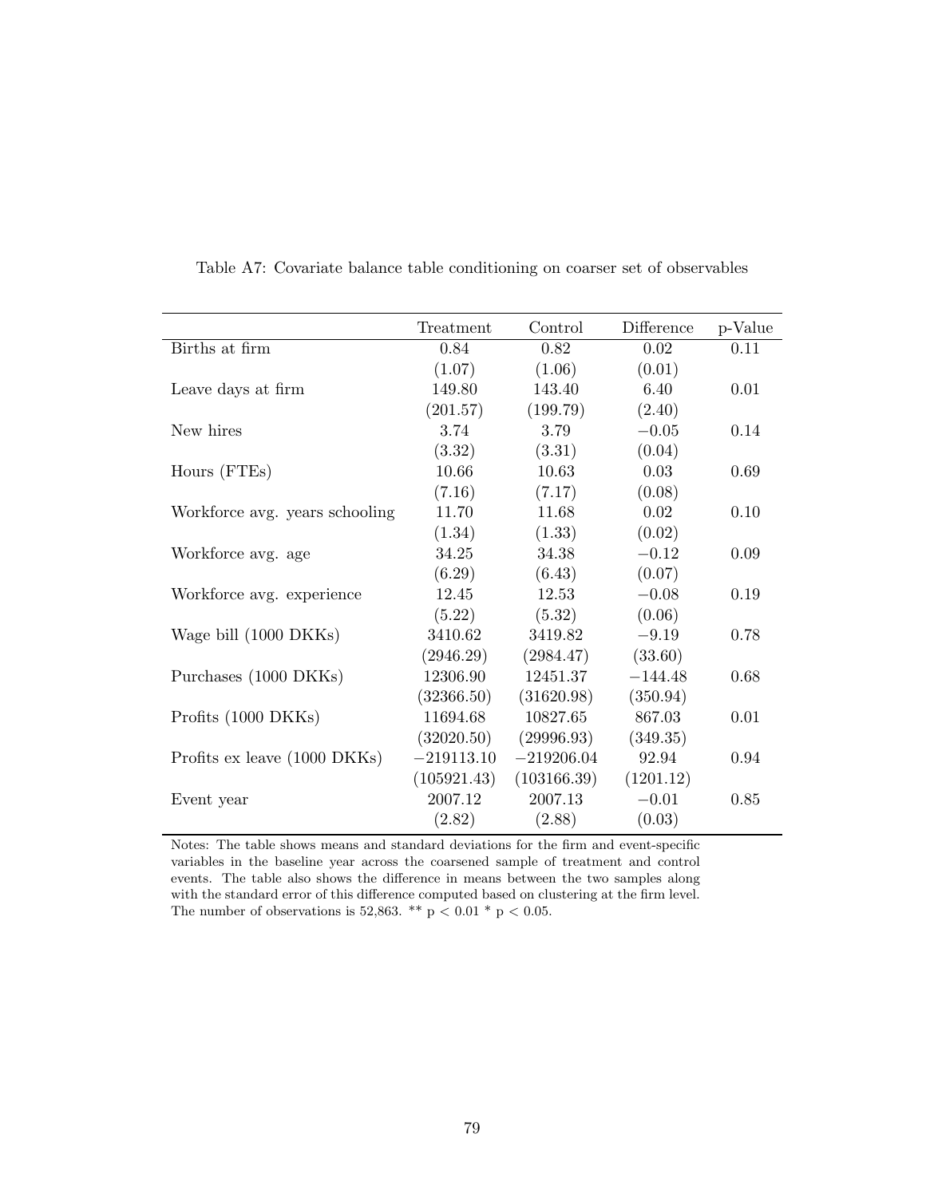Table A7: Covariate balance table conditioning on coarser set of observables

| | Treatment | Control | Difference | p-Value |
|---|---|---|---|---|
| Births at firm | 0.84 | 0.82 | 0.02 | 0.11 |
| | (1.07) | (1.06) | (0.01) | |
| Leave days at firm | 149.80 | 143.40 | 6.40 | 0.01 |
| | (201.57) | (199.79) | (2.40) | |
| New hires | 3.74 | 3.79 | −0.05 | 0.14 |
| | (3.32) | (3.31) | (0.04) | |
| Hours (FTEs) | 10.66 | 10.63 | 0.03 | 0.69 |
| | (7.16) | (7.17) | (0.08) | |
| Workforce avg. years schooling | 11.70 | 11.68 | 0.02 | 0.10 |
| | (1.34) | (1.33) | (0.02) | |
| Workforce avg. age | 34.25 | 34.38 | −0.12 | 0.09 |
| | (6.29) | (6.43) | (0.07) | |
| Workforce avg. experience | 12.45 | 12.53 | −0.08 | 0.19 |
| | (5.22) | (5.32) | (0.06) | |
| Wage bill (1000 DKKs) | 3410.62 | 3419.82 | −9.19 | 0.78 |
| | (2946.29) | (2984.47) | (33.60) | |
| Purchases (1000 DKKs) | 12306.90 | 12451.37 | −144.48 | 0.68 |
| | (32366.50) | (31620.98) | (350.94) | |
| Profits (1000 DKKs) | 11694.68 | 10827.65 | 867.03 | 0.01 |
| | (32020.50) | (29996.93) | (349.35) | |
| Profits ex leave (1000 DKKs) | −219113.10 | −219206.04 | 92.94 | 0.94 |
| | (105921.43) | (103166.39) | (1201.12) | |
| Event year | 2007.12 | 2007.13 | −0.01 | 0.85 |
| | (2.82) | (2.88) | (0.03) | |

Notes: The table shows means and standard deviations for the firm and event-specific variables in the baseline year across the coarsened sample of treatment and control events. The table also shows the difference in means between the two samples along with the standard error of this difference computed based on clustering at the firm level. The number of observations is 52,863. ** $p < 0.01$ * $p < 0.05$.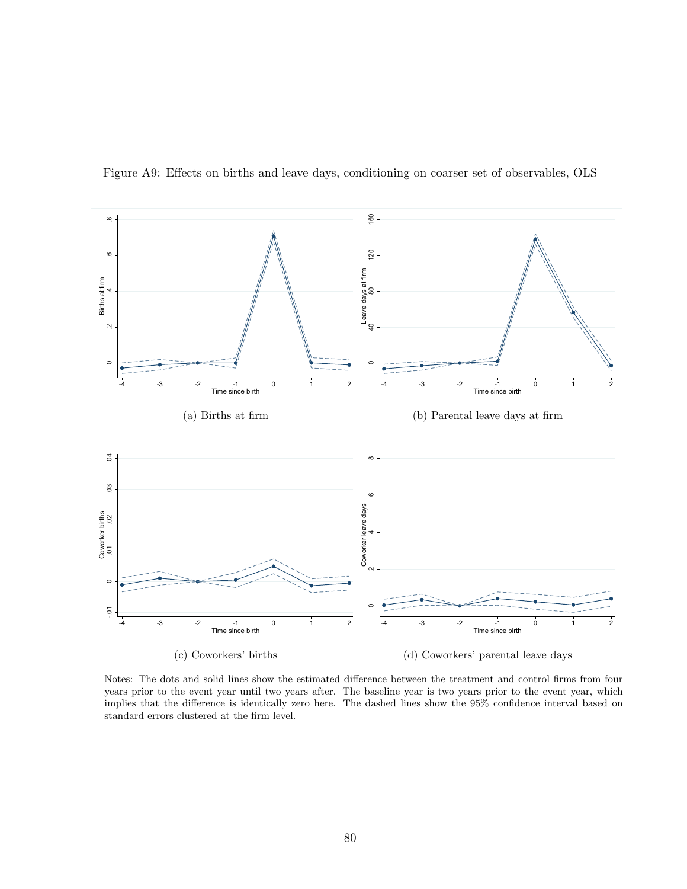Figure A9: Effects on births and leave days, conditioning on coarser set of observables, OLS

(a) Births at firm

(b) Parental leave days at firm

(c) Coworkers' births

(d) Coworkers' parental leave days

Notes: The dots and solid lines show the estimated difference between the treatment and control firms from four years prior to the event year until two years after. The baseline year is two years prior to the event year, which implies that the difference is identically zero here. The dashed lines show the 95% confidence interval based on standard errors clustered at the firm level.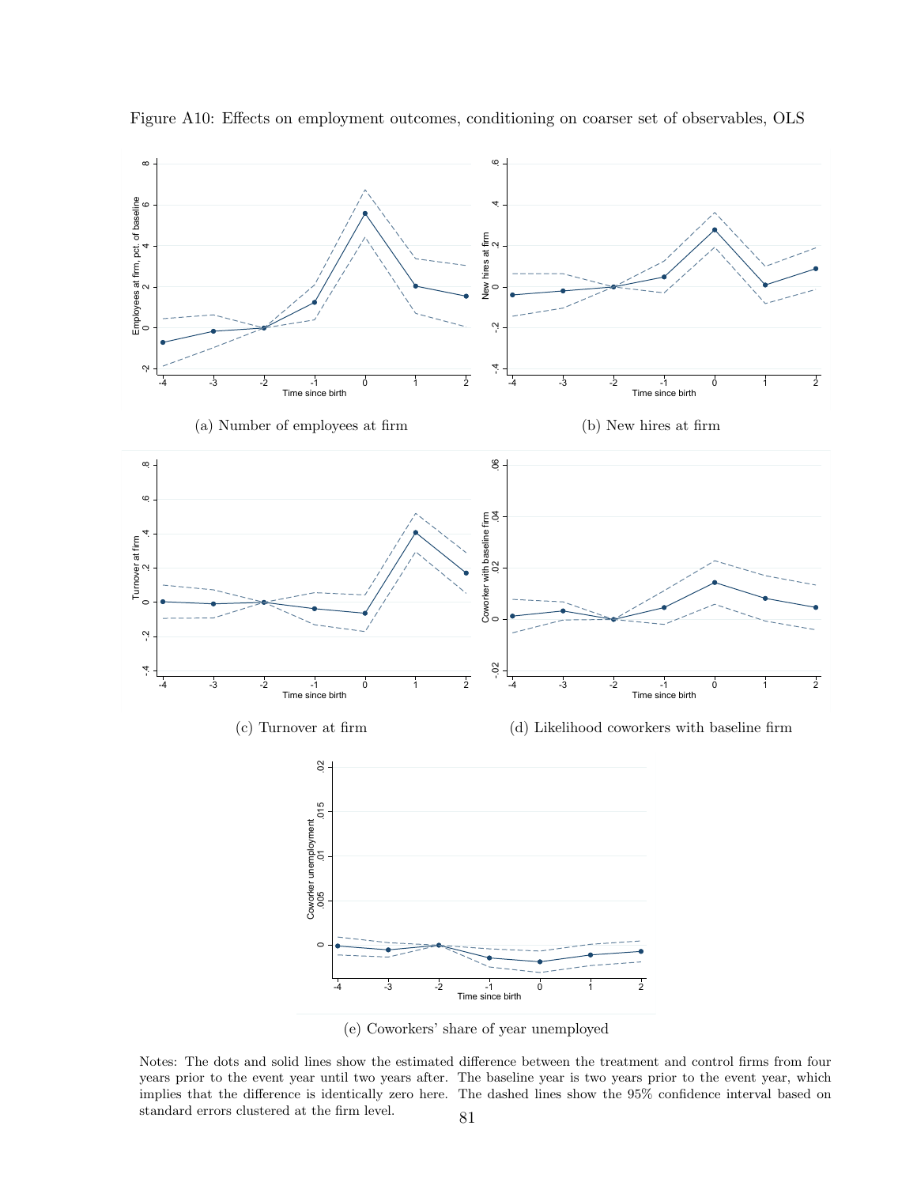Figure A10: Effects on employment outcomes, conditioning on coarser set of observables, OLS

(a) Number of employees at firm

(b) New hires at firm

(c) Turnover at firm

(d) Likelihood coworkers with baseline firm

(e) Coworkers' share of year unemployed

Notes: The dots and solid lines show the estimated difference between the treatment and control firms from four years prior to the event year until two years after. The baseline year is two years prior to the event year, which implies that the difference is identically zero here. The dashed lines show the 95% confidence interval based on standard errors clustered at the firm level.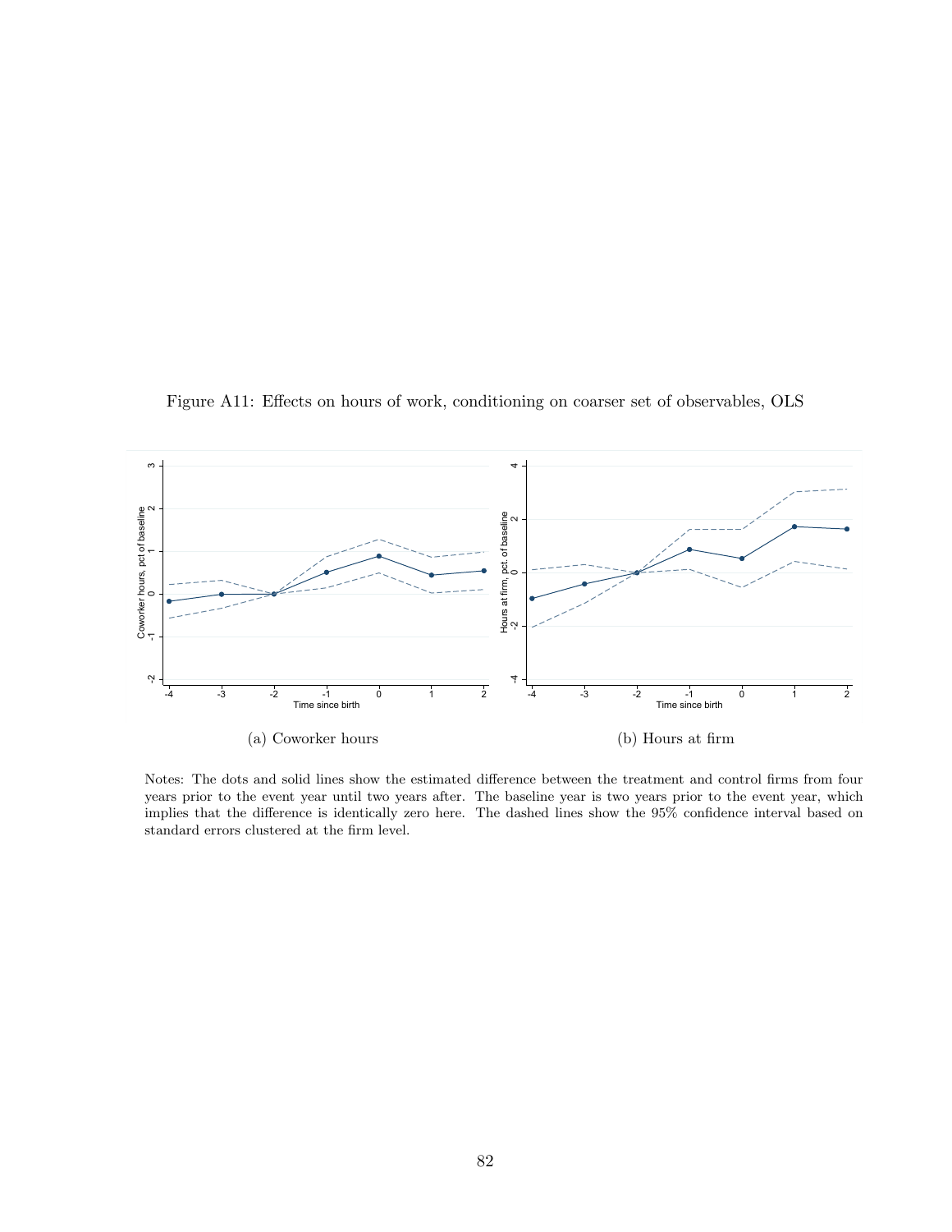Figure A11: Effects on hours of work, conditioning on coarser set of observables, OLS

(a) Coworker hours

(b) Hours at firm

Notes: The dots and solid lines show the estimated difference between the treatment and control firms from four years prior to the event year until two years after. The baseline year is two years prior to the event year, which implies that the difference is identically zero here. The dashed lines show the 95% confidence interval based on standard errors clustered at the firm level.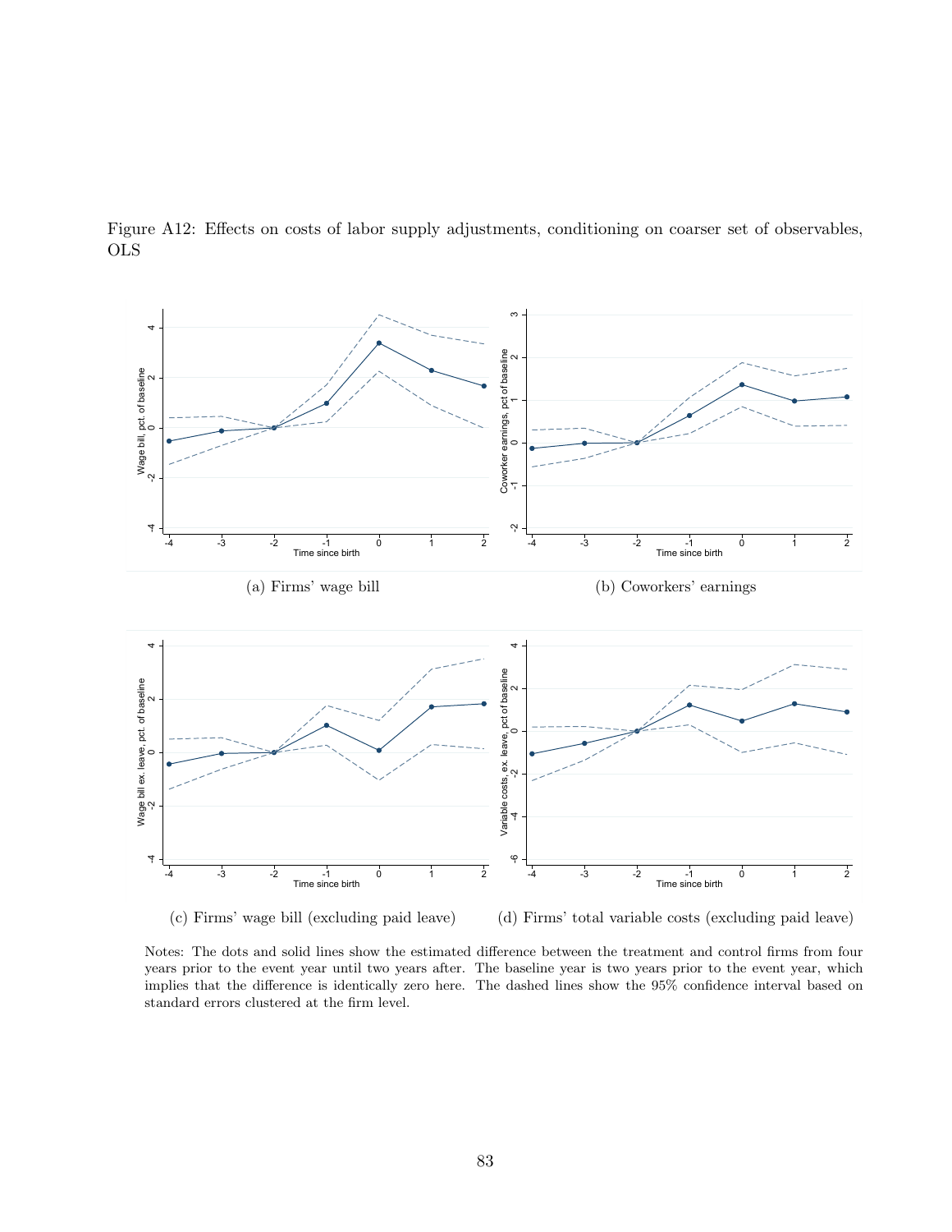Figure A12: Effects on costs of labor supply adjustments, conditioning on coarser set of observables, OLS

(a) Firms' wage bill

(b) Coworkers' earnings

(c) Firms' wage bill (excluding paid leave)

(d) Firms' total variable costs (excluding paid leave)

Notes: The dots and solid lines show the estimated difference between the treatment and control firms from four years prior to the event year until two years after. The baseline year is two years prior to the event year, which implies that the difference is identically zero here. The dashed lines show the 95% confidence interval based on standard errors clustered at the firm level.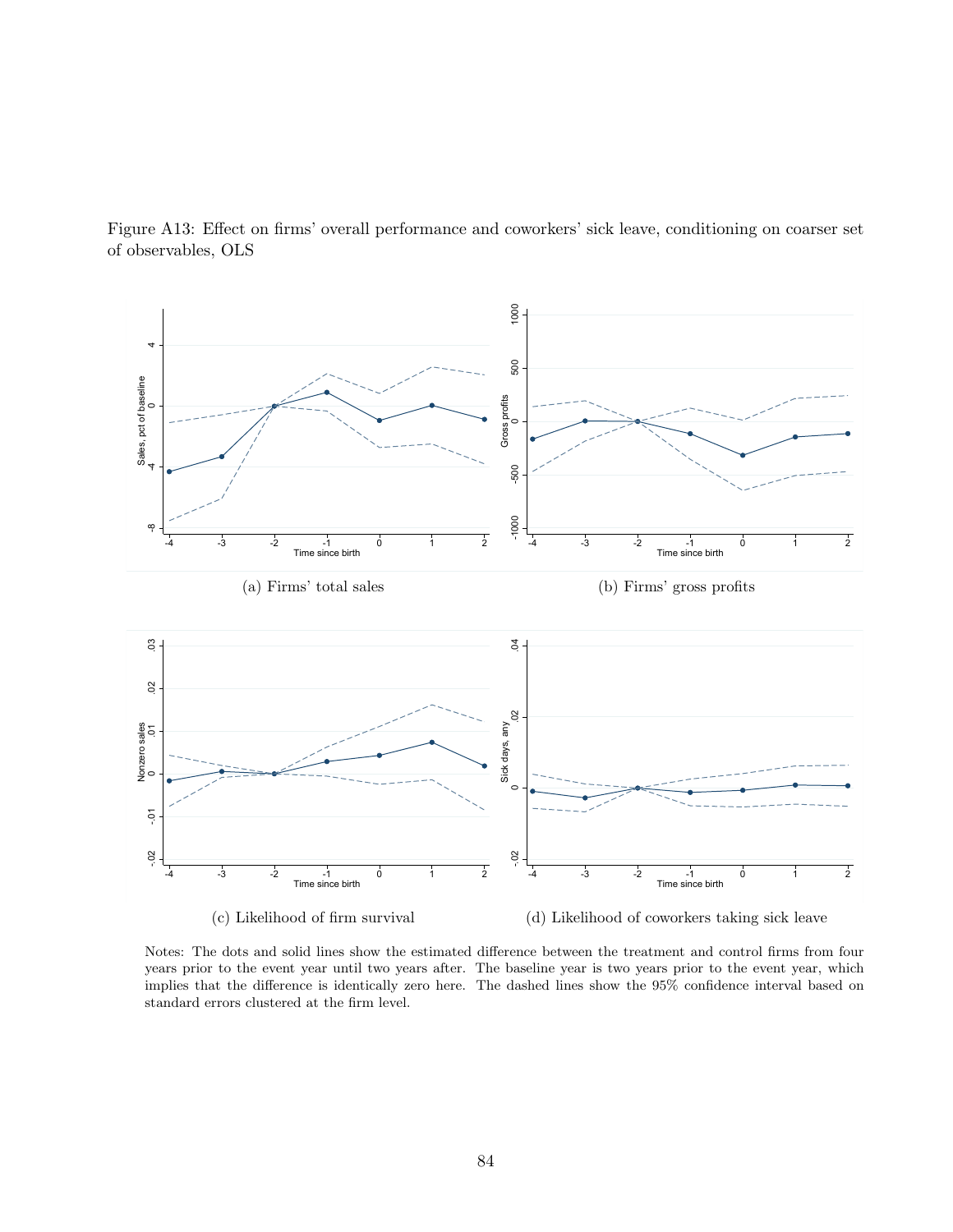Figure A13: Effect on firms' overall performance and coworkers' sick leave, conditioning on coarser set of observables, OLS

(a) Firms' total sales

(b) Firms' gross profits

(c) Likelihood of firm survival

(d) Likelihood of coworkers taking sick leave

Notes: The dots and solid lines show the estimated difference between the treatment and control firms from four years prior to the event year until two years after. The baseline year is two years prior to the event year, which implies that the difference is identically zero here. The dashed lines show the 95% confidence interval based on standard errors clustered at the firm level.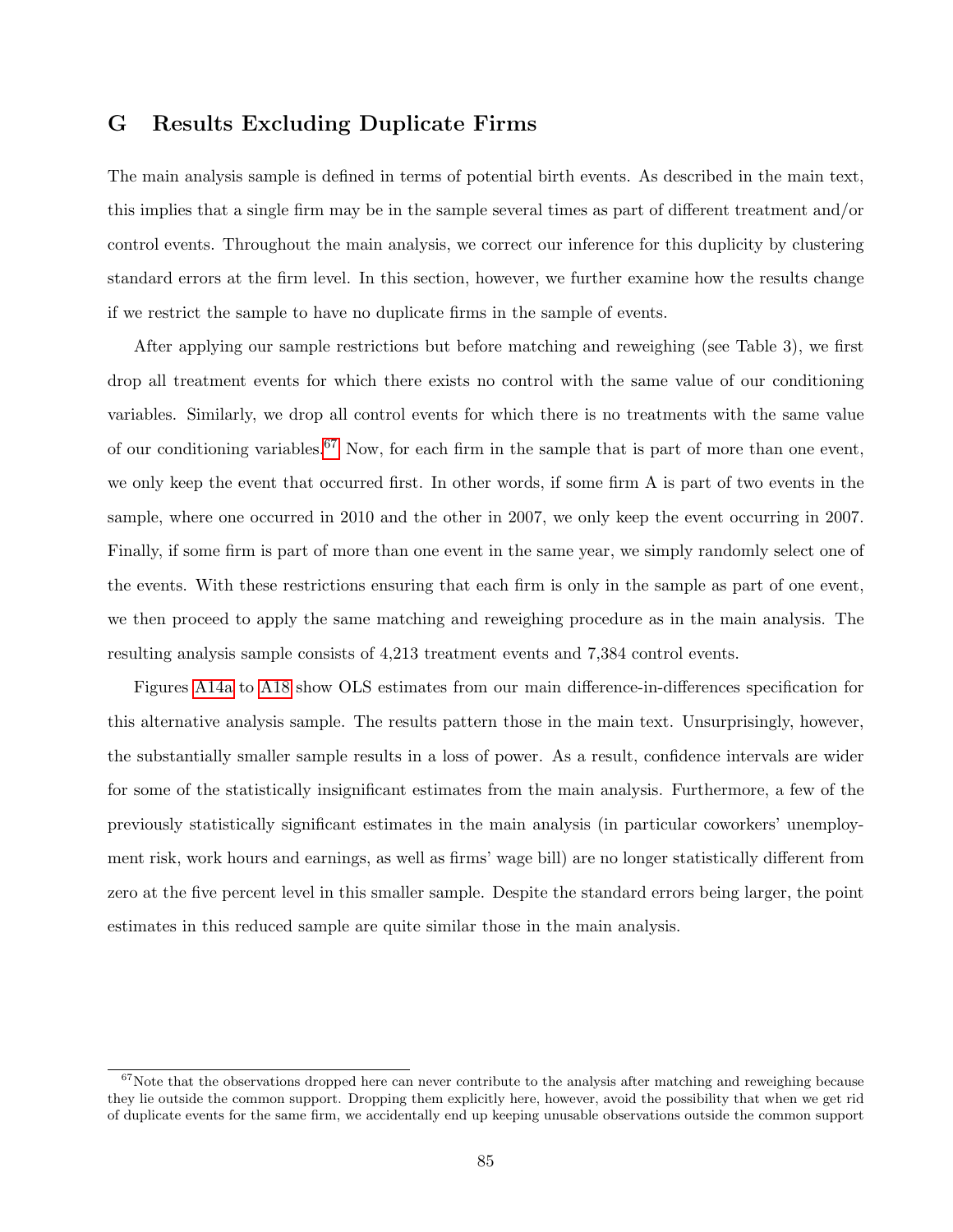## G Results Excluding Duplicate Firms

The main analysis sample is defined in terms of potential birth events. As described in the main text, this implies that a single firm may be in the sample several times as part of different treatment and/or control events. Throughout the main analysis, we correct our inference for this duplicity by clustering standard errors at the firm level. In this section, however, we further examine how the results change if we restrict the sample to have no duplicate firms in the sample of events.

After applying our sample restrictions but before matching and reweighing (see Table 3), we first drop all treatment events for which there exists no control with the same value of our conditioning variables. Similarly, we drop all control events for which there is no treatments with the same value of our conditioning variables.[67] Now, for each firm in the sample that is part of more than one event, we only keep the event that occurred first. In other words, if some firm A is part of two events in the sample, where one occurred in 2010 and the other in 2007, we only keep the event occurring in 2007. Finally, if some firm is part of more than one event in the same year, we simply randomly select one of the events. With these restrictions ensuring that each firm is only in the sample as part of one event, we then proceed to apply the same matching and reweighing procedure as in the main analysis. The resulting analysis sample consists of 4,213 treatment events and 7,384 control events.

Figures A14a to A18 show OLS estimates from our main difference-in-differences specification for this alternative analysis sample. The results pattern those in the main text. Unsurprisingly, however, the substantially smaller sample results in a loss of power. As a result, confidence intervals are wider for some of the statistically insignificant estimates from the main analysis. Furthermore, a few of the previously statistically significant estimates in the main analysis (in particular coworkers' unemployment risk, work hours and earnings, as well as firms' wage bill) are no longer statistically different from zero at the five percent level in this smaller sample. Despite the standard errors being larger, the point estimates in this reduced sample are quite similar those in the main analysis.

[67] Note that the observations dropped here can never contribute to the analysis after matching and reweighing because they lie outside the common support. Dropping them explicitly here, however, avoid the possibility that when we get rid of duplicate events for the same firm, we accidentally end up keeping unusable observations outside the common support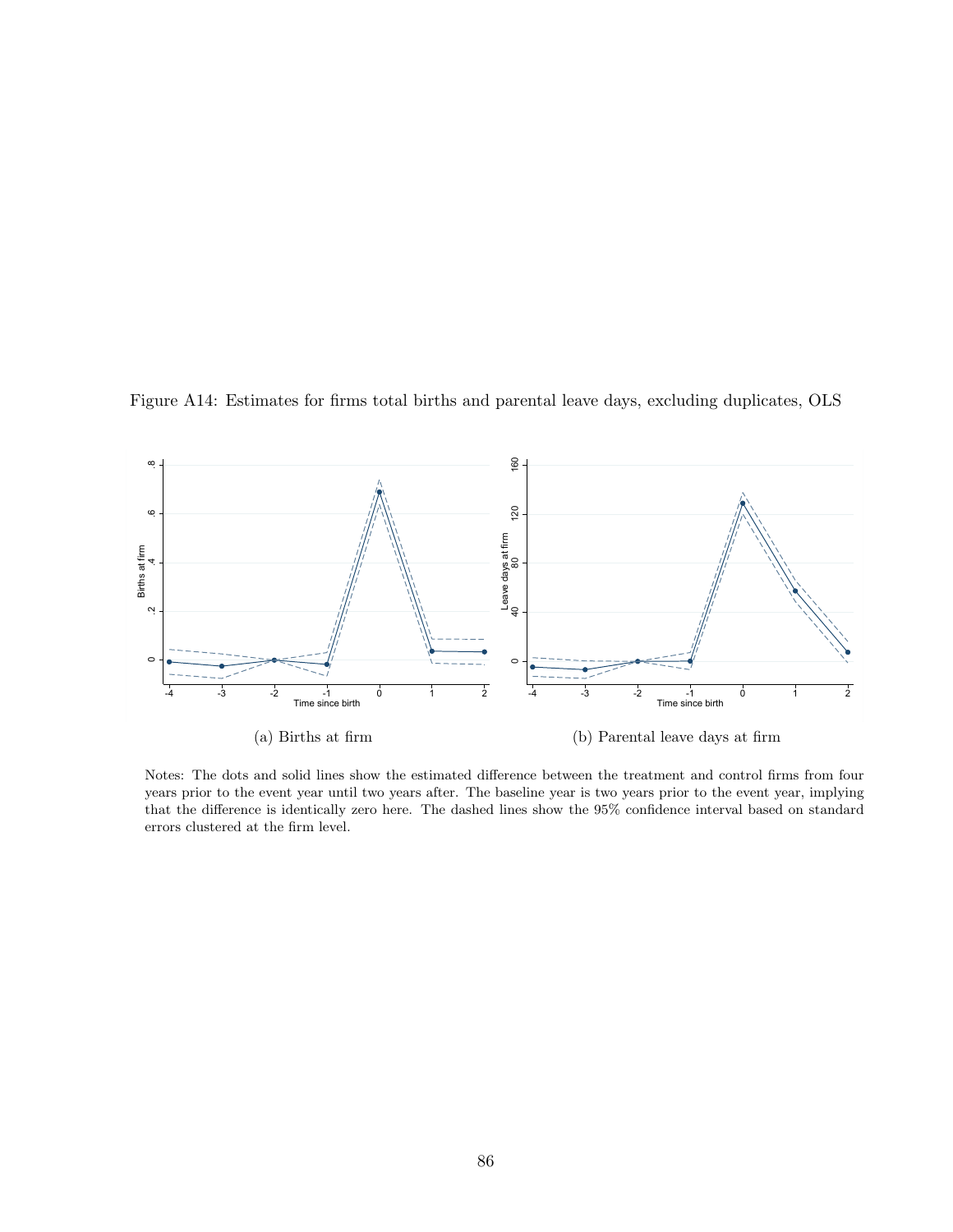Figure A14: Estimates for firms total births and parental leave days, excluding duplicates, OLS

(a) Births at firm

(b) Parental leave days at firm

Notes: The dots and solid lines show the estimated difference between the treatment and control firms from four years prior to the event year until two years after. The baseline year is two years prior to the event year, implying that the difference is identically zero here. The dashed lines show the 95% confidence interval based on standard errors clustered at the firm level.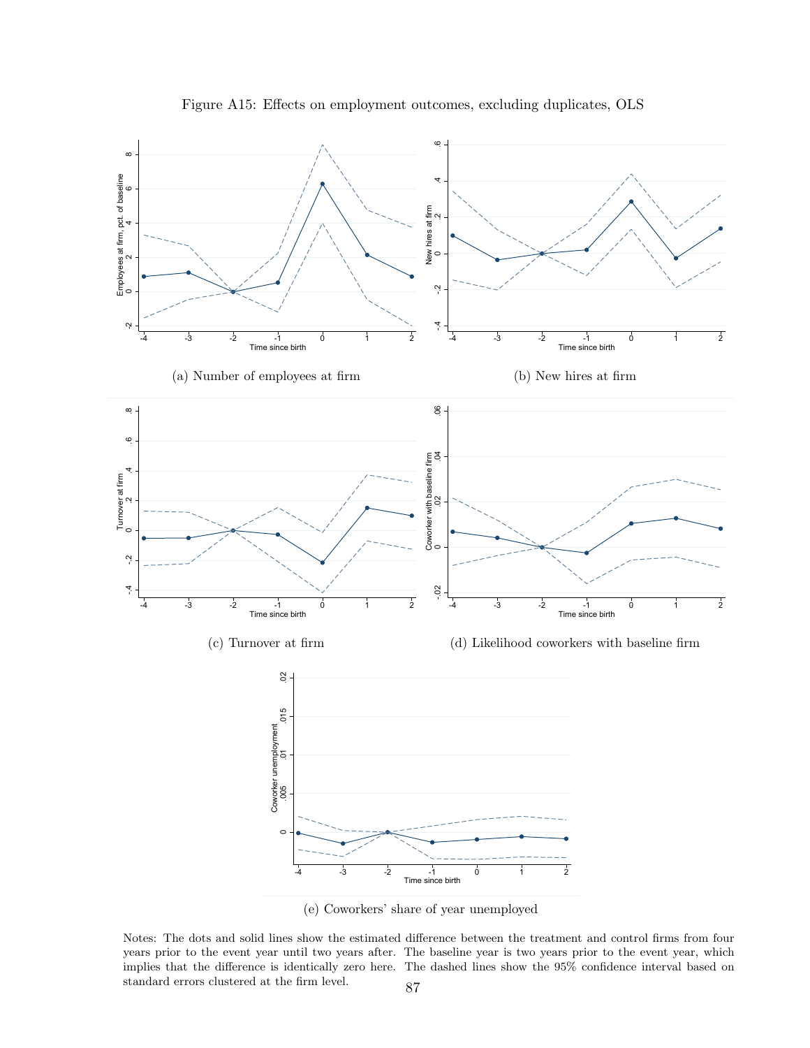Figure A15: Effects on employment outcomes, excluding duplicates, OLS

(a) Number of employees at firm

(b) New hires at firm

(c) Turnover at firm

(d) Likelihood coworkers with baseline firm

(e) Coworkers' share of year unemployed

Notes: The dots and solid lines show the estimated difference between the treatment and control firms from four years prior to the event year until two years after. The baseline year is two years prior to the event year, which implies that the difference is identically zero here. The dashed lines show the 95% confidence interval based on standard errors clustered at the firm level.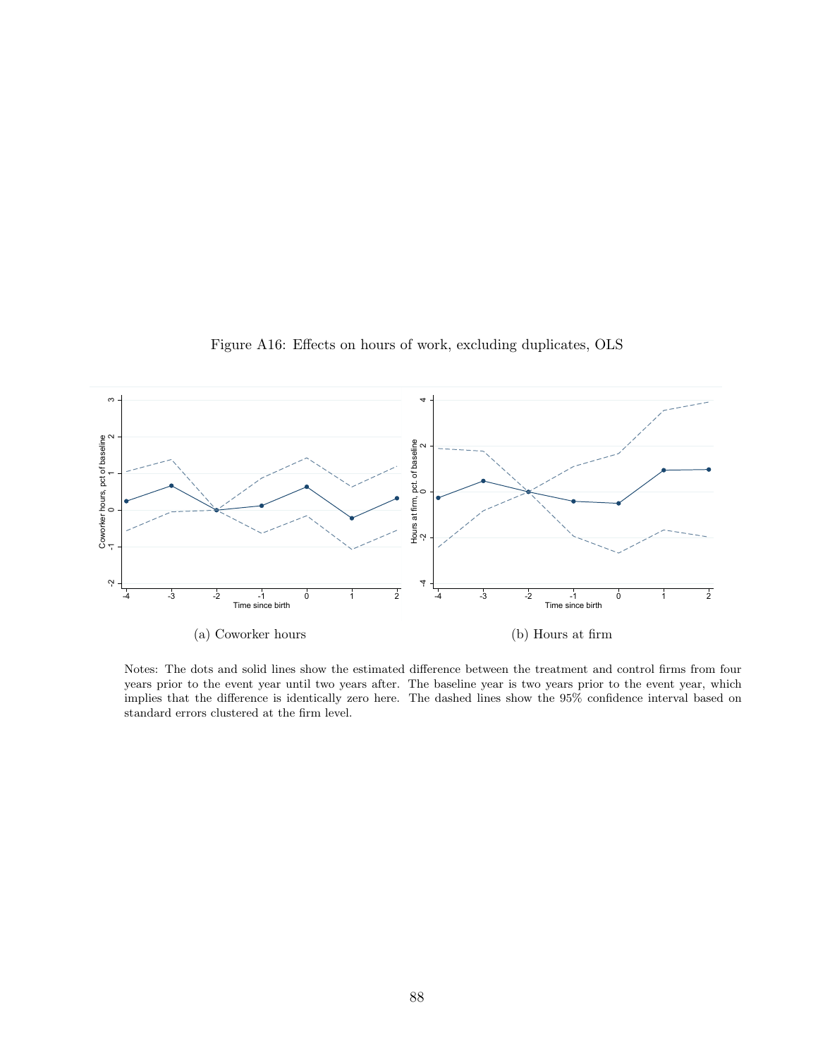Figure A16: Effects on hours of work, excluding duplicates, OLS

(a) Coworker hours

(b) Hours at firm

Notes: The dots and solid lines show the estimated difference between the treatment and control firms from four years prior to the event year until two years after. The baseline year is two years prior to the event year, which implies that the difference is identically zero here. The dashed lines show the 95% confidence interval based on standard errors clustered at the firm level.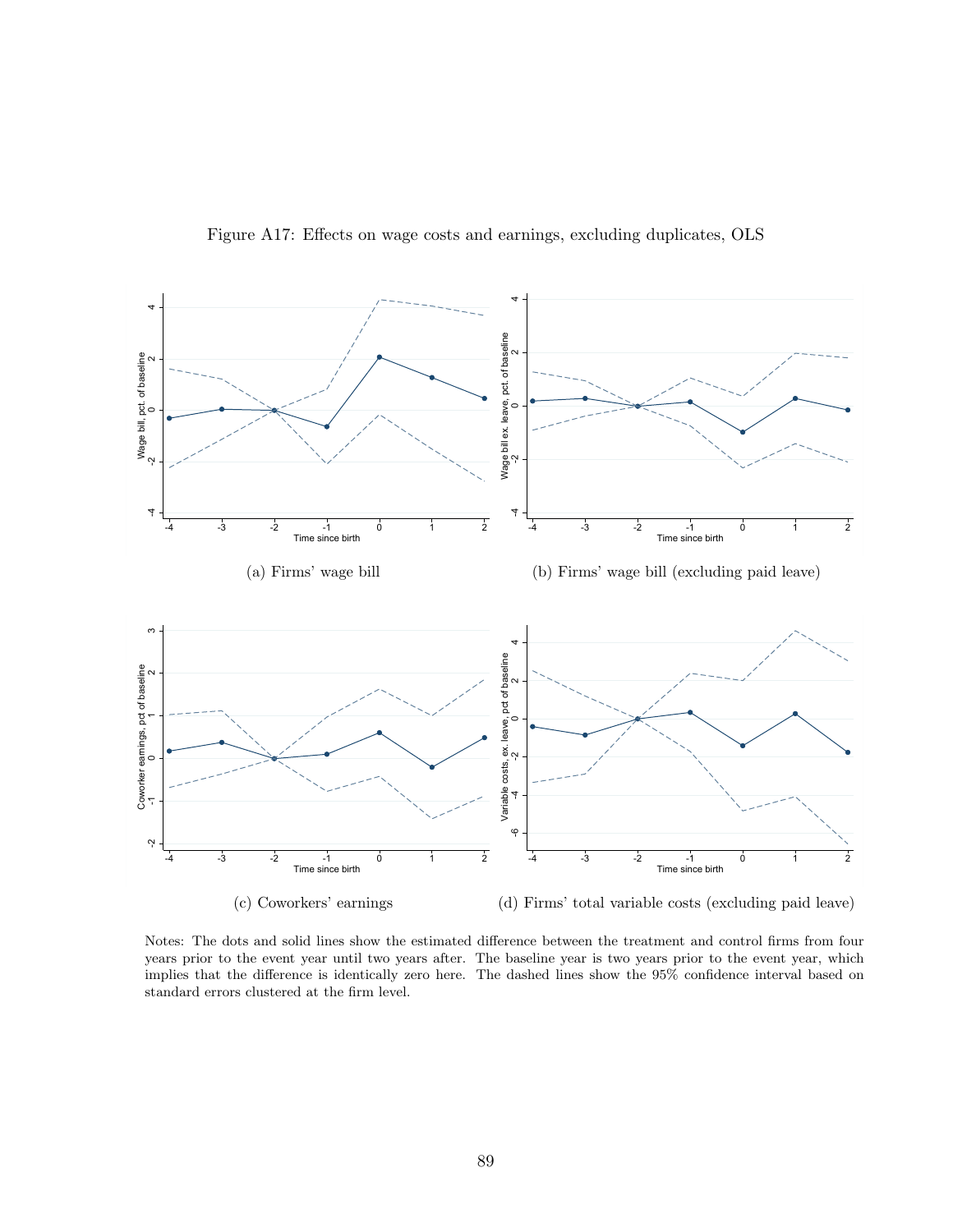Figure A17: Effects on wage costs and earnings, excluding duplicates, OLS

(a) Firms' wage bill

(b) Firms' wage bill (excluding paid leave)

(c) Coworkers' earnings

(d) Firms' total variable costs (excluding paid leave)

Notes: The dots and solid lines show the estimated difference between the treatment and control firms from four years prior to the event year until two years after. The baseline year is two years prior to the event year, which implies that the difference is identically zero here. The dashed lines show the 95% confidence interval based on standard errors clustered at the firm level.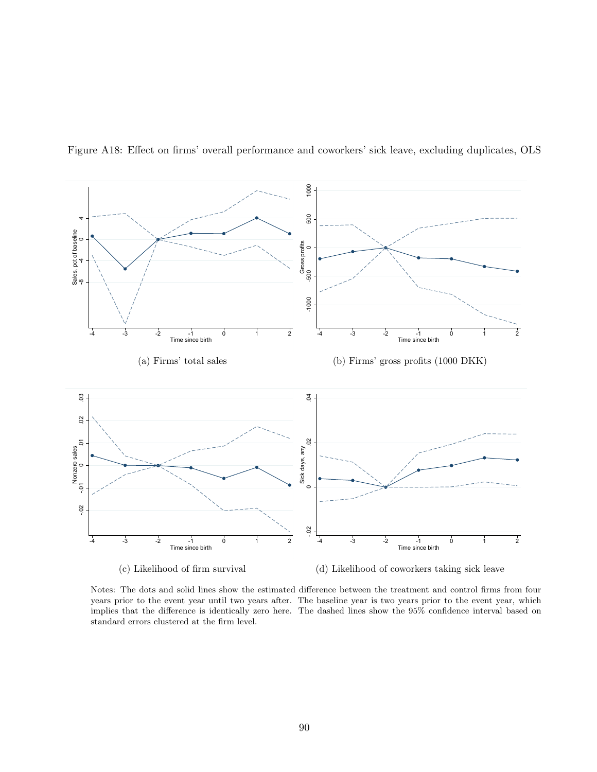Figure A18: Effect on firms' overall performance and coworkers' sick leave, excluding duplicates, OLS

(a) Firms' total sales

(b) Firms' gross profits (1000 DKK)

(c) Likelihood of firm survival

(d) Likelihood of coworkers taking sick leave

Notes: The dots and solid lines show the estimated difference between the treatment and control firms from four years prior to the event year until two years after. The baseline year is two years prior to the event year, which implies that the difference is identically zero here. The dashed lines show the 95% confidence interval based on standard errors clustered at the firm level.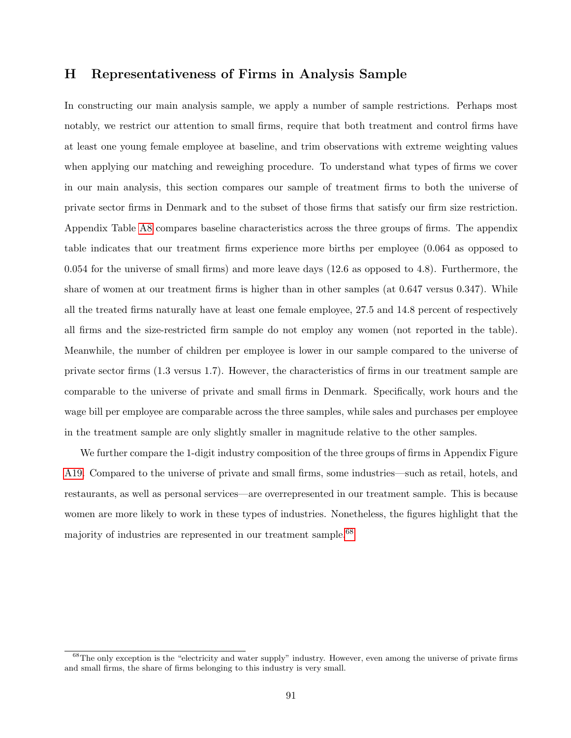# H Representativeness of Firms in Analysis Sample

In constructing our main analysis sample, we apply a number of sample restrictions. Perhaps most notably, we restrict our attention to small firms, require that both treatment and control firms have at least one young female employee at baseline, and trim observations with extreme weighting values when applying our matching and reweighing procedure. To understand what types of firms we cover in our main analysis, this section compares our sample of treatment firms to both the universe of private sector firms in Denmark and to the subset of those firms that satisfy our firm size restriction. Appendix Table A8 compares baseline characteristics across the three groups of firms. The appendix table indicates that our treatment firms experience more births per employee (0.064 as opposed to 0.054 for the universe of small firms) and more leave days (12.6 as opposed to 4.8). Furthermore, the share of women at our treatment firms is higher than in other samples (at 0.647 versus 0.347). While all the treated firms naturally have at least one female employee, 27.5 and 14.8 percent of respectively all firms and the size-restricted firm sample do not employ any women (not reported in the table). Meanwhile, the number of children per employee is lower in our sample compared to the universe of private sector firms (1.3 versus 1.7). However, the characteristics of firms in our treatment sample are comparable to the universe of private and small firms in Denmark. Specifically, work hours and the wage bill per employee are comparable across the three samples, while sales and purchases per employee in the treatment sample are only slightly smaller in magnitude relative to the other samples.

We further compare the 1-digit industry composition of the three groups of firms in Appendix Figure A19. Compared to the universe of private and small firms, some industries—such as retail, hotels, and restaurants, as well as personal services—are overrepresented in our treatment sample. This is because women are more likely to work in these types of industries. Nonetheless, the figures highlight that the majority of industries are represented in our treatment sample.[68]

[68] The only exception is the "electricity and water supply" industry. However, even among the universe of private firms and small firms, the share of firms belonging to this industry is very small.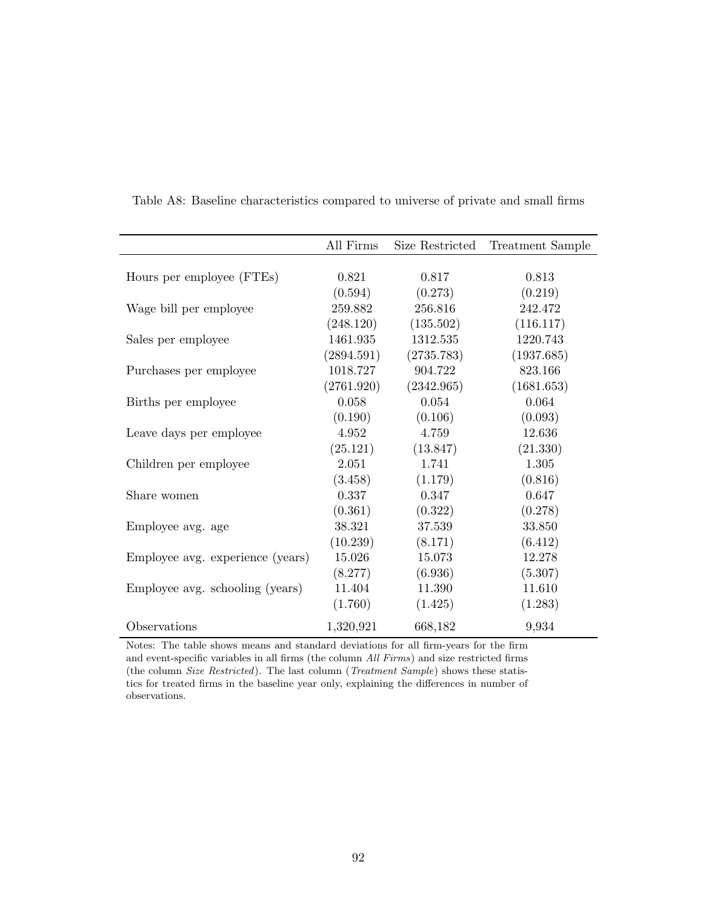Table A8: Baseline characteristics compared to universe of private and small firms

| | All Firms | Size Restricted | Treatment Sample |
|---|---|---|---|
| Hours per employee (FTEs) | 0.821 | 0.817 | 0.813 |
| | (0.594) | (0.273) | (0.219) |
| Wage bill per employee | 259.882 | 256.816 | 242.472 |
| | (248.120) | (135.502) | (116.117) |
| Sales per employee | 1461.935 | 1312.535 | 1220.743 |
| | (2894.591) | (2735.783) | (1937.685) |
| Purchases per employee | 1018.727 | 904.722 | 823.166 |
| | (2761.920) | (2342.965) | (1681.653) |
| Births per employee | 0.058 | 0.054 | 0.064 |
| | (0.190) | (0.106) | (0.093) |
| Leave days per employee | 4.952 | 4.759 | 12.636 |
| | (25.121) | (13.847) | (21.330) |
| Children per employee | 2.051 | 1.741 | 1.305 |
| | (3.458) | (1.179) | (0.816) |
| Share women | 0.337 | 0.347 | 0.647 |
| | (0.361) | (0.322) | (0.278) |
| Employee avg. age | 38.321 | 37.539 | 33.850 |
| | (10.239) | (8.171) | (6.412) |
| Employee avg. experience (years) | 15.026 | 15.073 | 12.278 |
| | (8.277) | (6.936) | (5.307) |
| Employee avg. schooling (years) | 11.404 | 11.390 | 11.610 |
| | (1.760) | (1.425) | (1.283) |
| Observations | 1,320,921 | 668,182 | 9,934 |

Notes: The table shows means and standard deviations for all firm-years for the firm and event-specific variables in all firms (the column *All Firms*) and size restricted firms (the column *Size Restricted*). The last column (*Treatment Sample*) shows these statistics for treated firms in the baseline year only, explaining the differences in number of observations.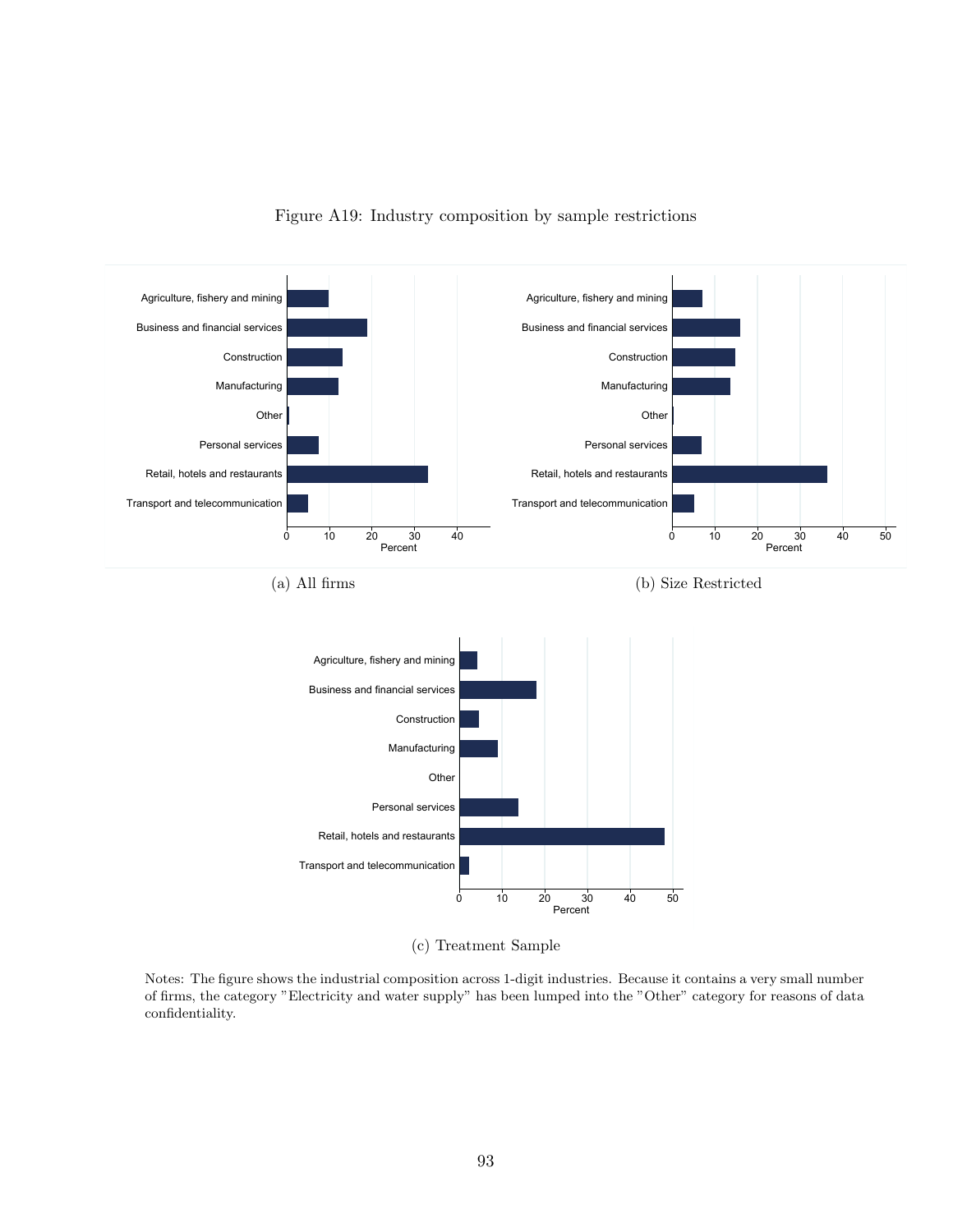Figure A19: Industry composition by sample restrictions

(a) All firms

(b) Size Restricted

(c) Treatment Sample

Notes: The figure shows the industrial composition across 1-digit industries. Because it contains a very small number of firms, the category "Electricity and water supply" has been lumped into the "Other" category for reasons of data confidentiality.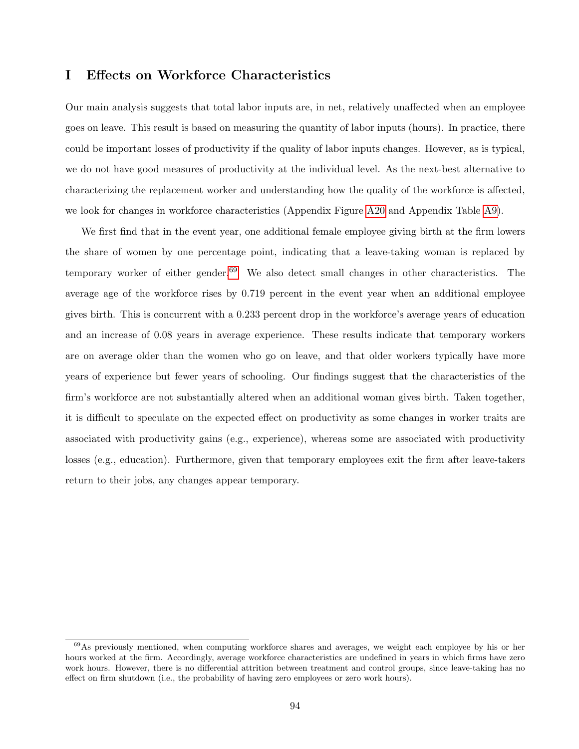# I Effects on Workforce Characteristics

Our main analysis suggests that total labor inputs are, in net, relatively unaffected when an employee goes on leave. This result is based on measuring the quantity of labor inputs (hours). In practice, there could be important losses of productivity if the quality of labor inputs changes. However, as is typical, we do not have good measures of productivity at the individual level. As the next-best alternative to characterizing the replacement worker and understanding how the quality of the workforce is affected, we look for changes in workforce characteristics (Appendix Figure A20 and Appendix Table A9).

We first find that in the event year, one additional female employee giving birth at the firm lowers the share of women by one percentage point, indicating that a leave-taking woman is replaced by temporary worker of either gender.[69] We also detect small changes in other characteristics. The average age of the workforce rises by 0.719 percent in the event year when an additional employee gives birth. This is concurrent with a 0.233 percent drop in the workforce's average years of education and an increase of 0.08 years in average experience. These results indicate that temporary workers are on average older than the women who go on leave, and that older workers typically have more years of experience but fewer years of schooling. Our findings suggest that the characteristics of the firm's workforce are not substantially altered when an additional woman gives birth. Taken together, it is difficult to speculate on the expected effect on productivity as some changes in worker traits are associated with productivity gains (e.g., experience), whereas some are associated with productivity losses (e.g., education). Furthermore, given that temporary employees exit the firm after leave-takers return to their jobs, any changes appear temporary.

[69] As previously mentioned, when computing workforce shares and averages, we weight each employee by his or her hours worked at the firm. Accordingly, average workforce characteristics are undefined in years in which firms have zero work hours. However, there is no differential attrition between treatment and control groups, since leave-taking has no effect on firm shutdown (i.e., the probability of having zero employees or zero work hours).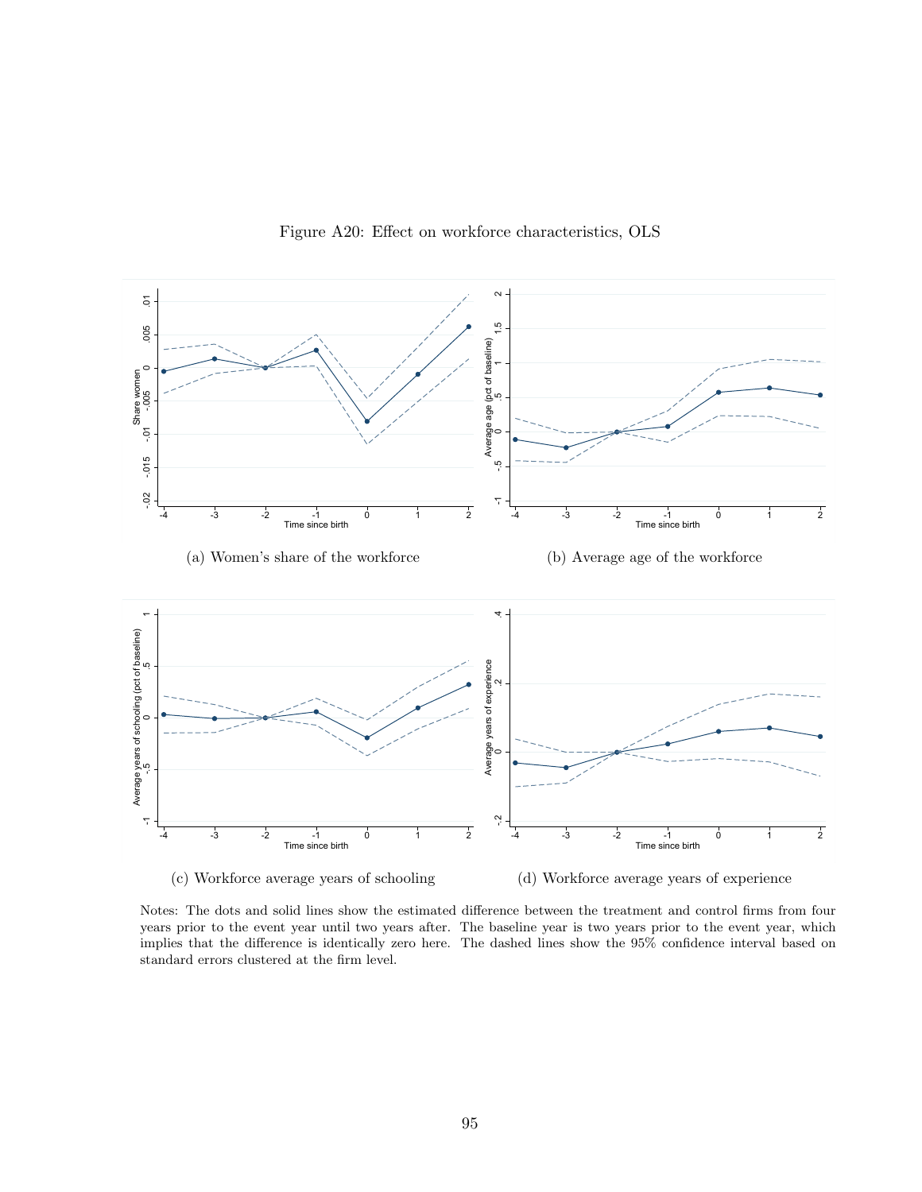Figure A20: Effect on workforce characteristics, OLS

(a) Women's share of the workforce

(b) Average age of the workforce

(c) Workforce average years of schooling

(d) Workforce average years of experience

Notes: The dots and solid lines show the estimated difference between the treatment and control firms from four years prior to the event year until two years after. The baseline year is two years prior to the event year, which implies that the difference is identically zero here. The dashed lines show the 95% confidence interval based on standard errors clustered at the firm level.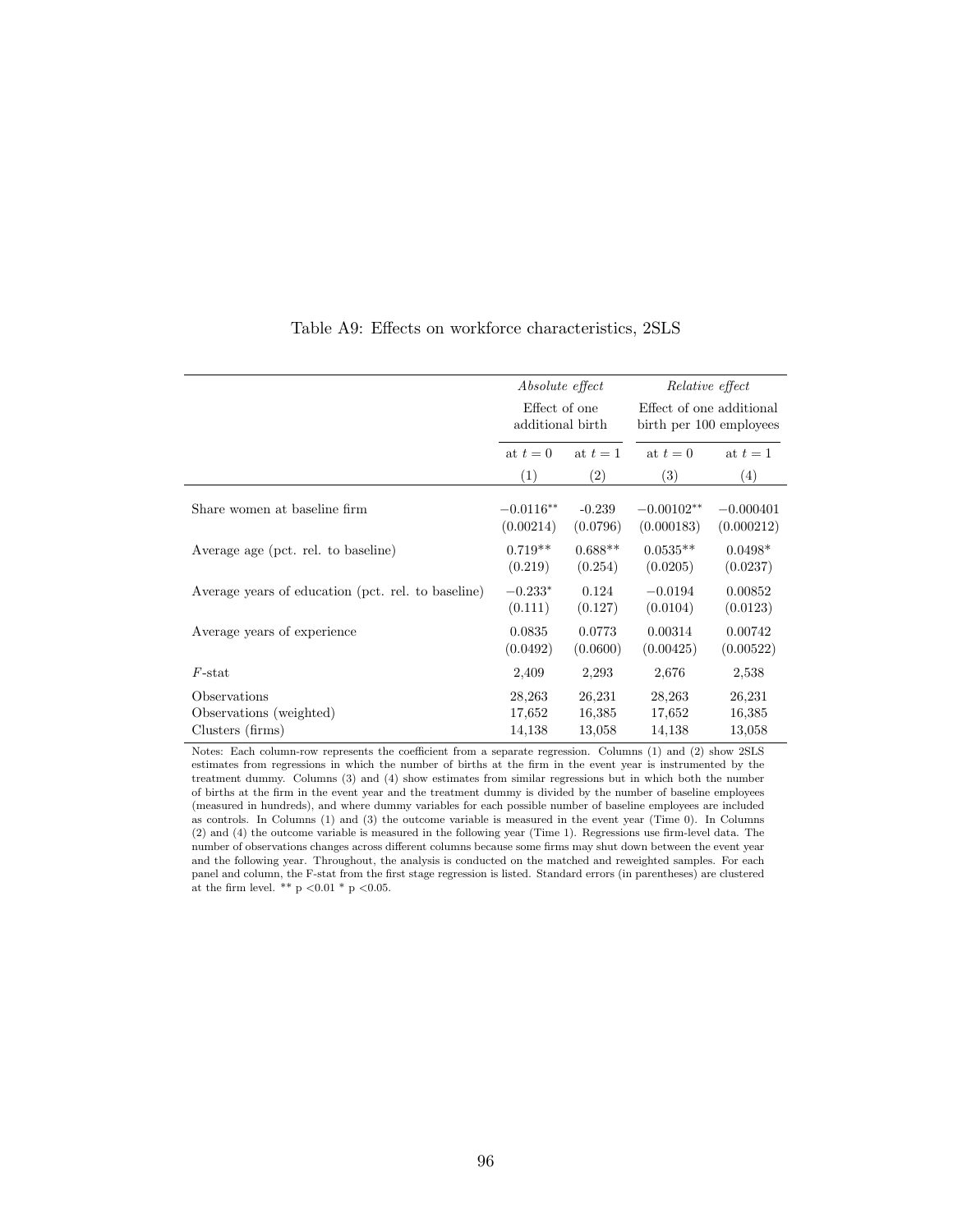Table A9: Effects on workforce characteristics, 2SLS

| | *Absolute effect* | | *Relative effect* | |
|---|---|---|---|---|
| | Effect of one additional birth | | Effect of one additional birth per 100 employees | |
| | at $t = 0$ | at $t = 1$ | at $t = 0$ | at $t = 1$ |
| | (1) | (2) | (3) | (4) |
| Share women at baseline firm | $-0.0116^{**}$ | -0.239 | $-0.00102^{**}$ | $-0.000401$ |
| | (0.00214) | (0.0796) | (0.000183) | (0.000212) |
| Average age (pct. rel. to baseline) | $0.719^{**}$ | $0.688^{**}$ | $0.0535^{**}$ | $0.0498^{*}$ |
| | (0.219) | (0.254) | (0.0205) | (0.0237) |
| Average years of education (pct. rel. to baseline) | $-0.233^{*}$ | 0.124 | $-0.0194$ | 0.00852 |
| | (0.111) | (0.127) | (0.0104) | (0.0123) |
| Average years of experience | 0.0835 | 0.0773 | 0.00314 | 0.00742 |
| | (0.0492) | (0.0600) | (0.00425) | (0.00522) |
| $F$-stat | 2,409 | 2,293 | 2,676 | 2,538 |
| Observations | 28,263 | 26,231 | 28,263 | 26,231 |
| Observations (weighted) | 17,652 | 16,385 | 17,652 | 16,385 |
| Clusters (firms) | 14,138 | 13,058 | 14,138 | 13,058 |

Notes: Each column-row represents the coefficient from a separate regression. Columns (1) and (2) show 2SLS estimates from regressions in which the number of births at the firm in the event year is instrumented by the treatment dummy. Columns (3) and (4) show estimates from similar regressions but in which both the number of births at the firm in the event year and the treatment dummy is divided by the number of baseline employees (measured in hundreds), and where dummy variables for each possible number of baseline employees are included as controls. In Columns (1) and (3) the outcome variable is measured in the event year (Time 0). In Columns (2) and (4) the outcome variable is measured in the following year (Time 1). Regressions use firm-level data. The number of observations changes across different columns because some firms may shut down between the event year and the following year. Throughout, the analysis is conducted on the matched and reweighted samples. For each panel and column, the F-stat from the first stage regression is listed. Standard errors (in parentheses) are clustered at the firm level. ** $p < 0.01$ * $p < 0.05$.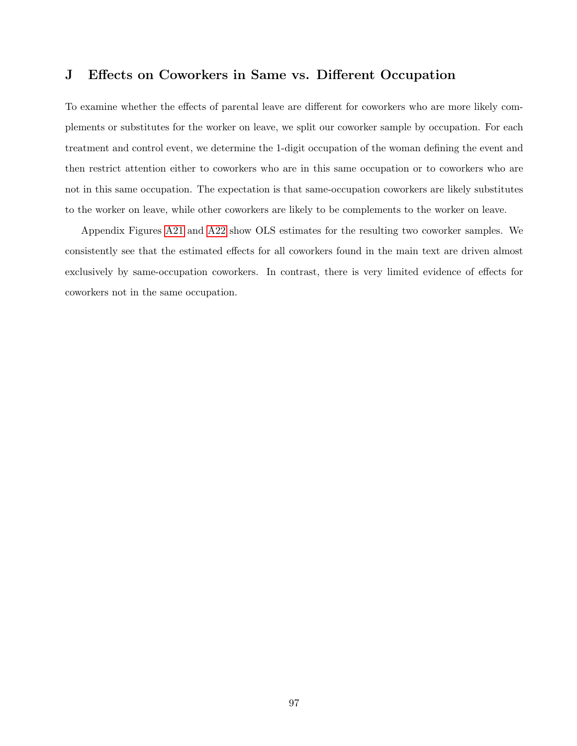# J Effects on Coworkers in Same vs. Different Occupation

To examine whether the effects of parental leave are different for coworkers who are more likely complements or substitutes for the worker on leave, we split our coworker sample by occupation. For each treatment and control event, we determine the 1-digit occupation of the woman defining the event and then restrict attention either to coworkers who are in this same occupation or to coworkers who are not in this same occupation. The expectation is that same-occupation coworkers are likely substitutes to the worker on leave, while other coworkers are likely to be complements to the worker on leave.

Appendix Figures A21 and A22 show OLS estimates for the resulting two coworker samples. We consistently see that the estimated effects for all coworkers found in the main text are driven almost exclusively by same-occupation coworkers. In contrast, there is very limited evidence of effects for coworkers not in the same occupation.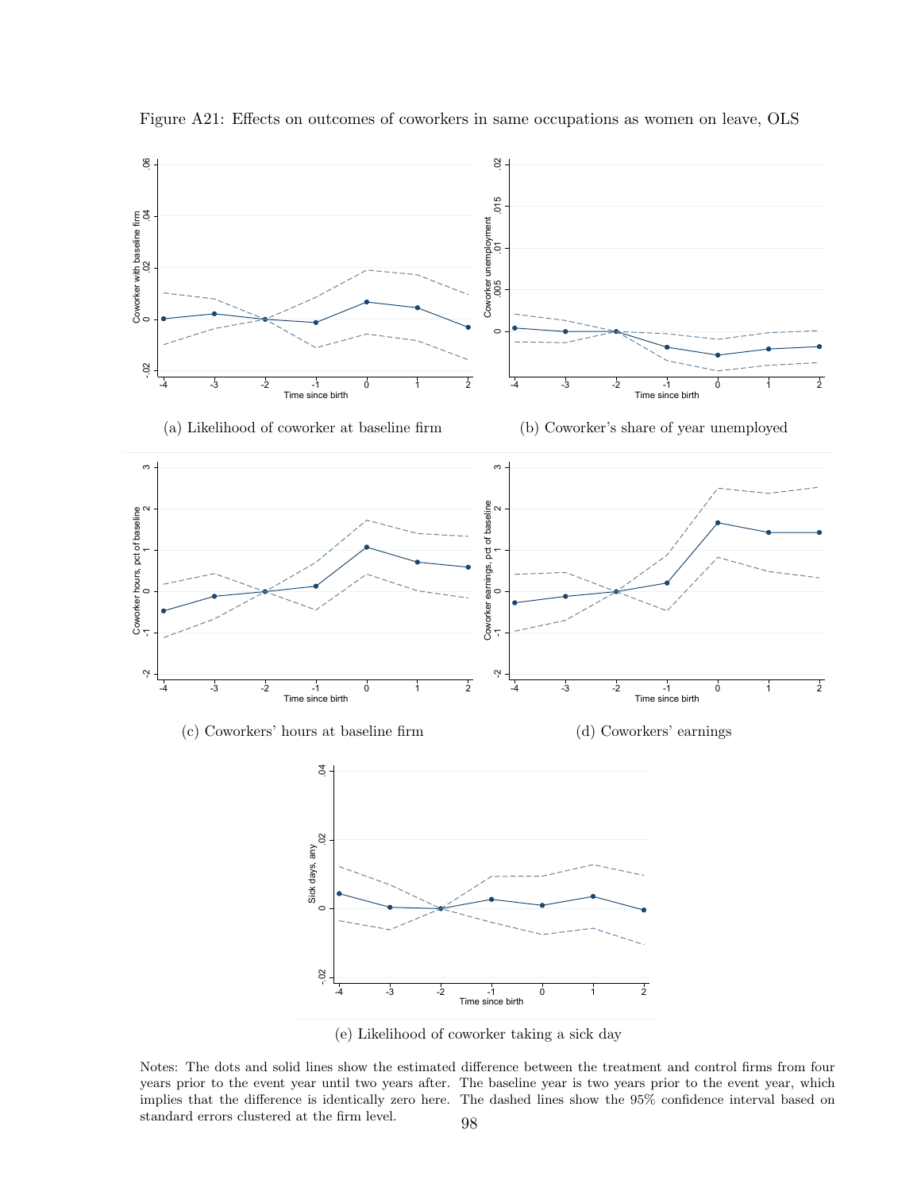Figure A21: Effects on outcomes of coworkers in same occupations as women on leave, OLS

(a) Likelihood of coworker at baseline firm

(b) Coworker's share of year unemployed

(c) Coworkers' hours at baseline firm

(d) Coworkers' earnings

(e) Likelihood of coworker taking a sick day

Notes: The dots and solid lines show the estimated difference between the treatment and control firms from four years prior to the event year until two years after. The baseline year is two years prior to the event year, which implies that the difference is identically zero here. The dashed lines show the 95% confidence interval based on standard errors clustered at the firm level.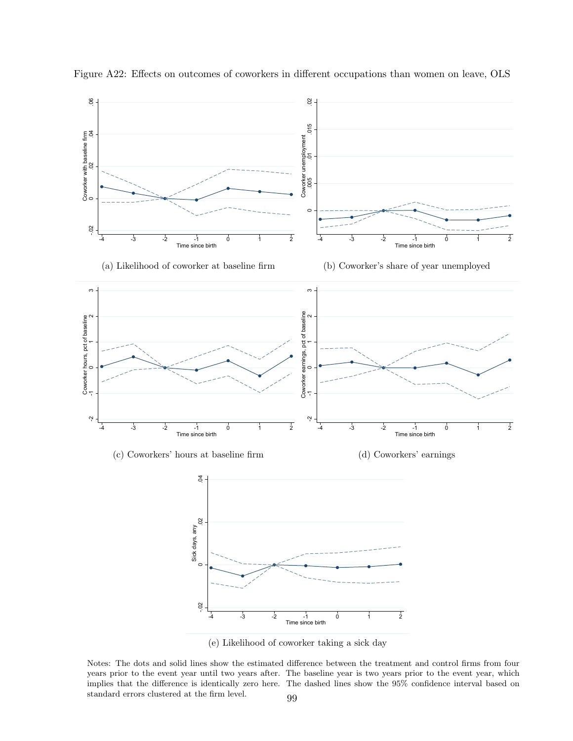Figure A22: Effects on outcomes of coworkers in different occupations than women on leave, OLS

Coworker with baseline firm

-.02
0
.02
.04
.06

-4
-3
-2
-1
0
1
2

Time since birth

(a) Likelihood of coworker at baseline firm

Coworker unemployment

0
.005
.01
.015
.02

-4
-3
-2
-1
0
1
2

Time since birth

(b) Coworker's share of year unemployed

Coworker hours, pct of baseline

-2
-1
0
1
2
3

-4
-3
-2
-1
0
1
2

Time since birth

(c) Coworkers' hours at baseline firm

Coworker earnings, pct of baseline

-2
-1
0
1
2
3

-4
-3
-2
-1
0
1
2

Time since birth

(d) Coworkers' earnings

Sick days, any

-.02
0
.02
.04

-4
-3
-2
-1
0
1
2

Time since birth

(e) Likelihood of coworker taking a sick day

Notes: The dots and solid lines show the estimated difference between the treatment and control firms from four years prior to the event year until two years after. The baseline year is two years prior to the event year, which implies that the difference is identically zero here. The dashed lines show the 95% confidence interval based on standard errors clustered at the firm level.